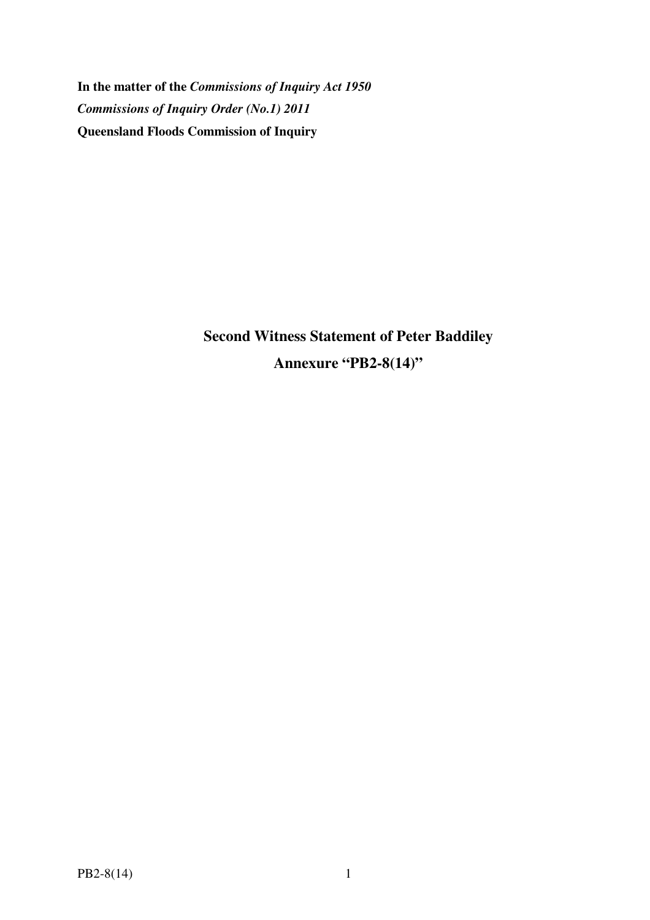**In the matter of the *Commissions of Inquiry Act 1950***
***Commissions of Inquiry Order (No.1) 2011***
**Queensland Floods Commission of Inquiry**

# Second Witness Statement of Peter Baddiley

## Annexure "PB2-8(14)"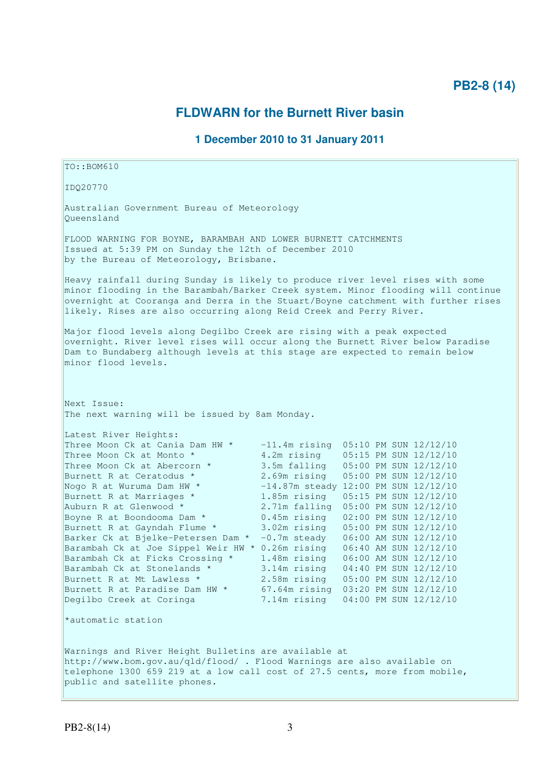**PB2-8 (14)**

## FLDWARN for the Burnett River basin

### 1 December 2010 to 31 January 2011

```
TO::BOM610

IDQ20770

Australian Government Bureau of Meteorology
Queensland

FLOOD WARNING FOR BOYNE, BARAMBAH AND LOWER BURNETT CATCHMENTS
Issued at 5:39 PM on Sunday the 12th of December 2010
by the Bureau of Meteorology, Brisbane.

Heavy rainfall during Sunday is likely to produce river level rises with some
minor flooding in the Barambah/Barker Creek system. Minor flooding will continue
overnight at Cooranga and Derra in the Stuart/Boyne catchment with further rises
likely. Rises are also occurring along Reid Creek and Perry River.

Major flood levels along Degilbo Creek are rising with a peak expected
overnight. River level rises will occur along the Burnett River below Paradise
Dam to Bundaberg although levels at this stage are expected to remain below
minor flood levels.



Next Issue:
The next warning will be issued by 8am Monday.

Latest River Heights:
Three Moon Ck at Cania Dam HW *      -11.4m rising  05:10 PM SUN 12/12/10
Three Moon Ck at Monto *             4.2m rising    05:15 PM SUN 12/12/10
Three Moon Ck at Abercorn *          3.5m falling   05:00 PM SUN 12/12/10
Burnett R at Ceratodus *             2.69m rising   05:00 PM SUN 12/12/10
Nogo R at Wuruma Dam HW *            -14.87m steady 12:00 PM SUN 12/12/10
Burnett R at Marriages *             1.85m rising   05:15 PM SUN 12/12/10
Auburn R at Glenwood *               2.71m falling  05:00 PM SUN 12/12/10
Boyne R at Boondooma Dam *           0.45m rising   02:00 PM SUN 12/12/10
Burnett R at Gayndah Flume *         3.02m rising   05:00 PM SUN 12/12/10
Barker Ck at Bjelke-Petersen Dam *   -0.7m steady   06:00 AM SUN 12/12/10
Barambah Ck at Joe Sippel Weir HW *  0.26m rising   06:40 AM SUN 12/12/10
Barambah Ck at Ficks Crossing *      1.48m rising   06:00 AM SUN 12/12/10
Barambah Ck at Stonelands *          3.14m rising   04:40 PM SUN 12/12/10
Burnett R at Mt Lawless *            2.58m rising   05:00 PM SUN 12/12/10
Burnett R at Paradise Dam HW *       67.64m rising  03:20 PM SUN 12/12/10
Degilbo Creek at Coringa             7.14m rising   04:00 PM SUN 12/12/10

*automatic station


Warnings and River Height Bulletins are available at
http://www.bom.gov.au/qld/flood/ . Flood Warnings are also available on
telephone 1300 659 219 at a low call cost of 27.5 cents, more from mobile,
public and satellite phones.
```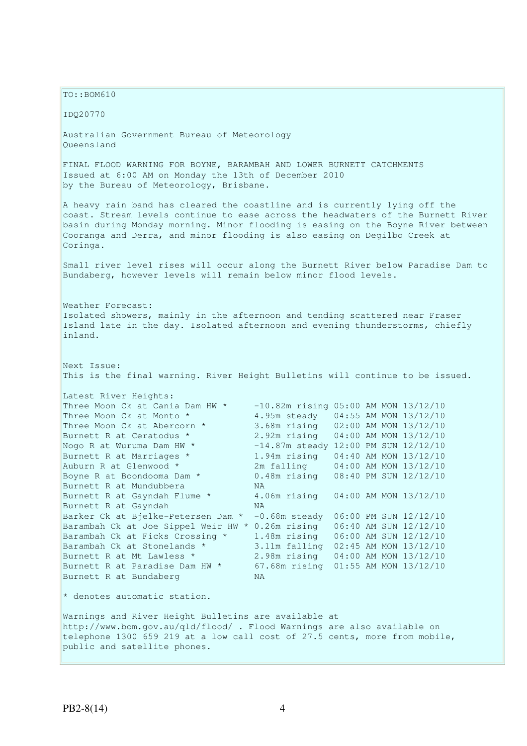TO::BOM610

IDQ20770

Australian Government Bureau of Meteorology
Queensland

FINAL FLOOD WARNING FOR BOYNE, BARAMBAH AND LOWER BURNETT CATCHMENTS
Issued at 6:00 AM on Monday the 13th of December 2010
by the Bureau of Meteorology, Brisbane.

A heavy rain band has cleared the coastline and is currently lying off the coast. Stream levels continue to ease across the headwaters of the Burnett River basin during Monday morning. Minor flooding is easing on the Boyne River between Cooranga and Derra, and minor flooding is also easing on Degilbo Creek at Coringa.

Small river level rises will occur along the Burnett River below Paradise Dam to Bundaberg, however levels will remain below minor flood levels.

Weather Forecast:
Isolated showers, mainly in the afternoon and tending scattered near Fraser Island late in the day. Isolated afternoon and evening thunderstorms, chiefly inland.

Next Issue:
This is the final warning. River Height Bulletins will continue to be issued.

Latest River Heights:

```
Three Moon Ck at Cania Dam HW *     -10.82m rising 05:00 AM MON 13/12/10
Three Moon Ck at Monto *             4.95m steady   04:55 AM MON 13/12/10
Three Moon Ck at Abercorn *          3.68m rising   02:00 AM MON 13/12/10
Burnett R at Ceratodus *             2.92m rising   04:00 AM MON 13/12/10
Nogo R at Wuruma Dam HW *           -14.87m steady 12:00 PM SUN 12/12/10
Burnett R at Marriages *             1.94m rising   04:40 AM MON 13/12/10
Auburn R at Glenwood *               2m falling     04:00 AM MON 13/12/10
Boyne R at Boondooma Dam *           0.48m rising   08:40 PM SUN 12/12/10
Burnett R at Mundubbera              NA
Burnett R at Gayndah Flume *         4.06m rising   04:00 AM MON 13/12/10
Burnett R at Gayndah                 NA
Barker Ck at Bjelke-Petersen Dam *  -0.68m steady  06:00 PM SUN 12/12/10
Barambah Ck at Joe Sippel Weir HW * 0.26m rising   06:40 AM SUN 12/12/10
Barambah Ck at Ficks Crossing *      1.48m rising   06:00 AM SUN 12/12/10
Barambah Ck at Stonelands *          3.11m falling  02:45 AM MON 13/12/10
Burnett R at Mt Lawless *            2.98m rising   04:00 AM MON 13/12/10
Burnett R at Paradise Dam HW *       67.68m rising  01:55 AM MON 13/12/10
Burnett R at Bundaberg               NA
```

* denotes automatic station.

Warnings and River Height Bulletins are available at http://www.bom.gov.au/qld/flood/ . Flood Warnings are also available on telephone 1300 659 219 at a low call cost of 27.5 cents, more from mobile, public and satellite phones.

PB2-8(14)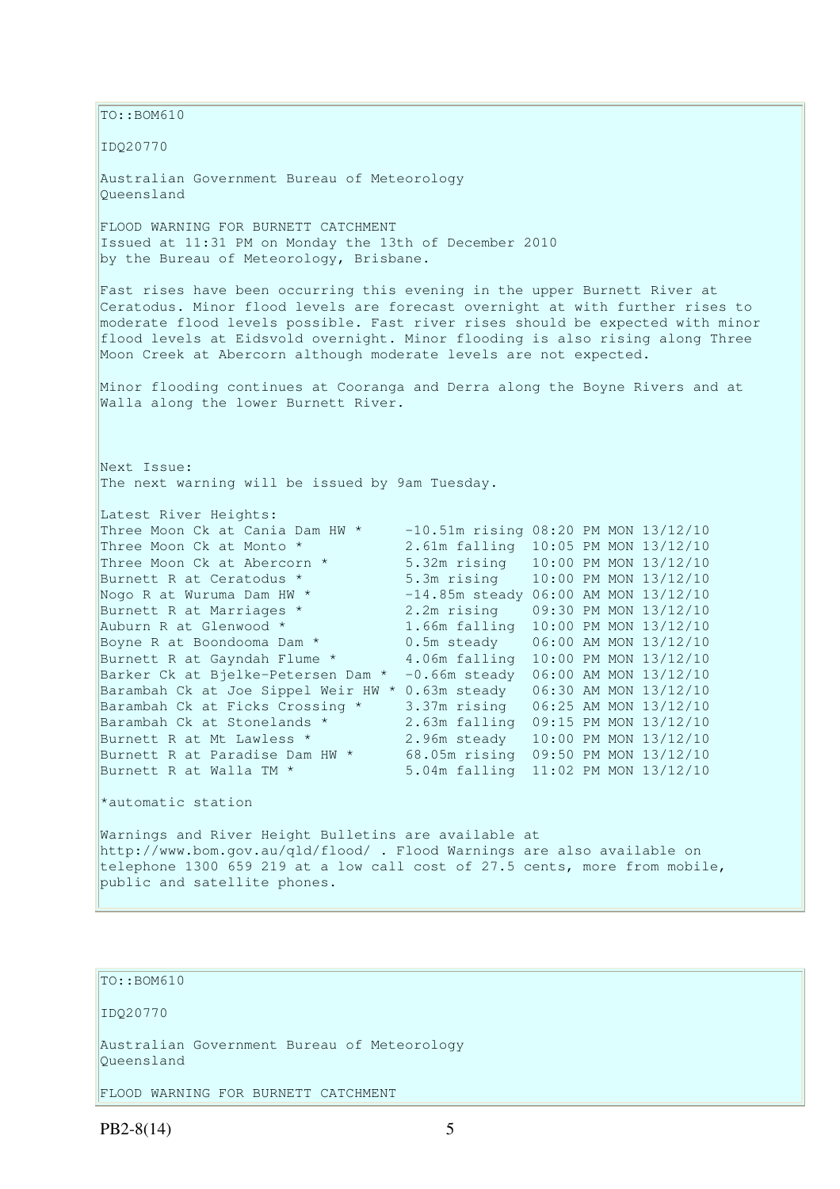TO::BOM610

IDQ20770

Australian Government Bureau of Meteorology
Queensland

FLOOD WARNING FOR BURNETT CATCHMENT
Issued at 11:31 PM on Monday the 13th of December 2010
by the Bureau of Meteorology, Brisbane.

Fast rises have been occurring this evening in the upper Burnett River at Ceratodus. Minor flood levels are forecast overnight at with further rises to moderate flood levels possible. Fast river rises should be expected with minor flood levels at Eidsvold overnight. Minor flooding is also rising along Three Moon Creek at Abercorn although moderate levels are not expected.

Minor flooding continues at Cooranga and Derra along the Boyne Rivers and at Walla along the lower Burnett River.

Next Issue:
The next warning will be issued by 9am Tuesday.

Latest River Heights:

```
Three Moon Ck at Cania Dam HW *     -10.51m rising 08:20 PM MON 13/12/10
Three Moon Ck at Monto *            2.61m falling  10:05 PM MON 13/12/10
Three Moon Ck at Abercorn *         5.32m rising   10:00 PM MON 13/12/10
Burnett R at Ceratodus *            5.3m rising    10:00 PM MON 13/12/10
Nogo R at Wuruma Dam HW *           -14.85m steady 06:00 AM MON 13/12/10
Burnett R at Marriages *            2.2m rising    09:30 PM MON 13/12/10
Auburn R at Glenwood *              1.66m falling  10:00 PM MON 13/12/10
Boyne R at Boondooma Dam *          0.5m steady    06:00 AM MON 13/12/10
Burnett R at Gayndah Flume *        4.06m falling  10:00 PM MON 13/12/10
Barker Ck at Bjelke-Petersen Dam *  -0.66m steady  06:00 AM MON 13/12/10
Barambah Ck at Joe Sippel Weir HW * 0.63m steady   06:30 AM MON 13/12/10
Barambah Ck at Ficks Crossing *     3.37m rising   06:25 AM MON 13/12/10
Barambah Ck at Stonelands *         2.63m falling  09:15 PM MON 13/12/10
Burnett R at Mt Lawless *           2.96m steady   10:00 PM MON 13/12/10
Burnett R at Paradise Dam HW *      68.05m rising  09:50 PM MON 13/12/10
Burnett R at Walla TM *             5.04m falling  11:02 PM MON 13/12/10
```

*automatic station

Warnings and River Height Bulletins are available at http://www.bom.gov.au/qld/flood/ . Flood Warnings are also available on telephone 1300 659 219 at a low call cost of 27.5 cents, more from mobile, public and satellite phones.

TO::BOM610

IDQ20770

Australian Government Bureau of Meteorology
Queensland

FLOOD WARNING FOR BURNETT CATCHMENT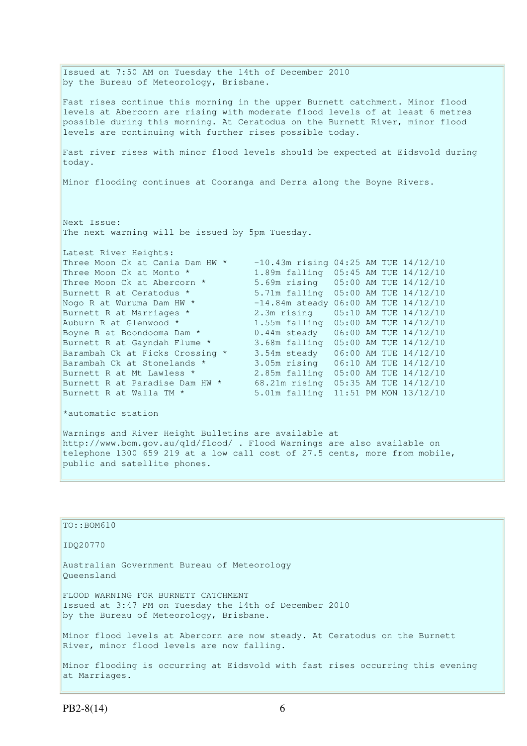Issued at 7:50 AM on Tuesday the 14th of December 2010
by the Bureau of Meteorology, Brisbane.

Fast rises continue this morning in the upper Burnett catchment. Minor flood levels at Abercorn are rising with moderate flood levels of at least 6 metres possible during this morning. At Ceratodus on the Burnett River, minor flood levels are continuing with further rises possible today.

Fast river rises with minor flood levels should be expected at Eidsvold during today.

Minor flooding continues at Cooranga and Derra along the Boyne Rivers.

Next Issue:
The next warning will be issued by 5pm Tuesday.

Latest River Heights:

```
Three Moon Ck at Cania Dam HW *     -10.43m rising 04:25 AM TUE 14/12/10
Three Moon Ck at Monto *            1.89m falling  05:45 AM TUE 14/12/10
Three Moon Ck at Abercorn *         5.69m rising   05:00 AM TUE 14/12/10
Burnett R at Ceratodus *            5.71m falling  05:00 AM TUE 14/12/10
Nogo R at Wuruma Dam HW *           -14.84m steady 06:00 AM TUE 14/12/10
Burnett R at Marriages *            2.3m rising    05:10 AM TUE 14/12/10
Auburn R at Glenwood *              1.55m falling  05:00 AM TUE 14/12/10
Boyne R at Boondooma Dam *          0.44m steady   06:00 AM TUE 14/12/10
Burnett R at Gayndah Flume *        3.68m falling  05:00 AM TUE 14/12/10
Barambah Ck at Ficks Crossing *     3.54m steady   06:00 AM TUE 14/12/10
Barambah Ck at Stonelands *         3.05m rising   06:10 AM TUE 14/12/10
Burnett R at Mt Lawless *           2.85m falling  05:00 AM TUE 14/12/10
Burnett R at Paradise Dam HW *      68.21m rising  05:35 AM TUE 14/12/10
Burnett R at Walla TM *             5.01m falling  11:51 PM MON 13/12/10
```

*automatic station

Warnings and River Height Bulletins are available at http://www.bom.gov.au/qld/flood/ . Flood Warnings are also available on telephone 1300 659 219 at a low call cost of 27.5 cents, more from mobile, public and satellite phones.

TO::BOM610

IDQ20770

Australian Government Bureau of Meteorology
Queensland

FLOOD WARNING FOR BURNETT CATCHMENT
Issued at 3:47 PM on Tuesday the 14th of December 2010
by the Bureau of Meteorology, Brisbane.

Minor flood levels at Abercorn are now steady. At Ceratodus on the Burnett River, minor flood levels are now falling.

Minor flooding is occurring at Eidsvold with fast rises occurring this evening at Marriages.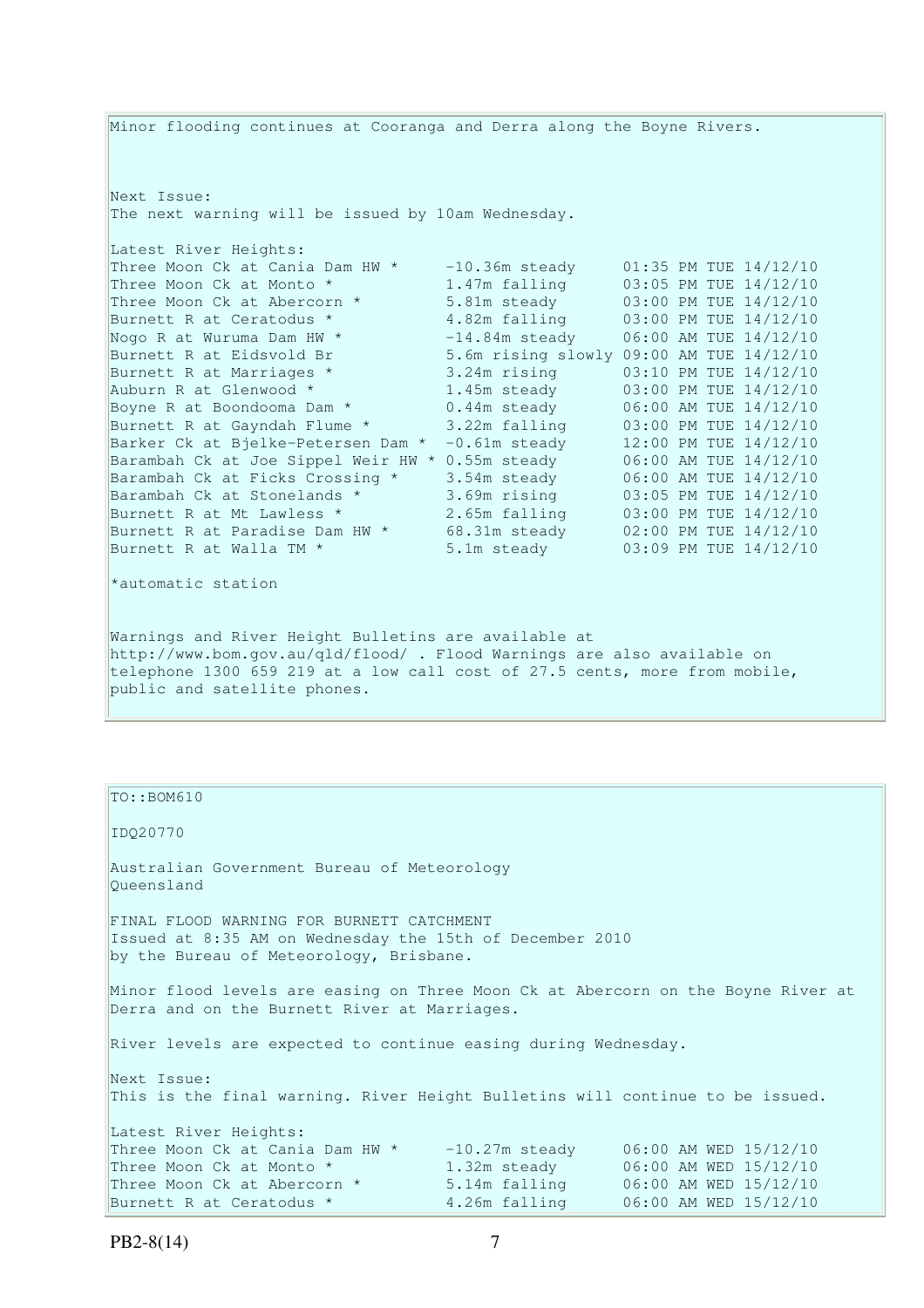Minor flooding continues at Cooranga and Derra along the Boyne Rivers.

Next Issue:
The next warning will be issued by 10am Wednesday.

Latest River Heights:

| Station | Height | Time |
| --- | --- | --- |
| Three Moon Ck at Cania Dam HW * | -10.36m steady | 01:35 PM TUE 14/12/10 |
| Three Moon Ck at Monto * | 1.47m falling | 03:05 PM TUE 14/12/10 |
| Three Moon Ck at Abercorn * | 5.81m steady | 03:00 PM TUE 14/12/10 |
| Burnett R at Ceratodus * | 4.82m falling | 03:00 PM TUE 14/12/10 |
| Nogo R at Wuruma Dam HW * | -14.84m steady | 06:00 AM TUE 14/12/10 |
| Burnett R at Eidsvold Br | 5.6m rising slowly | 09:00 AM TUE 14/12/10 |
| Burnett R at Marriages * | 3.24m rising | 03:10 PM TUE 14/12/10 |
| Auburn R at Glenwood * | 1.45m steady | 03:00 PM TUE 14/12/10 |
| Boyne R at Boondooma Dam * | 0.44m steady | 06:00 AM TUE 14/12/10 |
| Burnett R at Gayndah Flume * | 3.22m falling | 03:00 PM TUE 14/12/10 |
| Barker Ck at Bjelke-Petersen Dam * | -0.61m steady | 12:00 PM TUE 14/12/10 |
| Barambah Ck at Joe Sippel Weir HW * | 0.55m steady | 06:00 AM TUE 14/12/10 |
| Barambah Ck at Ficks Crossing * | 3.54m steady | 06:00 AM TUE 14/12/10 |
| Barambah Ck at Stonelands * | 3.69m rising | 03:05 PM TUE 14/12/10 |
| Burnett R at Mt Lawless * | 2.65m falling | 03:00 PM TUE 14/12/10 |
| Burnett R at Paradise Dam HW * | 68.31m steady | 02:00 PM TUE 14/12/10 |
| Burnett R at Walla TM * | 5.1m steady | 03:09 PM TUE 14/12/10 |

*automatic station

Warnings and River Height Bulletins are available at http://www.bom.gov.au/qld/flood/ . Flood Warnings are also available on telephone 1300 659 219 at a low call cost of 27.5 cents, more from mobile, public and satellite phones.

---

TO::BOM610

IDQ20770

Australian Government Bureau of Meteorology
Queensland

FINAL FLOOD WARNING FOR BURNETT CATCHMENT
Issued at 8:35 AM on Wednesday the 15th of December 2010
by the Bureau of Meteorology, Brisbane.

Minor flood levels are easing on Three Moon Ck at Abercorn on the Boyne River at Derra and on the Burnett River at Marriages.

River levels are expected to continue easing during Wednesday.

Next Issue:
This is the final warning. River Height Bulletins will continue to be issued.

Latest River Heights:

| Station | Height | Time |
| --- | --- | --- |
| Three Moon Ck at Cania Dam HW * | -10.27m steady | 06:00 AM WED 15/12/10 |
| Three Moon Ck at Monto * | 1.32m steady | 06:00 AM WED 15/12/10 |
| Three Moon Ck at Abercorn * | 5.14m falling | 06:00 AM WED 15/12/10 |
| Burnett R at Ceratodus * | 4.26m falling | 06:00 AM WED 15/12/10 |

PB2-8(14)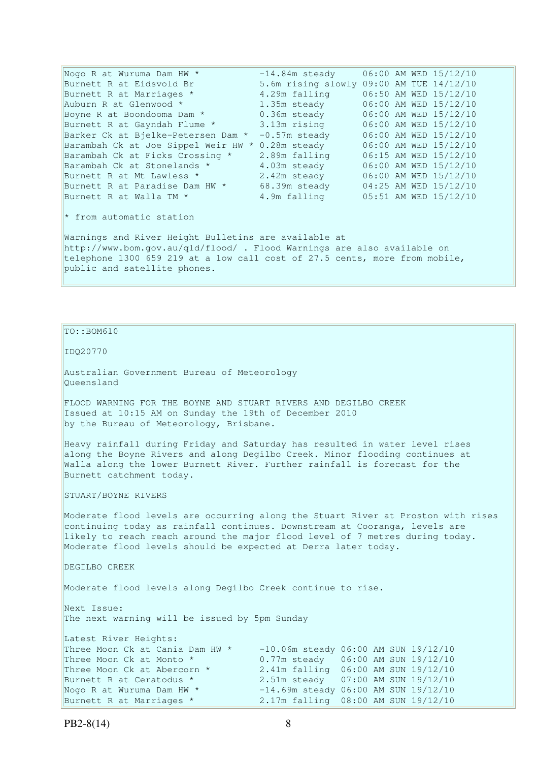| | | |
|---|---|---|
| Nogo R at Wuruma Dam HW * | -14.84m steady | 06:00 AM WED 15/12/10 |
| Burnett R at Eidsvold Br | 5.6m rising slowly | 09:00 AM TUE 14/12/10 |
| Burnett R at Marriages * | 4.29m falling | 06:50 AM WED 15/12/10 |
| Auburn R at Glenwood * | 1.35m steady | 06:00 AM WED 15/12/10 |
| Boyne R at Boondooma Dam * | 0.36m steady | 06:00 AM WED 15/12/10 |
| Burnett R at Gayndah Flume * | 3.13m rising | 06:00 AM WED 15/12/10 |
| Barker Ck at Bjelke-Petersen Dam * | -0.57m steady | 06:00 AM WED 15/12/10 |
| Barambah Ck at Joe Sippel Weir HW * | 0.28m steady | 06:00 AM WED 15/12/10 |
| Barambah Ck at Ficks Crossing * | 2.89m falling | 06:15 AM WED 15/12/10 |
| Barambah Ck at Stonelands * | 4.03m steady | 06:00 AM WED 15/12/10 |
| Burnett R at Mt Lawless * | 2.42m steady | 06:00 AM WED 15/12/10 |
| Burnett R at Paradise Dam HW * | 68.39m steady | 04:25 AM WED 15/12/10 |
| Burnett R at Walla TM * | 4.9m falling | 05:51 AM WED 15/12/10 |

* from automatic station

Warnings and River Height Bulletins are available at http://www.bom.gov.au/qld/flood/ . Flood Warnings are also available on telephone 1300 659 219 at a low call cost of 27.5 cents, more from mobile, public and satellite phones.

---

TO::BOM610

IDQ20770

Australian Government Bureau of Meteorology
Queensland

FLOOD WARNING FOR THE BOYNE AND STUART RIVERS AND DEGILBO CREEK
Issued at 10:15 AM on Sunday the 19th of December 2010
by the Bureau of Meteorology, Brisbane.

Heavy rainfall during Friday and Saturday has resulted in water level rises along the Boyne Rivers and along Degilbo Creek. Minor flooding continues at Walla along the lower Burnett River. Further rainfall is forecast for the Burnett catchment today.

STUART/BOYNE RIVERS

Moderate flood levels are occurring along the Stuart River at Proston with rises continuing today as rainfall continues. Downstream at Cooranga, levels are likely to reach reach around the major flood level of 7 metres during today. Moderate flood levels should be expected at Derra later today.

DEGILBO CREEK

Moderate flood levels along Degilbo Creek continue to rise.

Next Issue:
The next warning will be issued by 5pm Sunday

Latest River Heights:

| | | |
|---|---|---|
| Three Moon Ck at Cania Dam HW * | -10.06m steady | 06:00 AM SUN 19/12/10 |
| Three Moon Ck at Monto * | 0.77m steady | 06:00 AM SUN 19/12/10 |
| Three Moon Ck at Abercorn * | 2.41m falling | 06:00 AM SUN 19/12/10 |
| Burnett R at Ceratodus * | 2.51m steady | 07:00 AM SUN 19/12/10 |
| Nogo R at Wuruma Dam HW * | -14.69m steady | 06:00 AM SUN 19/12/10 |
| Burnett R at Marriages * | 2.17m falling | 08:00 AM SUN 19/12/10 |

PB2-8(14)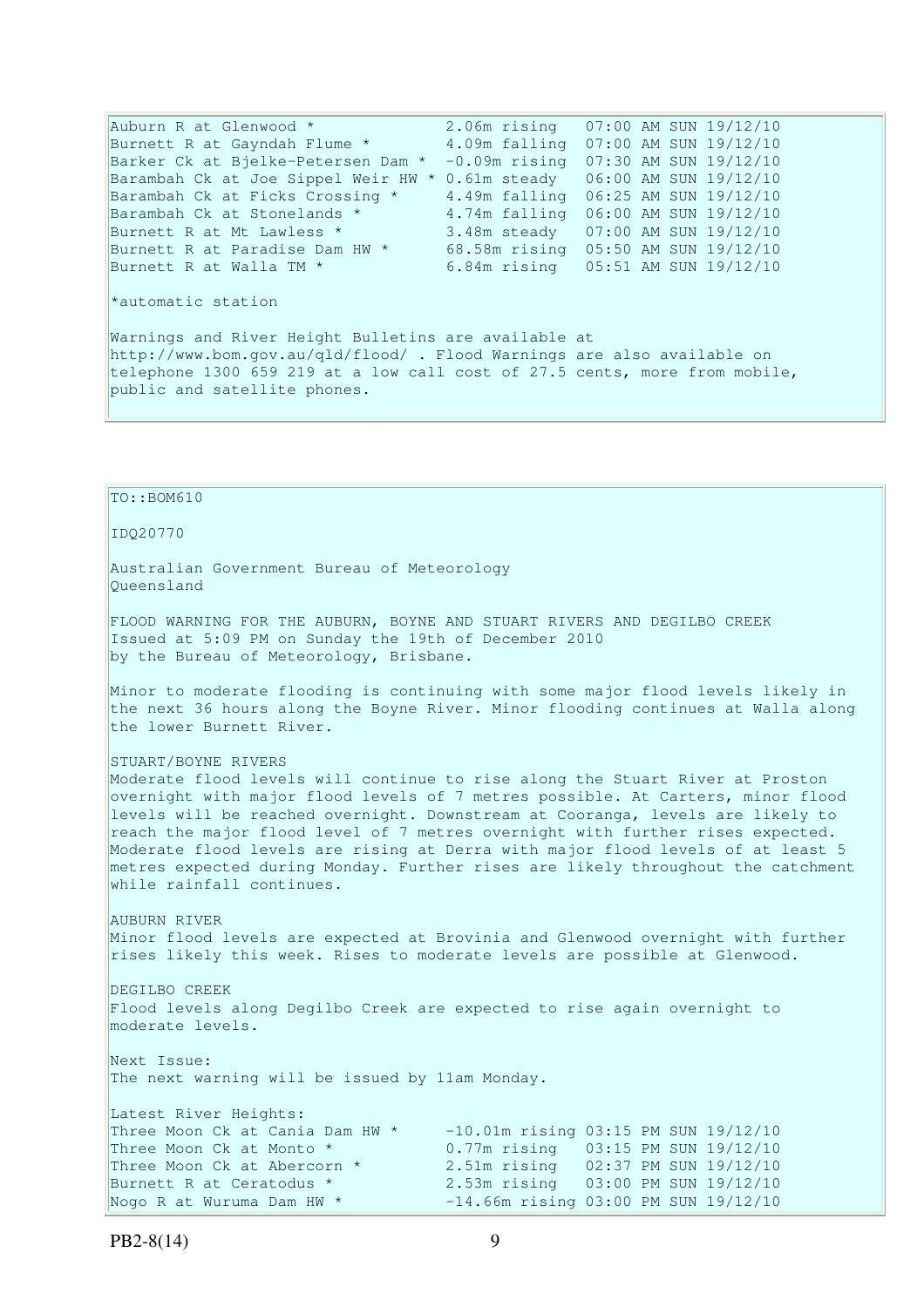```
Auburn R at Glenwood *               2.06m rising   07:00 AM SUN 19/12/10
Burnett R at Gayndah Flume *         4.09m falling  07:00 AM SUN 19/12/10
Barker Ck at Bjelke-Petersen Dam *  -0.09m rising   07:30 AM SUN 19/12/10
Barambah Ck at Joe Sippel Weir HW * 0.61m steady    06:00 AM SUN 19/12/10
Barambah Ck at Ficks Crossing *      4.49m falling  06:25 AM SUN 19/12/10
Barambah Ck at Stonelands *          4.74m falling  06:00 AM SUN 19/12/10
Burnett R at Mt Lawless *            3.48m steady   07:00 AM SUN 19/12/10
Burnett R at Paradise Dam HW *       68.58m rising  05:50 AM SUN 19/12/10
Burnett R at Walla TM *              6.84m rising   05:51 AM SUN 19/12/10
```

*automatic station

Warnings and River Height Bulletins are available at http://www.bom.gov.au/qld/flood/ . Flood Warnings are also available on telephone 1300 659 219 at a low call cost of 27.5 cents, more from mobile, public and satellite phones.

TO::BOM610

IDQ20770

Australian Government Bureau of Meteorology
Queensland

FLOOD WARNING FOR THE AUBURN, BOYNE AND STUART RIVERS AND DEGILBO CREEK
Issued at 5:09 PM on Sunday the 19th of December 2010
by the Bureau of Meteorology, Brisbane.

Minor to moderate flooding is continuing with some major flood levels likely in the next 36 hours along the Boyne River. Minor flooding continues at Walla along the lower Burnett River.

STUART/BOYNE RIVERS
Moderate flood levels will continue to rise along the Stuart River at Proston overnight with major flood levels of 7 metres possible. At Carters, minor flood levels will be reached overnight. Downstream at Cooranga, levels are likely to reach the major flood level of 7 metres overnight with further rises expected. Moderate flood levels are rising at Derra with major flood levels of at least 5 metres expected during Monday. Further rises are likely throughout the catchment while rainfall continues.

AUBURN RIVER
Minor flood levels are expected at Brovinia and Glenwood overnight with further rises likely this week. Rises to moderate levels are possible at Glenwood.

DEGILBO CREEK
Flood levels along Degilbo Creek are expected to rise again overnight to moderate levels.

Next Issue:
The next warning will be issued by 11am Monday.

Latest River Heights:

```
Three Moon Ck at Cania Dam HW *     -10.01m rising 03:15 PM SUN 19/12/10
Three Moon Ck at Monto *             0.77m rising   03:15 PM SUN 19/12/10
Three Moon Ck at Abercorn *          2.51m rising   02:37 PM SUN 19/12/10
Burnett R at Ceratodus *             2.53m rising   03:00 PM SUN 19/12/10
Nogo R at Wuruma Dam HW *           -14.66m rising 03:00 PM SUN 19/12/10
```

PB2-8(14)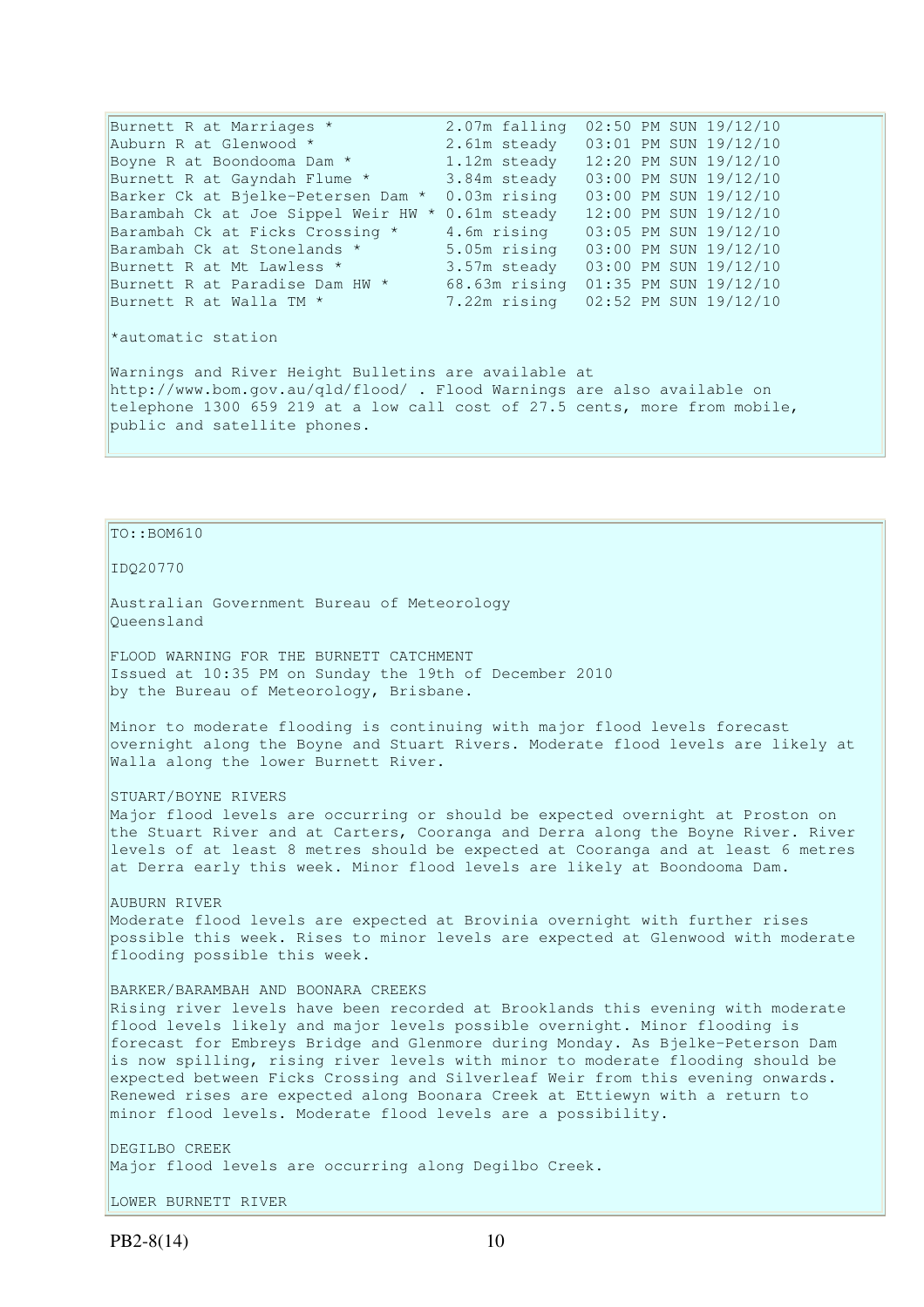```
Burnett R at Marriages *            2.07m falling  02:50 PM SUN 19/12/10
Auburn R at Glenwood *              2.61m steady   03:01 PM SUN 19/12/10
Boyne R at Boondooma Dam *          1.12m steady   12:20 PM SUN 19/12/10
Burnett R at Gayndah Flume *        3.84m steady   03:00 PM SUN 19/12/10
Barker Ck at Bjelke-Petersen Dam *  0.03m rising   03:00 PM SUN 19/12/10
Barambah Ck at Joe Sippel Weir HW * 0.61m steady   12:00 PM SUN 19/12/10
Barambah Ck at Ficks Crossing *     4.6m rising    03:05 PM SUN 19/12/10
Barambah Ck at Stonelands *         5.05m rising   03:00 PM SUN 19/12/10
Burnett R at Mt Lawless *           3.57m steady   03:00 PM SUN 19/12/10
Burnett R at Paradise Dam HW *      68.63m rising  01:35 PM SUN 19/12/10
Burnett R at Walla TM *             7.22m rising   02:52 PM SUN 19/12/10
```

*automatic station

Warnings and River Height Bulletins are available at http://www.bom.gov.au/qld/flood/ . Flood Warnings are also available on telephone 1300 659 219 at a low call cost of 27.5 cents, more from mobile, public and satellite phones.

TO::BOM610

IDQ20770

Australian Government Bureau of Meteorology
Queensland

FLOOD WARNING FOR THE BURNETT CATCHMENT
Issued at 10:35 PM on Sunday the 19th of December 2010
by the Bureau of Meteorology, Brisbane.

Minor to moderate flooding is continuing with major flood levels forecast overnight along the Boyne and Stuart Rivers. Moderate flood levels are likely at Walla along the lower Burnett River.

STUART/BOYNE RIVERS
Major flood levels are occurring or should be expected overnight at Proston on the Stuart River and at Carters, Cooranga and Derra along the Boyne River. River levels of at least 8 metres should be expected at Cooranga and at least 6 metres at Derra early this week. Minor flood levels are likely at Boondooma Dam.

AUBURN RIVER
Moderate flood levels are expected at Brovinia overnight with further rises possible this week. Rises to minor levels are expected at Glenwood with moderate flooding possible this week.

BARKER/BARAMBAH AND BOONARA CREEKS
Rising river levels have been recorded at Brooklands this evening with moderate flood levels likely and major levels possible overnight. Minor flooding is forecast for Embreys Bridge and Glenmore during Monday. As Bjelke-Peterson Dam is now spilling, rising river levels with minor to moderate flooding should be expected between Ficks Crossing and Silverleaf Weir from this evening onwards. Renewed rises are expected along Boonara Creek at Ettiewyn with a return to minor flood levels. Moderate flood levels are a possibility.

DEGILBO CREEK
Major flood levels are occurring along Degilbo Creek.

LOWER BURNETT RIVER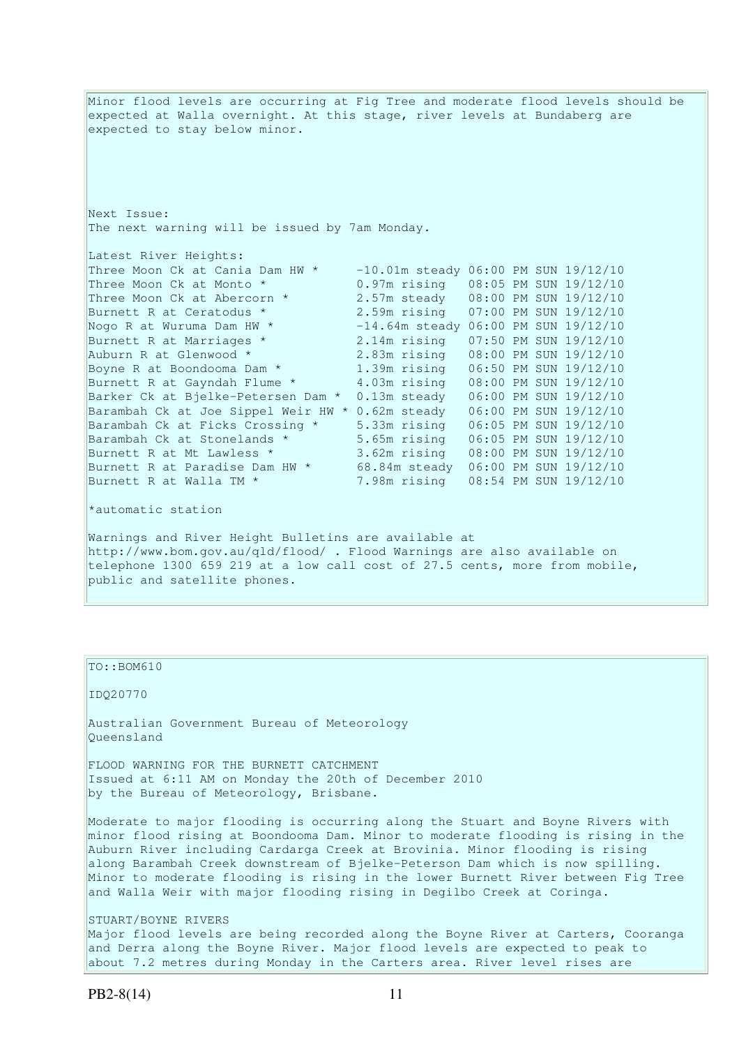Minor flood levels are occurring at Fig Tree and moderate flood levels should be expected at Walla overnight. At this stage, river levels at Bundaberg are expected to stay below minor.

Next Issue:
The next warning will be issued by 7am Monday.

Latest River Heights:

| | | |
|---|---|---|
| Three Moon Ck at Cania Dam HW * | -10.01m steady | 06:00 PM SUN 19/12/10 |
| Three Moon Ck at Monto * | 0.97m rising | 08:05 PM SUN 19/12/10 |
| Three Moon Ck at Abercorn * | 2.57m steady | 08:00 PM SUN 19/12/10 |
| Burnett R at Ceratodus * | 2.59m rising | 07:00 PM SUN 19/12/10 |
| Nogo R at Wuruma Dam HW * | -14.64m steady | 06:00 PM SUN 19/12/10 |
| Burnett R at Marriages * | 2.14m rising | 07:50 PM SUN 19/12/10 |
| Auburn R at Glenwood * | 2.83m rising | 08:00 PM SUN 19/12/10 |
| Boyne R at Boondooma Dam * | 1.39m rising | 06:50 PM SUN 19/12/10 |
| Burnett R at Gayndah Flume * | 4.03m rising | 08:00 PM SUN 19/12/10 |
| Barker Ck at Bjelke-Petersen Dam * | 0.13m steady | 06:00 PM SUN 19/12/10 |
| Barambah Ck at Joe Sippel Weir HW * | 0.62m steady | 06:00 PM SUN 19/12/10 |
| Barambah Ck at Ficks Crossing * | 5.33m rising | 06:05 PM SUN 19/12/10 |
| Barambah Ck at Stonelands * | 5.65m rising | 06:05 PM SUN 19/12/10 |
| Burnett R at Mt Lawless * | 3.62m rising | 08:00 PM SUN 19/12/10 |
| Burnett R at Paradise Dam HW * | 68.84m steady | 06:00 PM SUN 19/12/10 |
| Burnett R at Walla TM * | 7.98m rising | 08:54 PM SUN 19/12/10 |

*automatic station

Warnings and River Height Bulletins are available at http://www.bom.gov.au/qld/flood/ . Flood Warnings are also available on telephone 1300 659 219 at a low call cost of 27.5 cents, more from mobile, public and satellite phones.

TO::BOM610

IDQ20770

Australian Government Bureau of Meteorology
Queensland

FLOOD WARNING FOR THE BURNETT CATCHMENT
Issued at 6:11 AM on Monday the 20th of December 2010
by the Bureau of Meteorology, Brisbane.

Moderate to major flooding is occurring along the Stuart and Boyne Rivers with minor flood rising at Boondooma Dam. Minor to moderate flooding is rising in the Auburn River including Cardarga Creek at Brovinia. Minor flooding is rising along Barambah Creek downstream of Bjelke-Peterson Dam which is now spilling. Minor to moderate flooding is rising in the lower Burnett River between Fig Tree and Walla Weir with major flooding rising in Degilbo Creek at Coringa.

STUART/BOYNE RIVERS
Major flood levels are being recorded along the Boyne River at Carters, Cooranga and Derra along the Boyne River. Major flood levels are expected to peak to about 7.2 metres during Monday in the Carters area. River level rises are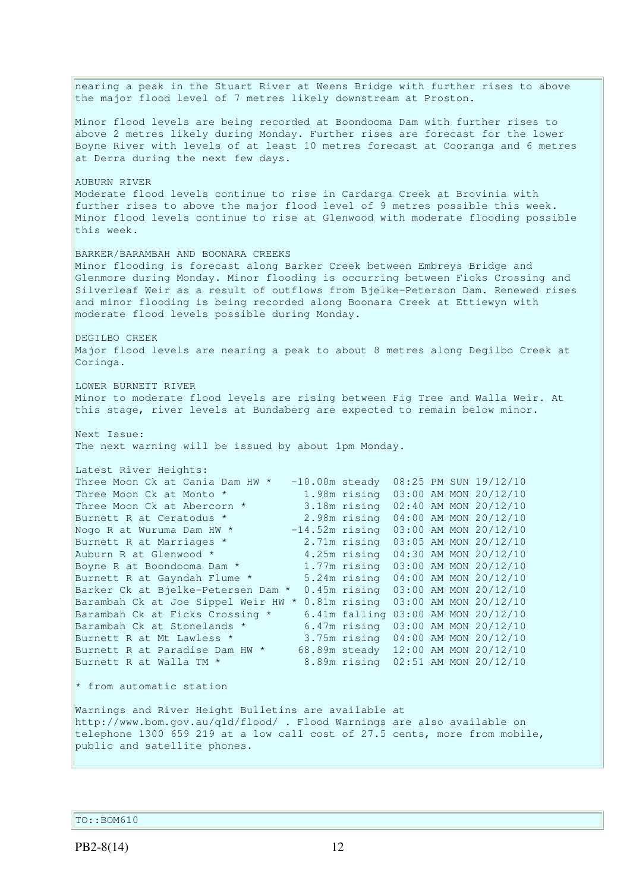nearing a peak in the Stuart River at Weens Bridge with further rises to above the major flood level of 7 metres likely downstream at Proston.

Minor flood levels are being recorded at Boondooma Dam with further rises to above 2 metres likely during Monday. Further rises are forecast for the lower Boyne River with levels of at least 10 metres forecast at Cooranga and 6 metres at Derra during the next few days.

AUBURN RIVER
Moderate flood levels continue to rise in Cardarga Creek at Brovinia with further rises to above the major flood level of 9 metres possible this week. Minor flood levels continue to rise at Glenwood with moderate flooding possible this week.

BARKER/BARAMBAH AND BOONARA CREEKS
Minor flooding is forecast along Barker Creek between Embreys Bridge and Glenmore during Monday. Minor flooding is occurring between Ficks Crossing and Silverleaf Weir as a result of outflows from Bjelke-Peterson Dam. Renewed rises and minor flooding is being recorded along Boonara Creek at Ettiewyn with moderate flood levels possible during Monday.

DEGILBO CREEK
Major flood levels are nearing a peak to about 8 metres along Degilbo Creek at Coringa.

LOWER BURNETT RIVER
Minor to moderate flood levels are rising between Fig Tree and Walla Weir. At this stage, river levels at Bundaberg are expected to remain below minor.

Next Issue:
The next warning will be issued by about 1pm Monday.

Latest River Heights:

| Location | Height | Trend | Time |
|---|---|---|---|
| Three Moon Ck at Cania Dam HW * | -10.00m | steady | 08:25 PM SUN 19/12/10 |
| Three Moon Ck at Monto * | 1.98m | rising | 03:00 AM MON 20/12/10 |
| Three Moon Ck at Abercorn * | 3.18m | rising | 02:40 AM MON 20/12/10 |
| Burnett R at Ceratodus * | 2.98m | rising | 04:00 AM MON 20/12/10 |
| Nogo R at Wuruma Dam HW * | -14.52m | rising | 03:00 AM MON 20/12/10 |
| Burnett R at Marriages * | 2.71m | rising | 03:05 AM MON 20/12/10 |
| Auburn R at Glenwood * | 4.25m | rising | 04:30 AM MON 20/12/10 |
| Boyne R at Boondooma Dam * | 1.77m | rising | 03:00 AM MON 20/12/10 |
| Burnett R at Gayndah Flume * | 5.24m | rising | 04:00 AM MON 20/12/10 |
| Barker Ck at Bjelke-Petersen Dam * | 0.45m | rising | 03:00 AM MON 20/12/10 |
| Barambah Ck at Joe Sippel Weir HW * | 0.81m | rising | 03:00 AM MON 20/12/10 |
| Barambah Ck at Ficks Crossing * | 6.41m | falling | 03:00 AM MON 20/12/10 |
| Barambah Ck at Stonelands * | 6.47m | rising | 03:00 AM MON 20/12/10 |
| Burnett R at Mt Lawless * | 3.75m | rising | 04:00 AM MON 20/12/10 |
| Burnett R at Paradise Dam HW * | 68.89m | steady | 12:00 AM MON 20/12/10 |
| Burnett R at Walla TM * | 8.89m | rising | 02:51 AM MON 20/12/10 |

* from automatic station

Warnings and River Height Bulletins are available at http://www.bom.gov.au/qld/flood/ . Flood Warnings are also available on telephone 1300 659 219 at a low call cost of 27.5 cents, more from mobile, public and satellite phones.

TO::BOM610

PB2-8(14)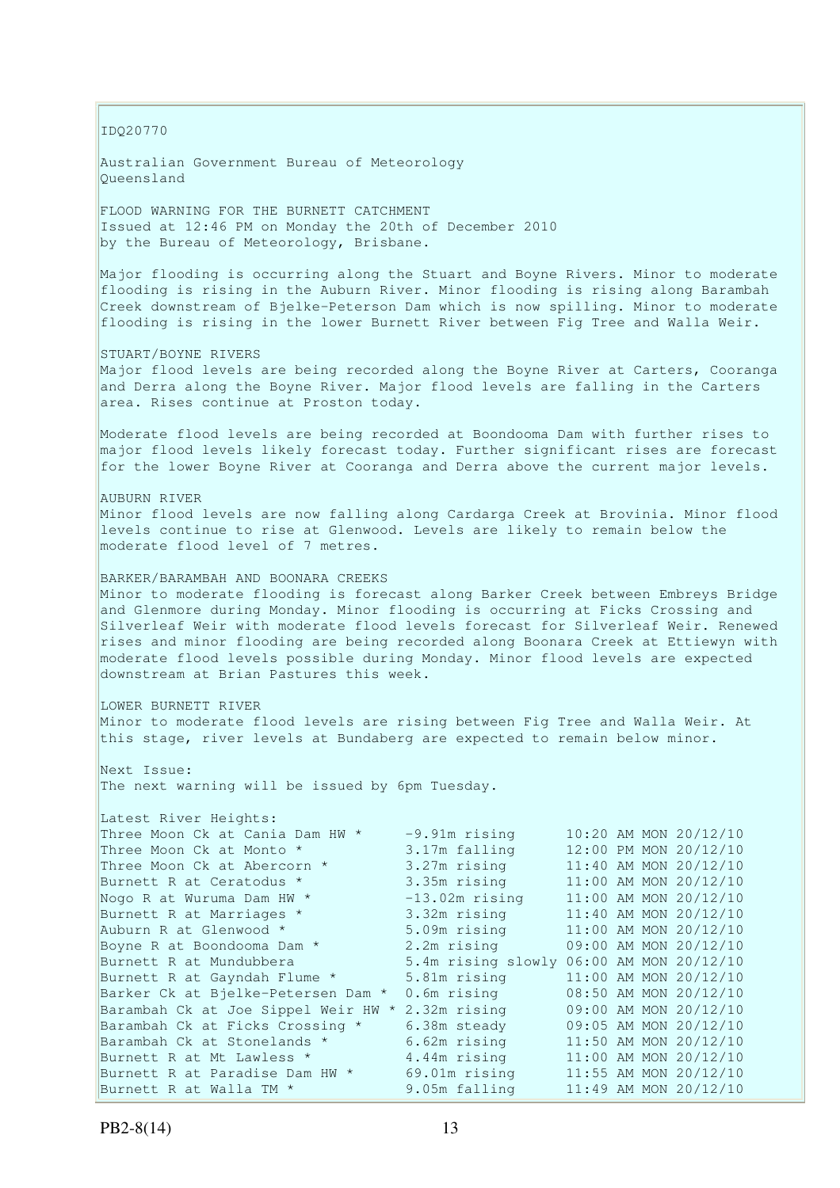IDQ20770

Australian Government Bureau of Meteorology
Queensland

FLOOD WARNING FOR THE BURNETT CATCHMENT
Issued at 12:46 PM on Monday the 20th of December 2010
by the Bureau of Meteorology, Brisbane.

Major flooding is occurring along the Stuart and Boyne Rivers. Minor to moderate flooding is rising in the Auburn River. Minor flooding is rising along Barambah Creek downstream of Bjelke-Peterson Dam which is now spilling. Minor to moderate flooding is rising in the lower Burnett River between Fig Tree and Walla Weir.

STUART/BOYNE RIVERS
Major flood levels are being recorded along the Boyne River at Carters, Cooranga and Derra along the Boyne River. Major flood levels are falling in the Carters area. Rises continue at Proston today.

Moderate flood levels are being recorded at Boondooma Dam with further rises to major flood levels likely forecast today. Further significant rises are forecast for the lower Boyne River at Cooranga and Derra above the current major levels.

AUBURN RIVER
Minor flood levels are now falling along Cardarga Creek at Brovinia. Minor flood levels continue to rise at Glenwood. Levels are likely to remain below the moderate flood level of 7 metres.

BARKER/BARAMBAH AND BOONARA CREEKS
Minor to moderate flooding is forecast along Barker Creek between Embreys Bridge and Glenmore during Monday. Minor flooding is occurring at Ficks Crossing and Silverleaf Weir with moderate flood levels forecast for Silverleaf Weir. Renewed rises and minor flooding are being recorded along Boonara Creek at Ettiewyn with moderate flood levels possible during Monday. Minor flood levels are expected downstream at Brian Pastures this week.

LOWER BURNETT RIVER
Minor to moderate flood levels are rising between Fig Tree and Walla Weir. At this stage, river levels at Bundaberg are expected to remain below minor.

Next Issue:
The next warning will be issued by 6pm Tuesday.

Latest River Heights:

| Location | Height | Time |
|---|---|---|
| Three Moon Ck at Cania Dam HW * | -9.91m rising | 10:20 AM MON 20/12/10 |
| Three Moon Ck at Monto * | 3.17m falling | 12:00 PM MON 20/12/10 |
| Three Moon Ck at Abercorn * | 3.27m rising | 11:40 AM MON 20/12/10 |
| Burnett R at Ceratodus * | 3.35m rising | 11:00 AM MON 20/12/10 |
| Nogo R at Wuruma Dam HW * | -13.02m rising | 11:00 AM MON 20/12/10 |
| Burnett R at Marriages * | 3.32m rising | 11:40 AM MON 20/12/10 |
| Auburn R at Glenwood * | 5.09m rising | 11:00 AM MON 20/12/10 |
| Boyne R at Boondooma Dam * | 2.2m rising | 09:00 AM MON 20/12/10 |
| Burnett R at Mundubbera | 5.4m rising slowly | 06:00 AM MON 20/12/10 |
| Burnett R at Gayndah Flume * | 5.81m rising | 11:00 AM MON 20/12/10 |
| Barker Ck at Bjelke-Petersen Dam * | 0.6m rising | 08:50 AM MON 20/12/10 |
| Barambah Ck at Joe Sippel Weir HW * | 2.32m rising | 09:00 AM MON 20/12/10 |
| Barambah Ck at Ficks Crossing * | 6.38m steady | 09:05 AM MON 20/12/10 |
| Barambah Ck at Stonelands * | 6.62m rising | 11:50 AM MON 20/12/10 |
| Burnett R at Mt Lawless * | 4.44m rising | 11:00 AM MON 20/12/10 |
| Burnett R at Paradise Dam HW * | 69.01m rising | 11:55 AM MON 20/12/10 |
| Burnett R at Walla TM * | 9.05m falling | 11:49 AM MON 20/12/10 |

PB2-8(14)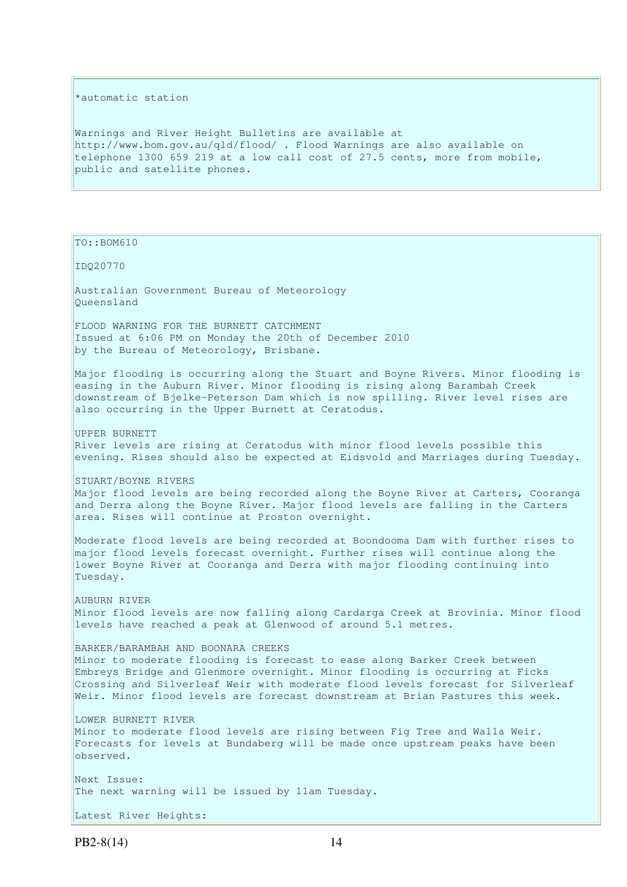*automatic station

Warnings and River Height Bulletins are available at http://www.bom.gov.au/qld/flood/ . Flood Warnings are also available on telephone 1300 659 219 at a low call cost of 27.5 cents, more from mobile, public and satellite phones.

TO::BOM610

IDQ20770

Australian Government Bureau of Meteorology
Queensland

FLOOD WARNING FOR THE BURNETT CATCHMENT
Issued at 6:06 PM on Monday the 20th of December 2010
by the Bureau of Meteorology, Brisbane.

Major flooding is occurring along the Stuart and Boyne Rivers. Minor flooding is easing in the Auburn River. Minor flooding is rising along Barambah Creek downstream of Bjelke-Peterson Dam which is now spilling. River level rises are also occurring in the Upper Burnett at Ceratodus.

UPPER BURNETT
River levels are rising at Ceratodus with minor flood levels possible this evening. Rises should also be expected at Eidsvold and Marriages during Tuesday.

STUART/BOYNE RIVERS
Major flood levels are being recorded along the Boyne River at Carters, Cooranga and Derra along the Boyne River. Major flood levels are falling in the Carters area. Rises will continue at Proston overnight.

Moderate flood levels are being recorded at Boondooma Dam with further rises to major flood levels forecast overnight. Further rises will continue along the lower Boyne River at Cooranga and Derra with major flooding continuing into Tuesday.

AUBURN RIVER
Minor flood levels are now falling along Cardarga Creek at Brovinia. Minor flood levels have reached a peak at Glenwood of around 5.1 metres.

BARKER/BARAMBAH AND BOONARA CREEKS
Minor to moderate flooding is forecast to ease along Barker Creek between Embreys Bridge and Glenmore overnight. Minor flooding is occurring at Ficks Crossing and Silverleaf Weir with moderate flood levels forecast for Silverleaf Weir. Minor flood levels are forecast downstream at Brian Pastures this week.

LOWER BURNETT RIVER
Minor to moderate flood levels are rising between Fig Tree and Walla Weir. Forecasts for levels at Bundaberg will be made once upstream peaks have been observed.

Next Issue:
The next warning will be issued by 11am Tuesday.

Latest River Heights:

PB2-8(14)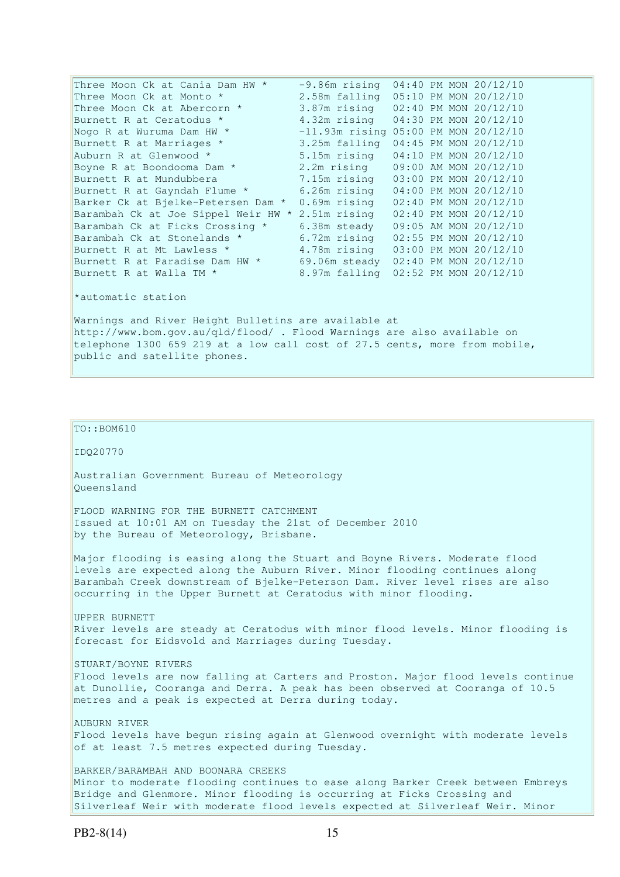```
Three Moon Ck at Cania Dam HW *     -9.86m rising  04:40 PM MON 20/12/10
Three Moon Ck at Monto *            2.58m falling  05:10 PM MON 20/12/10
Three Moon Ck at Abercorn *         3.87m rising   02:40 PM MON 20/12/10
Burnett R at Ceratodus *            4.32m rising   04:30 PM MON 20/12/10
Nogo R at Wuruma Dam HW *           -11.93m rising 05:00 PM MON 20/12/10
Burnett R at Marriages *            3.25m falling  04:45 PM MON 20/12/10
Auburn R at Glenwood *              5.15m rising   04:10 PM MON 20/12/10
Boyne R at Boondooma Dam *          2.2m rising    09:00 AM MON 20/12/10
Burnett R at Mundubbera             7.15m rising   03:00 PM MON 20/12/10
Burnett R at Gayndah Flume *        6.26m rising   04:00 PM MON 20/12/10
Barker Ck at Bjelke-Petersen Dam *  0.69m rising   02:40 PM MON 20/12/10
Barambah Ck at Joe Sippel Weir HW * 2.51m rising   02:40 PM MON 20/12/10
Barambah Ck at Ficks Crossing *     6.38m steady   09:05 AM MON 20/12/10
Barambah Ck at Stonelands *         6.72m rising   02:55 PM MON 20/12/10
Burnett R at Mt Lawless *           4.78m rising   03:00 PM MON 20/12/10
Burnett R at Paradise Dam HW *      69.06m steady  02:40 PM MON 20/12/10
Burnett R at Walla TM *             8.97m falling  02:52 PM MON 20/12/10
```

*automatic station

Warnings and River Height Bulletins are available at http://www.bom.gov.au/qld/flood/ . Flood Warnings are also available on telephone 1300 659 219 at a low call cost of 27.5 cents, more from mobile, public and satellite phones.

TO::BOM610

IDQ20770

Australian Government Bureau of Meteorology
Queensland

FLOOD WARNING FOR THE BURNETT CATCHMENT
Issued at 10:01 AM on Tuesday the 21st of December 2010
by the Bureau of Meteorology, Brisbane.

Major flooding is easing along the Stuart and Boyne Rivers. Moderate flood levels are expected along the Auburn River. Minor flooding continues along Barambah Creek downstream of Bjelke-Peterson Dam. River level rises are also occurring in the Upper Burnett at Ceratodus with minor flooding.

UPPER BURNETT
River levels are steady at Ceratodus with minor flood levels. Minor flooding is forecast for Eidsvold and Marriages during Tuesday.

STUART/BOYNE RIVERS
Flood levels are now falling at Carters and Proston. Major flood levels continue at Dunollie, Cooranga and Derra. A peak has been observed at Cooranga of 10.5 metres and a peak is expected at Derra during today.

AUBURN RIVER
Flood levels have begun rising again at Glenwood overnight with moderate levels of at least 7.5 metres expected during Tuesday.

BARKER/BARAMBAH AND BOONARA CREEKS
Minor to moderate flooding continues to ease along Barker Creek between Embreys Bridge and Glenmore. Minor flooding is occurring at Ficks Crossing and Silverleaf Weir with moderate flood levels expected at Silverleaf Weir. Minor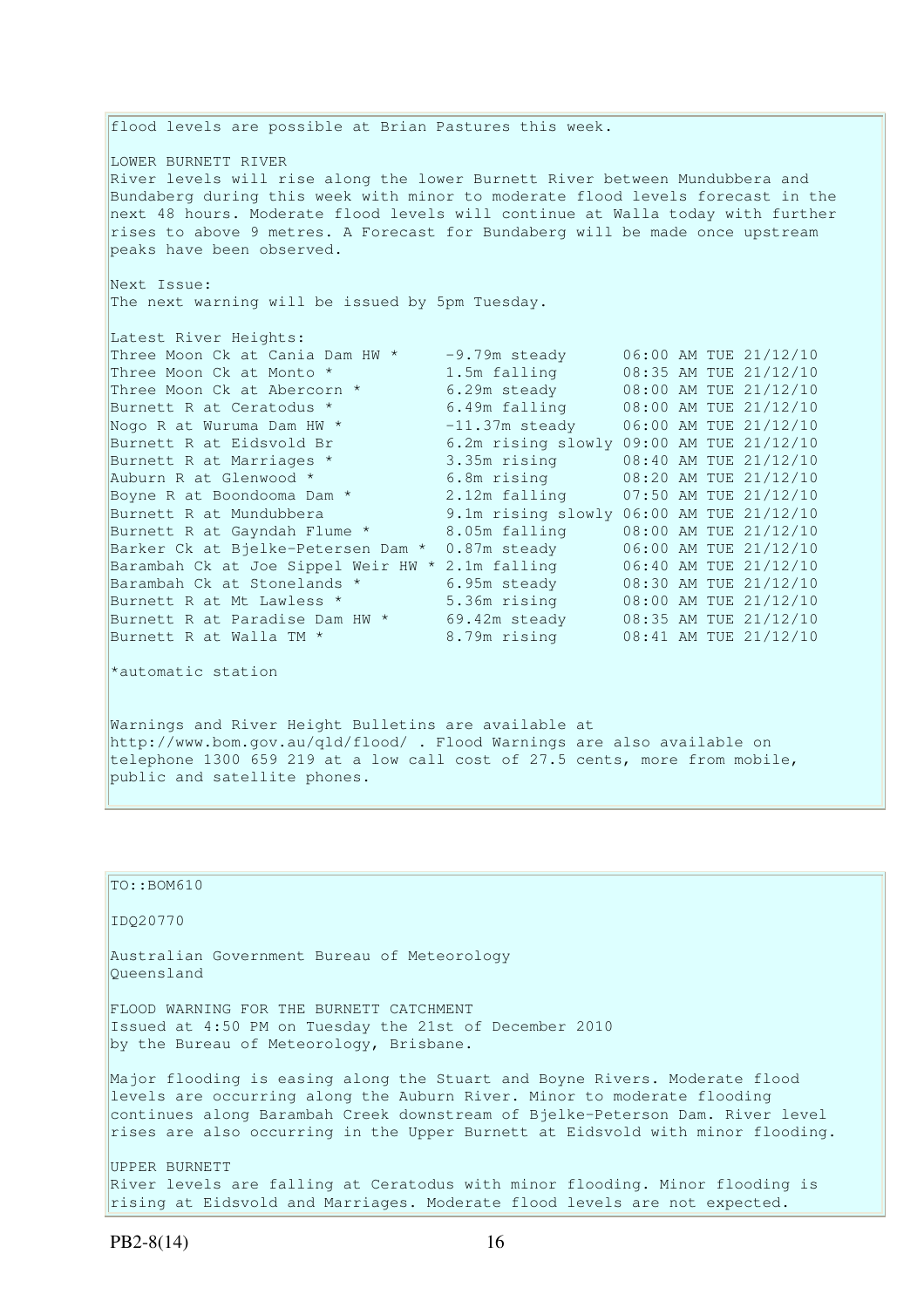flood levels are possible at Brian Pastures this week.

LOWER BURNETT RIVER
River levels will rise along the lower Burnett River between Mundubbera and Bundaberg during this week with minor to moderate flood levels forecast in the next 48 hours. Moderate flood levels will continue at Walla today with further rises to above 9 metres. A Forecast for Bundaberg will be made once upstream peaks have been observed.

Next Issue:
The next warning will be issued by 5pm Tuesday.

Latest River Heights:

| Station | Height | Time |
|---|---|---|
| Three Moon Ck at Cania Dam HW * | -9.79m steady | 06:00 AM TUE 21/12/10 |
| Three Moon Ck at Monto * | 1.5m falling | 08:35 AM TUE 21/12/10 |
| Three Moon Ck at Abercorn * | 6.29m steady | 08:00 AM TUE 21/12/10 |
| Burnett R at Ceratodus * | 6.49m falling | 08:00 AM TUE 21/12/10 |
| Nogo R at Wuruma Dam HW * | -11.37m steady | 06:00 AM TUE 21/12/10 |
| Burnett R at Eidsvold Br | 6.2m rising slowly | 09:00 AM TUE 21/12/10 |
| Burnett R at Marriages * | 3.35m rising | 08:40 AM TUE 21/12/10 |
| Auburn R at Glenwood * | 6.8m rising | 08:20 AM TUE 21/12/10 |
| Boyne R at Boondooma Dam * | 2.12m falling | 07:50 AM TUE 21/12/10 |
| Burnett R at Mundubbera | 9.1m rising slowly | 06:00 AM TUE 21/12/10 |
| Burnett R at Gayndah Flume * | 8.05m falling | 08:00 AM TUE 21/12/10 |
| Barker Ck at Bjelke-Petersen Dam * | 0.87m steady | 06:00 AM TUE 21/12/10 |
| Barambah Ck at Joe Sippel Weir HW * | 2.1m falling | 06:40 AM TUE 21/12/10 |
| Barambah Ck at Stonelands * | 6.95m steady | 08:30 AM TUE 21/12/10 |
| Burnett R at Mt Lawless * | 5.36m rising | 08:00 AM TUE 21/12/10 |
| Burnett R at Paradise Dam HW * | 69.42m steady | 08:35 AM TUE 21/12/10 |
| Burnett R at Walla TM * | 8.79m rising | 08:41 AM TUE 21/12/10 |

*automatic station

Warnings and River Height Bulletins are available at http://www.bom.gov.au/qld/flood/ . Flood Warnings are also available on telephone 1300 659 219 at a low call cost of 27.5 cents, more from mobile, public and satellite phones.

---

TO::BOM610

IDQ20770

Australian Government Bureau of Meteorology
Queensland

FLOOD WARNING FOR THE BURNETT CATCHMENT
Issued at 4:50 PM on Tuesday the 21st of December 2010
by the Bureau of Meteorology, Brisbane.

Major flooding is easing along the Stuart and Boyne Rivers. Moderate flood levels are occurring along the Auburn River. Minor to moderate flooding continues along Barambah Creek downstream of Bjelke-Peterson Dam. River level rises are also occurring in the Upper Burnett at Eidsvold with minor flooding.

UPPER BURNETT
River levels are falling at Ceratodus with minor flooding. Minor flooding is rising at Eidsvold and Marriages. Moderate flood levels are not expected.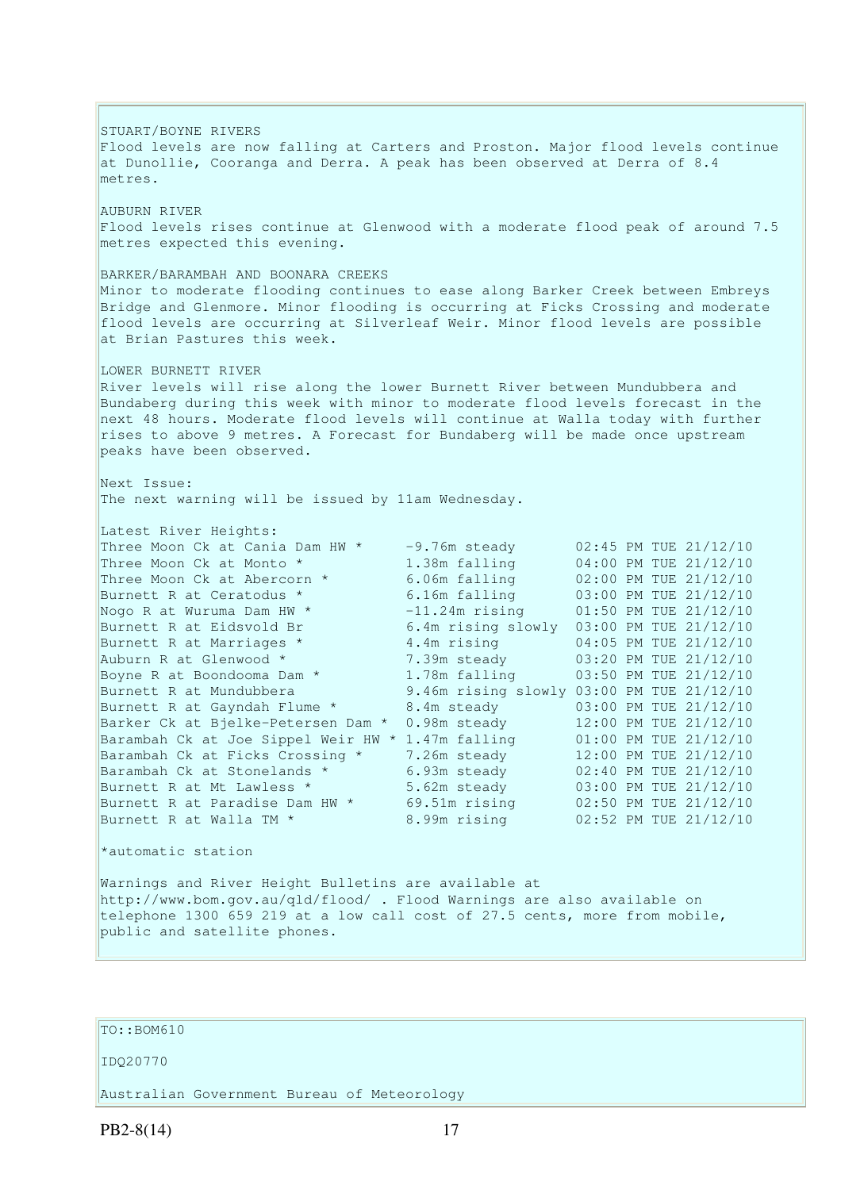STUART/BOYNE RIVERS
Flood levels are now falling at Carters and Proston. Major flood levels continue at Dunollie, Cooranga and Derra. A peak has been observed at Derra of 8.4 metres.

AUBURN RIVER
Flood levels rises continue at Glenwood with a moderate flood peak of around 7.5 metres expected this evening.

BARKER/BARAMBAH AND BOONARA CREEKS
Minor to moderate flooding continues to ease along Barker Creek between Embreys Bridge and Glenmore. Minor flooding is occurring at Ficks Crossing and moderate flood levels are occurring at Silverleaf Weir. Minor flood levels are possible at Brian Pastures this week.

LOWER BURNETT RIVER
River levels will rise along the lower Burnett River between Mundubbera and Bundaberg during this week with minor to moderate flood levels forecast in the next 48 hours. Moderate flood levels will continue at Walla today with further rises to above 9 metres. A Forecast for Bundaberg will be made once upstream peaks have been observed.

Next Issue:
The next warning will be issued by 11am Wednesday.

Latest River Heights:

| Station | Height | Time |
|---|---|---|
| Three Moon Ck at Cania Dam HW * | -9.76m steady | 02:45 PM TUE 21/12/10 |
| Three Moon Ck at Monto * | 1.38m falling | 04:00 PM TUE 21/12/10 |
| Three Moon Ck at Abercorn * | 6.06m falling | 02:00 PM TUE 21/12/10 |
| Burnett R at Ceratodus * | 6.16m falling | 03:00 PM TUE 21/12/10 |
| Nogo R at Wuruma Dam HW * | -11.24m rising | 01:50 PM TUE 21/12/10 |
| Burnett R at Eidsvold Br | 6.4m rising slowly | 03:00 PM TUE 21/12/10 |
| Burnett R at Marriages * | 4.4m rising | 04:05 PM TUE 21/12/10 |
| Auburn R at Glenwood * | 7.39m steady | 03:20 PM TUE 21/12/10 |
| Boyne R at Boondooma Dam * | 1.78m falling | 03:50 PM TUE 21/12/10 |
| Burnett R at Mundubbera | 9.46m rising slowly | 03:00 PM TUE 21/12/10 |
| Burnett R at Gayndah Flume * | 8.4m steady | 03:00 PM TUE 21/12/10 |
| Barker Ck at Bjelke-Petersen Dam * | 0.98m steady | 12:00 PM TUE 21/12/10 |
| Barambah Ck at Joe Sippel Weir HW * | 1.47m falling | 01:00 PM TUE 21/12/10 |
| Barambah Ck at Ficks Crossing * | 7.26m steady | 12:00 PM TUE 21/12/10 |
| Barambah Ck at Stonelands * | 6.93m steady | 02:40 PM TUE 21/12/10 |
| Burnett R at Mt Lawless * | 5.62m steady | 03:00 PM TUE 21/12/10 |
| Burnett R at Paradise Dam HW * | 69.51m rising | 02:50 PM TUE 21/12/10 |
| Burnett R at Walla TM * | 8.99m rising | 02:52 PM TUE 21/12/10 |

*automatic station

Warnings and River Height Bulletins are available at http://www.bom.gov.au/qld/flood/ . Flood Warnings are also available on telephone 1300 659 219 at a low call cost of 27.5 cents, more from mobile, public and satellite phones.

TO::BOM610

IDQ20770

Australian Government Bureau of Meteorology

PB2-8(14)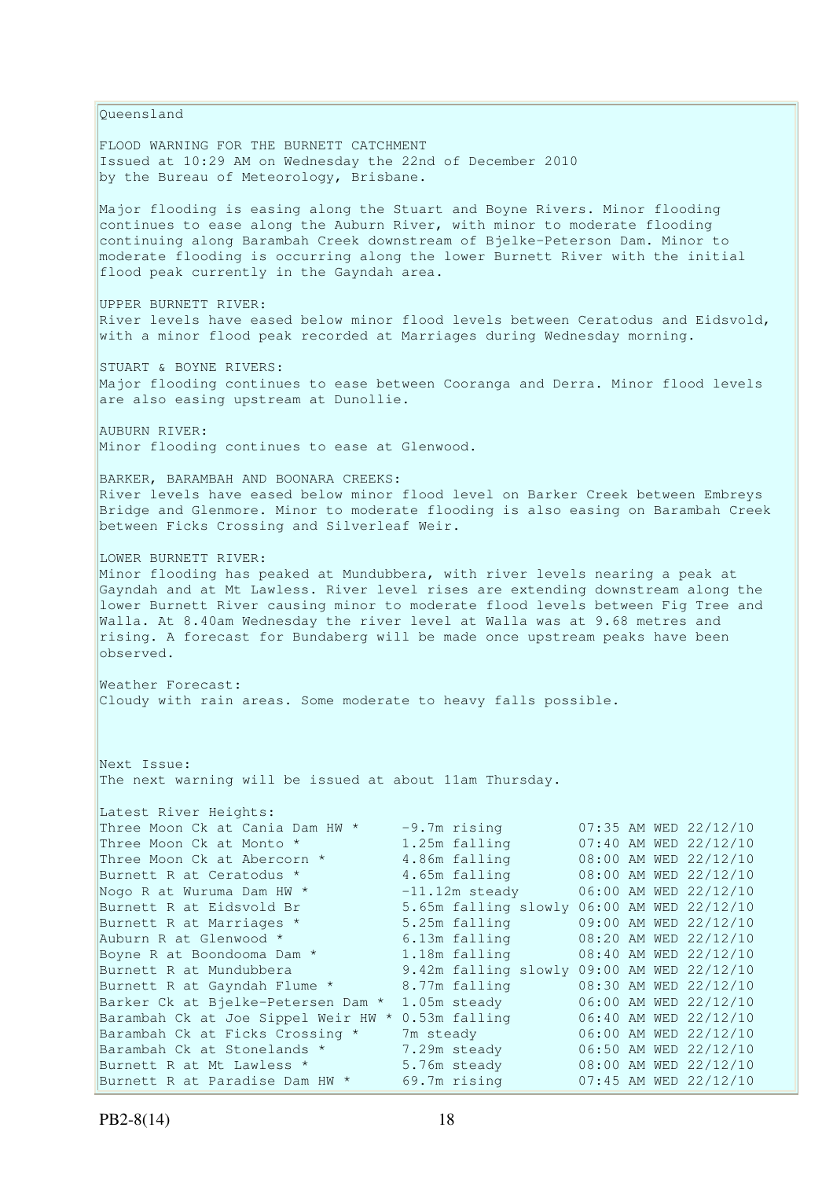Queensland

FLOOD WARNING FOR THE BURNETT CATCHMENT
Issued at 10:29 AM on Wednesday the 22nd of December 2010
by the Bureau of Meteorology, Brisbane.

Major flooding is easing along the Stuart and Boyne Rivers. Minor flooding continues to ease along the Auburn River, with minor to moderate flooding continuing along Barambah Creek downstream of Bjelke-Peterson Dam. Minor to moderate flooding is occurring along the lower Burnett River with the initial flood peak currently in the Gayndah area.

UPPER BURNETT RIVER:
River levels have eased below minor flood levels between Ceratodus and Eidsvold, with a minor flood peak recorded at Marriages during Wednesday morning.

STUART & BOYNE RIVERS:
Major flooding continues to ease between Cooranga and Derra. Minor flood levels are also easing upstream at Dunollie.

AUBURN RIVER:
Minor flooding continues to ease at Glenwood.

BARKER, BARAMBAH AND BOONARA CREEKS:
River levels have eased below minor flood level on Barker Creek between Embreys Bridge and Glenmore. Minor to moderate flooding is also easing on Barambah Creek between Ficks Crossing and Silverleaf Weir.

LOWER BURNETT RIVER:
Minor flooding has peaked at Mundubbera, with river levels nearing a peak at Gayndah and at Mt Lawless. River level rises are extending downstream along the lower Burnett River causing minor to moderate flood levels between Fig Tree and Walla. At 8.40am Wednesday the river level at Walla was at 9.68 metres and rising. A forecast for Bundaberg will be made once upstream peaks have been observed.

Weather Forecast:
Cloudy with rain areas. Some moderate to heavy falls possible.

Next Issue:
The next warning will be issued at about 11am Thursday.

Latest River Heights:

| Location | Height | Time |
|---|---|---|
| Three Moon Ck at Cania Dam HW * | -9.7m rising | 07:35 AM WED 22/12/10 |
| Three Moon Ck at Monto * | 1.25m falling | 07:40 AM WED 22/12/10 |
| Three Moon Ck at Abercorn * | 4.86m falling | 08:00 AM WED 22/12/10 |
| Burnett R at Ceratodus * | 4.65m falling | 08:00 AM WED 22/12/10 |
| Nogo R at Wuruma Dam HW * | -11.12m steady | 06:00 AM WED 22/12/10 |
| Burnett R at Eidsvold Br | 5.65m falling slowly | 06:00 AM WED 22/12/10 |
| Burnett R at Marriages * | 5.25m falling | 09:00 AM WED 22/12/10 |
| Auburn R at Glenwood * | 6.13m falling | 08:20 AM WED 22/12/10 |
| Boyne R at Boondooma Dam * | 1.18m falling | 08:40 AM WED 22/12/10 |
| Burnett R at Mundubbera | 9.42m falling slowly | 09:00 AM WED 22/12/10 |
| Burnett R at Gayndah Flume * | 8.77m falling | 08:30 AM WED 22/12/10 |
| Barker Ck at Bjelke-Petersen Dam * | 1.05m steady | 06:00 AM WED 22/12/10 |
| Barambah Ck at Joe Sippel Weir HW * | 0.53m falling | 06:40 AM WED 22/12/10 |
| Barambah Ck at Ficks Crossing * | 7m steady | 06:00 AM WED 22/12/10 |
| Barambah Ck at Stonelands * | 7.29m steady | 06:50 AM WED 22/12/10 |
| Burnett R at Mt Lawless * | 5.76m steady | 08:00 AM WED 22/12/10 |
| Burnett R at Paradise Dam HW * | 69.7m rising | 07:45 AM WED 22/12/10 |

PB2-8(14)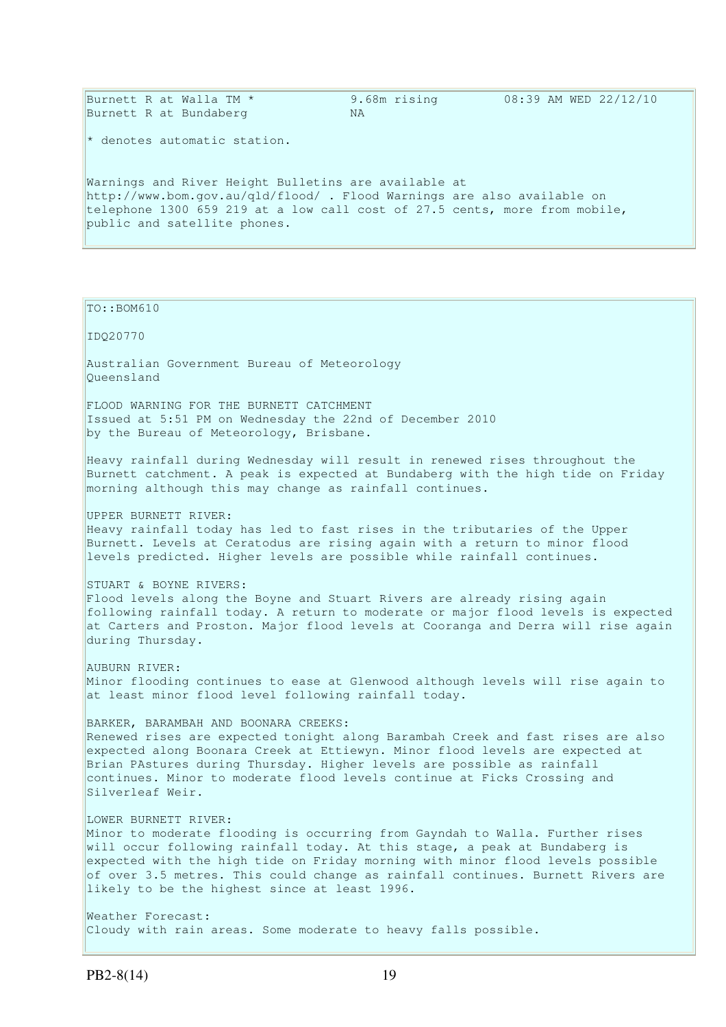```
Burnett R at Walla TM *             9.68m rising         08:39 AM WED 22/12/10
Burnett R at Bundaberg              NA
```

* denotes automatic station.

Warnings and River Height Bulletins are available at http://www.bom.gov.au/qld/flood/ . Flood Warnings are also available on telephone 1300 659 219 at a low call cost of 27.5 cents, more from mobile, public and satellite phones.

---

TO::BOM610

IDQ20770

Australian Government Bureau of Meteorology
Queensland

FLOOD WARNING FOR THE BURNETT CATCHMENT
Issued at 5:51 PM on Wednesday the 22nd of December 2010
by the Bureau of Meteorology, Brisbane.

Heavy rainfall during Wednesday will result in renewed rises throughout the Burnett catchment. A peak is expected at Bundaberg with the high tide on Friday morning although this may change as rainfall continues.

UPPER BURNETT RIVER:
Heavy rainfall today has led to fast rises in the tributaries of the Upper Burnett. Levels at Ceratodus are rising again with a return to minor flood levels predicted. Higher levels are possible while rainfall continues.

STUART & BOYNE RIVERS:
Flood levels along the Boyne and Stuart Rivers are already rising again following rainfall today. A return to moderate or major flood levels is expected at Carters and Proston. Major flood levels at Cooranga and Derra will rise again during Thursday.

AUBURN RIVER:
Minor flooding continues to ease at Glenwood although levels will rise again to at least minor flood level following rainfall today.

BARKER, BARAMBAH AND BOONARA CREEKS:
Renewed rises are expected tonight along Barambah Creek and fast rises are also expected along Boonara Creek at Ettiewyn. Minor flood levels are expected at Brian PAstures during Thursday. Higher levels are possible as rainfall continues. Minor to moderate flood levels continue at Ficks Crossing and Silverleaf Weir.

LOWER BURNETT RIVER:
Minor to moderate flooding is occurring from Gayndah to Walla. Further rises will occur following rainfall today. At this stage, a peak at Bundaberg is expected with the high tide on Friday morning with minor flood levels possible of over 3.5 metres. This could change as rainfall continues. Burnett Rivers are likely to be the highest since at least 1996.

Weather Forecast:
Cloudy with rain areas. Some moderate to heavy falls possible.

PB2-8(14)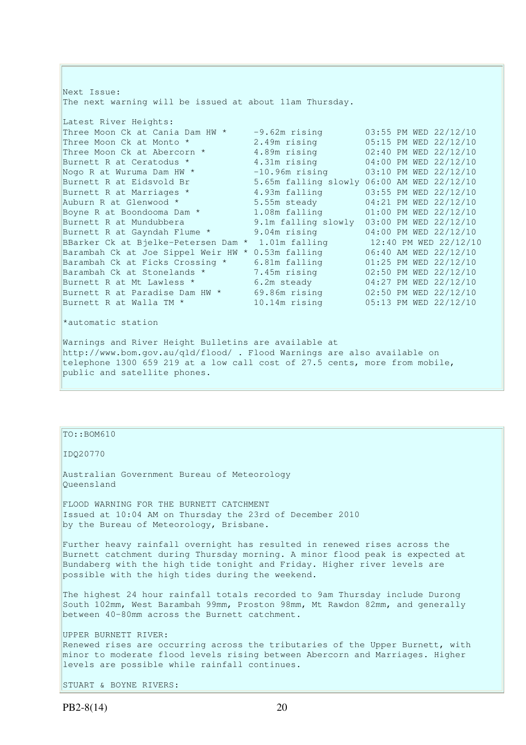Next Issue:
The next warning will be issued at about 11am Thursday.

Latest River Heights:

| Station | Height | Time |
|---|---|---|
| Three Moon Ck at Cania Dam HW * | -9.62m rising | 03:55 PM WED 22/12/10 |
| Three Moon Ck at Monto * | 2.49m rising | 05:15 PM WED 22/12/10 |
| Three Moon Ck at Abercorn * | 4.89m rising | 02:40 PM WED 22/12/10 |
| Burnett R at Ceratodus * | 4.31m rising | 04:00 PM WED 22/12/10 |
| Nogo R at Wuruma Dam HW * | -10.96m rising | 03:10 PM WED 22/12/10 |
| Burnett R at Eidsvold Br | 5.65m falling slowly | 06:00 AM WED 22/12/10 |
| Burnett R at Marriages * | 4.93m falling | 03:55 PM WED 22/12/10 |
| Auburn R at Glenwood * | 5.55m steady | 04:21 PM WED 22/12/10 |
| Boyne R at Boondooma Dam * | 1.08m falling | 01:00 PM WED 22/12/10 |
| Burnett R at Mundubbera | 9.1m falling slowly | 03:00 PM WED 22/12/10 |
| Burnett R at Gayndah Flume * | 9.04m rising | 04:00 PM WED 22/12/10 |
| BBarker Ck at Bjelke-Petersen Dam * | 1.01m falling | 12:40 PM WED 22/12/10 |
| Barambah Ck at Joe Sippel Weir HW * | 0.53m falling | 06:40 AM WED 22/12/10 |
| Barambah Ck at Ficks Crossing * | 6.81m falling | 01:25 PM WED 22/12/10 |
| Barambah Ck at Stonelands * | 7.45m rising | 02:50 PM WED 22/12/10 |
| Burnett R at Mt Lawless * | 6.2m steady | 04:27 PM WED 22/12/10 |
| Burnett R at Paradise Dam HW * | 69.86m rising | 02:50 PM WED 22/12/10 |
| Burnett R at Walla TM * | 10.14m rising | 05:13 PM WED 22/12/10 |

*automatic station

Warnings and River Height Bulletins are available at http://www.bom.gov.au/qld/flood/ . Flood Warnings are also available on telephone 1300 659 219 at a low call cost of 27.5 cents, more from mobile, public and satellite phones.

TO::BOM610

IDQ20770

Australian Government Bureau of Meteorology
Queensland

FLOOD WARNING FOR THE BURNETT CATCHMENT
Issued at 10:04 AM on Thursday the 23rd of December 2010
by the Bureau of Meteorology, Brisbane.

Further heavy rainfall overnight has resulted in renewed rises across the Burnett catchment during Thursday morning. A minor flood peak is expected at Bundaberg with the high tide tonight and Friday. Higher river levels are possible with the high tides during the weekend.

The highest 24 hour rainfall totals recorded to 9am Thursday include Durong South 102mm, West Barambah 99mm, Proston 98mm, Mt Rawdon 82mm, and generally between 40-80mm across the Burnett catchment.

UPPER BURNETT RIVER:
Renewed rises are occurring across the tributaries of the Upper Burnett, with minor to moderate flood levels rising between Abercorn and Marriages. Higher levels are possible while rainfall continues.

STUART & BOYNE RIVERS: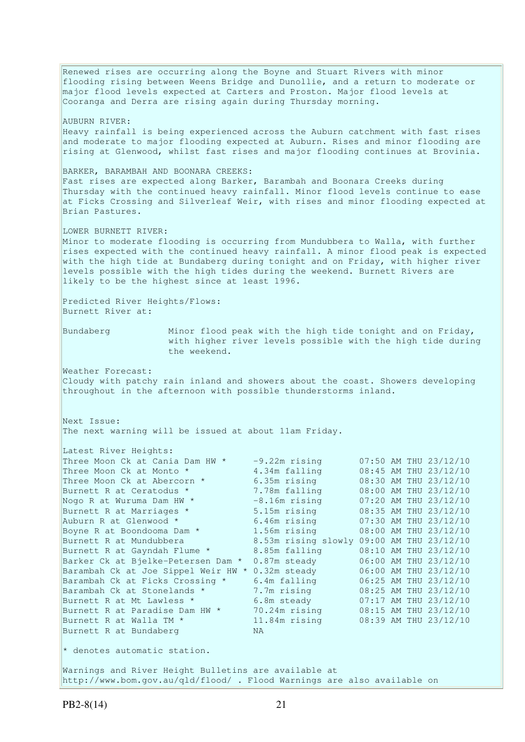Renewed rises are occurring along the Boyne and Stuart Rivers with minor flooding rising between Weens Bridge and Dunollie, and a return to moderate or major flood levels expected at Carters and Proston. Major flood levels at Cooranga and Derra are rising again during Thursday morning.

AUBURN RIVER:
Heavy rainfall is being experienced across the Auburn catchment with fast rises and moderate to major flooding expected at Auburn. Rises and minor flooding are rising at Glenwood, whilst fast rises and major flooding continues at Brovinia.

BARKER, BARAMBAH AND BOONARA CREEKS:
Fast rises are expected along Barker, Barambah and Boonara Creeks during Thursday with the continued heavy rainfall. Minor flood levels continue to ease at Ficks Crossing and Silverleaf Weir, with rises and minor flooding expected at Brian Pastures.

LOWER BURNETT RIVER:
Minor to moderate flooding is occurring from Mundubbera to Walla, with further rises expected with the continued heavy rainfall. A minor flood peak is expected with the high tide at Bundaberg during tonight and on Friday, with higher river levels possible with the high tides during the weekend. Burnett Rivers are likely to be the highest since at least 1996.

Predicted River Heights/Flows:
Burnett River at:

| | |
|---|---|
| Bundaberg | Minor flood peak with the high tide tonight and on Friday, with higher river levels possible with the high tide during the weekend. |

Weather Forecast:
Cloudy with patchy rain inland and showers about the coast. Showers developing throughout in the afternoon with possible thunderstorms inland.

Next Issue:
The next warning will be issued at about 11am Friday.

Latest River Heights:

| Station | Height | Time |
|---|---|---|
| Three Moon Ck at Cania Dam HW * | -9.22m rising | 07:50 AM THU 23/12/10 |
| Three Moon Ck at Monto * | 4.34m falling | 08:45 AM THU 23/12/10 |
| Three Moon Ck at Abercorn * | 6.35m rising | 08:30 AM THU 23/12/10 |
| Burnett R at Ceratodus * | 7.78m falling | 08:00 AM THU 23/12/10 |
| Nogo R at Wuruma Dam HW * | -8.16m rising | 07:20 AM THU 23/12/10 |
| Burnett R at Marriages * | 5.15m rising | 08:35 AM THU 23/12/10 |
| Auburn R at Glenwood * | 6.46m rising | 07:30 AM THU 23/12/10 |
| Boyne R at Boondooma Dam * | 1.56m rising | 08:00 AM THU 23/12/10 |
| Burnett R at Mundubbera | 8.53m rising slowly | 09:00 AM THU 23/12/10 |
| Burnett R at Gayndah Flume * | 8.85m falling | 08:10 AM THU 23/12/10 |
| Barker Ck at Bjelke-Petersen Dam * | 0.87m steady | 06:00 AM THU 23/12/10 |
| Barambah Ck at Joe Sippel Weir HW * | 0.32m steady | 06:00 AM THU 23/12/10 |
| Barambah Ck at Ficks Crossing * | 6.4m falling | 06:25 AM THU 23/12/10 |
| Barambah Ck at Stonelands * | 7.7m rising | 08:25 AM THU 23/12/10 |
| Burnett R at Mt Lawless * | 6.8m steady | 07:17 AM THU 23/12/10 |
| Burnett R at Paradise Dam HW * | 70.24m rising | 08:15 AM THU 23/12/10 |
| Burnett R at Walla TM * | 11.84m rising | 08:39 AM THU 23/12/10 |
| Burnett R at Bundaberg | NA | |

* denotes automatic station.

Warnings and River Height Bulletins are available at http://www.bom.gov.au/qld/flood/ . Flood Warnings are also available on

PB2-8(14)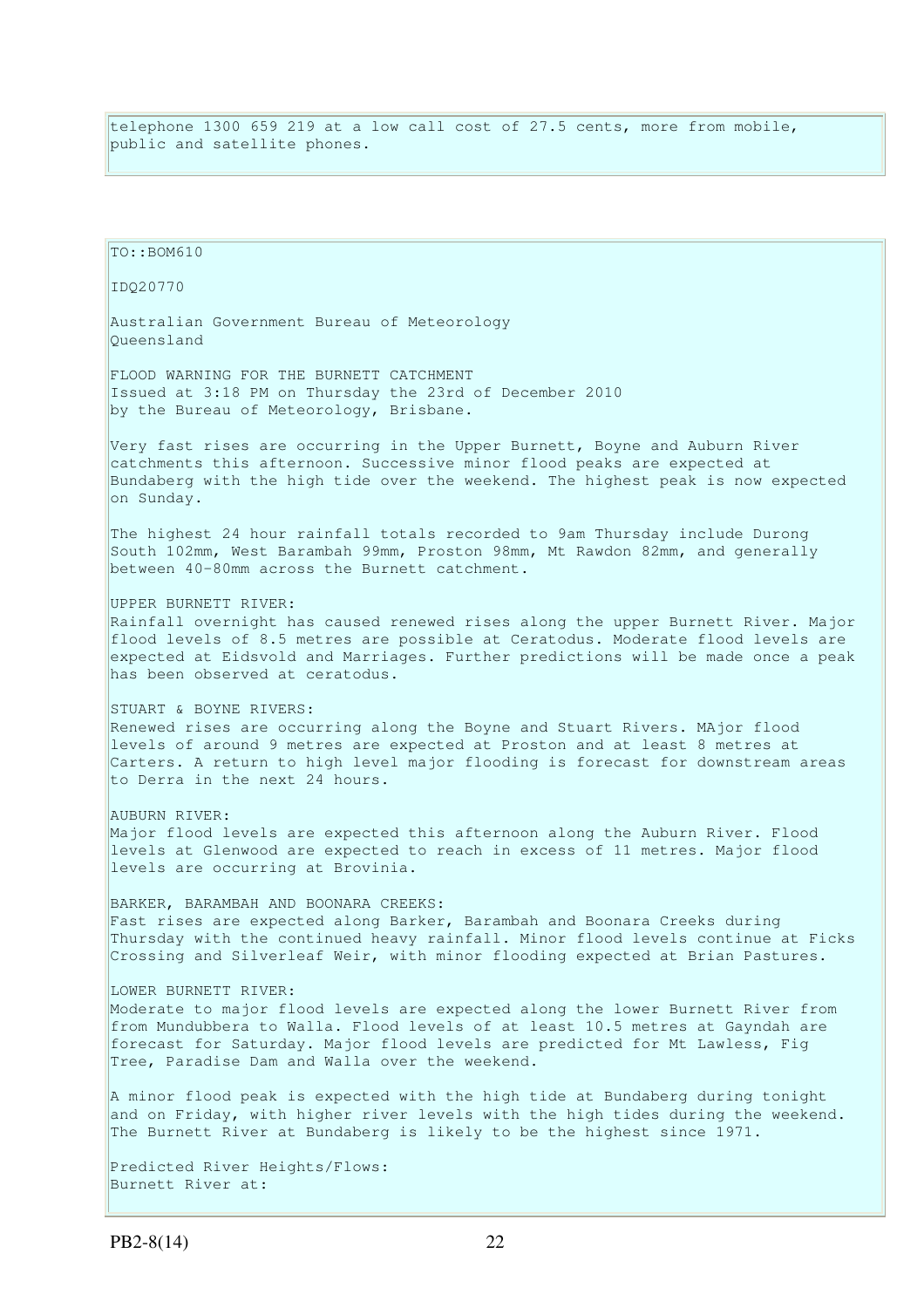telephone 1300 659 219 at a low call cost of 27.5 cents, more from mobile, public and satellite phones.

TO::BOM610

IDQ20770

Australian Government Bureau of Meteorology
Queensland

FLOOD WARNING FOR THE BURNETT CATCHMENT
Issued at 3:18 PM on Thursday the 23rd of December 2010
by the Bureau of Meteorology, Brisbane.

Very fast rises are occurring in the Upper Burnett, Boyne and Auburn River catchments this afternoon. Successive minor flood peaks are expected at Bundaberg with the high tide over the weekend. The highest peak is now expected on Sunday.

The highest 24 hour rainfall totals recorded to 9am Thursday include Durong South 102mm, West Barambah 99mm, Proston 98mm, Mt Rawdon 82mm, and generally between 40-80mm across the Burnett catchment.

UPPER BURNETT RIVER:
Rainfall overnight has caused renewed rises along the upper Burnett River. Major flood levels of 8.5 metres are possible at Ceratodus. Moderate flood levels are expected at Eidsvold and Marriages. Further predictions will be made once a peak has been observed at ceratodus.

STUART & BOYNE RIVERS:
Renewed rises are occurring along the Boyne and Stuart Rivers. MAjor flood levels of around 9 metres are expected at Proston and at least 8 metres at Carters. A return to high level major flooding is forecast for downstream areas to Derra in the next 24 hours.

AUBURN RIVER:
Major flood levels are expected this afternoon along the Auburn River. Flood levels at Glenwood are expected to reach in excess of 11 metres. Major flood levels are occurring at Brovinia.

BARKER, BARAMBAH AND BOONARA CREEKS:
Fast rises are expected along Barker, Barambah and Boonara Creeks during Thursday with the continued heavy rainfall. Minor flood levels continue at Ficks Crossing and Silverleaf Weir, with minor flooding expected at Brian Pastures.

LOWER BURNETT RIVER:
Moderate to major flood levels are expected along the lower Burnett River from from Mundubbera to Walla. Flood levels of at least 10.5 metres at Gayndah are forecast for Saturday. Major flood levels are predicted for Mt Lawless, Fig Tree, Paradise Dam and Walla over the weekend.

A minor flood peak is expected with the high tide at Bundaberg during tonight and on Friday, with higher river levels with the high tides during the weekend. The Burnett River at Bundaberg is likely to be the highest since 1971.

Predicted River Heights/Flows:
Burnett River at: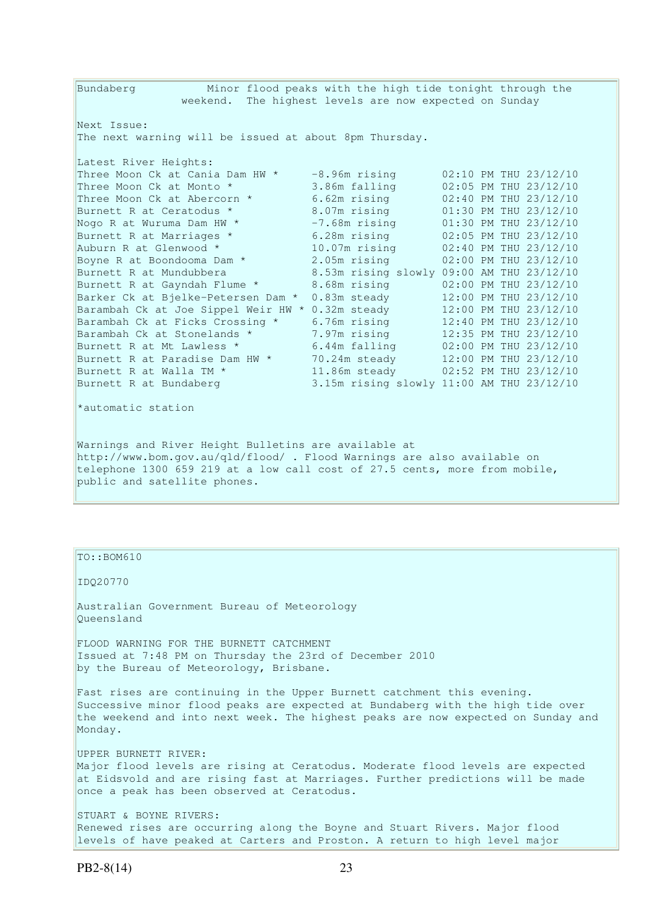Bundaberg           Minor flood peaks with the high tide tonight through the weekend.  The highest levels are now expected on Sunday

Next Issue:
The next warning will be issued at about 8pm Thursday.

Latest River Heights:

| Location | Height | Time |
|---|---|---|
| Three Moon Ck at Cania Dam HW * | -8.96m rising | 02:10 PM THU 23/12/10 |
| Three Moon Ck at Monto * | 3.86m falling | 02:05 PM THU 23/12/10 |
| Three Moon Ck at Abercorn * | 6.62m rising | 02:40 PM THU 23/12/10 |
| Burnett R at Ceratodus * | 8.07m rising | 01:30 PM THU 23/12/10 |
| Nogo R at Wuruma Dam HW * | -7.68m rising | 01:30 PM THU 23/12/10 |
| Burnett R at Marriages * | 6.28m rising | 02:05 PM THU 23/12/10 |
| Auburn R at Glenwood * | 10.07m rising | 02:40 PM THU 23/12/10 |
| Boyne R at Boondooma Dam * | 2.05m rising | 02:00 PM THU 23/12/10 |
| Burnett R at Mundubbera | 8.53m rising slowly | 09:00 AM THU 23/12/10 |
| Burnett R at Gayndah Flume * | 8.68m rising | 02:00 PM THU 23/12/10 |
| Barker Ck at Bjelke-Petersen Dam * | 0.83m steady | 12:00 PM THU 23/12/10 |
| Barambah Ck at Joe Sippel Weir HW * | 0.32m steady | 12:00 PM THU 23/12/10 |
| Barambah Ck at Ficks Crossing * | 6.76m rising | 12:40 PM THU 23/12/10 |
| Barambah Ck at Stonelands * | 7.97m rising | 12:35 PM THU 23/12/10 |
| Burnett R at Mt Lawless * | 6.44m falling | 02:00 PM THU 23/12/10 |
| Burnett R at Paradise Dam HW * | 70.24m steady | 12:00 PM THU 23/12/10 |
| Burnett R at Walla TM * | 11.86m steady | 02:52 PM THU 23/12/10 |
| Burnett R at Bundaberg | 3.15m rising slowly | 11:00 AM THU 23/12/10 |

*automatic station

Warnings and River Height Bulletins are available at http://www.bom.gov.au/qld/flood/ . Flood Warnings are also available on telephone 1300 659 219 at a low call cost of 27.5 cents, more from mobile, public and satellite phones.

TO::BOM610

IDQ20770

Australian Government Bureau of Meteorology
Queensland

FLOOD WARNING FOR THE BURNETT CATCHMENT
Issued at 7:48 PM on Thursday the 23rd of December 2010
by the Bureau of Meteorology, Brisbane.

Fast rises are continuing in the Upper Burnett catchment this evening. Successive minor flood peaks are expected at Bundaberg with the high tide over the weekend and into next week. The highest peaks are now expected on Sunday and Monday.

UPPER BURNETT RIVER:
Major flood levels are rising at Ceratodus. Moderate flood levels are expected at Eidsvold and are rising fast at Marriages. Further predictions will be made once a peak has been observed at Ceratodus.

STUART & BOYNE RIVERS:
Renewed rises are occurring along the Boyne and Stuart Rivers. Major flood levels of have peaked at Carters and Proston. A return to high level major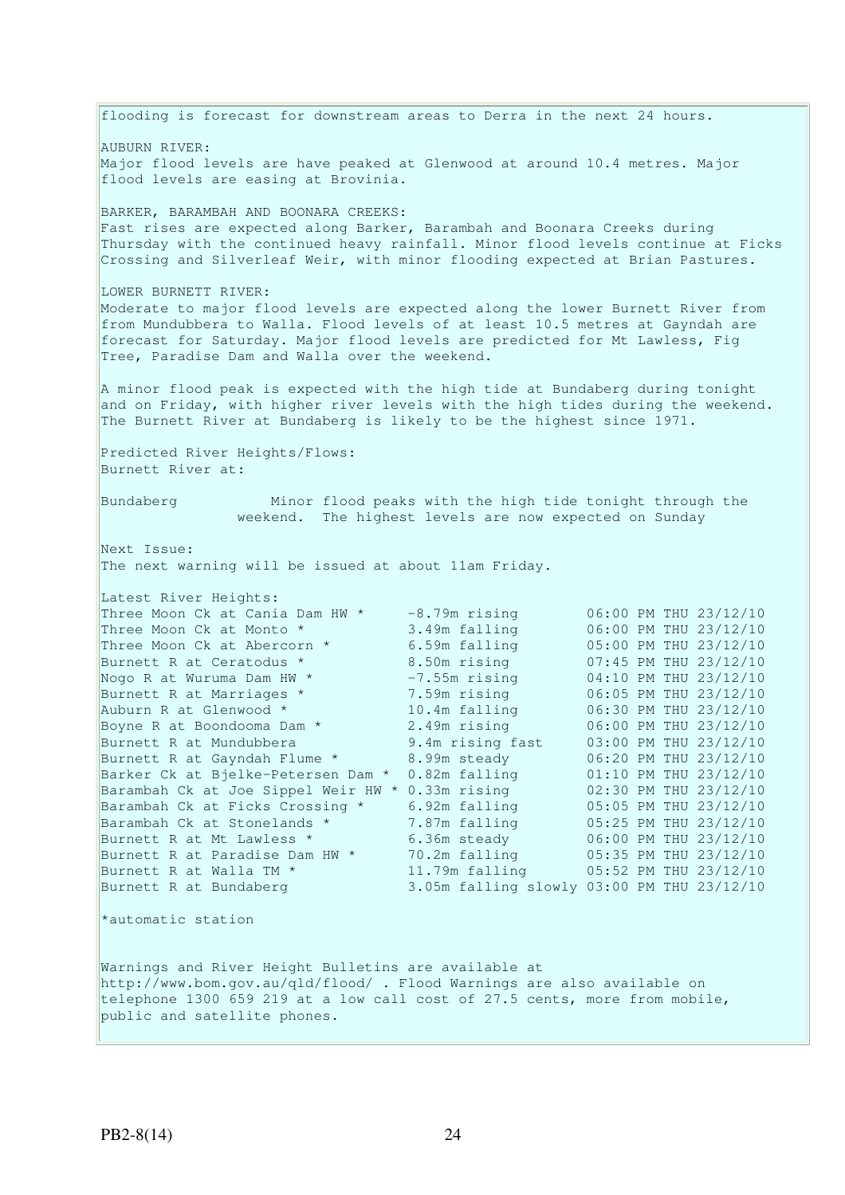flooding is forecast for downstream areas to Derra in the next 24 hours.

AUBURN RIVER:
Major flood levels are have peaked at Glenwood at around 10.4 metres. Major flood levels are easing at Brovinia.

BARKER, BARAMBAH AND BOONARA CREEKS:
Fast rises are expected along Barker, Barambah and Boonara Creeks during Thursday with the continued heavy rainfall. Minor flood levels continue at Ficks Crossing and Silverleaf Weir, with minor flooding expected at Brian Pastures.

LOWER BURNETT RIVER:
Moderate to major flood levels are expected along the lower Burnett River from from Mundubbera to Walla. Flood levels of at least 10.5 metres at Gayndah are forecast for Saturday. Major flood levels are predicted for Mt Lawless, Fig Tree, Paradise Dam and Walla over the weekend.

A minor flood peak is expected with the high tide at Bundaberg during tonight and on Friday, with higher river levels with the high tides during the weekend. The Burnett River at Bundaberg is likely to be the highest since 1971.

Predicted River Heights/Flows:
Burnett River at:

Bundaberg Minor flood peaks with the high tide tonight through the weekend. The highest levels are now expected on Sunday

Next Issue:
The next warning will be issued at about 11am Friday.

Latest River Heights:

| Station | Height | Time |
|---|---|---|
| Three Moon Ck at Cania Dam HW * | -8.79m rising | 06:00 PM THU 23/12/10 |
| Three Moon Ck at Monto * | 3.49m falling | 06:00 PM THU 23/12/10 |
| Three Moon Ck at Abercorn * | 6.59m falling | 05:00 PM THU 23/12/10 |
| Burnett R at Ceratodus * | 8.50m rising | 07:45 PM THU 23/12/10 |
| Nogo R at Wuruma Dam HW * | -7.55m rising | 04:10 PM THU 23/12/10 |
| Burnett R at Marriages * | 7.59m rising | 06:05 PM THU 23/12/10 |
| Auburn R at Glenwood * | 10.4m falling | 06:30 PM THU 23/12/10 |
| Boyne R at Boondooma Dam * | 2.49m rising | 06:00 PM THU 23/12/10 |
| Burnett R at Mundubbera | 9.4m rising fast | 03:00 PM THU 23/12/10 |
| Burnett R at Gayndah Flume * | 8.99m steady | 06:20 PM THU 23/12/10 |
| Barker Ck at Bjelke-Petersen Dam * | 0.82m falling | 01:10 PM THU 23/12/10 |
| Barambah Ck at Joe Sippel Weir HW * | 0.33m rising | 02:30 PM THU 23/12/10 |
| Barambah Ck at Ficks Crossing * | 6.92m falling | 05:05 PM THU 23/12/10 |
| Barambah Ck at Stonelands * | 7.87m falling | 05:25 PM THU 23/12/10 |
| Burnett R at Mt Lawless * | 6.36m steady | 06:00 PM THU 23/12/10 |
| Burnett R at Paradise Dam HW * | 70.2m falling | 05:35 PM THU 23/12/10 |
| Burnett R at Walla TM * | 11.79m falling | 05:52 PM THU 23/12/10 |
| Burnett R at Bundaberg | 3.05m falling slowly | 03:00 PM THU 23/12/10 |

*automatic station

Warnings and River Height Bulletins are available at http://www.bom.gov.au/qld/flood/ . Flood Warnings are also available on telephone 1300 659 219 at a low call cost of 27.5 cents, more from mobile, public and satellite phones.

PB2-8(14)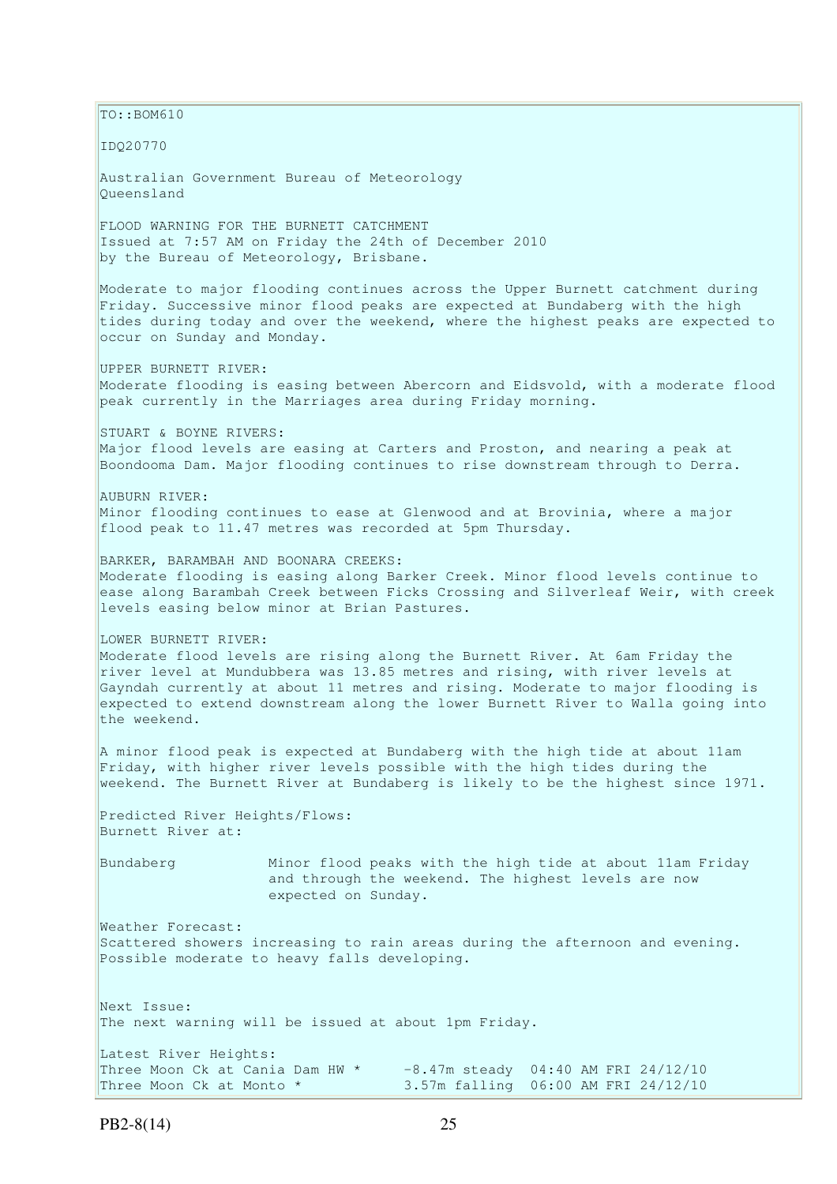TO::BOM610

IDQ20770

Australian Government Bureau of Meteorology
Queensland

FLOOD WARNING FOR THE BURNETT CATCHMENT
Issued at 7:57 AM on Friday the 24th of December 2010
by the Bureau of Meteorology, Brisbane.

Moderate to major flooding continues across the Upper Burnett catchment during Friday. Successive minor flood peaks are expected at Bundaberg with the high tides during today and over the weekend, where the highest peaks are expected to occur on Sunday and Monday.

UPPER BURNETT RIVER:
Moderate flooding is easing between Abercorn and Eidsvold, with a moderate flood peak currently in the Marriages area during Friday morning.

STUART & BOYNE RIVERS:
Major flood levels are easing at Carters and Proston, and nearing a peak at Boondooma Dam. Major flooding continues to rise downstream through to Derra.

AUBURN RIVER:
Minor flooding continues to ease at Glenwood and at Brovinia, where a major flood peak to 11.47 metres was recorded at 5pm Thursday.

BARKER, BARAMBAH AND BOONARA CREEKS:
Moderate flooding is easing along Barker Creek. Minor flood levels continue to ease along Barambah Creek between Ficks Crossing and Silverleaf Weir, with creek levels easing below minor at Brian Pastures.

LOWER BURNETT RIVER:
Moderate flood levels are rising along the Burnett River. At 6am Friday the river level at Mundubbera was 13.85 metres and rising, with river levels at Gayndah currently at about 11 metres and rising. Moderate to major flooding is expected to extend downstream along the lower Burnett River to Walla going into the weekend.

A minor flood peak is expected at Bundaberg with the high tide at about 11am Friday, with higher river levels possible with the high tides during the weekend. The Burnett River at Bundaberg is likely to be the highest since 1971.

Predicted River Heights/Flows:
Burnett River at:

```
Bundaberg           Minor flood peaks with the high tide at about 11am Friday
                    and through the weekend. The highest levels are now
                    expected on Sunday.
```

Weather Forecast:
Scattered showers increasing to rain areas during the afternoon and evening.
Possible moderate to heavy falls developing.

Next Issue:
The next warning will be issued at about 1pm Friday.

Latest River Heights:

```
Three Moon Ck at Cania Dam HW *     -8.47m steady  04:40 AM FRI 24/12/10
Three Moon Ck at Monto *            3.57m falling  06:00 AM FRI 24/12/10
```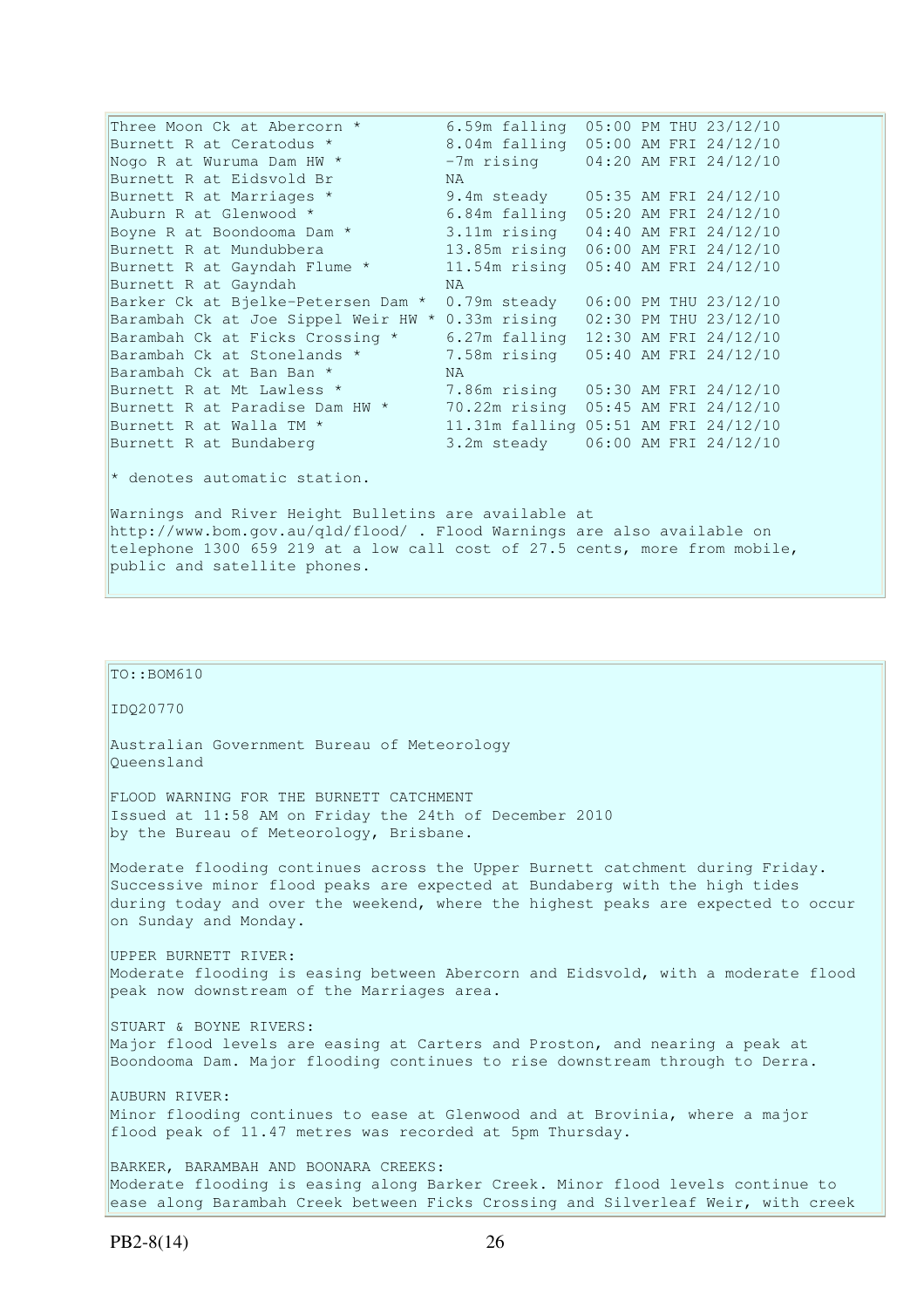| | | |
|---|---|---|
| Three Moon Ck at Abercorn * | 6.59m falling | 05:00 PM THU 23/12/10 |
| Burnett R at Ceratodus * | 8.04m falling | 05:00 AM FRI 24/12/10 |
| Nogo R at Wuruma Dam HW * | -7m rising | 04:20 AM FRI 24/12/10 |
| Burnett R at Eidsvold Br | NA | |
| Burnett R at Marriages * | 9.4m steady | 05:35 AM FRI 24/12/10 |
| Auburn R at Glenwood * | 6.84m falling | 05:20 AM FRI 24/12/10 |
| Boyne R at Boondooma Dam * | 3.11m rising | 04:40 AM FRI 24/12/10 |
| Burnett R at Mundubbera | 13.85m rising | 06:00 AM FRI 24/12/10 |
| Burnett R at Gayndah Flume * | 11.54m rising | 05:40 AM FRI 24/12/10 |
| Burnett R at Gayndah | NA | |
| Barker Ck at Bjelke-Petersen Dam * | 0.79m steady | 06:00 PM THU 23/12/10 |
| Barambah Ck at Joe Sippel Weir HW * | 0.33m rising | 02:30 PM THU 23/12/10 |
| Barambah Ck at Ficks Crossing * | 6.27m falling | 12:30 AM FRI 24/12/10 |
| Barambah Ck at Stonelands * | 7.58m rising | 05:40 AM FRI 24/12/10 |
| Barambah Ck at Ban Ban * | NA | |
| Burnett R at Mt Lawless * | 7.86m rising | 05:30 AM FRI 24/12/10 |
| Burnett R at Paradise Dam HW * | 70.22m rising | 05:45 AM FRI 24/12/10 |
| Burnett R at Walla TM * | 11.31m falling | 05:51 AM FRI 24/12/10 |
| Burnett R at Bundaberg | 3.2m steady | 06:00 AM FRI 24/12/10 |

* denotes automatic station.

Warnings and River Height Bulletins are available at http://www.bom.gov.au/qld/flood/ . Flood Warnings are also available on telephone 1300 659 219 at a low call cost of 27.5 cents, more from mobile, public and satellite phones.

TO::BOM610

IDQ20770

Australian Government Bureau of Meteorology
Queensland

FLOOD WARNING FOR THE BURNETT CATCHMENT
Issued at 11:58 AM on Friday the 24th of December 2010
by the Bureau of Meteorology, Brisbane.

Moderate flooding continues across the Upper Burnett catchment during Friday. Successive minor flood peaks are expected at Bundaberg with the high tides during today and over the weekend, where the highest peaks are expected to occur on Sunday and Monday.

UPPER BURNETT RIVER:
Moderate flooding is easing between Abercorn and Eidsvold, with a moderate flood peak now downstream of the Marriages area.

STUART & BOYNE RIVERS:
Major flood levels are easing at Carters and Proston, and nearing a peak at Boondooma Dam. Major flooding continues to rise downstream through to Derra.

AUBURN RIVER:
Minor flooding continues to ease at Glenwood and at Brovinia, where a major flood peak of 11.47 metres was recorded at 5pm Thursday.

BARKER, BARAMBAH AND BOONARA CREEKS:
Moderate flooding is easing along Barker Creek. Minor flood levels continue to ease along Barambah Creek between Ficks Crossing and Silverleaf Weir, with creek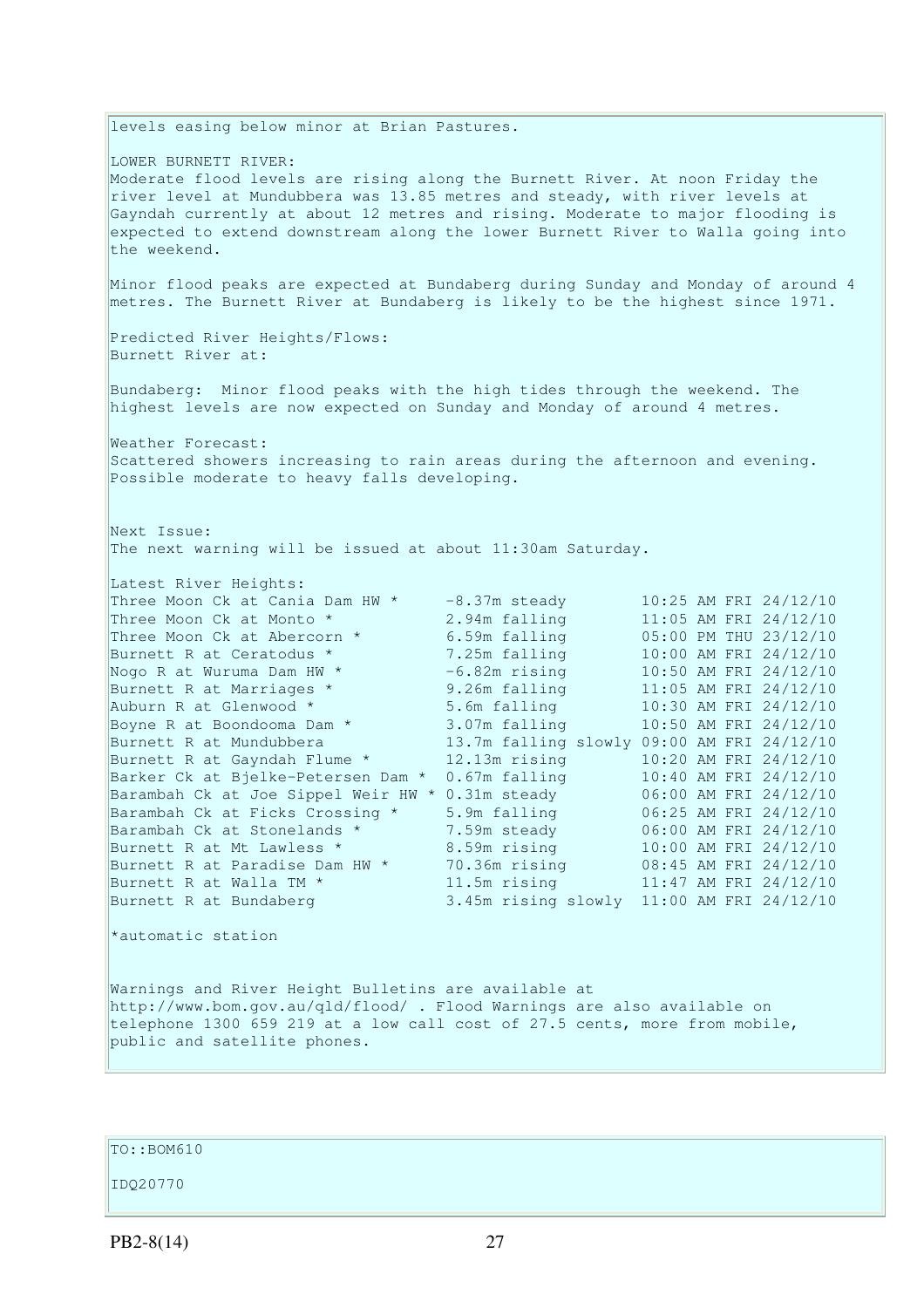levels easing below minor at Brian Pastures.

LOWER BURNETT RIVER:
Moderate flood levels are rising along the Burnett River. At noon Friday the river level at Mundubbera was 13.85 metres and steady, with river levels at Gayndah currently at about 12 metres and rising. Moderate to major flooding is expected to extend downstream along the lower Burnett River to Walla going into the weekend.

Minor flood peaks are expected at Bundaberg during Sunday and Monday of around 4 metres. The Burnett River at Bundaberg is likely to be the highest since 1971.

Predicted River Heights/Flows:
Burnett River at:

Bundaberg: Minor flood peaks with the high tides through the weekend. The highest levels are now expected on Sunday and Monday of around 4 metres.

Weather Forecast:
Scattered showers increasing to rain areas during the afternoon and evening. Possible moderate to heavy falls developing.

Next Issue:
The next warning will be issued at about 11:30am Saturday.

Latest River Heights:

| Station | Height | Time |
|---|---|---|
| Three Moon Ck at Cania Dam HW * | -8.37m steady | 10:25 AM FRI 24/12/10 |
| Three Moon Ck at Monto * | 2.94m falling | 11:05 AM FRI 24/12/10 |
| Three Moon Ck at Abercorn * | 6.59m falling | 05:00 PM THU 23/12/10 |
| Burnett R at Ceratodus * | 7.25m falling | 10:00 AM FRI 24/12/10 |
| Nogo R at Wuruma Dam HW * | -6.82m rising | 10:50 AM FRI 24/12/10 |
| Burnett R at Marriages * | 9.26m falling | 11:05 AM FRI 24/12/10 |
| Auburn R at Glenwood * | 5.6m falling | 10:30 AM FRI 24/12/10 |
| Boyne R at Boondooma Dam * | 3.07m falling | 10:50 AM FRI 24/12/10 |
| Burnett R at Mundubbera | 13.7m falling slowly | 09:00 AM FRI 24/12/10 |
| Burnett R at Gayndah Flume * | 12.13m rising | 10:20 AM FRI 24/12/10 |
| Barker Ck at Bjelke-Petersen Dam * | 0.67m falling | 10:40 AM FRI 24/12/10 |
| Barambah Ck at Joe Sippel Weir HW * | 0.31m steady | 06:00 AM FRI 24/12/10 |
| Barambah Ck at Ficks Crossing * | 5.9m falling | 06:25 AM FRI 24/12/10 |
| Barambah Ck at Stonelands * | 7.59m steady | 06:00 AM FRI 24/12/10 |
| Burnett R at Mt Lawless * | 8.59m rising | 10:00 AM FRI 24/12/10 |
| Burnett R at Paradise Dam HW * | 70.36m rising | 08:45 AM FRI 24/12/10 |
| Burnett R at Walla TM * | 11.5m rising | 11:47 AM FRI 24/12/10 |
| Burnett R at Bundaberg | 3.45m rising slowly | 11:00 AM FRI 24/12/10 |

*automatic station

Warnings and River Height Bulletins are available at http://www.bom.gov.au/qld/flood/ . Flood Warnings are also available on telephone 1300 659 219 at a low call cost of 27.5 cents, more from mobile, public and satellite phones.

TO::BOM610

IDQ20770

PB2-8(14)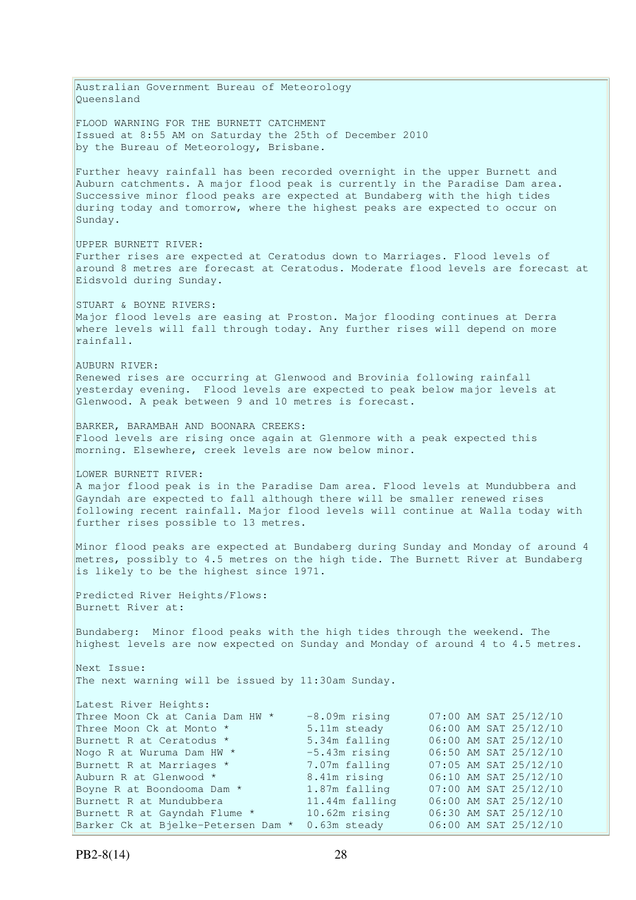Australian Government Bureau of Meteorology
Queensland

FLOOD WARNING FOR THE BURNETT CATCHMENT
Issued at 8:55 AM on Saturday the 25th of December 2010
by the Bureau of Meteorology, Brisbane.

Further heavy rainfall has been recorded overnight in the upper Burnett and Auburn catchments. A major flood peak is currently in the Paradise Dam area. Successive minor flood peaks are expected at Bundaberg with the high tides during today and tomorrow, where the highest peaks are expected to occur on Sunday.

UPPER BURNETT RIVER:
Further rises are expected at Ceratodus down to Marriages. Flood levels of around 8 metres are forecast at Ceratodus. Moderate flood levels are forecast at Eidsvold during Sunday.

STUART & BOYNE RIVERS:
Major flood levels are easing at Proston. Major flooding continues at Derra where levels will fall through today. Any further rises will depend on more rainfall.

AUBURN RIVER:
Renewed rises are occurring at Glenwood and Brovinia following rainfall yesterday evening. Flood levels are expected to peak below major levels at Glenwood. A peak between 9 and 10 metres is forecast.

BARKER, BARAMBAH AND BOONARA CREEKS:
Flood levels are rising once again at Glenmore with a peak expected this morning. Elsewhere, creek levels are now below minor.

LOWER BURNETT RIVER:
A major flood peak is in the Paradise Dam area. Flood levels at Mundubbera and Gayndah are expected to fall although there will be smaller renewed rises following recent rainfall. Major flood levels will continue at Walla today with further rises possible to 13 metres.

Minor flood peaks are expected at Bundaberg during Sunday and Monday of around 4 metres, possibly to 4.5 metres on the high tide. The Burnett River at Bundaberg is likely to be the highest since 1971.

Predicted River Heights/Flows:
Burnett River at:

Bundaberg: Minor flood peaks with the high tides through the weekend. The highest levels are now expected on Sunday and Monday of around 4 to 4.5 metres.

Next Issue:
The next warning will be issued by 11:30am Sunday.

Latest River Heights:

| Location | Height | Time |
|---|---|---|
| Three Moon Ck at Cania Dam HW * | -8.09m rising | 07:00 AM SAT 25/12/10 |
| Three Moon Ck at Monto * | 5.11m steady | 06:00 AM SAT 25/12/10 |
| Burnett R at Ceratodus * | 5.34m falling | 06:00 AM SAT 25/12/10 |
| Nogo R at Wuruma Dam HW * | -5.43m rising | 06:50 AM SAT 25/12/10 |
| Burnett R at Marriages * | 7.07m falling | 07:05 AM SAT 25/12/10 |
| Auburn R at Glenwood * | 8.41m rising | 06:10 AM SAT 25/12/10 |
| Boyne R at Boondooma Dam * | 1.87m falling | 07:00 AM SAT 25/12/10 |
| Burnett R at Mundubbera | 11.44m falling | 06:00 AM SAT 25/12/10 |
| Burnett R at Gayndah Flume * | 10.62m rising | 06:30 AM SAT 25/12/10 |
| Barker Ck at Bjelke-Petersen Dam * | 0.63m steady | 06:00 AM SAT 25/12/10 |

PB2-8(14)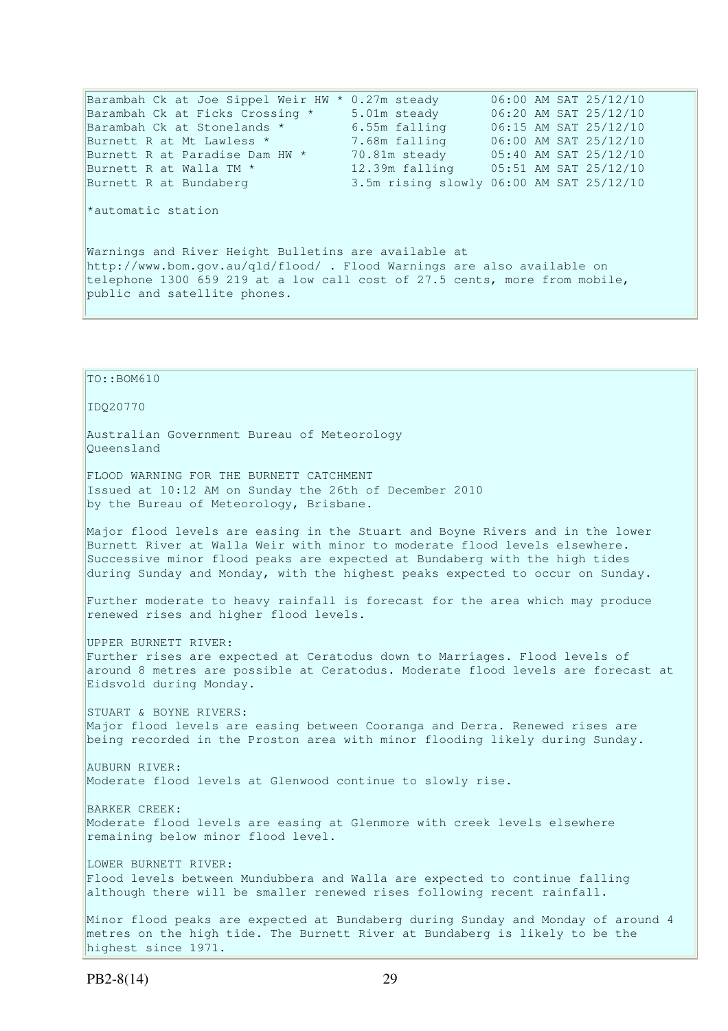| | | |
|---|---|---|
| Barambah Ck at Joe Sippel Weir HW * | 0.27m steady | 06:00 AM SAT 25/12/10 |
| Barambah Ck at Ficks Crossing * | 5.01m steady | 06:20 AM SAT 25/12/10 |
| Barambah Ck at Stonelands * | 6.55m falling | 06:15 AM SAT 25/12/10 |
| Burnett R at Mt Lawless * | 7.68m falling | 06:00 AM SAT 25/12/10 |
| Burnett R at Paradise Dam HW * | 70.81m steady | 05:40 AM SAT 25/12/10 |
| Burnett R at Walla TM * | 12.39m falling | 05:51 AM SAT 25/12/10 |
| Burnett R at Bundaberg | 3.5m rising slowly | 06:00 AM SAT 25/12/10 |

*automatic station

Warnings and River Height Bulletins are available at http://www.bom.gov.au/qld/flood/ . Flood Warnings are also available on telephone 1300 659 219 at a low call cost of 27.5 cents, more from mobile, public and satellite phones.

TO::BOM610

IDQ20770

Australian Government Bureau of Meteorology
Queensland

FLOOD WARNING FOR THE BURNETT CATCHMENT
Issued at 10:12 AM on Sunday the 26th of December 2010
by the Bureau of Meteorology, Brisbane.

Major flood levels are easing in the Stuart and Boyne Rivers and in the lower Burnett River at Walla Weir with minor to moderate flood levels elsewhere. Successive minor flood peaks are expected at Bundaberg with the high tides during Sunday and Monday, with the highest peaks expected to occur on Sunday.

Further moderate to heavy rainfall is forecast for the area which may produce renewed rises and higher flood levels.

UPPER BURNETT RIVER:
Further rises are expected at Ceratodus down to Marriages. Flood levels of around 8 metres are possible at Ceratodus. Moderate flood levels are forecast at Eidsvold during Monday.

STUART & BOYNE RIVERS:
Major flood levels are easing between Cooranga and Derra. Renewed rises are being recorded in the Proston area with minor flooding likely during Sunday.

AUBURN RIVER:
Moderate flood levels at Glenwood continue to slowly rise.

BARKER CREEK:
Moderate flood levels are easing at Glenmore with creek levels elsewhere remaining below minor flood level.

LOWER BURNETT RIVER:
Flood levels between Mundubbera and Walla are expected to continue falling although there will be smaller renewed rises following recent rainfall.

Minor flood peaks are expected at Bundaberg during Sunday and Monday of around 4 metres on the high tide. The Burnett River at Bundaberg is likely to be the highest since 1971.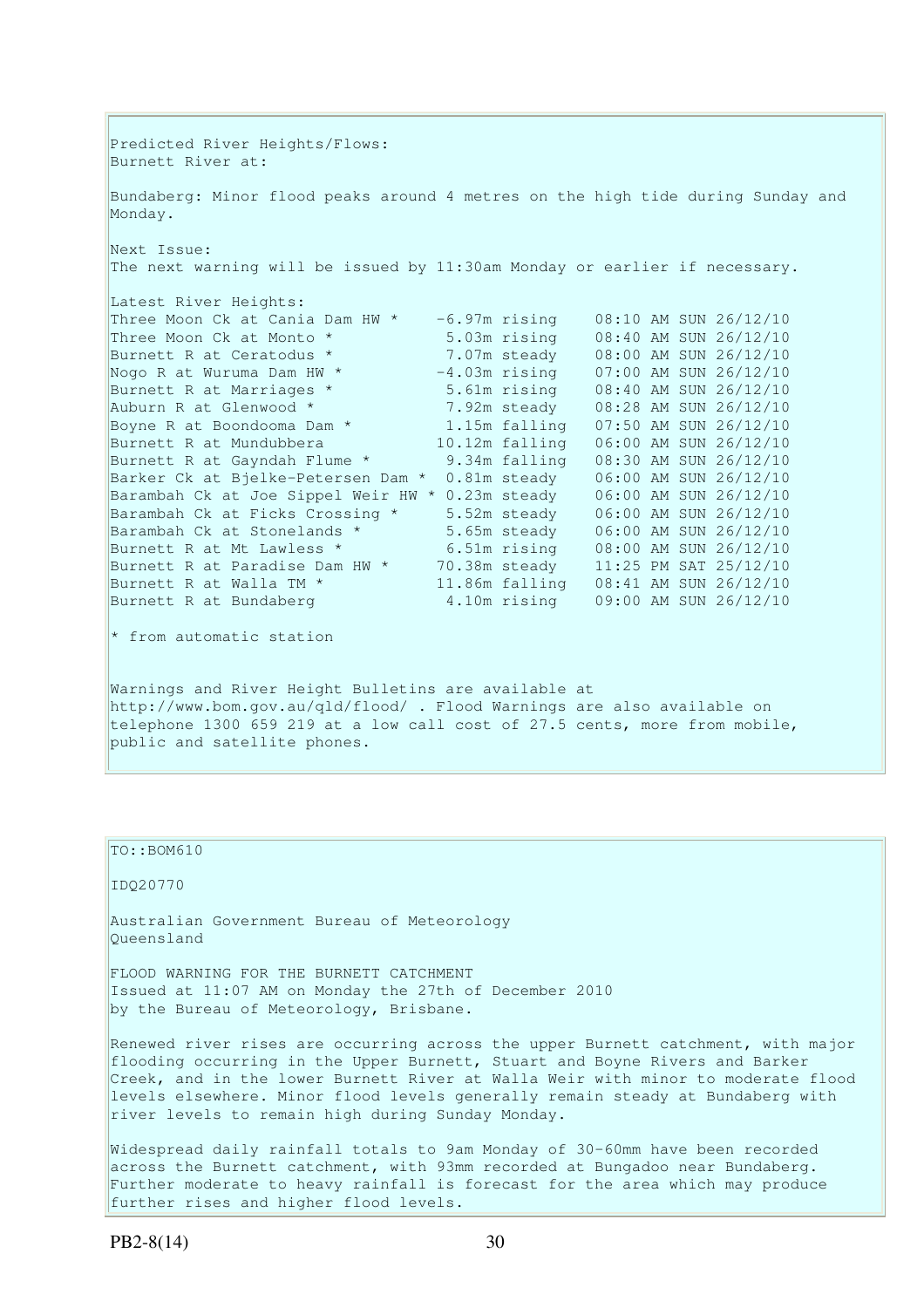Predicted River Heights/Flows:
Burnett River at:

Bundaberg: Minor flood peaks around 4 metres on the high tide during Sunday and Monday.

Next Issue:
The next warning will be issued by 11:30am Monday or earlier if necessary.

Latest River Heights:

| Location | Height | Trend | Time |
|---|---|---|---|
| Three Moon Ck at Cania Dam HW * | -6.97m | rising | 08:10 AM SUN 26/12/10 |
| Three Moon Ck at Monto * | 5.03m | rising | 08:40 AM SUN 26/12/10 |
| Burnett R at Ceratodus * | 7.07m | steady | 08:00 AM SUN 26/12/10 |
| Nogo R at Wuruma Dam HW * | -4.03m | rising | 07:00 AM SUN 26/12/10 |
| Burnett R at Marriages * | 5.61m | rising | 08:40 AM SUN 26/12/10 |
| Auburn R at Glenwood * | 7.92m | steady | 08:28 AM SUN 26/12/10 |
| Boyne R at Boondooma Dam * | 1.15m | falling | 07:50 AM SUN 26/12/10 |
| Burnett R at Mundubbera | 10.12m | falling | 06:00 AM SUN 26/12/10 |
| Burnett R at Gayndah Flume * | 9.34m | falling | 08:30 AM SUN 26/12/10 |
| Barker Ck at Bjelke-Petersen Dam * | 0.81m | steady | 06:00 AM SUN 26/12/10 |
| Barambah Ck at Joe Sippel Weir HW * | 0.23m | steady | 06:00 AM SUN 26/12/10 |
| Barambah Ck at Ficks Crossing * | 5.52m | steady | 06:00 AM SUN 26/12/10 |
| Barambah Ck at Stonelands * | 5.65m | steady | 06:00 AM SUN 26/12/10 |
| Burnett R at Mt Lawless * | 6.51m | rising | 08:00 AM SUN 26/12/10 |
| Burnett R at Paradise Dam HW * | 70.38m | steady | 11:25 PM SAT 25/12/10 |
| Burnett R at Walla TM * | 11.86m | falling | 08:41 AM SUN 26/12/10 |
| Burnett R at Bundaberg | 4.10m | rising | 09:00 AM SUN 26/12/10 |

* from automatic station

Warnings and River Height Bulletins are available at http://www.bom.gov.au/qld/flood/ . Flood Warnings are also available on telephone 1300 659 219 at a low call cost of 27.5 cents, more from mobile, public and satellite phones.

---

TO::BOM610

IDQ20770

Australian Government Bureau of Meteorology
Queensland

FLOOD WARNING FOR THE BURNETT CATCHMENT
Issued at 11:07 AM on Monday the 27th of December 2010
by the Bureau of Meteorology, Brisbane.

Renewed river rises are occurring across the upper Burnett catchment, with major flooding occurring in the Upper Burnett, Stuart and Boyne Rivers and Barker Creek, and in the lower Burnett River at Walla Weir with minor to moderate flood levels elsewhere. Minor flood levels generally remain steady at Bundaberg with river levels to remain high during Sunday Monday.

Widespread daily rainfall totals to 9am Monday of 30-60mm have been recorded across the Burnett catchment, with 93mm recorded at Bungadoo near Bundaberg. Further moderate to heavy rainfall is forecast for the area which may produce further rises and higher flood levels.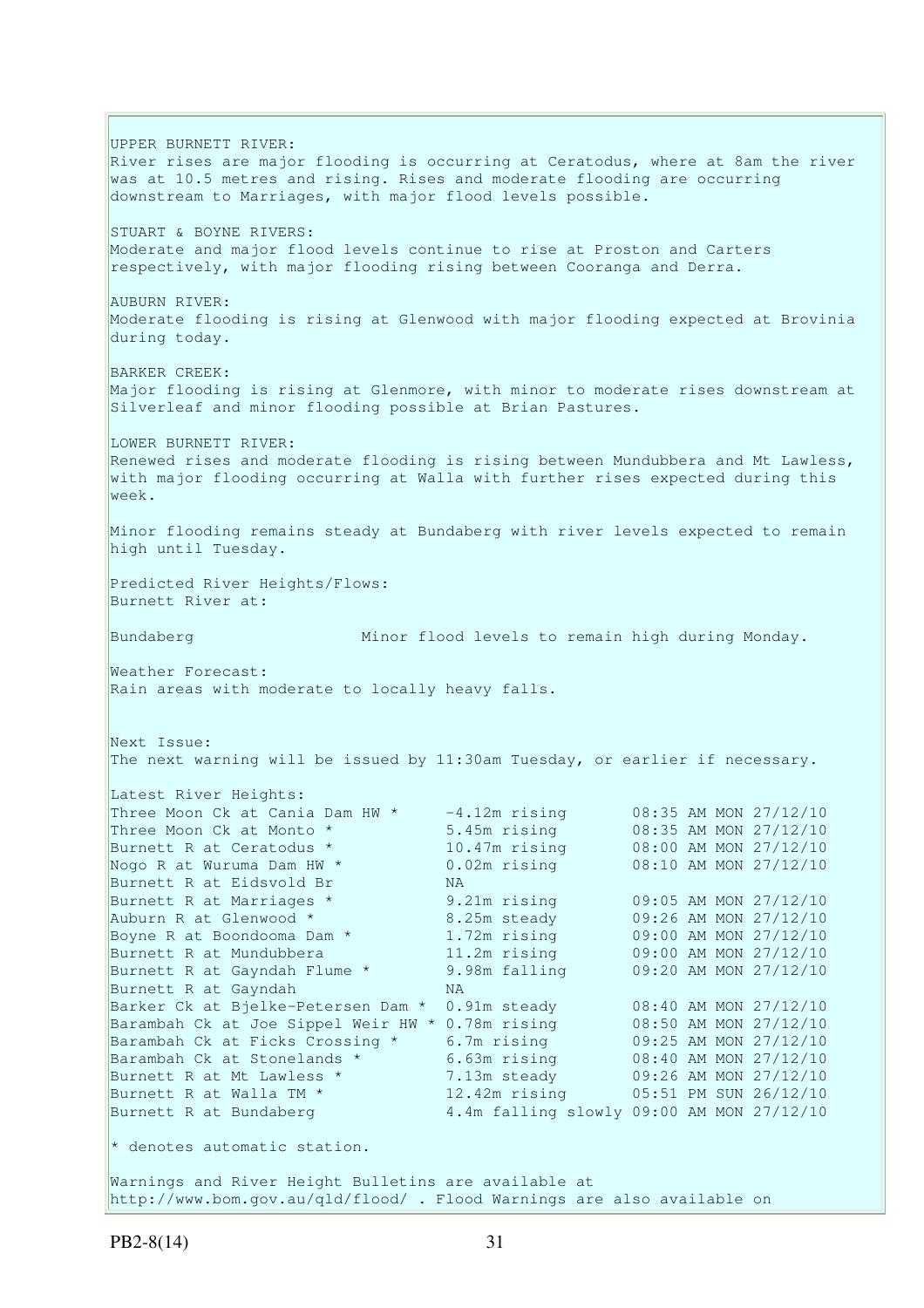UPPER BURNETT RIVER:
River rises are major flooding is occurring at Ceratodus, where at 8am the river was at 10.5 metres and rising. Rises and moderate flooding are occurring downstream to Marriages, with major flood levels possible.

STUART & BOYNE RIVERS:
Moderate and major flood levels continue to rise at Proston and Carters respectively, with major flooding rising between Cooranga and Derra.

AUBURN RIVER:
Moderate flooding is rising at Glenwood with major flooding expected at Brovinia during today.

BARKER CREEK:
Major flooding is rising at Glenmore, with minor to moderate rises downstream at Silverleaf and minor flooding possible at Brian Pastures.

LOWER BURNETT RIVER:
Renewed rises and moderate flooding is rising between Mundubbera and Mt Lawless, with major flooding occurring at Walla with further rises expected during this week.

Minor flooding remains steady at Bundaberg with river levels expected to remain high until Tuesday.

Predicted River Heights/Flows:
Burnett River at:

Bundaberg Minor flood levels to remain high during Monday.

Weather Forecast:
Rain areas with moderate to locally heavy falls.

Next Issue:
The next warning will be issued by 11:30am Tuesday, or earlier if necessary.

Latest River Heights:

| Station | Height | Time |
|---|---|---|
| Three Moon Ck at Cania Dam HW * | -4.12m rising | 08:35 AM MON 27/12/10 |
| Three Moon Ck at Monto * | 5.45m rising | 08:35 AM MON 27/12/10 |
| Burnett R at Ceratodus * | 10.47m rising | 08:00 AM MON 27/12/10 |
| Nogo R at Wuruma Dam HW * | 0.02m rising | 08:10 AM MON 27/12/10 |
| Burnett R at Eidsvold Br | NA | |
| Burnett R at Marriages * | 9.21m rising | 09:05 AM MON 27/12/10 |
| Auburn R at Glenwood * | 8.25m steady | 09:26 AM MON 27/12/10 |
| Boyne R at Boondooma Dam * | 1.72m rising | 09:00 AM MON 27/12/10 |
| Burnett R at Mundubbera | 11.2m rising | 09:00 AM MON 27/12/10 |
| Burnett R at Gayndah Flume * | 9.98m falling | 09:20 AM MON 27/12/10 |
| Burnett R at Gayndah | NA | |
| Barker Ck at Bjelke-Petersen Dam * | 0.91m steady | 08:40 AM MON 27/12/10 |
| Barambah Ck at Joe Sippel Weir HW * | 0.78m rising | 08:50 AM MON 27/12/10 |
| Barambah Ck at Ficks Crossing * | 6.7m rising | 09:25 AM MON 27/12/10 |
| Barambah Ck at Stonelands * | 6.63m rising | 08:40 AM MON 27/12/10 |
| Burnett R at Mt Lawless * | 7.13m steady | 09:26 AM MON 27/12/10 |
| Burnett R at Walla TM * | 12.42m rising | 05:51 PM SUN 26/12/10 |
| Burnett R at Bundaberg | 4.4m falling slowly | 09:00 AM MON 27/12/10 |

* denotes automatic station.

Warnings and River Height Bulletins are available at http://www.bom.gov.au/qld/flood/ . Flood Warnings are also available on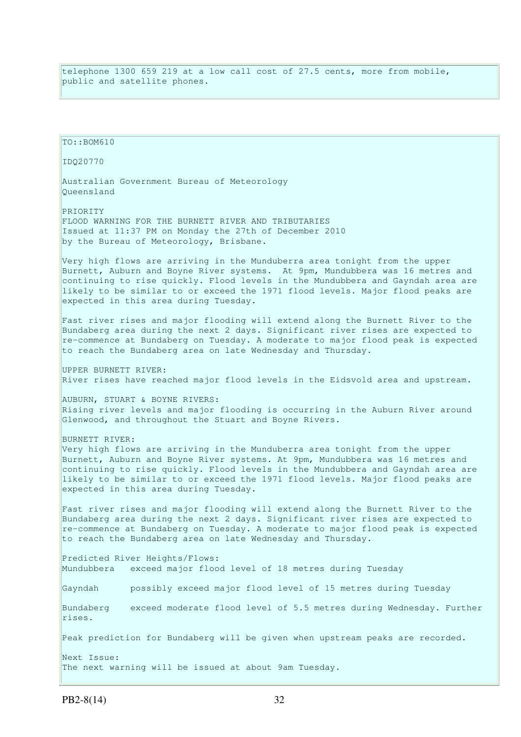telephone 1300 659 219 at a low call cost of 27.5 cents, more from mobile, public and satellite phones.

TO::BOM610

IDQ20770

Australian Government Bureau of Meteorology
Queensland

PRIORITY
FLOOD WARNING FOR THE BURNETT RIVER AND TRIBUTARIES
Issued at 11:37 PM on Monday the 27th of December 2010
by the Bureau of Meteorology, Brisbane.

Very high flows are arriving in the Munduberra area tonight from the upper Burnett, Auburn and Boyne River systems. At 9pm, Mundubbera was 16 metres and continuing to rise quickly. Flood levels in the Mundubbera and Gayndah area are likely to be similar to or exceed the 1971 flood levels. Major flood peaks are expected in this area during Tuesday.

Fast river rises and major flooding will extend along the Burnett River to the Bundaberg area during the next 2 days. Significant river rises are expected to re-commence at Bundaberg on Tuesday. A moderate to major flood peak is expected to reach the Bundaberg area on late Wednesday and Thursday.

UPPER BURNETT RIVER:
River rises have reached major flood levels in the Eidsvold area and upstream.

AUBURN, STUART & BOYNE RIVERS:
Rising river levels and major flooding is occurring in the Auburn River around Glenwood, and throughout the Stuart and Boyne Rivers.

BURNETT RIVER:
Very high flows are arriving in the Munduberra area tonight from the upper Burnett, Auburn and Boyne River systems. At 9pm, Mundubbera was 16 metres and continuing to rise quickly. Flood levels in the Mundubbera and Gayndah area are likely to be similar to or exceed the 1971 flood levels. Major flood peaks are expected in this area during Tuesday.

Fast river rises and major flooding will extend along the Burnett River to the Bundaberg area during the next 2 days. Significant river rises are expected to re-commence at Bundaberg on Tuesday. A moderate to major flood peak is expected to reach the Bundaberg area on late Wednesday and Thursday.

Predicted River Heights/Flows:
Mundubbera exceed major flood level of 18 metres during Tuesday

Gayndah possibly exceed major flood level of 15 metres during Tuesday

Bundaberg exceed moderate flood level of 5.5 metres during Wednesday. Further rises.

Peak prediction for Bundaberg will be given when upstream peaks are recorded.

Next Issue:
The next warning will be issued at about 9am Tuesday.

PB2-8(14)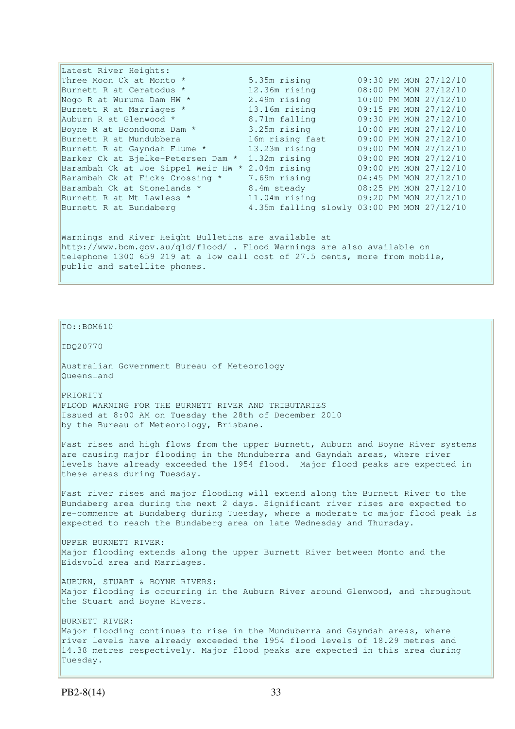Latest River Heights:

| Location | Height | Time |
| --- | --- | --- |
| Three Moon Ck at Monto * | 5.35m rising | 09:30 PM MON 27/12/10 |
| Burnett R at Ceratodus * | 12.36m rising | 08:00 PM MON 27/12/10 |
| Nogo R at Wuruma Dam HW * | 2.49m rising | 10:00 PM MON 27/12/10 |
| Burnett R at Marriages * | 13.16m rising | 09:15 PM MON 27/12/10 |
| Auburn R at Glenwood * | 8.71m falling | 09:30 PM MON 27/12/10 |
| Boyne R at Boondooma Dam * | 3.25m rising | 10:00 PM MON 27/12/10 |
| Burnett R at Mundubbera | 16m rising fast | 09:00 PM MON 27/12/10 |
| Burnett R at Gayndah Flume * | 13.23m rising | 09:00 PM MON 27/12/10 |
| Barker Ck at Bjelke-Petersen Dam * | 1.32m rising | 09:00 PM MON 27/12/10 |
| Barambah Ck at Joe Sippel Weir HW * | 2.04m rising | 09:00 PM MON 27/12/10 |
| Barambah Ck at Ficks Crossing * | 7.69m rising | 04:45 PM MON 27/12/10 |
| Barambah Ck at Stonelands * | 8.4m steady | 08:25 PM MON 27/12/10 |
| Burnett R at Mt Lawless * | 11.04m rising | 09:20 PM MON 27/12/10 |
| Burnett R at Bundaberg | 4.35m falling slowly | 03:00 PM MON 27/12/10 |

Warnings and River Height Bulletins are available at http://www.bom.gov.au/qld/flood/ . Flood Warnings are also available on telephone 1300 659 219 at a low call cost of 27.5 cents, more from mobile, public and satellite phones.

---

TO::BOM610

IDQ20770

Australian Government Bureau of Meteorology
Queensland

PRIORITY
FLOOD WARNING FOR THE BURNETT RIVER AND TRIBUTARIES
Issued at 8:00 AM on Tuesday the 28th of December 2010
by the Bureau of Meteorology, Brisbane.

Fast rises and high flows from the upper Burnett, Auburn and Boyne River systems are causing major flooding in the Munduberra and Gayndah areas, where river levels have already exceeded the 1954 flood. Major flood peaks are expected in these areas during Tuesday.

Fast river rises and major flooding will extend along the Burnett River to the Bundaberg area during the next 2 days. Significant river rises are expected to re-commence at Bundaberg during Tuesday, where a moderate to major flood peak is expected to reach the Bundaberg area on late Wednesday and Thursday.

UPPER BURNETT RIVER:
Major flooding extends along the upper Burnett River between Monto and the Eidsvold area and Marriages.

AUBURN, STUART & BOYNE RIVERS:
Major flooding is occurring in the Auburn River around Glenwood, and throughout the Stuart and Boyne Rivers.

BURNETT RIVER:
Major flooding continues to rise in the Munduberra and Gayndah areas, where river levels have already exceeded the 1954 flood levels of 18.29 metres and 14.38 metres respectively. Major flood peaks are expected in this area during Tuesday.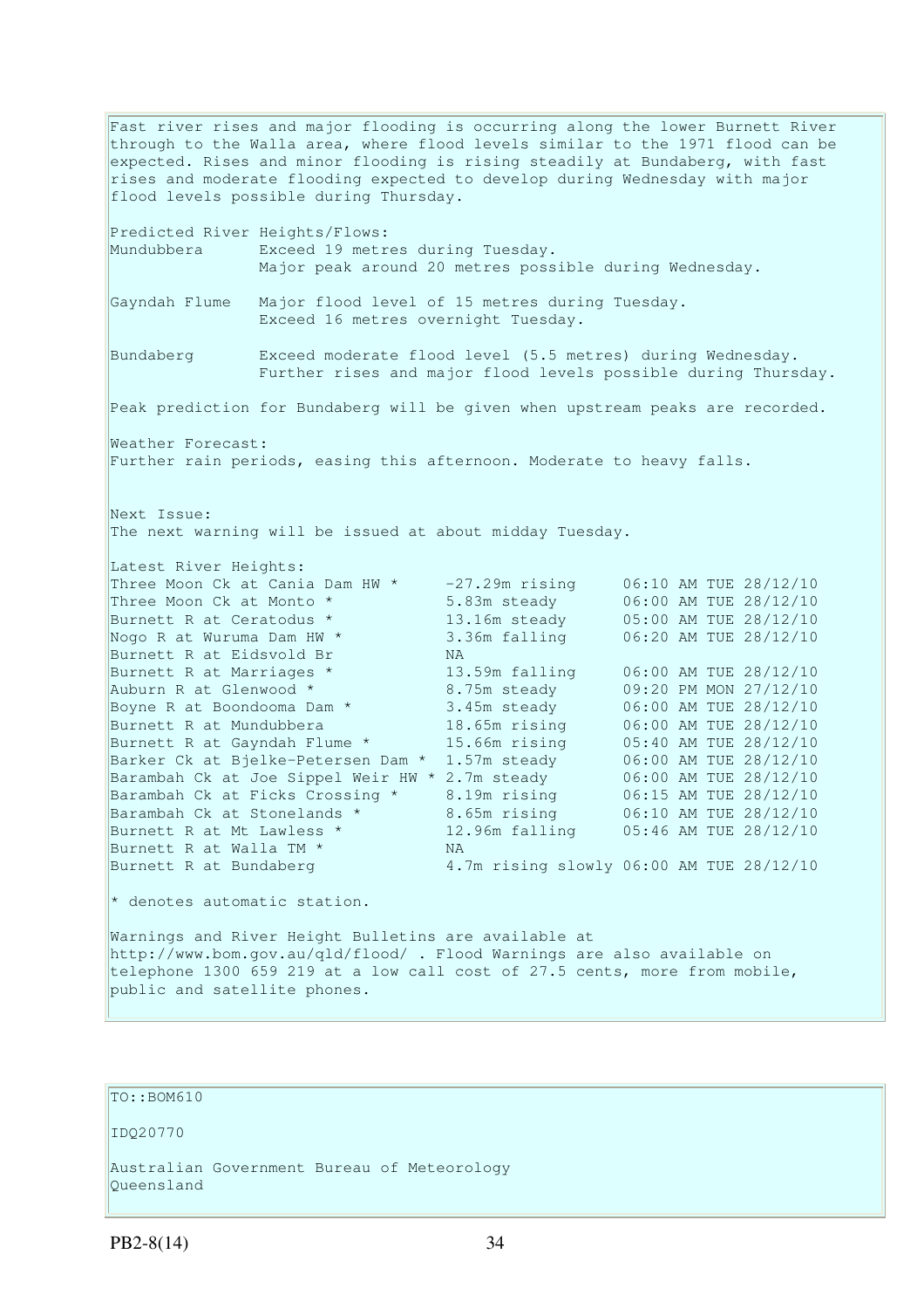Fast river rises and major flooding is occurring along the lower Burnett River through to the Walla area, where flood levels similar to the 1971 flood can be expected. Rises and minor flooding is rising steadily at Bundaberg, with fast rises and moderate flooding expected to develop during Wednesday with major flood levels possible during Thursday.

Predicted River Heights/Flows:

| | |
|---|---|
| Mundubbera | Exceed 19 metres during Tuesday. Major peak around 20 metres possible during Wednesday. |
| Gayndah Flume | Major flood level of 15 metres during Tuesday. Exceed 16 metres overnight Tuesday. |
| Bundaberg | Exceed moderate flood level (5.5 metres) during Wednesday. Further rises and major flood levels possible during Thursday. |

Peak prediction for Bundaberg will be given when upstream peaks are recorded.

Weather Forecast:
Further rain periods, easing this afternoon. Moderate to heavy falls.

Next Issue:
The next warning will be issued at about midday Tuesday.

Latest River Heights:

| Station | Height | Time |
|---|---|---|
| Three Moon Ck at Cania Dam HW * | -27.29m rising | 06:10 AM TUE 28/12/10 |
| Three Moon Ck at Monto * | 5.83m steady | 06:00 AM TUE 28/12/10 |
| Burnett R at Ceratodus * | 13.16m steady | 05:00 AM TUE 28/12/10 |
| Nogo R at Wuruma Dam HW * | 3.36m falling | 06:20 AM TUE 28/12/10 |
| Burnett R at Eidsvold Br | NA | |
| Burnett R at Marriages * | 13.59m falling | 06:00 AM TUE 28/12/10 |
| Auburn R at Glenwood * | 8.75m steady | 09:20 PM MON 27/12/10 |
| Boyne R at Boondooma Dam * | 3.45m steady | 06:00 AM TUE 28/12/10 |
| Burnett R at Mundubbera | 18.65m rising | 06:00 AM TUE 28/12/10 |
| Burnett R at Gayndah Flume * | 15.66m rising | 05:40 AM TUE 28/12/10 |
| Barker Ck at Bjelke-Petersen Dam * | 1.57m steady | 06:00 AM TUE 28/12/10 |
| Barambah Ck at Joe Sippel Weir HW * | 2.7m steady | 06:00 AM TUE 28/12/10 |
| Barambah Ck at Ficks Crossing * | 8.19m rising | 06:15 AM TUE 28/12/10 |
| Barambah Ck at Stonelands * | 8.65m rising | 06:10 AM TUE 28/12/10 |
| Burnett R at Mt Lawless * | 12.96m falling | 05:46 AM TUE 28/12/10 |
| Burnett R at Walla TM * | NA | |
| Burnett R at Bundaberg | 4.7m rising slowly | 06:00 AM TUE 28/12/10 |

* denotes automatic station.

Warnings and River Height Bulletins are available at http://www.bom.gov.au/qld/flood/ . Flood Warnings are also available on telephone 1300 659 219 at a low call cost of 27.5 cents, more from mobile, public and satellite phones.

TO::BOM610

IDQ20770

Australian Government Bureau of Meteorology
Queensland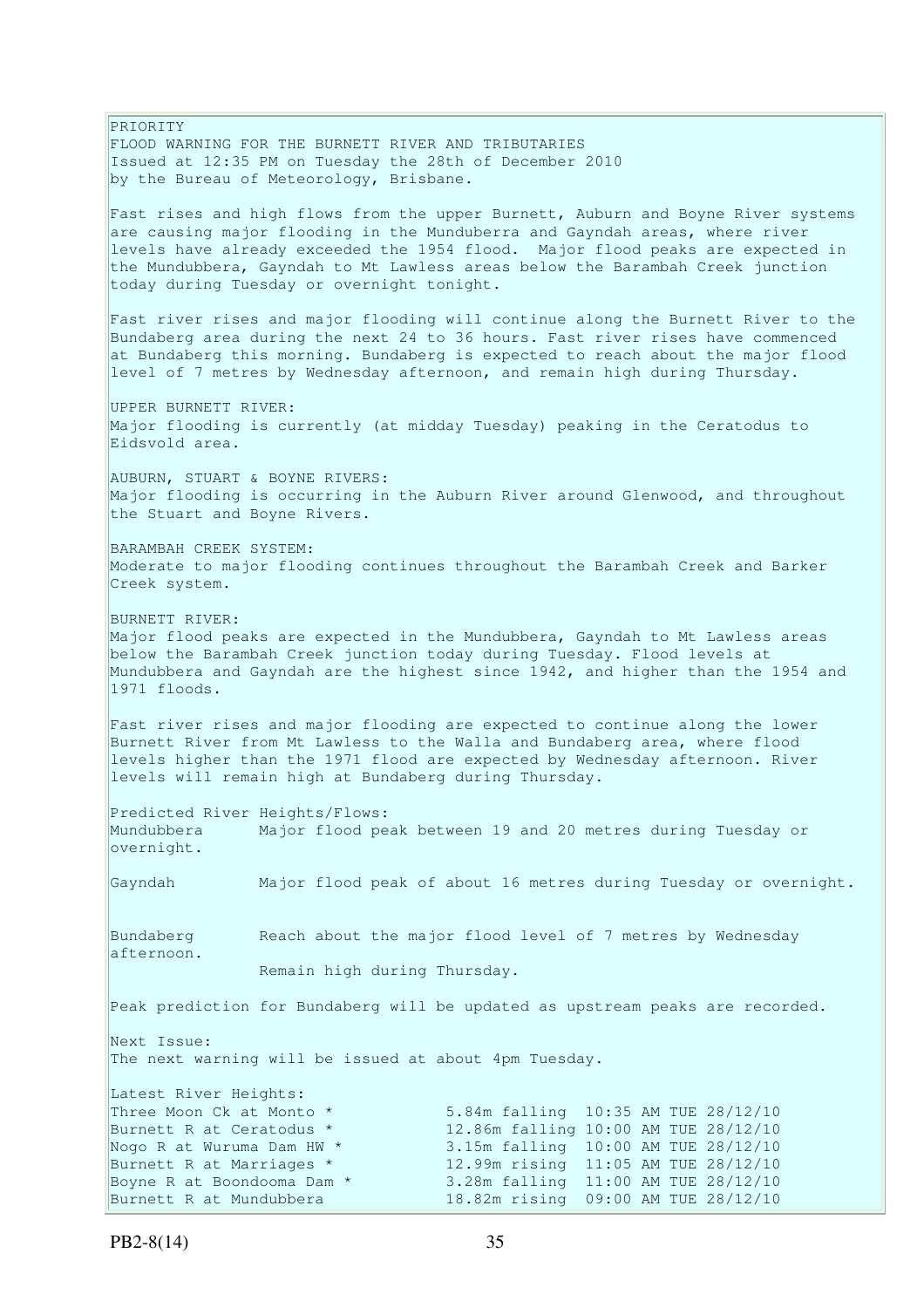PRIORITY
FLOOD WARNING FOR THE BURNETT RIVER AND TRIBUTARIES
Issued at 12:35 PM on Tuesday the 28th of December 2010
by the Bureau of Meteorology, Brisbane.

Fast rises and high flows from the upper Burnett, Auburn and Boyne River systems are causing major flooding in the Munduberra and Gayndah areas, where river levels have already exceeded the 1954 flood. Major flood peaks are expected in the Mundubbera, Gayndah to Mt Lawless areas below the Barambah Creek junction today during Tuesday or overnight tonight.

Fast river rises and major flooding will continue along the Burnett River to the Bundaberg area during the next 24 to 36 hours. Fast river rises have commenced at Bundaberg this morning. Bundaberg is expected to reach about the major flood level of 7 metres by Wednesday afternoon, and remain high during Thursday.

UPPER BURNETT RIVER:
Major flooding is currently (at midday Tuesday) peaking in the Ceratodus to Eidsvold area.

AUBURN, STUART & BOYNE RIVERS:
Major flooding is occurring in the Auburn River around Glenwood, and throughout the Stuart and Boyne Rivers.

BARAMBAH CREEK SYSTEM:
Moderate to major flooding continues throughout the Barambah Creek and Barker Creek system.

BURNETT RIVER:
Major flood peaks are expected in the Mundubbera, Gayndah to Mt Lawless areas below the Barambah Creek junction today during Tuesday. Flood levels at Mundubbera and Gayndah are the highest since 1942, and higher than the 1954 and 1971 floods.

Fast river rises and major flooding are expected to continue along the lower Burnett River from Mt Lawless to the Walla and Bundaberg area, where flood levels higher than the 1971 flood are expected by Wednesday afternoon. River levels will remain high at Bundaberg during Thursday.

Predicted River Heights/Flows:

| | |
|---|---|
| Mundubbera | Major flood peak between 19 and 20 metres during Tuesday or overnight. |
| Gayndah | Major flood peak of about 16 metres during Tuesday or overnight. |
| Bundaberg | Reach about the major flood level of 7 metres by Wednesday afternoon. Remain high during Thursday. |

Peak prediction for Bundaberg will be updated as upstream peaks are recorded.

Next Issue:
The next warning will be issued at about 4pm Tuesday.

Latest River Heights:

| | | |
|---|---|---|
| Three Moon Ck at Monto * | 5.84m falling | 10:35 AM TUE 28/12/10 |
| Burnett R at Ceratodus * | 12.86m falling | 10:00 AM TUE 28/12/10 |
| Nogo R at Wuruma Dam HW * | 3.15m falling | 10:00 AM TUE 28/12/10 |
| Burnett R at Marriages * | 12.99m rising | 11:05 AM TUE 28/12/10 |
| Boyne R at Boondooma Dam * | 3.28m falling | 11:00 AM TUE 28/12/10 |
| Burnett R at Mundubbera | 18.82m rising | 09:00 AM TUE 28/12/10 |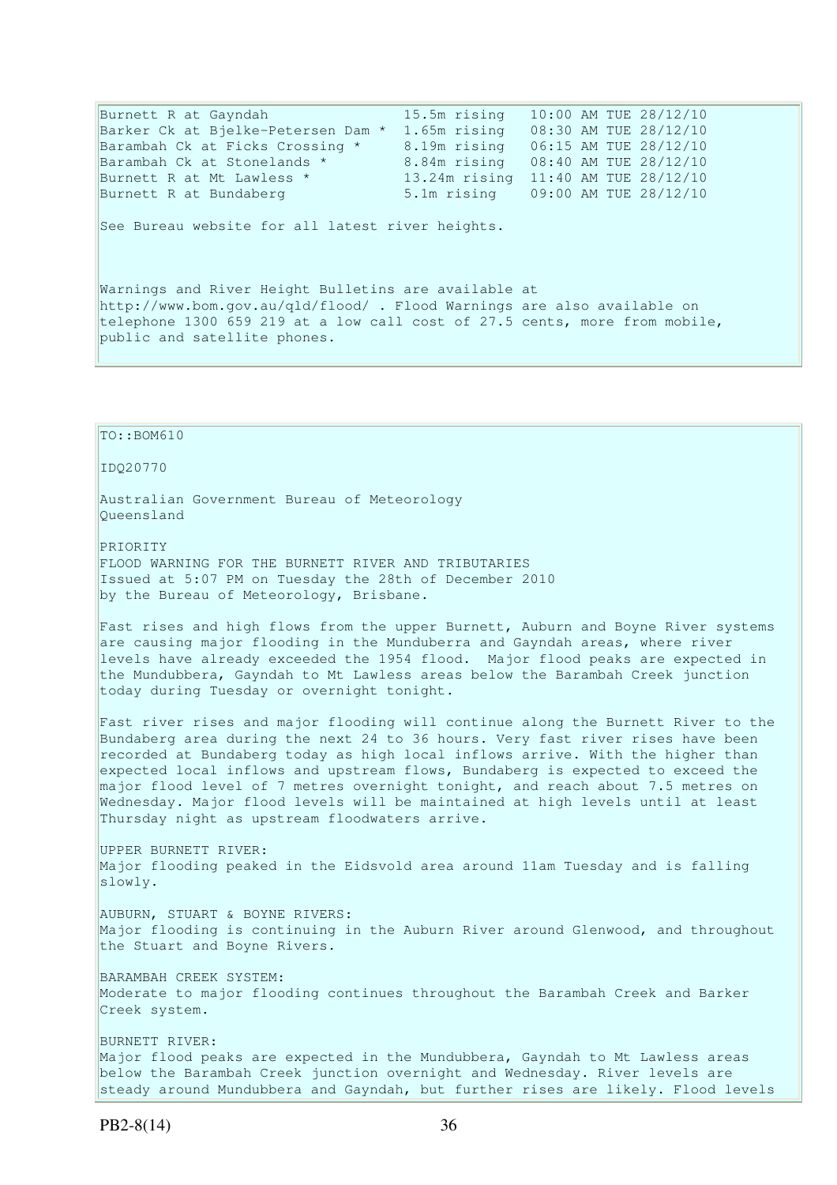| | | |
|---|---|---|
| Burnett R at Gayndah | 15.5m rising | 10:00 AM TUE 28/12/10 |
| Barker Ck at Bjelke-Petersen Dam * | 1.65m rising | 08:30 AM TUE 28/12/10 |
| Barambah Ck at Ficks Crossing * | 8.19m rising | 06:15 AM TUE 28/12/10 |
| Barambah Ck at Stonelands * | 8.84m rising | 08:40 AM TUE 28/12/10 |
| Burnett R at Mt Lawless * | 13.24m rising | 11:40 AM TUE 28/12/10 |
| Burnett R at Bundaberg | 5.1m rising | 09:00 AM TUE 28/12/10 |

See Bureau website for all latest river heights.

Warnings and River Height Bulletins are available at http://www.bom.gov.au/qld/flood/ . Flood Warnings are also available on telephone 1300 659 219 at a low call cost of 27.5 cents, more from mobile, public and satellite phones.

TO::BOM610

IDQ20770

Australian Government Bureau of Meteorology
Queensland

PRIORITY
FLOOD WARNING FOR THE BURNETT RIVER AND TRIBUTARIES
Issued at 5:07 PM on Tuesday the 28th of December 2010
by the Bureau of Meteorology, Brisbane.

Fast rises and high flows from the upper Burnett, Auburn and Boyne River systems are causing major flooding in the Munduberra and Gayndah areas, where river levels have already exceeded the 1954 flood. Major flood peaks are expected in the Mundubbera, Gayndah to Mt Lawless areas below the Barambah Creek junction today during Tuesday or overnight tonight.

Fast river rises and major flooding will continue along the Burnett River to the Bundaberg area during the next 24 to 36 hours. Very fast river rises have been recorded at Bundaberg today as high local inflows arrive. With the higher than expected local inflows and upstream flows, Bundaberg is expected to exceed the major flood level of 7 metres overnight tonight, and reach about 7.5 metres on Wednesday. Major flood levels will be maintained at high levels until at least Thursday night as upstream floodwaters arrive.

UPPER BURNETT RIVER:
Major flooding peaked in the Eidsvold area around 11am Tuesday and is falling slowly.

AUBURN, STUART & BOYNE RIVERS:
Major flooding is continuing in the Auburn River around Glenwood, and throughout the Stuart and Boyne Rivers.

BARAMBAH CREEK SYSTEM:
Moderate to major flooding continues throughout the Barambah Creek and Barker Creek system.

BURNETT RIVER:
Major flood peaks are expected in the Mundubbera, Gayndah to Mt Lawless areas below the Barambah Creek junction overnight and Wednesday. River levels are steady around Mundubbera and Gayndah, but further rises are likely. Flood levels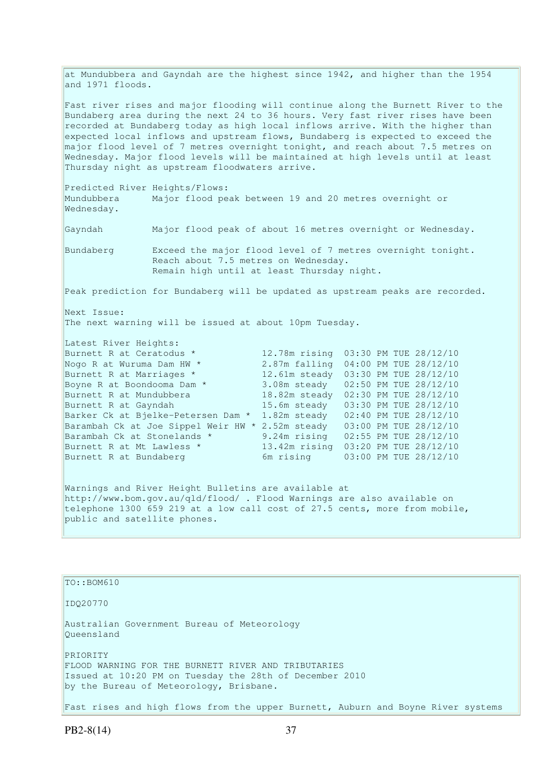at Mundubbera and Gayndah are the highest since 1942, and higher than the 1954 and 1971 floods.

Fast river rises and major flooding will continue along the Burnett River to the Bundaberg area during the next 24 to 36 hours. Very fast river rises have been recorded at Bundaberg today as high local inflows arrive. With the higher than expected local inflows and upstream flows, Bundaberg is expected to exceed the major flood level of 7 metres overnight tonight, and reach about 7.5 metres on Wednesday. Major flood levels will be maintained at high levels until at least Thursday night as upstream floodwaters arrive.

Predicted River Heights/Flows:

Mundubbera Major flood peak between 19 and 20 metres overnight or Wednesday.

Gayndah Major flood peak of about 16 metres overnight or Wednesday.

Bundaberg Exceed the major flood level of 7 metres overnight tonight. Reach about 7.5 metres on Wednesday. Remain high until at least Thursday night.

Peak prediction for Bundaberg will be updated as upstream peaks are recorded.

Next Issue:
The next warning will be issued at about 10pm Tuesday.

Latest River Heights:

| Location | Height | Time |
|---|---|---|
| Burnett R at Ceratodus * | 12.78m rising | 03:30 PM TUE 28/12/10 |
| Nogo R at Wuruma Dam HW * | 2.87m falling | 04:00 PM TUE 28/12/10 |
| Burnett R at Marriages * | 12.61m steady | 03:30 PM TUE 28/12/10 |
| Boyne R at Boondooma Dam * | 3.08m steady | 02:50 PM TUE 28/12/10 |
| Burnett R at Mundubbera | 18.82m steady | 02:30 PM TUE 28/12/10 |
| Burnett R at Gayndah | 15.6m steady | 03:30 PM TUE 28/12/10 |
| Barker Ck at Bjelke-Petersen Dam * | 1.82m steady | 02:40 PM TUE 28/12/10 |
| Barambah Ck at Joe Sippel Weir HW * | 2.52m steady | 03:00 PM TUE 28/12/10 |
| Barambah Ck at Stonelands * | 9.24m rising | 02:55 PM TUE 28/12/10 |
| Burnett R at Mt Lawless * | 13.42m rising | 03:20 PM TUE 28/12/10 |
| Burnett R at Bundaberg | 6m rising | 03:00 PM TUE 28/12/10 |

Warnings and River Height Bulletins are available at http://www.bom.gov.au/qld/flood/ . Flood Warnings are also available on telephone 1300 659 219 at a low call cost of 27.5 cents, more from mobile, public and satellite phones.

---

TO::BOM610

IDQ20770

Australian Government Bureau of Meteorology
Queensland

PRIORITY
FLOOD WARNING FOR THE BURNETT RIVER AND TRIBUTARIES
Issued at 10:20 PM on Tuesday the 28th of December 2010
by the Bureau of Meteorology, Brisbane.

Fast rises and high flows from the upper Burnett, Auburn and Boyne River systems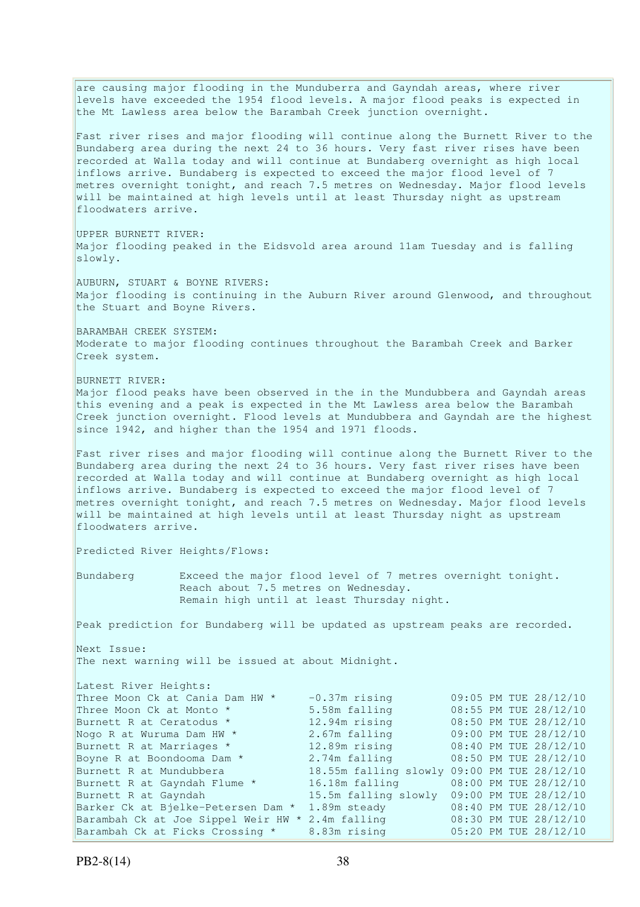are causing major flooding in the Munduberra and Gayndah areas, where river levels have exceeded the 1954 flood levels. A major flood peaks is expected in the Mt Lawless area below the Barambah Creek junction overnight.

Fast river rises and major flooding will continue along the Burnett River to the Bundaberg area during the next 24 to 36 hours. Very fast river rises have been recorded at Walla today and will continue at Bundaberg overnight as high local inflows arrive. Bundaberg is expected to exceed the major flood level of 7 metres overnight tonight, and reach 7.5 metres on Wednesday. Major flood levels will be maintained at high levels until at least Thursday night as upstream floodwaters arrive.

UPPER BURNETT RIVER:
Major flooding peaked in the Eidsvold area around 11am Tuesday and is falling slowly.

AUBURN, STUART & BOYNE RIVERS:
Major flooding is continuing in the Auburn River around Glenwood, and throughout the Stuart and Boyne Rivers.

BARAMBAH CREEK SYSTEM:
Moderate to major flooding continues throughout the Barambah Creek and Barker Creek system.

BURNETT RIVER:
Major flood peaks have been observed in the in the Mundubbera and Gayndah areas this evening and a peak is expected in the Mt Lawless area below the Barambah Creek junction overnight. Flood levels at Mundubbera and Gayndah are the highest since 1942, and higher than the 1954 and 1971 floods.

Fast river rises and major flooding will continue along the Burnett River to the Bundaberg area during the next 24 to 36 hours. Very fast river rises have been recorded at Walla today and will continue at Bundaberg overnight as high local inflows arrive. Bundaberg is expected to exceed the major flood level of 7 metres overnight tonight, and reach 7.5 metres on Wednesday. Major flood levels will be maintained at high levels until at least Thursday night as upstream floodwaters arrive.

Predicted River Heights/Flows:

| | |
|---|---|
| Bundaberg | Exceed the major flood level of 7 metres overnight tonight. Reach about 7.5 metres on Wednesday. Remain high until at least Thursday night. |

Peak prediction for Bundaberg will be updated as upstream peaks are recorded.

Next Issue:
The next warning will be issued at about Midnight.

Latest River Heights:

| Location | Height | Time |
|---|---|---|
| Three Moon Ck at Cania Dam HW * | -0.37m rising | 09:05 PM TUE 28/12/10 |
| Three Moon Ck at Monto * | 5.58m falling | 08:55 PM TUE 28/12/10 |
| Burnett R at Ceratodus * | 12.94m rising | 08:50 PM TUE 28/12/10 |
| Nogo R at Wuruma Dam HW * | 2.67m falling | 09:00 PM TUE 28/12/10 |
| Burnett R at Marriages * | 12.89m rising | 08:40 PM TUE 28/12/10 |
| Boyne R at Boondooma Dam * | 2.74m falling | 08:50 PM TUE 28/12/10 |
| Burnett R at Mundubbera | 18.55m falling slowly | 09:00 PM TUE 28/12/10 |
| Burnett R at Gayndah Flume * | 16.18m falling | 08:00 PM TUE 28/12/10 |
| Burnett R at Gayndah | 15.5m falling slowly | 09:00 PM TUE 28/12/10 |
| Barker Ck at Bjelke-Petersen Dam * | 1.89m steady | 08:40 PM TUE 28/12/10 |
| Barambah Ck at Joe Sippel Weir HW * | 2.4m falling | 08:30 PM TUE 28/12/10 |
| Barambah Ck at Ficks Crossing * | 8.83m rising | 05:20 PM TUE 28/12/10 |

PB2-8(14)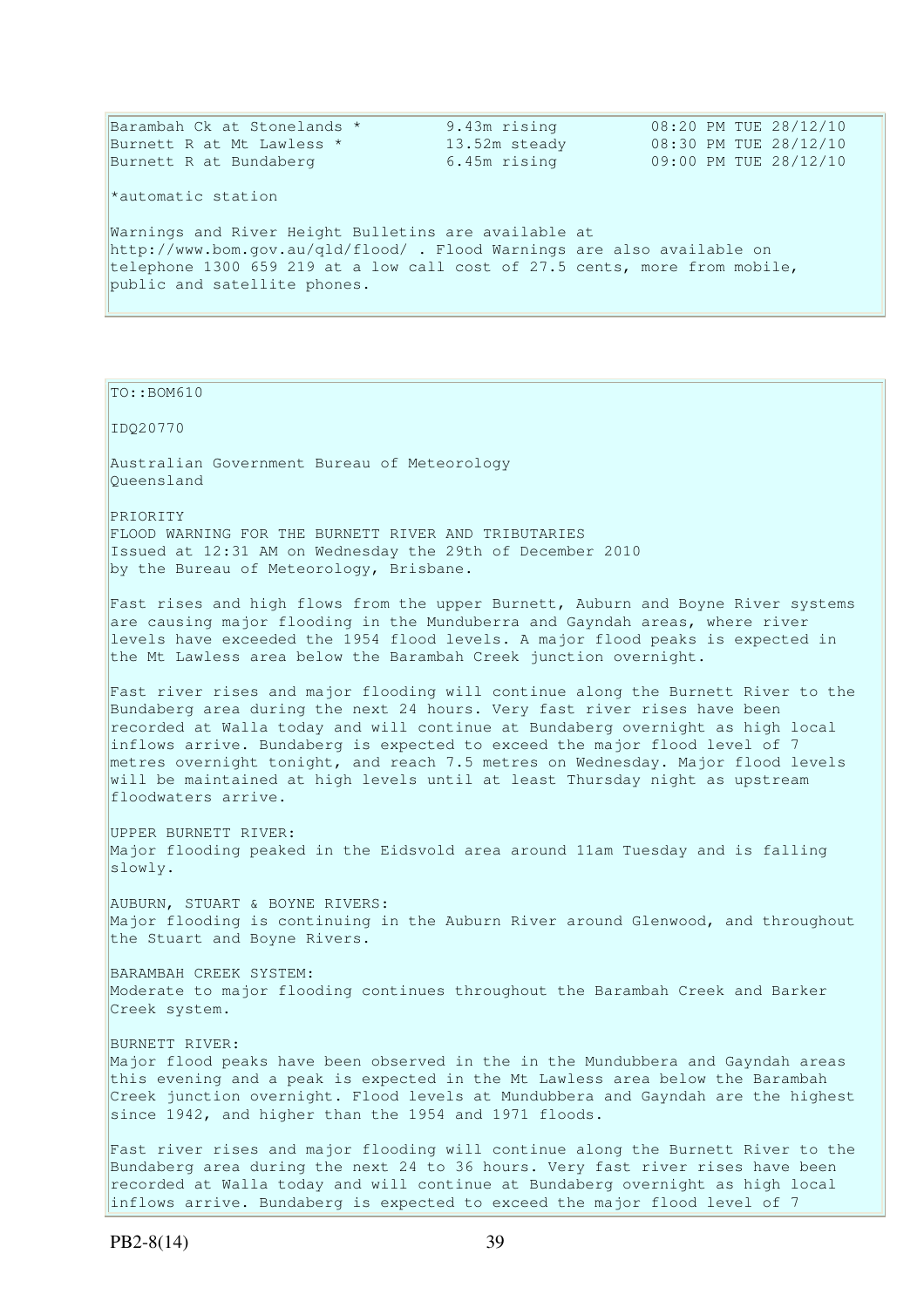```
Barambah Ck at Stonelands *        9.43m rising         08:20 PM TUE 28/12/10
Burnett R at Mt Lawless *          13.52m steady        08:30 PM TUE 28/12/10
Burnett R at Bundaberg             6.45m rising         09:00 PM TUE 28/12/10
```

*automatic station

Warnings and River Height Bulletins are available at http://www.bom.gov.au/qld/flood/ . Flood Warnings are also available on telephone 1300 659 219 at a low call cost of 27.5 cents, more from mobile, public and satellite phones.

---

TO::BOM610

IDQ20770

Australian Government Bureau of Meteorology
Queensland

PRIORITY
FLOOD WARNING FOR THE BURNETT RIVER AND TRIBUTARIES
Issued at 12:31 AM on Wednesday the 29th of December 2010
by the Bureau of Meteorology, Brisbane.

Fast rises and high flows from the upper Burnett, Auburn and Boyne River systems are causing major flooding in the Munduberra and Gayndah areas, where river levels have exceeded the 1954 flood levels. A major flood peaks is expected in the Mt Lawless area below the Barambah Creek junction overnight.

Fast river rises and major flooding will continue along the Burnett River to the Bundaberg area during the next 24 hours. Very fast river rises have been recorded at Walla today and will continue at Bundaberg overnight as high local inflows arrive. Bundaberg is expected to exceed the major flood level of 7 metres overnight tonight, and reach 7.5 metres on Wednesday. Major flood levels will be maintained at high levels until at least Thursday night as upstream floodwaters arrive.

UPPER BURNETT RIVER:
Major flooding peaked in the Eidsvold area around 11am Tuesday and is falling slowly.

AUBURN, STUART & BOYNE RIVERS:
Major flooding is continuing in the Auburn River around Glenwood, and throughout the Stuart and Boyne Rivers.

BARAMBAH CREEK SYSTEM:
Moderate to major flooding continues throughout the Barambah Creek and Barker Creek system.

BURNETT RIVER:
Major flood peaks have been observed in the in the Mundubbera and Gayndah areas this evening and a peak is expected in the Mt Lawless area below the Barambah Creek junction overnight. Flood levels at Mundubbera and Gayndah are the highest since 1942, and higher than the 1954 and 1971 floods.

Fast river rises and major flooding will continue along the Burnett River to the Bundaberg area during the next 24 to 36 hours. Very fast river rises have been recorded at Walla today and will continue at Bundaberg overnight as high local inflows arrive. Bundaberg is expected to exceed the major flood level of 7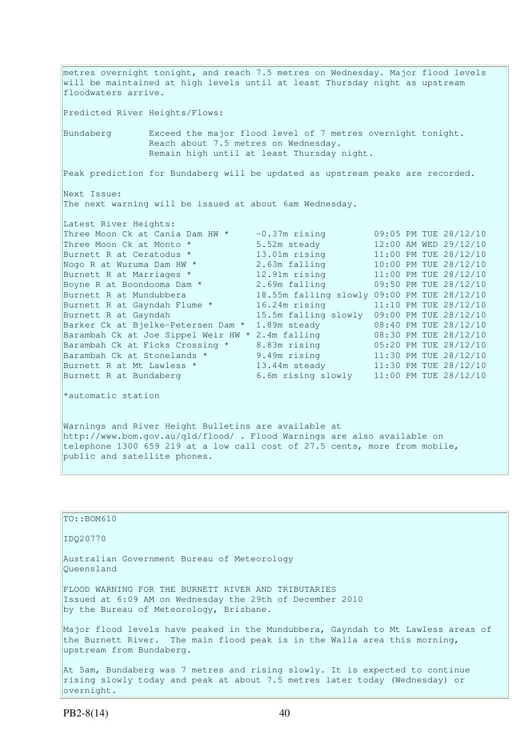metres overnight tonight, and reach 7.5 metres on Wednesday. Major flood levels will be maintained at high levels until at least Thursday night as upstream floodwaters arrive.

Predicted River Heights/Flows:

Bundaberg Exceed the major flood level of 7 metres overnight tonight. Reach about 7.5 metres on Wednesday. Remain high until at least Thursday night.

Peak prediction for Bundaberg will be updated as upstream peaks are recorded.

Next Issue:
The next warning will be issued at about 6am Wednesday.

Latest River Heights:

| Location | Height | Time |
|---|---|---|
| Three Moon Ck at Cania Dam HW * | -0.37m rising | 09:05 PM TUE 28/12/10 |
| Three Moon Ck at Monto * | 5.52m steady | 12:00 AM WED 29/12/10 |
| Burnett R at Ceratodus * | 13.01m rising | 11:00 PM TUE 28/12/10 |
| Nogo R at Wuruma Dam HW * | 2.63m falling | 10:00 PM TUE 28/12/10 |
| Burnett R at Marriages * | 12.91m rising | 11:00 PM TUE 28/12/10 |
| Boyne R at Boondooma Dam * | 2.69m falling | 09:50 PM TUE 28/12/10 |
| Burnett R at Mundubbera | 18.55m falling slowly | 09:00 PM TUE 28/12/10 |
| Burnett R at Gayndah Flume * | 16.24m rising | 11:10 PM TUE 28/12/10 |
| Burnett R at Gayndah | 15.5m falling slowly | 09:00 PM TUE 28/12/10 |
| Barker Ck at Bjelke-Petersen Dam * | 1.89m steady | 08:40 PM TUE 28/12/10 |
| Barambah Ck at Joe Sippel Weir HW * | 2.4m falling | 08:30 PM TUE 28/12/10 |
| Barambah Ck at Ficks Crossing * | 8.83m rising | 05:20 PM TUE 28/12/10 |
| Barambah Ck at Stonelands * | 9.49m rising | 11:30 PM TUE 28/12/10 |
| Burnett R at Mt Lawless * | 13.44m steady | 11:30 PM TUE 28/12/10 |
| Burnett R at Bundaberg | 6.6m rising slowly | 11:00 PM TUE 28/12/10 |

*automatic station

Warnings and River Height Bulletins are available at http://www.bom.gov.au/qld/flood/ . Flood Warnings are also available on telephone 1300 659 219 at a low call cost of 27.5 cents, more from mobile, public and satellite phones.

---

TO::BOM610

IDQ20770

Australian Government Bureau of Meteorology
Queensland

FLOOD WARNING FOR THE BURNETT RIVER AND TRIBUTARIES
Issued at 6:09 AM on Wednesday the 29th of December 2010
by the Bureau of Meteorology, Brisbane.

Major flood levels have peaked in the Mundubbera, Gayndah to Mt Lawless areas of the Burnett River. The main flood peak is in the Walla area this morning, upstream from Bundaberg.

At 5am, Bundaberg was 7 metres and rising slowly. It is expected to continue rising slowly today and peak at about 7.5 metres later today (Wednesday) or overnight.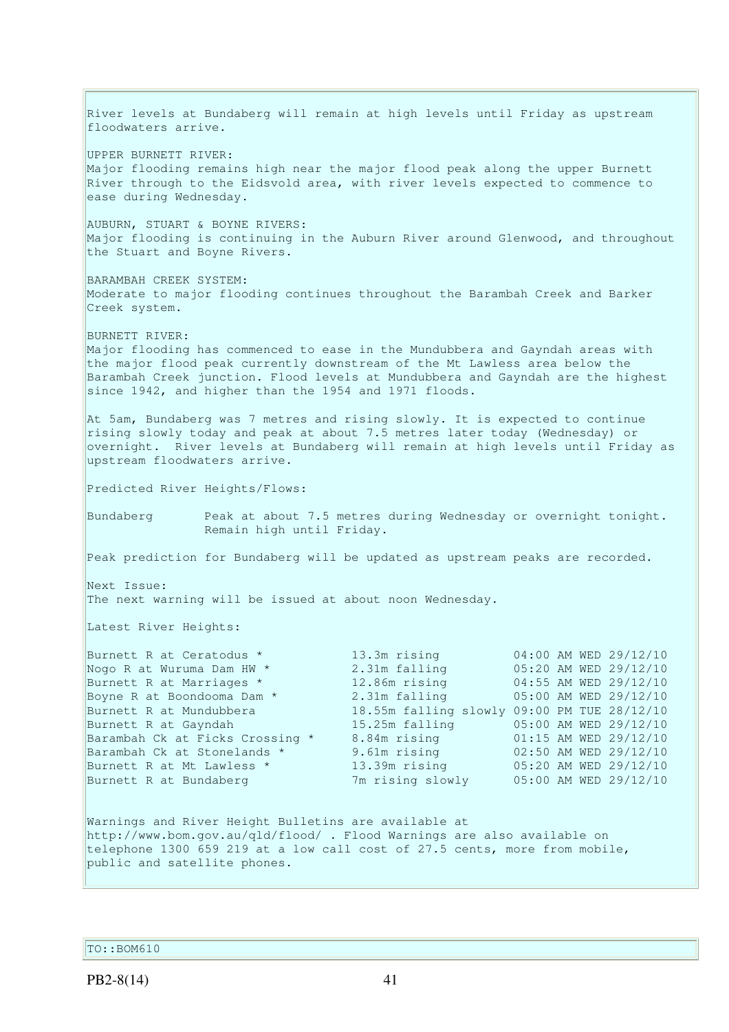River levels at Bundaberg will remain at high levels until Friday as upstream floodwaters arrive.

UPPER BURNETT RIVER:
Major flooding remains high near the major flood peak along the upper Burnett River through to the Eidsvold area, with river levels expected to commence to ease during Wednesday.

AUBURN, STUART & BOYNE RIVERS:
Major flooding is continuing in the Auburn River around Glenwood, and throughout the Stuart and Boyne Rivers.

BARAMBAH CREEK SYSTEM:
Moderate to major flooding continues throughout the Barambah Creek and Barker Creek system.

BURNETT RIVER:
Major flooding has commenced to ease in the Mundubbera and Gayndah areas with the major flood peak currently downstream of the Mt Lawless area below the Barambah Creek junction. Flood levels at Mundubbera and Gayndah are the highest since 1942, and higher than the 1954 and 1971 floods.

At 5am, Bundaberg was 7 metres and rising slowly. It is expected to continue rising slowly today and peak at about 7.5 metres later today (Wednesday) or overnight. River levels at Bundaberg will remain at high levels until Friday as upstream floodwaters arrive.

Predicted River Heights/Flows:

| | |
|---|---|
| Bundaberg | Peak at about 7.5 metres during Wednesday or overnight tonight. Remain high until Friday. |

Peak prediction for Bundaberg will be updated as upstream peaks are recorded.

Next Issue:
The next warning will be issued at about noon Wednesday.

Latest River Heights:

| | | |
|---|---|---|
| Burnett R at Ceratodus * | 13.3m rising | 04:00 AM WED 29/12/10 |
| Nogo R at Wuruma Dam HW * | 2.31m falling | 05:20 AM WED 29/12/10 |
| Burnett R at Marriages * | 12.86m rising | 04:55 AM WED 29/12/10 |
| Boyne R at Boondooma Dam * | 2.31m falling | 05:00 AM WED 29/12/10 |
| Burnett R at Mundubbera | 18.55m falling slowly | 09:00 PM TUE 28/12/10 |
| Burnett R at Gayndah | 15.25m falling | 05:00 AM WED 29/12/10 |
| Barambah Ck at Ficks Crossing * | 8.84m rising | 01:15 AM WED 29/12/10 |
| Barambah Ck at Stonelands * | 9.61m rising | 02:50 AM WED 29/12/10 |
| Burnett R at Mt Lawless * | 13.39m rising | 05:20 AM WED 29/12/10 |
| Burnett R at Bundaberg | 7m rising slowly | 05:00 AM WED 29/12/10 |

Warnings and River Height Bulletins are available at http://www.bom.gov.au/qld/flood/ . Flood Warnings are also available on telephone 1300 659 219 at a low call cost of 27.5 cents, more from mobile, public and satellite phones.

TO::BOM610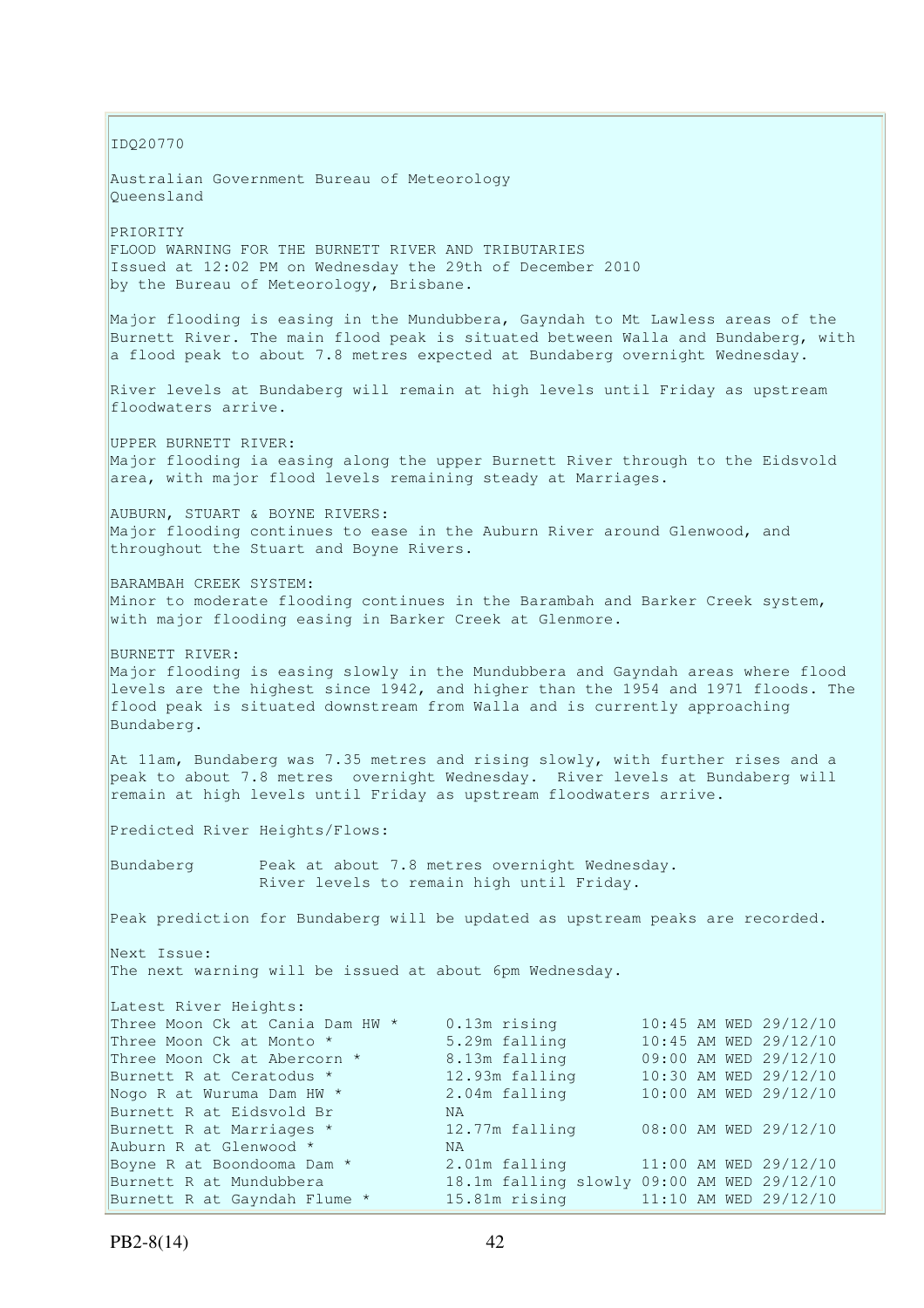IDQ20770

Australian Government Bureau of Meteorology
Queensland

PRIORITY
FLOOD WARNING FOR THE BURNETT RIVER AND TRIBUTARIES
Issued at 12:02 PM on Wednesday the 29th of December 2010
by the Bureau of Meteorology, Brisbane.

Major flooding is easing in the Mundubbera, Gayndah to Mt Lawless areas of the Burnett River. The main flood peak is situated between Walla and Bundaberg, with a flood peak to about 7.8 metres expected at Bundaberg overnight Wednesday.

River levels at Bundaberg will remain at high levels until Friday as upstream floodwaters arrive.

UPPER BURNETT RIVER:
Major flooding ia easing along the upper Burnett River through to the Eidsvold area, with major flood levels remaining steady at Marriages.

AUBURN, STUART & BOYNE RIVERS:
Major flooding continues to ease in the Auburn River around Glenwood, and throughout the Stuart and Boyne Rivers.

BARAMBAH CREEK SYSTEM:
Minor to moderate flooding continues in the Barambah and Barker Creek system, with major flooding easing in Barker Creek at Glenmore.

BURNETT RIVER:
Major flooding is easing slowly in the Mundubbera and Gayndah areas where flood levels are the highest since 1942, and higher than the 1954 and 1971 floods. The flood peak is situated downstream from Walla and is currently approaching Bundaberg.

At 11am, Bundaberg was 7.35 metres and rising slowly, with further rises and a peak to about 7.8 metres overnight Wednesday. River levels at Bundaberg will remain at high levels until Friday as upstream floodwaters arrive.

Predicted River Heights/Flows:

```
Bundaberg       Peak at about 7.8 metres overnight Wednesday.
                River levels to remain high until Friday.
```

Peak prediction for Bundaberg will be updated as upstream peaks are recorded.

Next Issue:
The next warning will be issued at about 6pm Wednesday.

Latest River Heights:

```
Three Moon Ck at Cania Dam HW *     0.13m rising          10:45 AM WED 29/12/10
Three Moon Ck at Monto *            5.29m falling         10:45 AM WED 29/12/10
Three Moon Ck at Abercorn *         8.13m falling         09:00 AM WED 29/12/10
Burnett R at Ceratodus *            12.93m falling        10:30 AM WED 29/12/10
Nogo R at Wuruma Dam HW *           2.04m falling         10:00 AM WED 29/12/10
Burnett R at Eidsvold Br            NA
Burnett R at Marriages *            12.77m falling        08:00 AM WED 29/12/10
Auburn R at Glenwood *              NA
Boyne R at Boondooma Dam *          2.01m falling         11:00 AM WED 29/12/10
Burnett R at Mundubbera             18.1m falling slowly  09:00 AM WED 29/12/10
Burnett R at Gayndah Flume *        15.81m rising         11:10 AM WED 29/12/10
```

PB2-8(14)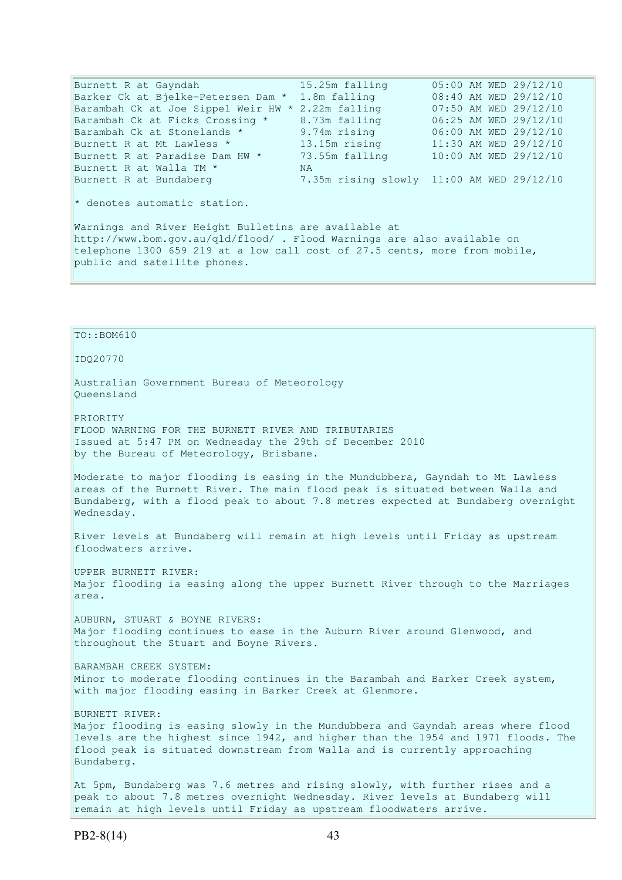| | | |
|---|---|---|
| Burnett R at Gayndah | 15.25m falling | 05:00 AM WED 29/12/10 |
| Barker Ck at Bjelke-Petersen Dam * | 1.8m falling | 08:40 AM WED 29/12/10 |
| Barambah Ck at Joe Sippel Weir HW * | 2.22m falling | 07:50 AM WED 29/12/10 |
| Barambah Ck at Ficks Crossing * | 8.73m falling | 06:25 AM WED 29/12/10 |
| Barambah Ck at Stonelands * | 9.74m rising | 06:00 AM WED 29/12/10 |
| Burnett R at Mt Lawless * | 13.15m rising | 11:30 AM WED 29/12/10 |
| Burnett R at Paradise Dam HW * | 73.55m falling | 10:00 AM WED 29/12/10 |
| Burnett R at Walla TM * | NA | |
| Burnett R at Bundaberg | 7.35m rising slowly | 11:00 AM WED 29/12/10 |

* denotes automatic station.

Warnings and River Height Bulletins are available at http://www.bom.gov.au/qld/flood/ . Flood Warnings are also available on telephone 1300 659 219 at a low call cost of 27.5 cents, more from mobile, public and satellite phones.

TO::BOM610

IDQ20770

Australian Government Bureau of Meteorology
Queensland

PRIORITY
FLOOD WARNING FOR THE BURNETT RIVER AND TRIBUTARIES
Issued at 5:47 PM on Wednesday the 29th of December 2010
by the Bureau of Meteorology, Brisbane.

Moderate to major flooding is easing in the Mundubbera, Gayndah to Mt Lawless areas of the Burnett River. The main flood peak is situated between Walla and Bundaberg, with a flood peak to about 7.8 metres expected at Bundaberg overnight Wednesday.

River levels at Bundaberg will remain at high levels until Friday as upstream floodwaters arrive.

UPPER BURNETT RIVER:
Major flooding ia easing along the upper Burnett River through to the Marriages area.

AUBURN, STUART & BOYNE RIVERS:
Major flooding continues to ease in the Auburn River around Glenwood, and throughout the Stuart and Boyne Rivers.

BARAMBAH CREEK SYSTEM:
Minor to moderate flooding continues in the Barambah and Barker Creek system, with major flooding easing in Barker Creek at Glenmore.

BURNETT RIVER:
Major flooding is easing slowly in the Mundubbera and Gayndah areas where flood levels are the highest since 1942, and higher than the 1954 and 1971 floods. The flood peak is situated downstream from Walla and is currently approaching Bundaberg.

At 5pm, Bundaberg was 7.6 metres and rising slowly, with further rises and a peak to about 7.8 metres overnight Wednesday. River levels at Bundaberg will remain at high levels until Friday as upstream floodwaters arrive.

PB2-8(14)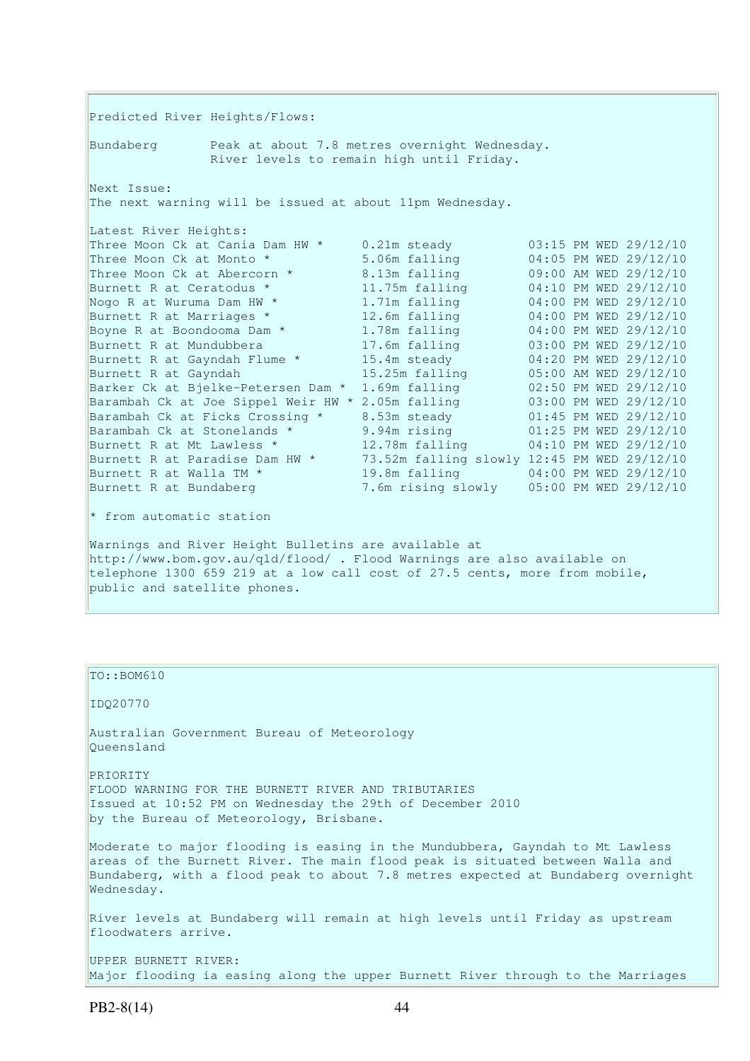Predicted River Heights/Flows:

Bundaberg Peak at about 7.8 metres overnight Wednesday.
River levels to remain high until Friday.

Next Issue:
The next warning will be issued at about 11pm Wednesday.

Latest River Heights:

| Location | Height | Time |
| --- | --- | --- |
| Three Moon Ck at Cania Dam HW * | 0.21m steady | 03:15 PM WED 29/12/10 |
| Three Moon Ck at Monto * | 5.06m falling | 04:05 PM WED 29/12/10 |
| Three Moon Ck at Abercorn * | 8.13m falling | 09:00 AM WED 29/12/10 |
| Burnett R at Ceratodus * | 11.75m falling | 04:10 PM WED 29/12/10 |
| Nogo R at Wuruma Dam HW * | 1.71m falling | 04:00 PM WED 29/12/10 |
| Burnett R at Marriages * | 12.6m falling | 04:00 PM WED 29/12/10 |
| Boyne R at Boondooma Dam * | 1.78m falling | 04:00 PM WED 29/12/10 |
| Burnett R at Mundubbera | 17.6m falling | 03:00 PM WED 29/12/10 |
| Burnett R at Gayndah Flume * | 15.4m steady | 04:20 PM WED 29/12/10 |
| Burnett R at Gayndah | 15.25m falling | 05:00 AM WED 29/12/10 |
| Barker Ck at Bjelke-Petersen Dam * | 1.69m falling | 02:50 PM WED 29/12/10 |
| Barambah Ck at Joe Sippel Weir HW * | 2.05m falling | 03:00 PM WED 29/12/10 |
| Barambah Ck at Ficks Crossing * | 8.53m steady | 01:45 PM WED 29/12/10 |
| Barambah Ck at Stonelands * | 9.94m rising | 01:25 PM WED 29/12/10 |
| Burnett R at Mt Lawless * | 12.78m falling | 04:10 PM WED 29/12/10 |
| Burnett R at Paradise Dam HW * | 73.52m falling slowly | 12:45 PM WED 29/12/10 |
| Burnett R at Walla TM * | 19.8m falling | 04:00 PM WED 29/12/10 |
| Burnett R at Bundaberg | 7.6m rising slowly | 05:00 PM WED 29/12/10 |

* from automatic station

Warnings and River Height Bulletins are available at http://www.bom.gov.au/qld/flood/ . Flood Warnings are also available on telephone 1300 659 219 at a low call cost of 27.5 cents, more from mobile, public and satellite phones.

---

TO::BOM610

IDQ20770

Australian Government Bureau of Meteorology
Queensland

PRIORITY
FLOOD WARNING FOR THE BURNETT RIVER AND TRIBUTARIES
Issued at 10:52 PM on Wednesday the 29th of December 2010
by the Bureau of Meteorology, Brisbane.

Moderate to major flooding is easing in the Mundubbera, Gayndah to Mt Lawless areas of the Burnett River. The main flood peak is situated between Walla and Bundaberg, with a flood peak to about 7.8 metres expected at Bundaberg overnight Wednesday.

River levels at Bundaberg will remain at high levels until Friday as upstream floodwaters arrive.

UPPER BURNETT RIVER:
Major flooding ia easing along the upper Burnett River through to the Marriages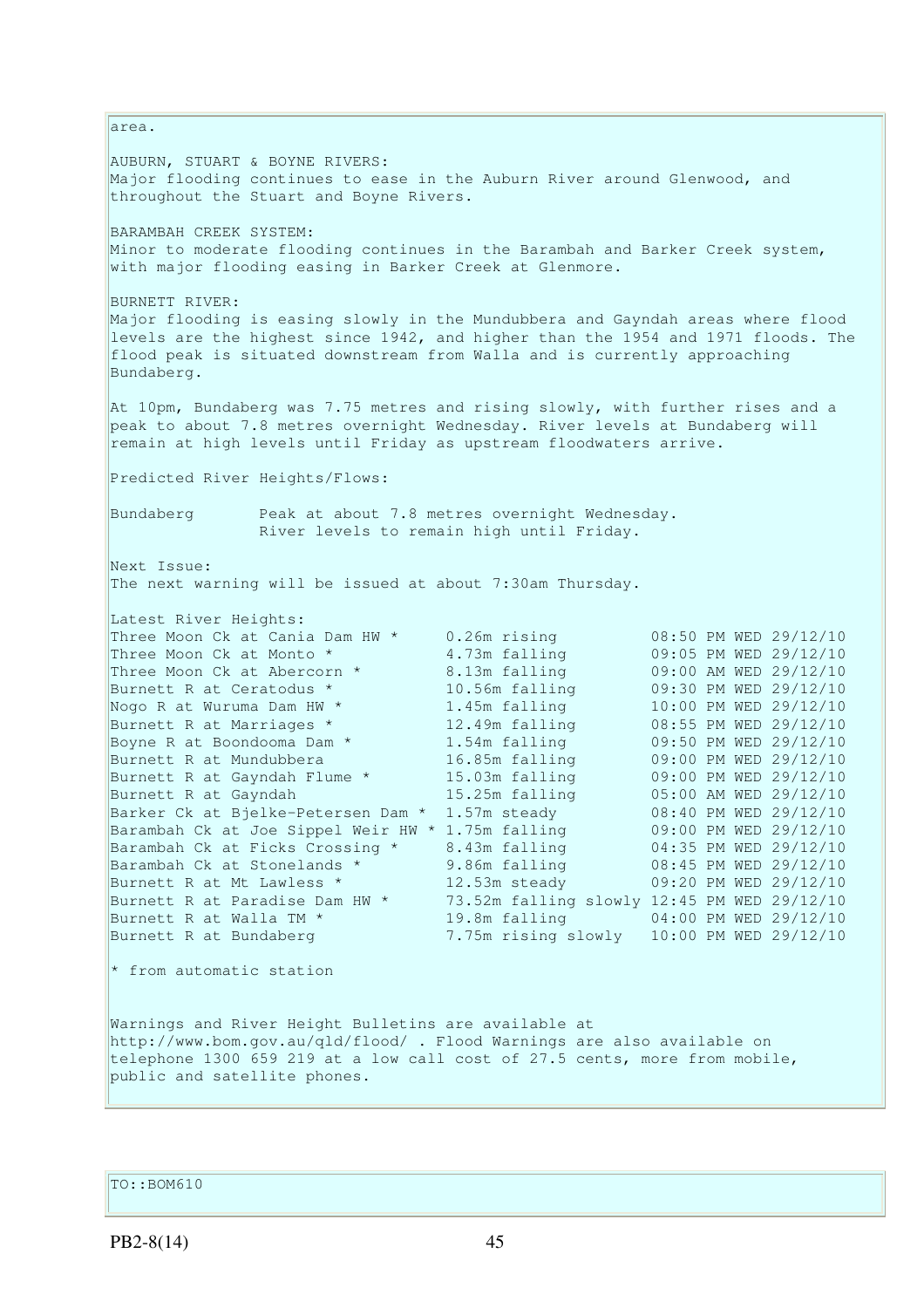area.

AUBURN, STUART & BOYNE RIVERS:
Major flooding continues to ease in the Auburn River around Glenwood, and throughout the Stuart and Boyne Rivers.

BARAMBAH CREEK SYSTEM:
Minor to moderate flooding continues in the Barambah and Barker Creek system, with major flooding easing in Barker Creek at Glenmore.

BURNETT RIVER:
Major flooding is easing slowly in the Mundubbera and Gayndah areas where flood levels are the highest since 1942, and higher than the 1954 and 1971 floods. The flood peak is situated downstream from Walla and is currently approaching Bundaberg.

At 10pm, Bundaberg was 7.75 metres and rising slowly, with further rises and a peak to about 7.8 metres overnight Wednesday. River levels at Bundaberg will remain at high levels until Friday as upstream floodwaters arrive.

Predicted River Heights/Flows:

| | |
|---|---|
| Bundaberg | Peak at about 7.8 metres overnight Wednesday. River levels to remain high until Friday. |

Next Issue:
The next warning will be issued at about 7:30am Thursday.

Latest River Heights:

| Station | Height | Time |
|---|---|---|
| Three Moon Ck at Cania Dam HW * | 0.26m rising | 08:50 PM WED 29/12/10 |
| Three Moon Ck at Monto * | 4.73m falling | 09:05 PM WED 29/12/10 |
| Three Moon Ck at Abercorn * | 8.13m falling | 09:00 AM WED 29/12/10 |
| Burnett R at Ceratodus * | 10.56m falling | 09:30 PM WED 29/12/10 |
| Nogo R at Wuruma Dam HW * | 1.45m falling | 10:00 PM WED 29/12/10 |
| Burnett R at Marriages * | 12.49m falling | 08:55 PM WED 29/12/10 |
| Boyne R at Boondooma Dam * | 1.54m falling | 09:50 PM WED 29/12/10 |
| Burnett R at Mundubbera | 16.85m falling | 09:00 PM WED 29/12/10 |
| Burnett R at Gayndah Flume * | 15.03m falling | 09:00 PM WED 29/12/10 |
| Burnett R at Gayndah | 15.25m falling | 05:00 AM WED 29/12/10 |
| Barker Ck at Bjelke-Petersen Dam * | 1.57m steady | 08:40 PM WED 29/12/10 |
| Barambah Ck at Joe Sippel Weir HW * | 1.75m falling | 09:00 PM WED 29/12/10 |
| Barambah Ck at Ficks Crossing * | 8.43m falling | 04:35 PM WED 29/12/10 |
| Barambah Ck at Stonelands * | 9.86m falling | 08:45 PM WED 29/12/10 |
| Burnett R at Mt Lawless * | 12.53m steady | 09:20 PM WED 29/12/10 |
| Burnett R at Paradise Dam HW * | 73.52m falling slowly | 12:45 PM WED 29/12/10 |
| Burnett R at Walla TM * | 19.8m falling | 04:00 PM WED 29/12/10 |
| Burnett R at Bundaberg | 7.75m rising slowly | 10:00 PM WED 29/12/10 |

* from automatic station

Warnings and River Height Bulletins are available at http://www.bom.gov.au/qld/flood/ . Flood Warnings are also available on telephone 1300 659 219 at a low call cost of 27.5 cents, more from mobile, public and satellite phones.

TO::BOM610

PB2-8(14)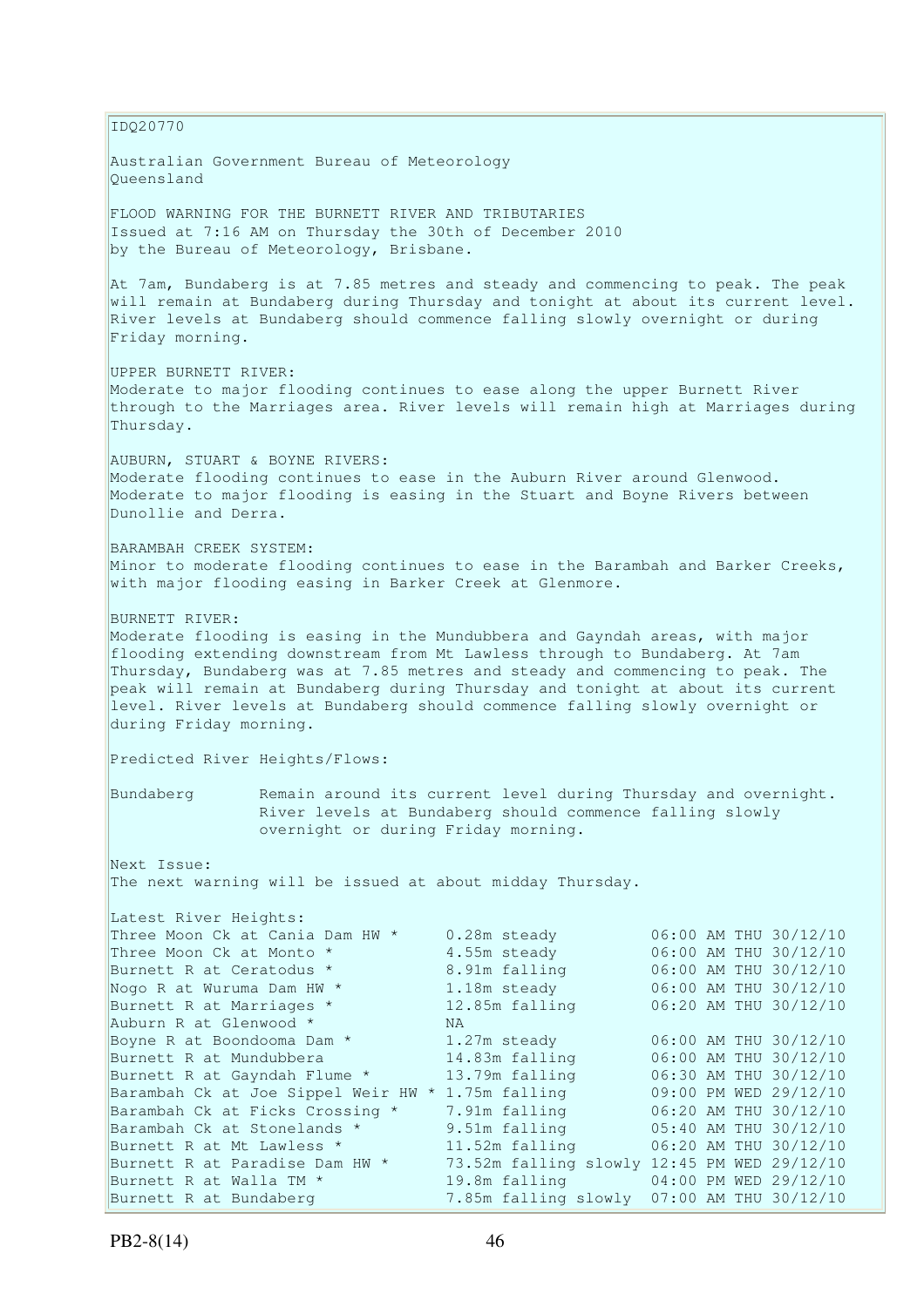IDQ20770

Australian Government Bureau of Meteorology
Queensland

FLOOD WARNING FOR THE BURNETT RIVER AND TRIBUTARIES
Issued at 7:16 AM on Thursday the 30th of December 2010
by the Bureau of Meteorology, Brisbane.

At 7am, Bundaberg is at 7.85 metres and steady and commencing to peak. The peak will remain at Bundaberg during Thursday and tonight at about its current level. River levels at Bundaberg should commence falling slowly overnight or during Friday morning.

UPPER BURNETT RIVER:
Moderate to major flooding continues to ease along the upper Burnett River through to the Marriages area. River levels will remain high at Marriages during Thursday.

AUBURN, STUART & BOYNE RIVERS:
Moderate flooding continues to ease in the Auburn River around Glenwood. Moderate to major flooding is easing in the Stuart and Boyne Rivers between Dunollie and Derra.

BARAMBAH CREEK SYSTEM:
Minor to moderate flooding continues to ease in the Barambah and Barker Creeks, with major flooding easing in Barker Creek at Glenmore.

BURNETT RIVER:
Moderate flooding is easing in the Mundubbera and Gayndah areas, with major flooding extending downstream from Mt Lawless through to Bundaberg. At 7am Thursday, Bundaberg was at 7.85 metres and steady and commencing to peak. The peak will remain at Bundaberg during Thursday and tonight at about its current level. River levels at Bundaberg should commence falling slowly overnight or during Friday morning.

Predicted River Heights/Flows:

| | |
|---|---|
| Bundaberg | Remain around its current level during Thursday and overnight. River levels at Bundaberg should commence falling slowly overnight or during Friday morning. |

Next Issue:
The next warning will be issued at about midday Thursday.

Latest River Heights:

| Location | Height | Time |
|---|---|---|
| Three Moon Ck at Cania Dam HW * | 0.28m steady | 06:00 AM THU 30/12/10 |
| Three Moon Ck at Monto * | 4.55m steady | 06:00 AM THU 30/12/10 |
| Burnett R at Ceratodus * | 8.91m falling | 06:00 AM THU 30/12/10 |
| Nogo R at Wuruma Dam HW * | 1.18m steady | 06:00 AM THU 30/12/10 |
| Burnett R at Marriages * | 12.85m falling | 06:20 AM THU 30/12/10 |
| Auburn R at Glenwood * | NA | |
| Boyne R at Boondooma Dam * | 1.27m steady | 06:00 AM THU 30/12/10 |
| Burnett R at Mundubbera | 14.83m falling | 06:00 AM THU 30/12/10 |
| Burnett R at Gayndah Flume * | 13.79m falling | 06:30 AM THU 30/12/10 |
| Barambah Ck at Joe Sippel Weir HW * | 1.75m falling | 09:00 PM WED 29/12/10 |
| Barambah Ck at Ficks Crossing * | 7.91m falling | 06:20 AM THU 30/12/10 |
| Barambah Ck at Stonelands * | 9.51m falling | 05:40 AM THU 30/12/10 |
| Burnett R at Mt Lawless * | 11.52m falling | 06:20 AM THU 30/12/10 |
| Burnett R at Paradise Dam HW * | 73.52m falling slowly | 12:45 PM WED 29/12/10 |
| Burnett R at Walla TM * | 19.8m falling | 04:00 PM WED 29/12/10 |
| Burnett R at Bundaberg | 7.85m falling slowly | 07:00 AM THU 30/12/10 |

PB2-8(14)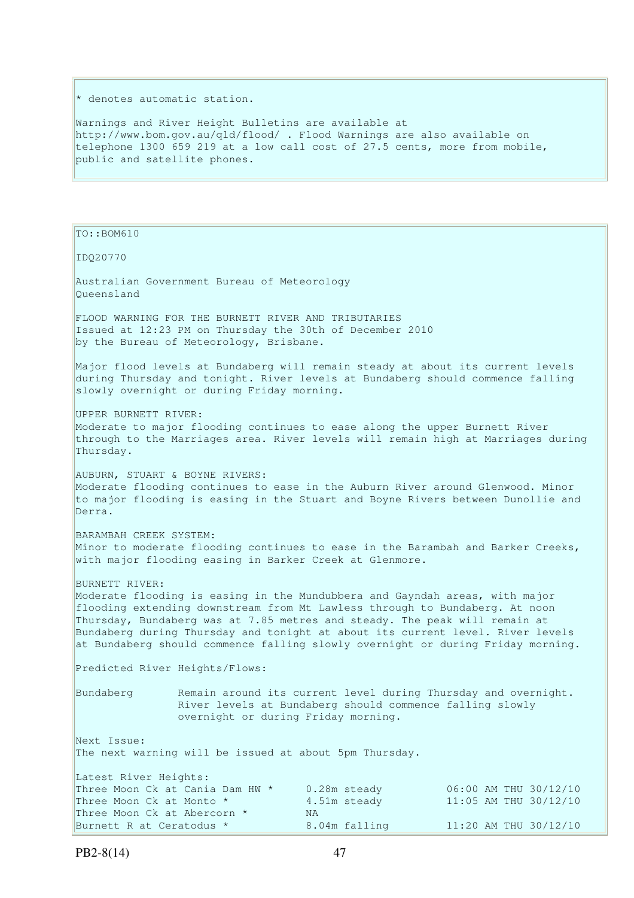\* denotes automatic station.

Warnings and River Height Bulletins are available at http://www.bom.gov.au/qld/flood/ . Flood Warnings are also available on telephone 1300 659 219 at a low call cost of 27.5 cents, more from mobile, public and satellite phones.

TO::BOM610

IDQ20770

Australian Government Bureau of Meteorology
Queensland

FLOOD WARNING FOR THE BURNETT RIVER AND TRIBUTARIES
Issued at 12:23 PM on Thursday the 30th of December 2010
by the Bureau of Meteorology, Brisbane.

Major flood levels at Bundaberg will remain steady at about its current levels during Thursday and tonight. River levels at Bundaberg should commence falling slowly overnight or during Friday morning.

UPPER BURNETT RIVER:
Moderate to major flooding continues to ease along the upper Burnett River through to the Marriages area. River levels will remain high at Marriages during Thursday.

AUBURN, STUART & BOYNE RIVERS:
Moderate flooding continues to ease in the Auburn River around Glenwood. Minor to major flooding is easing in the Stuart and Boyne Rivers between Dunollie and Derra.

BARAMBAH CREEK SYSTEM:
Minor to moderate flooding continues to ease in the Barambah and Barker Creeks, with major flooding easing in Barker Creek at Glenmore.

BURNETT RIVER:
Moderate flooding is easing in the Mundubbera and Gayndah areas, with major flooding extending downstream from Mt Lawless through to Bundaberg. At noon Thursday, Bundaberg was at 7.85 metres and steady. The peak will remain at Bundaberg during Thursday and tonight at about its current level. River levels at Bundaberg should commence falling slowly overnight or during Friday morning.

Predicted River Heights/Flows:

Bundaberg — Remain around its current level during Thursday and overnight. River levels at Bundaberg should commence falling slowly overnight or during Friday morning.

Next Issue:
The next warning will be issued at about 5pm Thursday.

Latest River Heights:

| | | |
|---|---|---|
| Three Moon Ck at Cania Dam HW * | 0.28m steady | 06:00 AM THU 30/12/10 |
| Three Moon Ck at Monto * | 4.51m steady | 11:05 AM THU 30/12/10 |
| Three Moon Ck at Abercorn * | NA | |
| Burnett R at Ceratodus * | 8.04m falling | 11:20 AM THU 30/12/10 |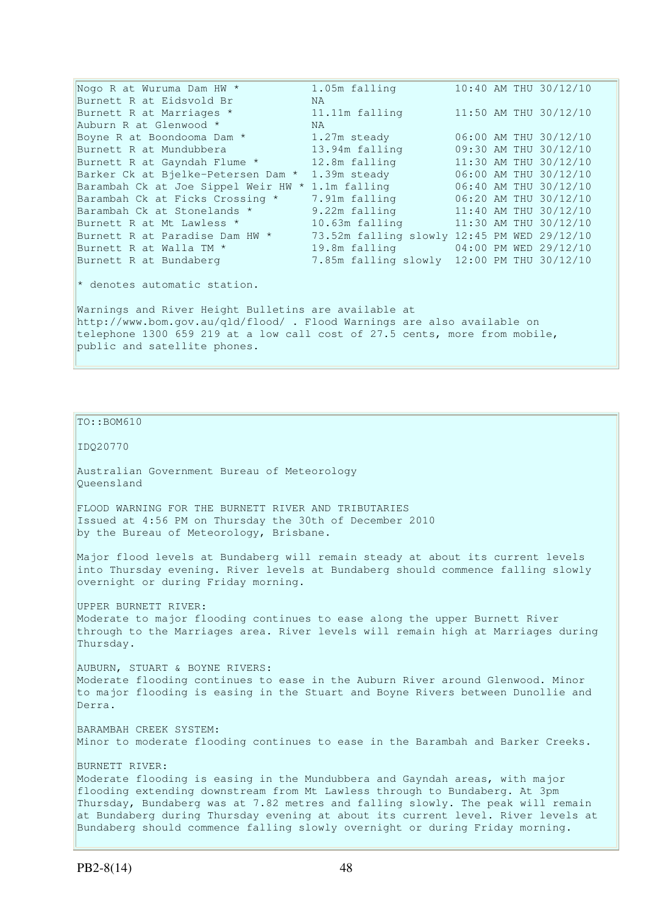| Station | Height | Time |
|---|---|---|
| Nogo R at Wuruma Dam HW * | 1.05m falling | 10:40 AM THU 30/12/10 |
| Burnett R at Eidsvold Br | NA | |
| Burnett R at Marriages * | 11.11m falling | 11:50 AM THU 30/12/10 |
| Auburn R at Glenwood * | NA | |
| Boyne R at Boondooma Dam * | 1.27m steady | 06:00 AM THU 30/12/10 |
| Burnett R at Mundubbera | 13.94m falling | 09:30 AM THU 30/12/10 |
| Burnett R at Gayndah Flume * | 12.8m falling | 11:30 AM THU 30/12/10 |
| Barker Ck at Bjelke-Petersen Dam * | 1.39m steady | 06:00 AM THU 30/12/10 |
| Barambah Ck at Joe Sippel Weir HW * | 1.1m falling | 06:40 AM THU 30/12/10 |
| Barambah Ck at Ficks Crossing * | 7.91m falling | 06:20 AM THU 30/12/10 |
| Barambah Ck at Stonelands * | 9.22m falling | 11:40 AM THU 30/12/10 |
| Burnett R at Mt Lawless * | 10.63m falling | 11:30 AM THU 30/12/10 |
| Burnett R at Paradise Dam HW * | 73.52m falling slowly | 12:45 PM WED 29/12/10 |
| Burnett R at Walla TM * | 19.8m falling | 04:00 PM WED 29/12/10 |
| Burnett R at Bundaberg | 7.85m falling slowly | 12:00 PM THU 30/12/10 |

* denotes automatic station.

Warnings and River Height Bulletins are available at http://www.bom.gov.au/qld/flood/ . Flood Warnings are also available on telephone 1300 659 219 at a low call cost of 27.5 cents, more from mobile, public and satellite phones.

TO::BOM610

IDQ20770

Australian Government Bureau of Meteorology
Queensland

FLOOD WARNING FOR THE BURNETT RIVER AND TRIBUTARIES
Issued at 4:56 PM on Thursday the 30th of December 2010
by the Bureau of Meteorology, Brisbane.

Major flood levels at Bundaberg will remain steady at about its current levels into Thursday evening. River levels at Bundaberg should commence falling slowly overnight or during Friday morning.

UPPER BURNETT RIVER:
Moderate to major flooding continues to ease along the upper Burnett River through to the Marriages area. River levels will remain high at Marriages during Thursday.

AUBURN, STUART & BOYNE RIVERS:
Moderate flooding continues to ease in the Auburn River around Glenwood. Minor to major flooding is easing in the Stuart and Boyne Rivers between Dunollie and Derra.

BARAMBAH CREEK SYSTEM:
Minor to moderate flooding continues to ease in the Barambah and Barker Creeks.

BURNETT RIVER:
Moderate flooding is easing in the Mundubbera and Gayndah areas, with major flooding extending downstream from Mt Lawless through to Bundaberg. At 3pm Thursday, Bundaberg was at 7.82 metres and falling slowly. The peak will remain at Bundaberg during Thursday evening at about its current level. River levels at Bundaberg should commence falling slowly overnight or during Friday morning.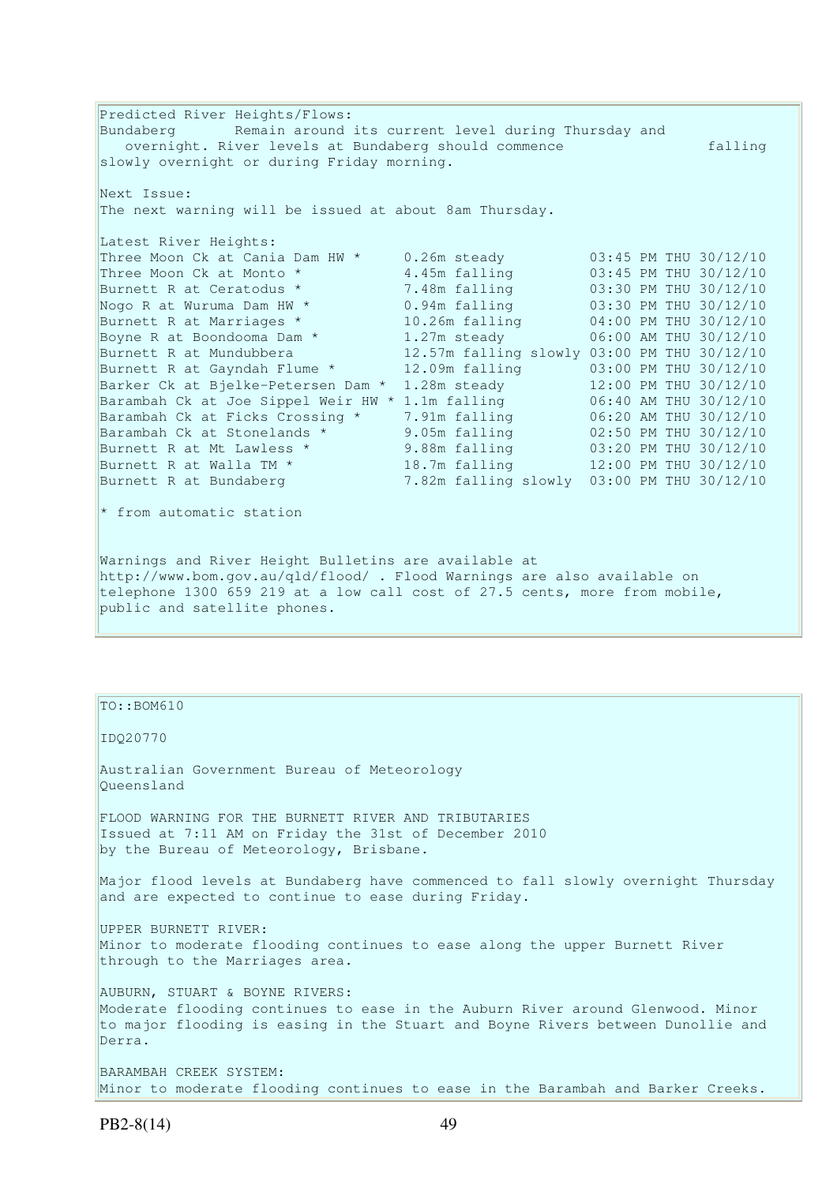Predicted River Heights/Flows:
Bundaberg Remain around its current level during Thursday and overnight. River levels at Bundaberg should commence falling slowly overnight or during Friday morning.

Next Issue:
The next warning will be issued at about 8am Thursday.

Latest River Heights:

| Station | Height | Time |
|---|---|---|
| Three Moon Ck at Cania Dam HW * | 0.26m steady | 03:45 PM THU 30/12/10 |
| Three Moon Ck at Monto * | 4.45m falling | 03:45 PM THU 30/12/10 |
| Burnett R at Ceratodus * | 7.48m falling | 03:30 PM THU 30/12/10 |
| Nogo R at Wuruma Dam HW * | 0.94m falling | 03:30 PM THU 30/12/10 |
| Burnett R at Marriages * | 10.26m falling | 04:00 PM THU 30/12/10 |
| Boyne R at Boondooma Dam * | 1.27m steady | 06:00 AM THU 30/12/10 |
| Burnett R at Mundubbera | 12.57m falling slowly | 03:00 PM THU 30/12/10 |
| Burnett R at Gayndah Flume * | 12.09m falling | 03:00 PM THU 30/12/10 |
| Barker Ck at Bjelke-Petersen Dam * | 1.28m steady | 12:00 PM THU 30/12/10 |
| Barambah Ck at Joe Sippel Weir HW * | 1.1m falling | 06:40 AM THU 30/12/10 |
| Barambah Ck at Ficks Crossing * | 7.91m falling | 06:20 AM THU 30/12/10 |
| Barambah Ck at Stonelands * | 9.05m falling | 02:50 PM THU 30/12/10 |
| Burnett R at Mt Lawless * | 9.88m falling | 03:20 PM THU 30/12/10 |
| Burnett R at Walla TM * | 18.7m falling | 12:00 PM THU 30/12/10 |
| Burnett R at Bundaberg | 7.82m falling slowly | 03:00 PM THU 30/12/10 |

* from automatic station

Warnings and River Height Bulletins are available at http://www.bom.gov.au/qld/flood/ . Flood Warnings are also available on telephone 1300 659 219 at a low call cost of 27.5 cents, more from mobile, public and satellite phones.

---

TO::BOM610

IDQ20770

Australian Government Bureau of Meteorology
Queensland

FLOOD WARNING FOR THE BURNETT RIVER AND TRIBUTARIES
Issued at 7:11 AM on Friday the 31st of December 2010
by the Bureau of Meteorology, Brisbane.

Major flood levels at Bundaberg have commenced to fall slowly overnight Thursday and are expected to continue to ease during Friday.

UPPER BURNETT RIVER:
Minor to moderate flooding continues to ease along the upper Burnett River through to the Marriages area.

AUBURN, STUART & BOYNE RIVERS:
Moderate flooding continues to ease in the Auburn River around Glenwood. Minor to major flooding is easing in the Stuart and Boyne Rivers between Dunollie and Derra.

BARAMBAH CREEK SYSTEM:
Minor to moderate flooding continues to ease in the Barambah and Barker Creeks.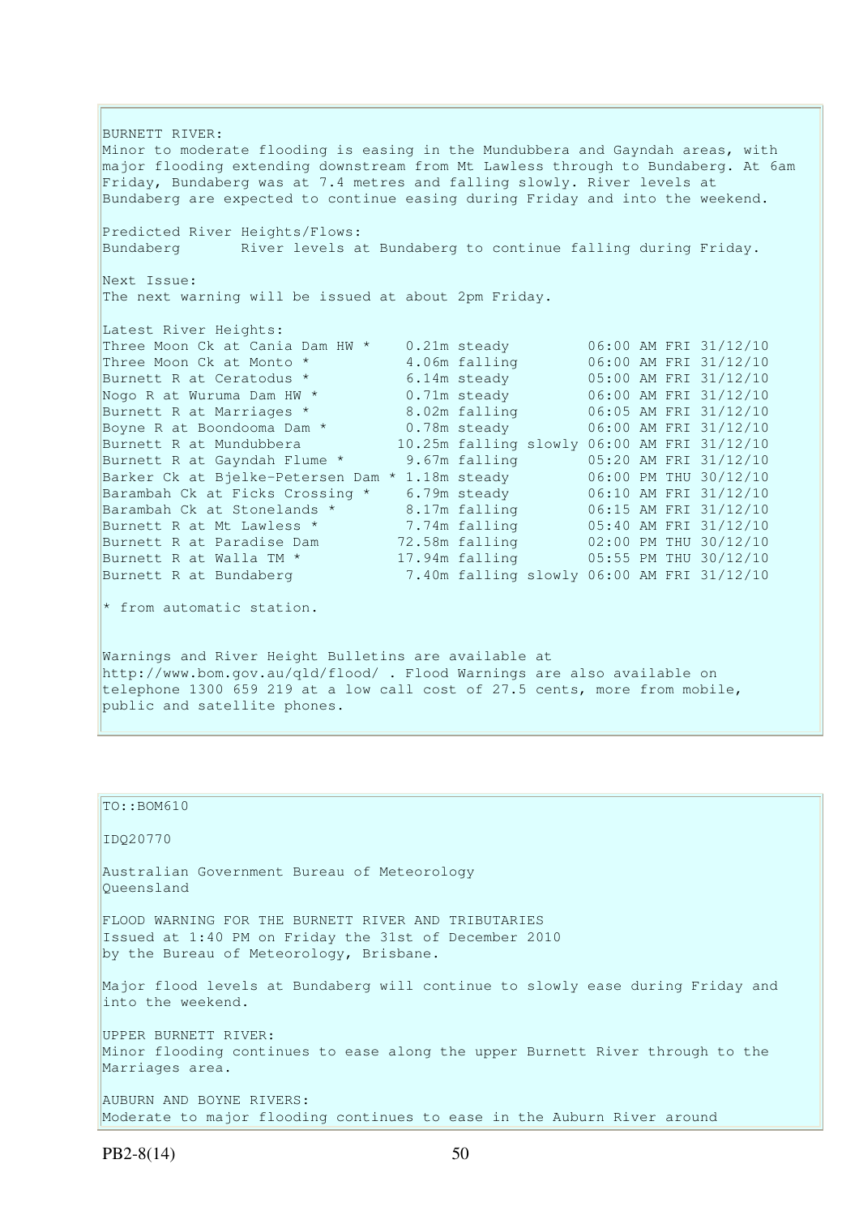BURNETT RIVER:
Minor to moderate flooding is easing in the Mundubbera and Gayndah areas, with major flooding extending downstream from Mt Lawless through to Bundaberg. At 6am Friday, Bundaberg was at 7.4 metres and falling slowly. River levels at Bundaberg are expected to continue easing during Friday and into the weekend.

Predicted River Heights/Flows:
Bundaberg       River levels at Bundaberg to continue falling during Friday.

Next Issue:
The next warning will be issued at about 2pm Friday.

Latest River Heights:

| Location | Height | Trend | Time |
|---|---|---|---|
| Three Moon Ck at Cania Dam HW * | 0.21m | steady | 06:00 AM FRI 31/12/10 |
| Three Moon Ck at Monto * | 4.06m | falling | 06:00 AM FRI 31/12/10 |
| Burnett R at Ceratodus * | 6.14m | steady | 05:00 AM FRI 31/12/10 |
| Nogo R at Wuruma Dam HW * | 0.71m | steady | 06:00 AM FRI 31/12/10 |
| Burnett R at Marriages * | 8.02m | falling | 06:05 AM FRI 31/12/10 |
| Boyne R at Boondooma Dam * | 0.78m | steady | 06:00 AM FRI 31/12/10 |
| Burnett R at Mundubbera | 10.25m | falling slowly | 06:00 AM FRI 31/12/10 |
| Burnett R at Gayndah Flume * | 9.67m | falling | 05:20 AM FRI 31/12/10 |
| Barker Ck at Bjelke-Petersen Dam * | 1.18m | steady | 06:00 PM THU 30/12/10 |
| Barambah Ck at Ficks Crossing * | 6.79m | steady | 06:10 AM FRI 31/12/10 |
| Barambah Ck at Stonelands * | 8.17m | falling | 06:15 AM FRI 31/12/10 |
| Burnett R at Mt Lawless * | 7.74m | falling | 05:40 AM FRI 31/12/10 |
| Burnett R at Paradise Dam | 72.58m | falling | 02:00 PM THU 30/12/10 |
| Burnett R at Walla TM * | 17.94m | falling | 05:55 PM THU 30/12/10 |
| Burnett R at Bundaberg | 7.40m | falling slowly | 06:00 AM FRI 31/12/10 |

* from automatic station.

Warnings and River Height Bulletins are available at http://www.bom.gov.au/qld/flood/ . Flood Warnings are also available on telephone 1300 659 219 at a low call cost of 27.5 cents, more from mobile, public and satellite phones.

---

TO::BOM610

IDQ20770

Australian Government Bureau of Meteorology
Queensland

FLOOD WARNING FOR THE BURNETT RIVER AND TRIBUTARIES
Issued at 1:40 PM on Friday the 31st of December 2010
by the Bureau of Meteorology, Brisbane.

Major flood levels at Bundaberg will continue to slowly ease during Friday and into the weekend.

UPPER BURNETT RIVER:
Minor flooding continues to ease along the upper Burnett River through to the Marriages area.

AUBURN AND BOYNE RIVERS:
Moderate to major flooding continues to ease in the Auburn River around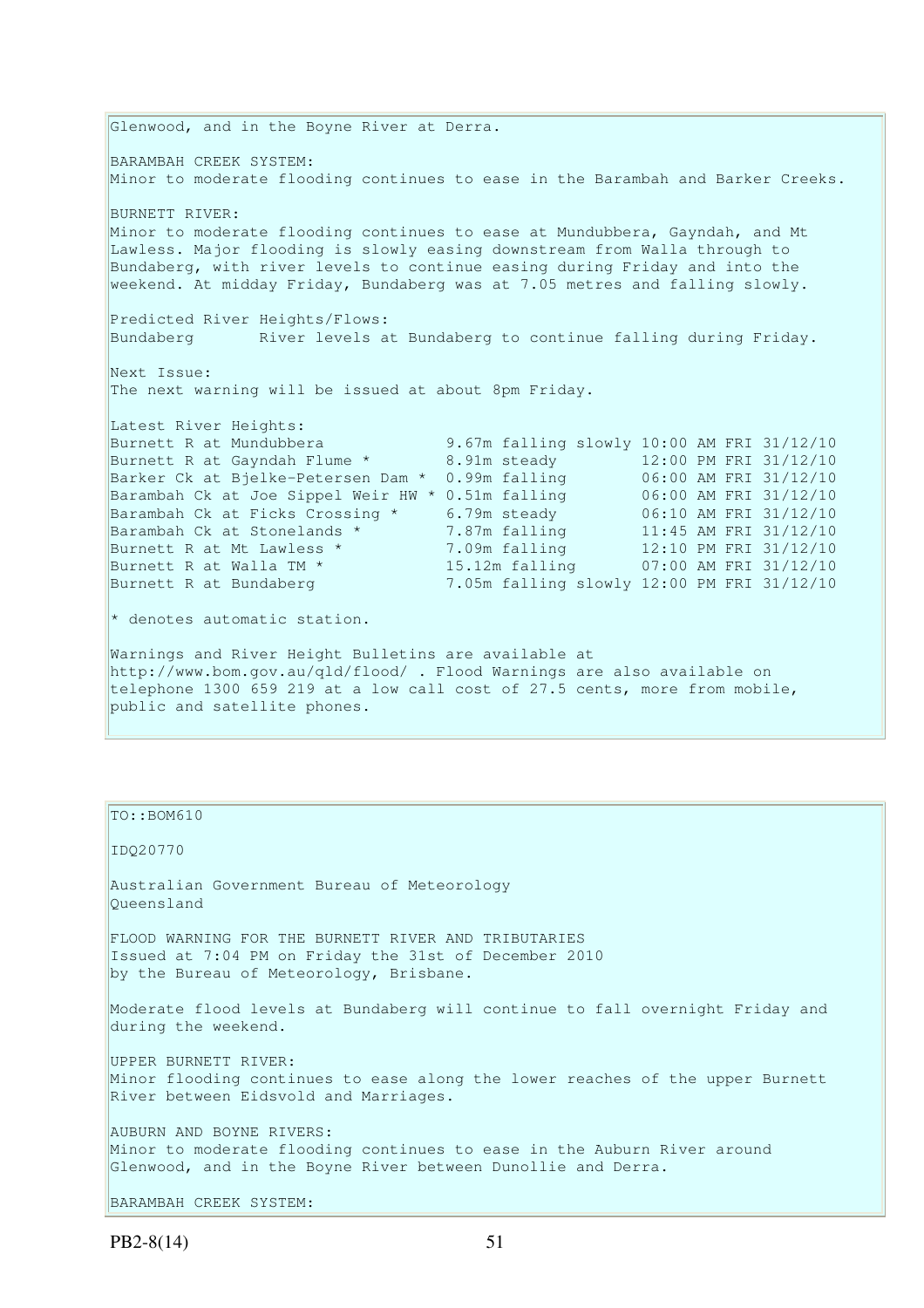Glenwood, and in the Boyne River at Derra.

BARAMBAH CREEK SYSTEM:
Minor to moderate flooding continues to ease in the Barambah and Barker Creeks.

BURNETT RIVER:
Minor to moderate flooding continues to ease at Mundubbera, Gayndah, and Mt Lawless. Major flooding is slowly easing downstream from Walla through to Bundaberg, with river levels to continue easing during Friday and into the weekend. At midday Friday, Bundaberg was at 7.05 metres and falling slowly.

Predicted River Heights/Flows:
Bundaberg River levels at Bundaberg to continue falling during Friday.

Next Issue:
The next warning will be issued at about 8pm Friday.

Latest River Heights:

| Station | Height | Trend | Time |
|---|---|---|---|
| Burnett R at Mundubbera | 9.67m | falling slowly | 10:00 AM FRI 31/12/10 |
| Burnett R at Gayndah Flume * | 8.91m | steady | 12:00 PM FRI 31/12/10 |
| Barker Ck at Bjelke-Petersen Dam * | 0.99m | falling | 06:00 AM FRI 31/12/10 |
| Barambah Ck at Joe Sippel Weir HW * | 0.51m | falling | 06:00 AM FRI 31/12/10 |
| Barambah Ck at Ficks Crossing * | 6.79m | steady | 06:10 AM FRI 31/12/10 |
| Barambah Ck at Stonelands * | 7.87m | falling | 11:45 AM FRI 31/12/10 |
| Burnett R at Mt Lawless * | 7.09m | falling | 12:10 PM FRI 31/12/10 |
| Burnett R at Walla TM * | 15.12m | falling | 07:00 AM FRI 31/12/10 |
| Burnett R at Bundaberg | 7.05m | falling slowly | 12:00 PM FRI 31/12/10 |

* denotes automatic station.

Warnings and River Height Bulletins are available at http://www.bom.gov.au/qld/flood/ . Flood Warnings are also available on telephone 1300 659 219 at a low call cost of 27.5 cents, more from mobile, public and satellite phones.

---

TO::BOM610

IDQ20770

Australian Government Bureau of Meteorology
Queensland

FLOOD WARNING FOR THE BURNETT RIVER AND TRIBUTARIES
Issued at 7:04 PM on Friday the 31st of December 2010
by the Bureau of Meteorology, Brisbane.

Moderate flood levels at Bundaberg will continue to fall overnight Friday and during the weekend.

UPPER BURNETT RIVER:
Minor flooding continues to ease along the lower reaches of the upper Burnett River between Eidsvold and Marriages.

AUBURN AND BOYNE RIVERS:
Minor to moderate flooding continues to ease in the Auburn River around Glenwood, and in the Boyne River between Dunollie and Derra.

BARAMBAH CREEK SYSTEM: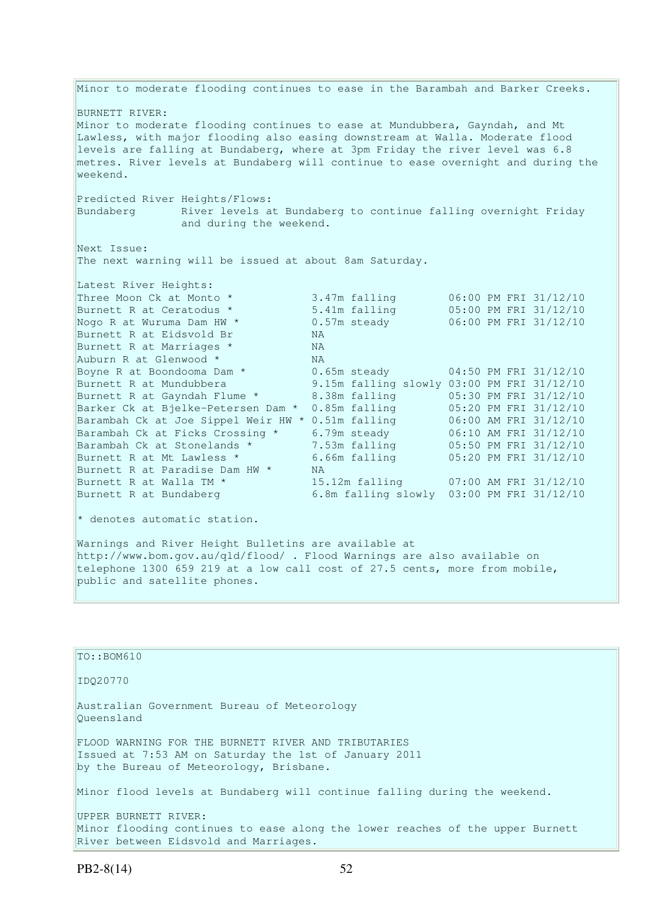Minor to moderate flooding continues to ease in the Barambah and Barker Creeks.

BURNETT RIVER:
Minor to moderate flooding continues to ease at Mundubbera, Gayndah, and Mt Lawless, with major flooding also easing downstream at Walla. Moderate flood levels are falling at Bundaberg, where at 3pm Friday the river level was 6.8 metres. River levels at Bundaberg will continue to ease overnight and during the weekend.

Predicted River Heights/Flows:
Bundaberg River levels at Bundaberg to continue falling overnight Friday and during the weekend.

Next Issue:
The next warning will be issued at about 8am Saturday.

Latest River Heights:

| Station | Height | Time |
|---|---|---|
| Three Moon Ck at Monto * | 3.47m falling | 06:00 PM FRI 31/12/10 |
| Burnett R at Ceratodus * | 5.41m falling | 05:00 PM FRI 31/12/10 |
| Nogo R at Wuruma Dam HW * | 0.57m steady | 06:00 PM FRI 31/12/10 |
| Burnett R at Eidsvold Br | NA | |
| Burnett R at Marriages * | NA | |
| Auburn R at Glenwood * | NA | |
| Boyne R at Boondooma Dam * | 0.65m steady | 04:50 PM FRI 31/12/10 |
| Burnett R at Mundubbera | 9.15m falling slowly | 03:00 PM FRI 31/12/10 |
| Burnett R at Gayndah Flume * | 8.38m falling | 05:30 PM FRI 31/12/10 |
| Barker Ck at Bjelke-Petersen Dam * | 0.85m falling | 05:20 PM FRI 31/12/10 |
| Barambah Ck at Joe Sippel Weir HW * | 0.51m falling | 06:00 AM FRI 31/12/10 |
| Barambah Ck at Ficks Crossing * | 6.79m steady | 06:10 AM FRI 31/12/10 |
| Barambah Ck at Stonelands * | 7.53m falling | 05:50 PM FRI 31/12/10 |
| Burnett R at Mt Lawless * | 6.66m falling | 05:20 PM FRI 31/12/10 |
| Burnett R at Paradise Dam HW * | NA | |
| Burnett R at Walla TM * | 15.12m falling | 07:00 AM FRI 31/12/10 |
| Burnett R at Bundaberg | 6.8m falling slowly | 03:00 PM FRI 31/12/10 |

* denotes automatic station.

Warnings and River Height Bulletins are available at http://www.bom.gov.au/qld/flood/ . Flood Warnings are also available on telephone 1300 659 219 at a low call cost of 27.5 cents, more from mobile, public and satellite phones.

TO::BOM610

IDQ20770

Australian Government Bureau of Meteorology
Queensland

FLOOD WARNING FOR THE BURNETT RIVER AND TRIBUTARIES
Issued at 7:53 AM on Saturday the 1st of January 2011
by the Bureau of Meteorology, Brisbane.

Minor flood levels at Bundaberg will continue falling during the weekend.

UPPER BURNETT RIVER:
Minor flooding continues to ease along the lower reaches of the upper Burnett River between Eidsvold and Marriages.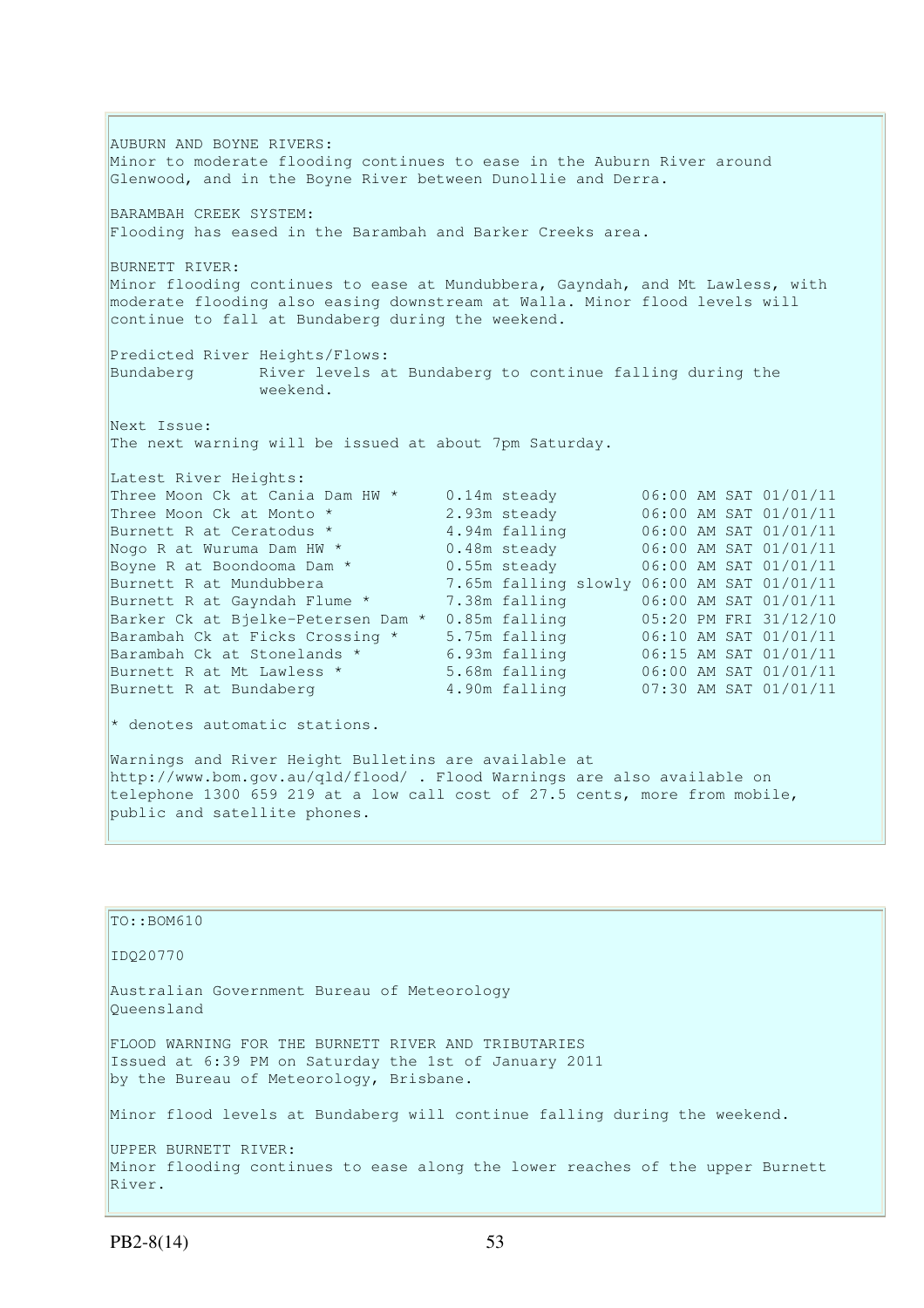AUBURN AND BOYNE RIVERS:
Minor to moderate flooding continues to ease in the Auburn River around Glenwood, and in the Boyne River between Dunollie and Derra.

BARAMBAH CREEK SYSTEM:
Flooding has eased in the Barambah and Barker Creeks area.

BURNETT RIVER:
Minor flooding continues to ease at Mundubbera, Gayndah, and Mt Lawless, with moderate flooding also easing downstream at Walla. Minor flood levels will continue to fall at Bundaberg during the weekend.

Predicted River Heights/Flows:
Bundaberg River levels at Bundaberg to continue falling during the weekend.

Next Issue:
The next warning will be issued at about 7pm Saturday.

Latest River Heights:

| | | |
|---|---|---|
| Three Moon Ck at Cania Dam HW * | 0.14m steady | 06:00 AM SAT 01/01/11 |
| Three Moon Ck at Monto * | 2.93m steady | 06:00 AM SAT 01/01/11 |
| Burnett R at Ceratodus * | 4.94m falling | 06:00 AM SAT 01/01/11 |
| Nogo R at Wuruma Dam HW * | 0.48m steady | 06:00 AM SAT 01/01/11 |
| Boyne R at Boondooma Dam * | 0.55m steady | 06:00 AM SAT 01/01/11 |
| Burnett R at Mundubbera | 7.65m falling slowly | 06:00 AM SAT 01/01/11 |
| Burnett R at Gayndah Flume * | 7.38m falling | 06:00 AM SAT 01/01/11 |
| Barker Ck at Bjelke-Petersen Dam * | 0.85m falling | 05:20 PM FRI 31/12/10 |
| Barambah Ck at Ficks Crossing * | 5.75m falling | 06:10 AM SAT 01/01/11 |
| Barambah Ck at Stonelands * | 6.93m falling | 06:15 AM SAT 01/01/11 |
| Burnett R at Mt Lawless * | 5.68m falling | 06:00 AM SAT 01/01/11 |
| Burnett R at Bundaberg | 4.90m falling | 07:30 AM SAT 01/01/11 |

* denotes automatic stations.

Warnings and River Height Bulletins are available at http://www.bom.gov.au/qld/flood/ . Flood Warnings are also available on telephone 1300 659 219 at a low call cost of 27.5 cents, more from mobile, public and satellite phones.

TO::BOM610

IDQ20770

Australian Government Bureau of Meteorology
Queensland

FLOOD WARNING FOR THE BURNETT RIVER AND TRIBUTARIES
Issued at 6:39 PM on Saturday the 1st of January 2011
by the Bureau of Meteorology, Brisbane.

Minor flood levels at Bundaberg will continue falling during the weekend.

UPPER BURNETT RIVER:
Minor flooding continues to ease along the lower reaches of the upper Burnett River.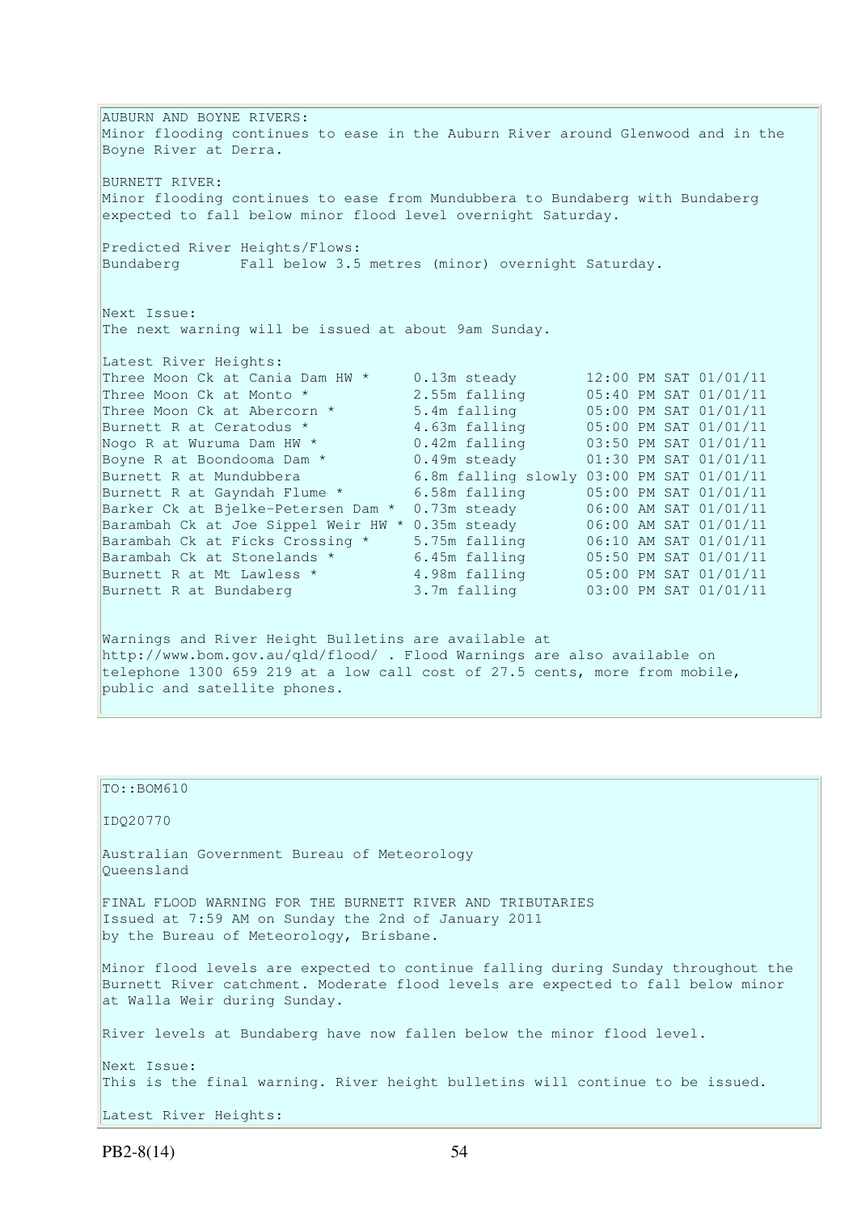AUBURN AND BOYNE RIVERS:
Minor flooding continues to ease in the Auburn River around Glenwood and in the Boyne River at Derra.

BURNETT RIVER:
Minor flooding continues to ease from Mundubbera to Bundaberg with Bundaberg expected to fall below minor flood level overnight Saturday.

Predicted River Heights/Flows:
Bundaberg Fall below 3.5 metres (minor) overnight Saturday.

Next Issue:
The next warning will be issued at about 9am Sunday.

Latest River Heights:

| | | |
|---|---|---|
| Three Moon Ck at Cania Dam HW * | 0.13m steady | 12:00 PM SAT 01/01/11 |
| Three Moon Ck at Monto * | 2.55m falling | 05:40 PM SAT 01/01/11 |
| Three Moon Ck at Abercorn * | 5.4m falling | 05:00 PM SAT 01/01/11 |
| Burnett R at Ceratodus * | 4.63m falling | 05:00 PM SAT 01/01/11 |
| Nogo R at Wuruma Dam HW * | 0.42m falling | 03:50 PM SAT 01/01/11 |
| Boyne R at Boondooma Dam * | 0.49m steady | 01:30 PM SAT 01/01/11 |
| Burnett R at Mundubbera | 6.8m falling slowly | 03:00 PM SAT 01/01/11 |
| Burnett R at Gayndah Flume * | 6.58m falling | 05:00 PM SAT 01/01/11 |
| Barker Ck at Bjelke-Petersen Dam * | 0.73m steady | 06:00 AM SAT 01/01/11 |
| Barambah Ck at Joe Sippel Weir HW * | 0.35m steady | 06:00 AM SAT 01/01/11 |
| Barambah Ck at Ficks Crossing * | 5.75m falling | 06:10 AM SAT 01/01/11 |
| Barambah Ck at Stonelands * | 6.45m falling | 05:50 PM SAT 01/01/11 |
| Burnett R at Mt Lawless * | 4.98m falling | 05:00 PM SAT 01/01/11 |
| Burnett R at Bundaberg | 3.7m falling | 03:00 PM SAT 01/01/11 |

Warnings and River Height Bulletins are available at http://www.bom.gov.au/qld/flood/ . Flood Warnings are also available on telephone 1300 659 219 at a low call cost of 27.5 cents, more from mobile, public and satellite phones.

TO::BOM610

IDQ20770

Australian Government Bureau of Meteorology
Queensland

FINAL FLOOD WARNING FOR THE BURNETT RIVER AND TRIBUTARIES
Issued at 7:59 AM on Sunday the 2nd of January 2011
by the Bureau of Meteorology, Brisbane.

Minor flood levels are expected to continue falling during Sunday throughout the Burnett River catchment. Moderate flood levels are expected to fall below minor at Walla Weir during Sunday.

River levels at Bundaberg have now fallen below the minor flood level.

Next Issue:
This is the final warning. River height bulletins will continue to be issued.

Latest River Heights: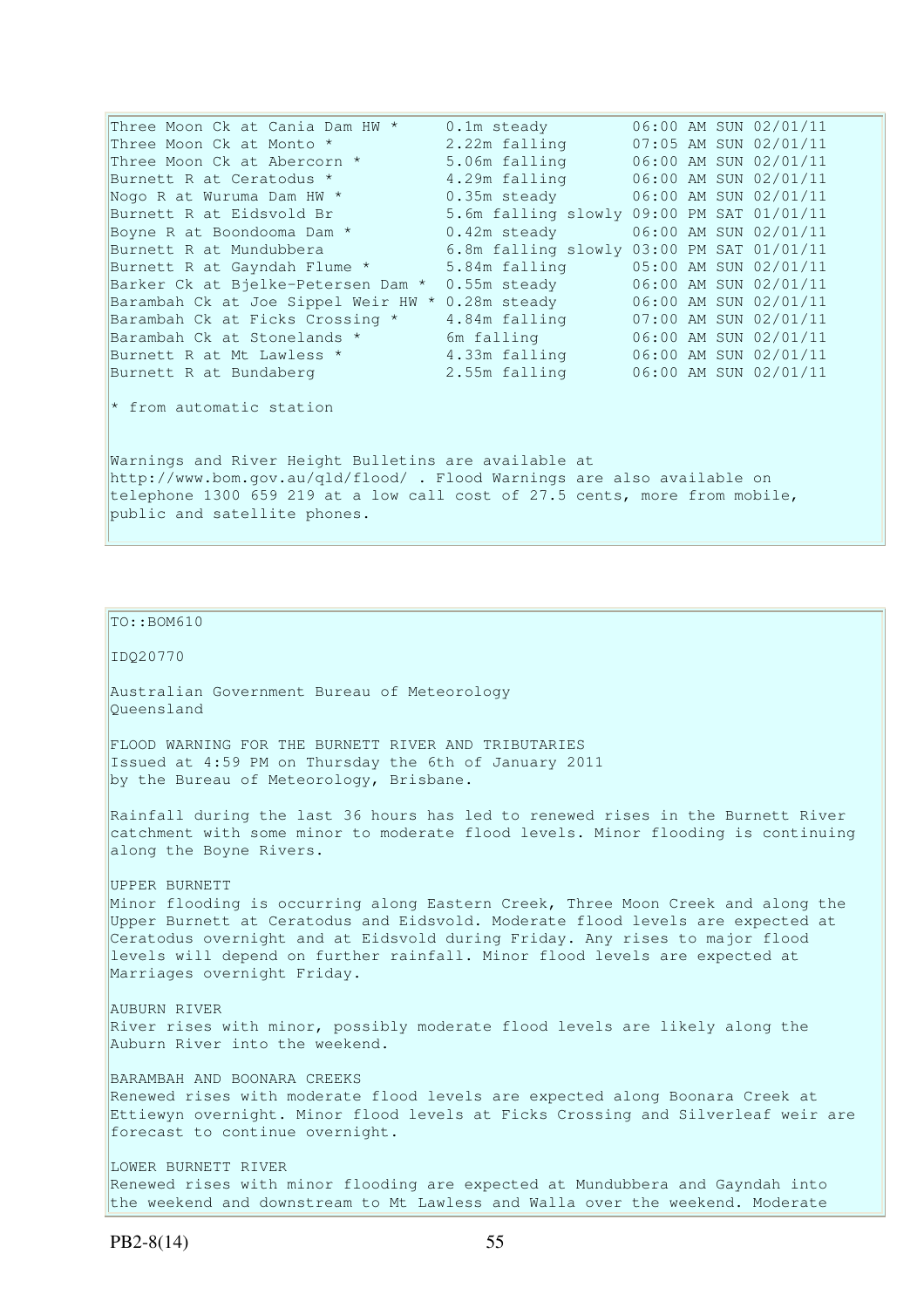| Station | Height | Time |
| --- | --- | --- |
| Three Moon Ck at Cania Dam HW * | 0.1m steady | 06:00 AM SUN 02/01/11 |
| Three Moon Ck at Monto * | 2.22m falling | 07:05 AM SUN 02/01/11 |
| Three Moon Ck at Abercorn * | 5.06m falling | 06:00 AM SUN 02/01/11 |
| Burnett R at Ceratodus * | 4.29m falling | 06:00 AM SUN 02/01/11 |
| Nogo R at Wuruma Dam HW * | 0.35m steady | 06:00 AM SUN 02/01/11 |
| Burnett R at Eidsvold Br | 5.6m falling slowly | 09:00 PM SAT 01/01/11 |
| Boyne R at Boondooma Dam * | 0.42m steady | 06:00 AM SUN 02/01/11 |
| Burnett R at Mundubbera | 6.8m falling slowly | 03:00 PM SAT 01/01/11 |
| Burnett R at Gayndah Flume * | 5.84m falling | 05:00 AM SUN 02/01/11 |
| Barker Ck at Bjelke-Petersen Dam * | 0.55m steady | 06:00 AM SUN 02/01/11 |
| Barambah Ck at Joe Sippel Weir HW * | 0.28m steady | 06:00 AM SUN 02/01/11 |
| Barambah Ck at Ficks Crossing * | 4.84m falling | 07:00 AM SUN 02/01/11 |
| Barambah Ck at Stonelands * | 6m falling | 06:00 AM SUN 02/01/11 |
| Burnett R at Mt Lawless * | 4.33m falling | 06:00 AM SUN 02/01/11 |
| Burnett R at Bundaberg | 2.55m falling | 06:00 AM SUN 02/01/11 |

* from automatic station

Warnings and River Height Bulletins are available at http://www.bom.gov.au/qld/flood/ . Flood Warnings are also available on telephone 1300 659 219 at a low call cost of 27.5 cents, more from mobile, public and satellite phones.

TO::BOM610

IDQ20770

Australian Government Bureau of Meteorology
Queensland

FLOOD WARNING FOR THE BURNETT RIVER AND TRIBUTARIES
Issued at 4:59 PM on Thursday the 6th of January 2011
by the Bureau of Meteorology, Brisbane.

Rainfall during the last 36 hours has led to renewed rises in the Burnett River catchment with some minor to moderate flood levels. Minor flooding is continuing along the Boyne Rivers.

UPPER BURNETT
Minor flooding is occurring along Eastern Creek, Three Moon Creek and along the Upper Burnett at Ceratodus and Eidsvold. Moderate flood levels are expected at Ceratodus overnight and at Eidsvold during Friday. Any rises to major flood levels will depend on further rainfall. Minor flood levels are expected at Marriages overnight Friday.

AUBURN RIVER
River rises with minor, possibly moderate flood levels are likely along the Auburn River into the weekend.

BARAMBAH AND BOONARA CREEKS
Renewed rises with moderate flood levels are expected along Boonara Creek at Ettiewyn overnight. Minor flood levels at Ficks Crossing and Silverleaf weir are forecast to continue overnight.

LOWER BURNETT RIVER
Renewed rises with minor flooding are expected at Mundubbera and Gayndah into the weekend and downstream to Mt Lawless and Walla over the weekend. Moderate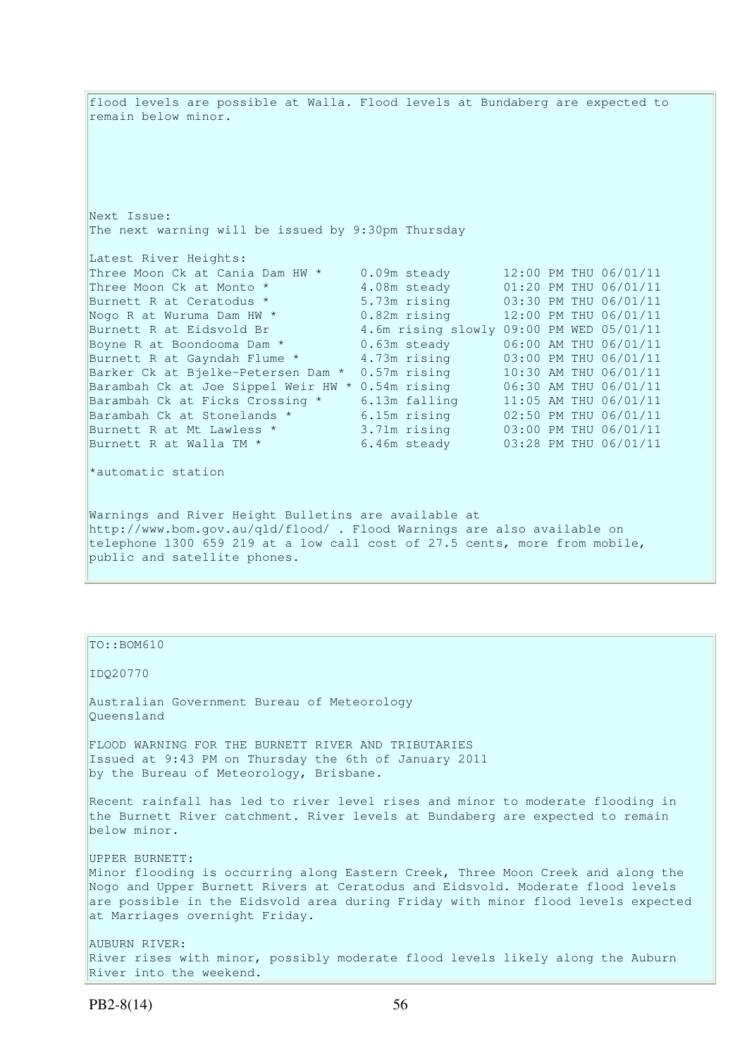flood levels are possible at Walla. Flood levels at Bundaberg are expected to remain below minor.

Next Issue:
The next warning will be issued by 9:30pm Thursday

Latest River Heights:

| Location | Height | Time |
|---|---|---|
| Three Moon Ck at Cania Dam HW * | 0.09m steady | 12:00 PM THU 06/01/11 |
| Three Moon Ck at Monto * | 4.08m steady | 01:20 PM THU 06/01/11 |
| Burnett R at Ceratodus * | 5.73m rising | 03:30 PM THU 06/01/11 |
| Nogo R at Wuruma Dam HW * | 0.82m rising | 12:00 PM THU 06/01/11 |
| Burnett R at Eidsvold Br | 4.6m rising slowly | 09:00 PM WED 05/01/11 |
| Boyne R at Boondooma Dam * | 0.63m steady | 06:00 AM THU 06/01/11 |
| Burnett R at Gayndah Flume * | 4.73m rising | 03:00 PM THU 06/01/11 |
| Barker Ck at Bjelke-Petersen Dam * | 0.57m rising | 10:30 AM THU 06/01/11 |
| Barambah Ck at Joe Sippel Weir HW * | 0.54m rising | 06:30 AM THU 06/01/11 |
| Barambah Ck at Ficks Crossing * | 6.13m falling | 11:05 AM THU 06/01/11 |
| Barambah Ck at Stonelands * | 6.15m rising | 02:50 PM THU 06/01/11 |
| Burnett R at Mt Lawless * | 3.71m rising | 03:00 PM THU 06/01/11 |
| Burnett R at Walla TM * | 6.46m steady | 03:28 PM THU 06/01/11 |

*automatic station

Warnings and River Height Bulletins are available at http://www.bom.gov.au/qld/flood/ . Flood Warnings are also available on telephone 1300 659 219 at a low call cost of 27.5 cents, more from mobile, public and satellite phones.

---

TO::BOM610

IDQ20770

Australian Government Bureau of Meteorology
Queensland

FLOOD WARNING FOR THE BURNETT RIVER AND TRIBUTARIES
Issued at 9:43 PM on Thursday the 6th of January 2011
by the Bureau of Meteorology, Brisbane.

Recent rainfall has led to river level rises and minor to moderate flooding in the Burnett River catchment. River levels at Bundaberg are expected to remain below minor.

UPPER BURNETT:
Minor flooding is occurring along Eastern Creek, Three Moon Creek and along the Nogo and Upper Burnett Rivers at Ceratodus and Eidsvold. Moderate flood levels are possible in the Eidsvold area during Friday with minor flood levels expected at Marriages overnight Friday.

AUBURN RIVER:
River rises with minor, possibly moderate flood levels likely along the Auburn River into the weekend.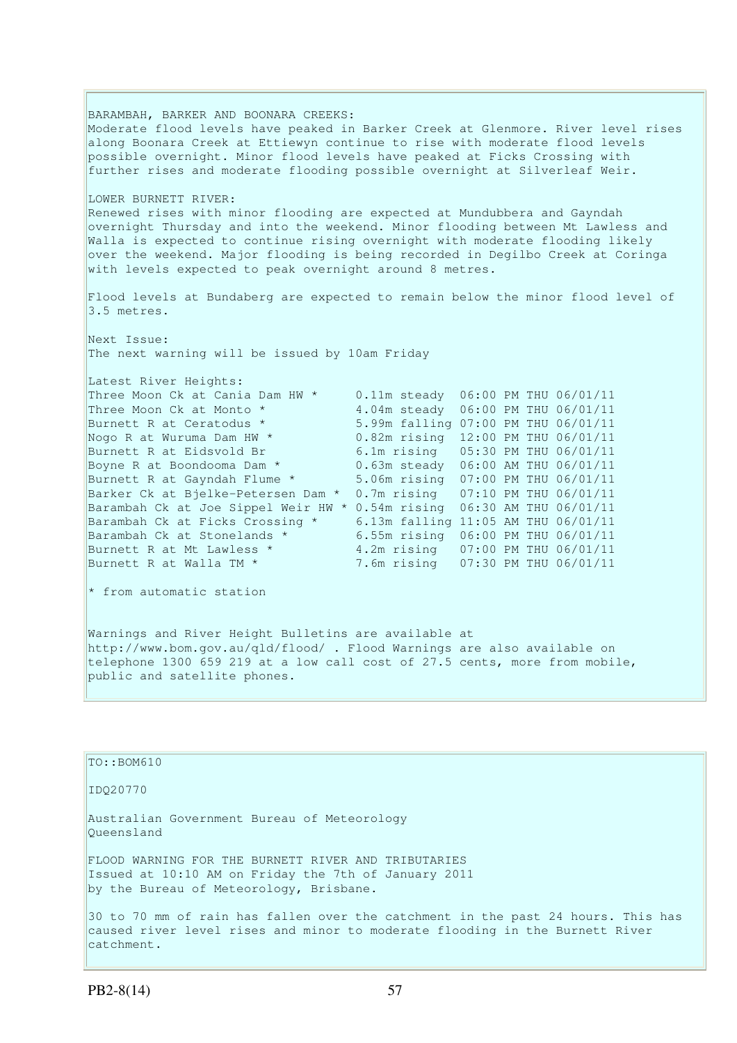BARAMBAH, BARKER AND BOONARA CREEKS:
Moderate flood levels have peaked in Barker Creek at Glenmore. River level rises along Boonara Creek at Ettiewyn continue to rise with moderate flood levels possible overnight. Minor flood levels have peaked at Ficks Crossing with further rises and moderate flooding possible overnight at Silverleaf Weir.

LOWER BURNETT RIVER:
Renewed rises with minor flooding are expected at Mundubbera and Gayndah overnight Thursday and into the weekend. Minor flooding between Mt Lawless and Walla is expected to continue rising overnight with moderate flooding likely over the weekend. Major flooding is being recorded in Degilbo Creek at Coringa with levels expected to peak overnight around 8 metres.

Flood levels at Bundaberg are expected to remain below the minor flood level of 3.5 metres.

Next Issue:
The next warning will be issued by 10am Friday

Latest River Heights:

```
Three Moon Ck at Cania Dam HW *     0.11m steady  06:00 PM THU 06/01/11
Three Moon Ck at Monto *            4.04m steady  06:00 PM THU 06/01/11
Burnett R at Ceratodus *            5.99m falling 07:00 PM THU 06/01/11
Nogo R at Wuruma Dam HW *           0.82m rising  12:00 PM THU 06/01/11
Burnett R at Eidsvold Br            6.1m rising   05:30 PM THU 06/01/11
Boyne R at Boondooma Dam *          0.63m steady  06:00 AM THU 06/01/11
Burnett R at Gayndah Flume *        5.06m rising  07:00 PM THU 06/01/11
Barker Ck at Bjelke-Petersen Dam *  0.7m rising   07:10 PM THU 06/01/11
Barambah Ck at Joe Sippel Weir HW * 0.54m rising  06:30 AM THU 06/01/11
Barambah Ck at Ficks Crossing *     6.13m falling 11:05 AM THU 06/01/11
Barambah Ck at Stonelands *         6.55m rising  06:00 PM THU 06/01/11
Burnett R at Mt Lawless *           4.2m rising   07:00 PM THU 06/01/11
Burnett R at Walla TM *             7.6m rising   07:30 PM THU 06/01/11
```

* from automatic station

Warnings and River Height Bulletins are available at http://www.bom.gov.au/qld/flood/ . Flood Warnings are also available on telephone 1300 659 219 at a low call cost of 27.5 cents, more from mobile, public and satellite phones.

---

TO::BOM610

IDQ20770

Australian Government Bureau of Meteorology
Queensland

FLOOD WARNING FOR THE BURNETT RIVER AND TRIBUTARIES
Issued at 10:10 AM on Friday the 7th of January 2011
by the Bureau of Meteorology, Brisbane.

30 to 70 mm of rain has fallen over the catchment in the past 24 hours. This has caused river level rises and minor to moderate flooding in the Burnett River catchment.

PB2-8(14)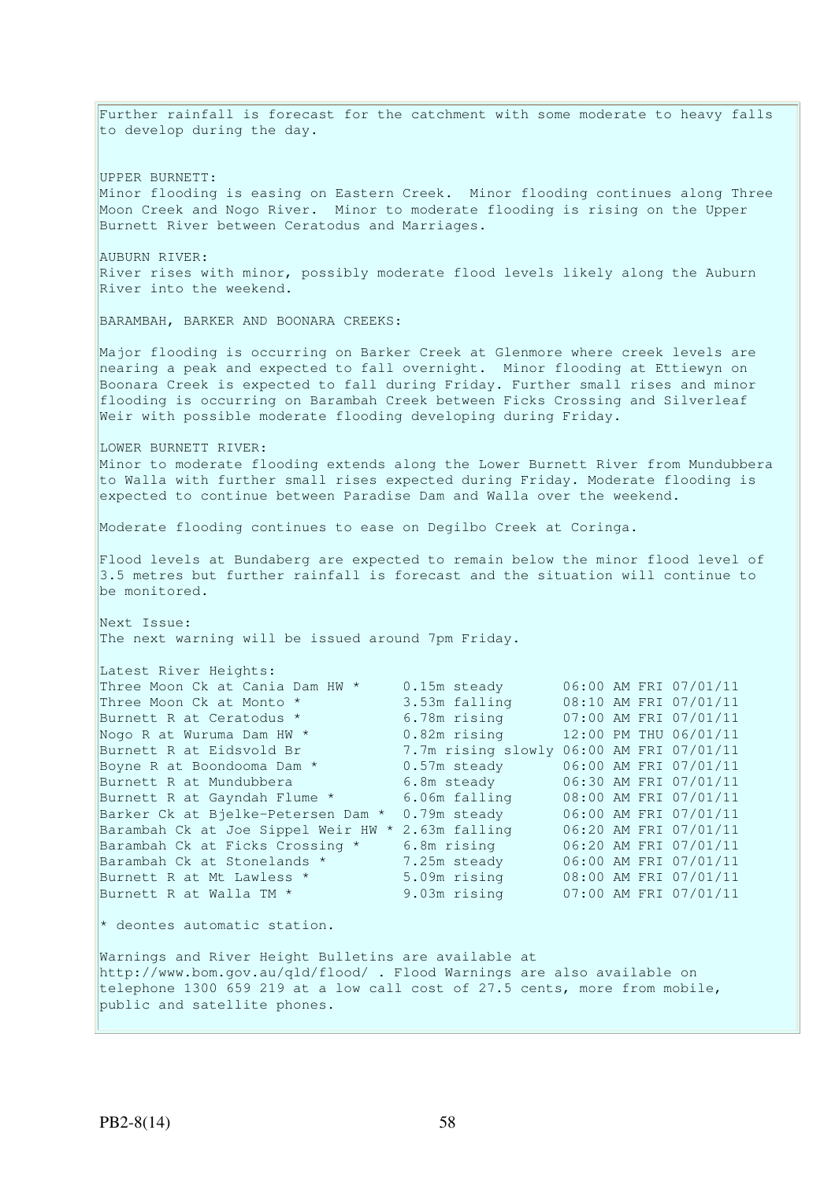Further rainfall is forecast for the catchment with some moderate to heavy falls to develop during the day.

UPPER BURNETT:
Minor flooding is easing on Eastern Creek. Minor flooding continues along Three Moon Creek and Nogo River. Minor to moderate flooding is rising on the Upper Burnett River between Ceratodus and Marriages.

AUBURN RIVER:
River rises with minor, possibly moderate flood levels likely along the Auburn River into the weekend.

BARAMBAH, BARKER AND BOONARA CREEKS:

Major flooding is occurring on Barker Creek at Glenmore where creek levels are nearing a peak and expected to fall overnight. Minor flooding at Ettiewyn on Boonara Creek is expected to fall during Friday. Further small rises and minor flooding is occurring on Barambah Creek between Ficks Crossing and Silverleaf Weir with possible moderate flooding developing during Friday.

LOWER BURNETT RIVER:
Minor to moderate flooding extends along the Lower Burnett River from Mundubbera to Walla with further small rises expected during Friday. Moderate flooding is expected to continue between Paradise Dam and Walla over the weekend.

Moderate flooding continues to ease on Degilbo Creek at Coringa.

Flood levels at Bundaberg are expected to remain below the minor flood level of 3.5 metres but further rainfall is forecast and the situation will continue to be monitored.

Next Issue:
The next warning will be issued around 7pm Friday.

Latest River Heights:

| Station | Height | Time |
|---|---|---|
| Three Moon Ck at Cania Dam HW * | 0.15m steady | 06:00 AM FRI 07/01/11 |
| Three Moon Ck at Monto * | 3.53m falling | 08:10 AM FRI 07/01/11 |
| Burnett R at Ceratodus * | 6.78m rising | 07:00 AM FRI 07/01/11 |
| Nogo R at Wuruma Dam HW * | 0.82m rising | 12:00 PM THU 06/01/11 |
| Burnett R at Eidsvold Br | 7.7m rising slowly | 06:00 AM FRI 07/01/11 |
| Boyne R at Boondooma Dam * | 0.57m steady | 06:00 AM FRI 07/01/11 |
| Burnett R at Mundubbera | 6.8m steady | 06:30 AM FRI 07/01/11 |
| Burnett R at Gayndah Flume * | 6.06m falling | 08:00 AM FRI 07/01/11 |
| Barker Ck at Bjelke-Petersen Dam * | 0.79m steady | 06:00 AM FRI 07/01/11 |
| Barambah Ck at Joe Sippel Weir HW * | 2.63m falling | 06:20 AM FRI 07/01/11 |
| Barambah Ck at Ficks Crossing * | 6.8m rising | 06:20 AM FRI 07/01/11 |
| Barambah Ck at Stonelands * | 7.25m steady | 06:00 AM FRI 07/01/11 |
| Burnett R at Mt Lawless * | 5.09m rising | 08:00 AM FRI 07/01/11 |
| Burnett R at Walla TM * | 9.03m rising | 07:00 AM FRI 07/01/11 |

* deontes automatic station.

Warnings and River Height Bulletins are available at http://www.bom.gov.au/qld/flood/ . Flood Warnings are also available on telephone 1300 659 219 at a low call cost of 27.5 cents, more from mobile, public and satellite phones.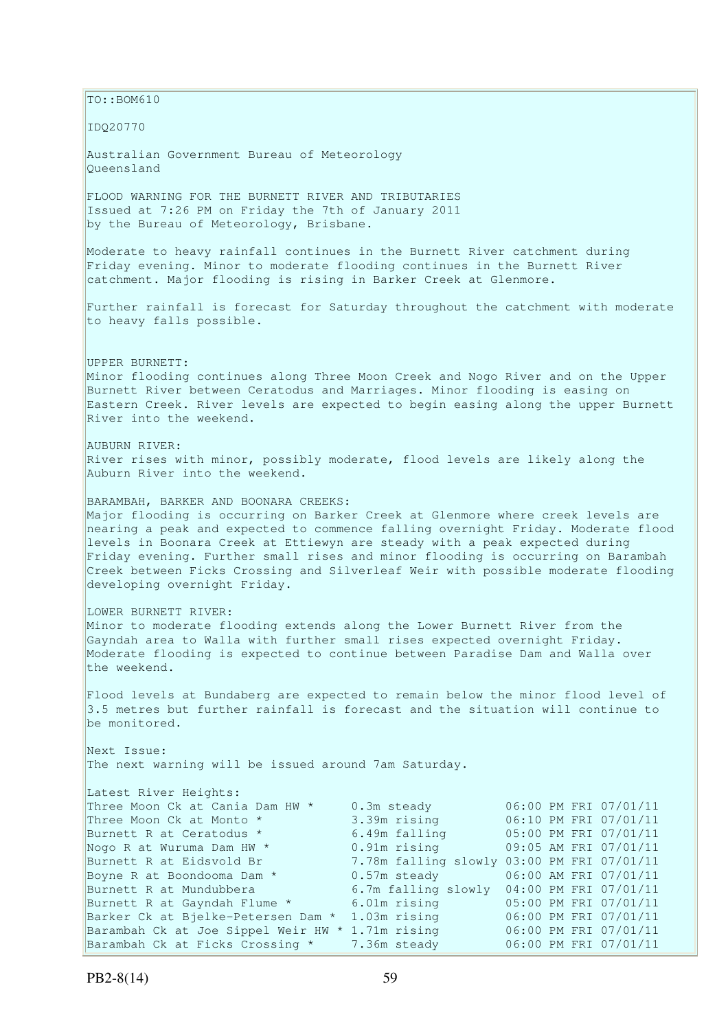TO::BOM610

IDQ20770

Australian Government Bureau of Meteorology
Queensland

FLOOD WARNING FOR THE BURNETT RIVER AND TRIBUTARIES
Issued at 7:26 PM on Friday the 7th of January 2011
by the Bureau of Meteorology, Brisbane.

Moderate to heavy rainfall continues in the Burnett River catchment during Friday evening. Minor to moderate flooding continues in the Burnett River catchment. Major flooding is rising in Barker Creek at Glenmore.

Further rainfall is forecast for Saturday throughout the catchment with moderate to heavy falls possible.

UPPER BURNETT:
Minor flooding continues along Three Moon Creek and Nogo River and on the Upper Burnett River between Ceratodus and Marriages. Minor flooding is easing on Eastern Creek. River levels are expected to begin easing along the upper Burnett River into the weekend.

AUBURN RIVER:
River rises with minor, possibly moderate, flood levels are likely along the Auburn River into the weekend.

BARAMBAH, BARKER AND BOONARA CREEKS:
Major flooding is occurring on Barker Creek at Glenmore where creek levels are nearing a peak and expected to commence falling overnight Friday. Moderate flood levels in Boonara Creek at Ettiewyn are steady with a peak expected during Friday evening. Further small rises and minor flooding is occurring on Barambah Creek between Ficks Crossing and Silverleaf Weir with possible moderate flooding developing overnight Friday.

LOWER BURNETT RIVER:
Minor to moderate flooding extends along the Lower Burnett River from the Gayndah area to Walla with further small rises expected overnight Friday. Moderate flooding is expected to continue between Paradise Dam and Walla over the weekend.

Flood levels at Bundaberg are expected to remain below the minor flood level of 3.5 metres but further rainfall is forecast and the situation will continue to be monitored.

Next Issue:
The next warning will be issued around 7am Saturday.

Latest River Heights:

| Location | Height | Time |
|---|---|---|
| Three Moon Ck at Cania Dam HW * | 0.3m steady | 06:00 PM FRI 07/01/11 |
| Three Moon Ck at Monto * | 3.39m rising | 06:10 PM FRI 07/01/11 |
| Burnett R at Ceratodus * | 6.49m falling | 05:00 PM FRI 07/01/11 |
| Nogo R at Wuruma Dam HW * | 0.91m rising | 09:05 AM FRI 07/01/11 |
| Burnett R at Eidsvold Br | 7.78m falling slowly | 03:00 PM FRI 07/01/11 |
| Boyne R at Boondooma Dam * | 0.57m steady | 06:00 AM FRI 07/01/11 |
| Burnett R at Mundubbera | 6.7m falling slowly | 04:00 PM FRI 07/01/11 |
| Burnett R at Gayndah Flume * | 6.01m rising | 05:00 PM FRI 07/01/11 |
| Barker Ck at Bjelke-Petersen Dam * | 1.03m rising | 06:00 PM FRI 07/01/11 |
| Barambah Ck at Joe Sippel Weir HW * | 1.71m rising | 06:00 PM FRI 07/01/11 |
| Barambah Ck at Ficks Crossing * | 7.36m steady | 06:00 PM FRI 07/01/11 |

PB2-8(14)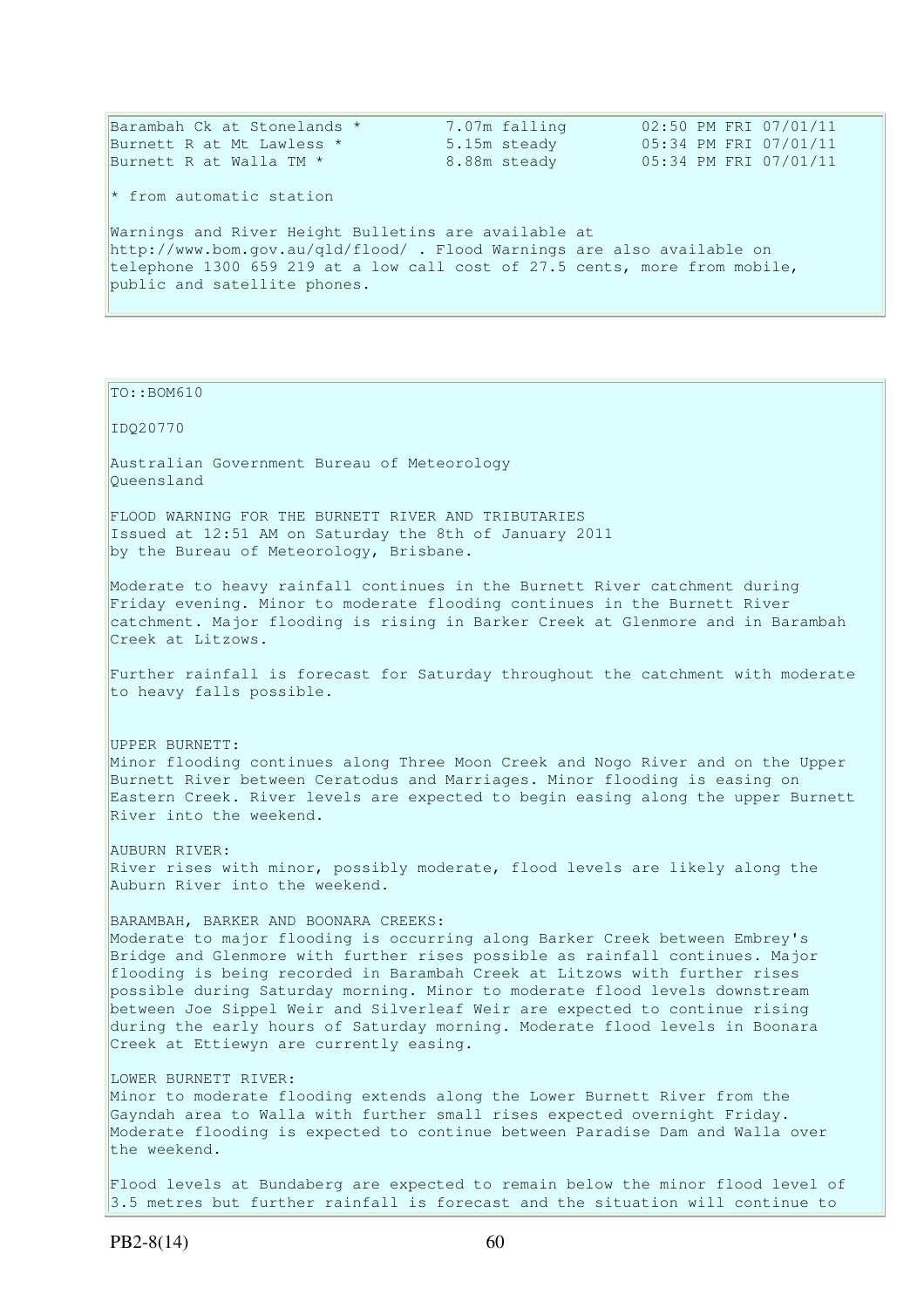```
Barambah Ck at Stonelands *         7.07m falling        02:50 PM FRI 07/01/11
Burnett R at Mt Lawless *           5.15m steady         05:34 PM FRI 07/01/11
Burnett R at Walla TM *             8.88m steady         05:34 PM FRI 07/01/11
```

* from automatic station

Warnings and River Height Bulletins are available at http://www.bom.gov.au/qld/flood/ . Flood Warnings are also available on telephone 1300 659 219 at a low call cost of 27.5 cents, more from mobile, public and satellite phones.

TO::BOM610

IDQ20770

Australian Government Bureau of Meteorology
Queensland

FLOOD WARNING FOR THE BURNETT RIVER AND TRIBUTARIES
Issued at 12:51 AM on Saturday the 8th of January 2011
by the Bureau of Meteorology, Brisbane.

Moderate to heavy rainfall continues in the Burnett River catchment during Friday evening. Minor to moderate flooding continues in the Burnett River catchment. Major flooding is rising in Barker Creek at Glenmore and in Barambah Creek at Litzows.

Further rainfall is forecast for Saturday throughout the catchment with moderate to heavy falls possible.

UPPER BURNETT:
Minor flooding continues along Three Moon Creek and Nogo River and on the Upper Burnett River between Ceratodus and Marriages. Minor flooding is easing on Eastern Creek. River levels are expected to begin easing along the upper Burnett River into the weekend.

AUBURN RIVER:
River rises with minor, possibly moderate, flood levels are likely along the Auburn River into the weekend.

BARAMBAH, BARKER AND BOONARA CREEKS:
Moderate to major flooding is occurring along Barker Creek between Embrey's Bridge and Glenmore with further rises possible as rainfall continues. Major flooding is being recorded in Barambah Creek at Litzows with further rises possible during Saturday morning. Minor to moderate flood levels downstream between Joe Sippel Weir and Silverleaf Weir are expected to continue rising during the early hours of Saturday morning. Moderate flood levels in Boonara Creek at Ettiewyn are currently easing.

LOWER BURNETT RIVER:
Minor to moderate flooding extends along the Lower Burnett River from the Gayndah area to Walla with further small rises expected overnight Friday. Moderate flooding is expected to continue between Paradise Dam and Walla over the weekend.

Flood levels at Bundaberg are expected to remain below the minor flood level of 3.5 metres but further rainfall is forecast and the situation will continue to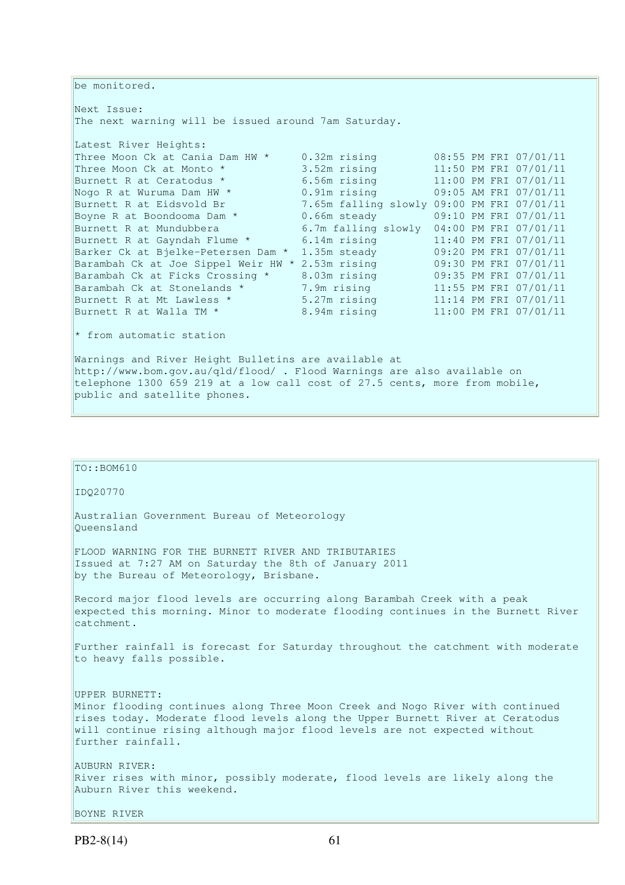be monitored.

Next Issue:
The next warning will be issued around 7am Saturday.

Latest River Heights:

| Location | Height | Trend | Time |
|---|---|---|---|
| Three Moon Ck at Cania Dam HW * | 0.32m | rising | 08:55 PM FRI 07/01/11 |
| Three Moon Ck at Monto * | 3.52m | rising | 11:50 PM FRI 07/01/11 |
| Burnett R at Ceratodus * | 6.56m | rising | 11:00 PM FRI 07/01/11 |
| Nogo R at Wuruma Dam HW * | 0.91m | rising | 09:05 AM FRI 07/01/11 |
| Burnett R at Eidsvold Br | 7.65m | falling slowly | 09:00 PM FRI 07/01/11 |
| Boyne R at Boondooma Dam * | 0.66m | steady | 09:10 PM FRI 07/01/11 |
| Burnett R at Mundubbera | 6.7m | falling slowly | 04:00 PM FRI 07/01/11 |
| Burnett R at Gayndah Flume * | 6.14m | rising | 11:40 PM FRI 07/01/11 |
| Barker Ck at Bjelke-Petersen Dam * | 1.35m | steady | 09:20 PM FRI 07/01/11 |
| Barambah Ck at Joe Sippel Weir HW * | 2.53m | rising | 09:30 PM FRI 07/01/11 |
| Barambah Ck at Ficks Crossing * | 8.03m | rising | 09:35 PM FRI 07/01/11 |
| Barambah Ck at Stonelands * | 7.9m | rising | 11:55 PM FRI 07/01/11 |
| Burnett R at Mt Lawless * | 5.27m | rising | 11:14 PM FRI 07/01/11 |
| Burnett R at Walla TM * | 8.94m | rising | 11:00 PM FRI 07/01/11 |

* from automatic station

Warnings and River Height Bulletins are available at http://www.bom.gov.au/qld/flood/ . Flood Warnings are also available on telephone 1300 659 219 at a low call cost of 27.5 cents, more from mobile, public and satellite phones.

TO::BOM610

IDQ20770

Australian Government Bureau of Meteorology
Queensland

FLOOD WARNING FOR THE BURNETT RIVER AND TRIBUTARIES
Issued at 7:27 AM on Saturday the 8th of January 2011
by the Bureau of Meteorology, Brisbane.

Record major flood levels are occurring along Barambah Creek with a peak expected this morning. Minor to moderate flooding continues in the Burnett River catchment.

Further rainfall is forecast for Saturday throughout the catchment with moderate to heavy falls possible.

UPPER BURNETT:
Minor flooding continues along Three Moon Creek and Nogo River with continued rises today. Moderate flood levels along the Upper Burnett River at Ceratodus will continue rising although major flood levels are not expected without further rainfall.

AUBURN RIVER:
River rises with minor, possibly moderate, flood levels are likely along the Auburn River this weekend.

BOYNE RIVER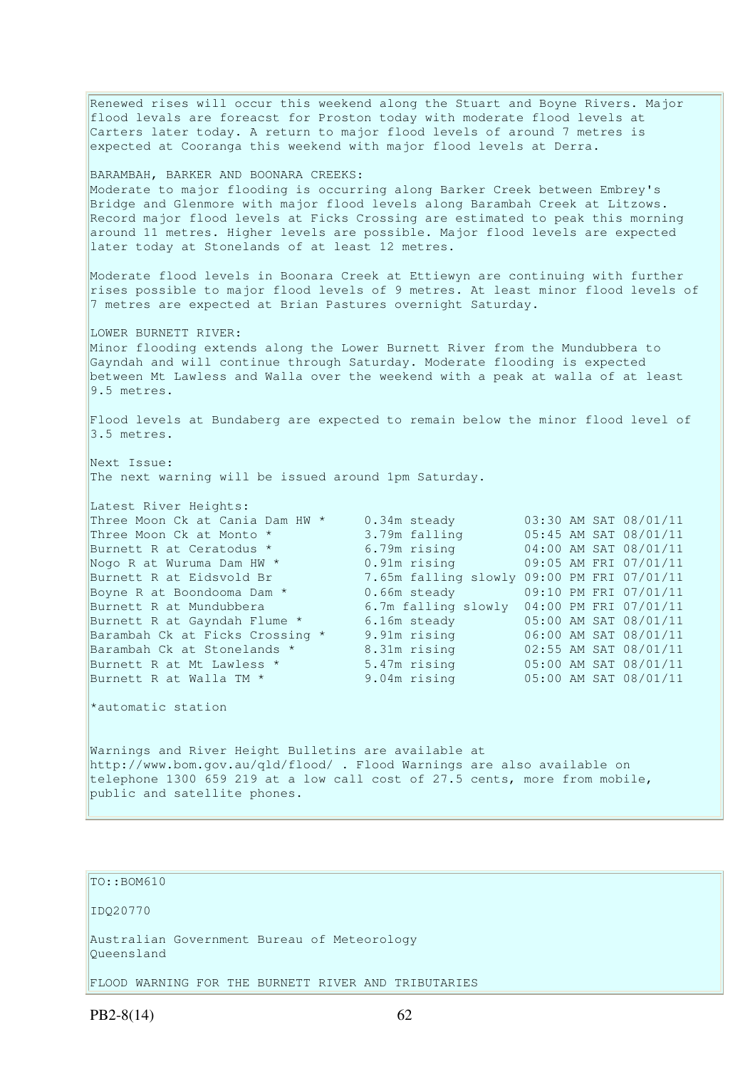Renewed rises will occur this weekend along the Stuart and Boyne Rivers. Major flood levals are foreacst for Proston today with moderate flood levels at Carters later today. A return to major flood levels of around 7 metres is expected at Cooranga this weekend with major flood levels at Derra.

BARAMBAH, BARKER AND BOONARA CREEKS:
Moderate to major flooding is occurring along Barker Creek between Embrey's Bridge and Glenmore with major flood levels along Barambah Creek at Litzows. Record major flood levels at Ficks Crossing are estimated to peak this morning around 11 metres. Higher levels are possible. Major flood levels are expected later today at Stonelands of at least 12 metres.

Moderate flood levels in Boonara Creek at Ettiewyn are continuing with further rises possible to major flood levels of 9 metres. At least minor flood levels of 7 metres are expected at Brian Pastures overnight Saturday.

LOWER BURNETT RIVER:
Minor flooding extends along the Lower Burnett River from the Mundubbera to Gayndah and will continue through Saturday. Moderate flooding is expected between Mt Lawless and Walla over the weekend with a peak at walla of at least 9.5 metres.

Flood levels at Bundaberg are expected to remain below the minor flood level of 3.5 metres.

Next Issue:
The next warning will be issued around 1pm Saturday.

Latest River Heights:

| | | |
|---|---|---|
| Three Moon Ck at Cania Dam HW * | 0.34m steady | 03:30 AM SAT 08/01/11 |
| Three Moon Ck at Monto * | 3.79m falling | 05:45 AM SAT 08/01/11 |
| Burnett R at Ceratodus * | 6.79m rising | 04:00 AM SAT 08/01/11 |
| Nogo R at Wuruma Dam HW * | 0.91m rising | 09:05 AM FRI 07/01/11 |
| Burnett R at Eidsvold Br | 7.65m falling slowly | 09:00 PM FRI 07/01/11 |
| Boyne R at Boondooma Dam * | 0.66m steady | 09:10 PM FRI 07/01/11 |
| Burnett R at Mundubbera | 6.7m falling slowly | 04:00 PM FRI 07/01/11 |
| Burnett R at Gayndah Flume * | 6.16m steady | 05:00 AM SAT 08/01/11 |
| Barambah Ck at Ficks Crossing * | 9.91m rising | 06:00 AM SAT 08/01/11 |
| Barambah Ck at Stonelands * | 8.31m rising | 02:55 AM SAT 08/01/11 |
| Burnett R at Mt Lawless * | 5.47m rising | 05:00 AM SAT 08/01/11 |
| Burnett R at Walla TM * | 9.04m rising | 05:00 AM SAT 08/01/11 |

*automatic station

Warnings and River Height Bulletins are available at http://www.bom.gov.au/qld/flood/ . Flood Warnings are also available on telephone 1300 659 219 at a low call cost of 27.5 cents, more from mobile, public and satellite phones.

TO::BOM610

IDQ20770

Australian Government Bureau of Meteorology
Queensland

FLOOD WARNING FOR THE BURNETT RIVER AND TRIBUTARIES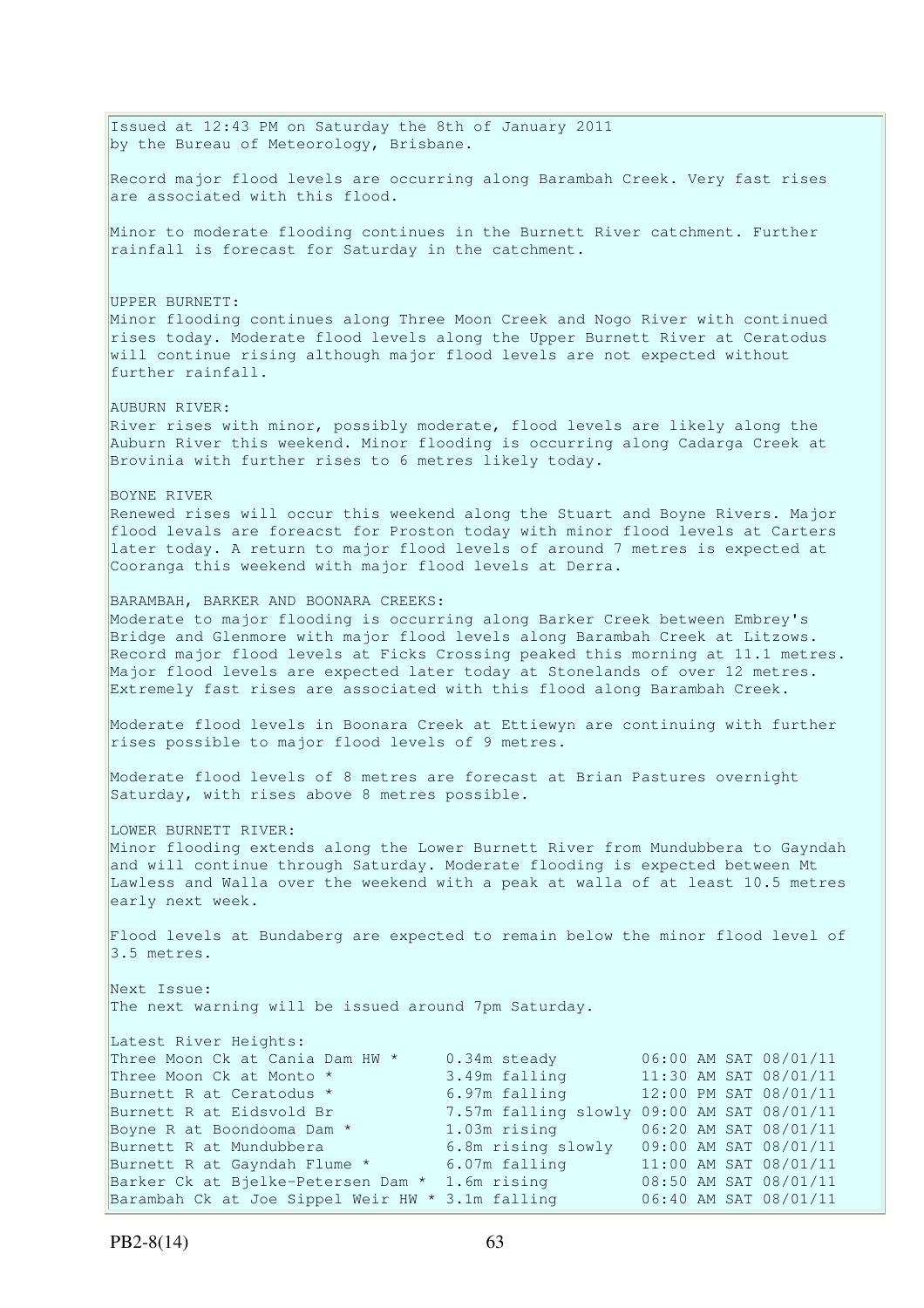Issued at 12:43 PM on Saturday the 8th of January 2011
by the Bureau of Meteorology, Brisbane.

Record major flood levels are occurring along Barambah Creek. Very fast rises are associated with this flood.

Minor to moderate flooding continues in the Burnett River catchment. Further rainfall is forecast for Saturday in the catchment.

UPPER BURNETT:
Minor flooding continues along Three Moon Creek and Nogo River with continued rises today. Moderate flood levels along the Upper Burnett River at Ceratodus will continue rising although major flood levels are not expected without further rainfall.

AUBURN RIVER:
River rises with minor, possibly moderate, flood levels are likely along the Auburn River this weekend. Minor flooding is occurring along Cadarga Creek at Brovinia with further rises to 6 metres likely today.

BOYNE RIVER
Renewed rises will occur this weekend along the Stuart and Boyne Rivers. Major flood levals are foreacst for Proston today with minor flood levels at Carters later today. A return to major flood levels of around 7 metres is expected at Cooranga this weekend with major flood levels at Derra.

BARAMBAH, BARKER AND BOONARA CREEKS:
Moderate to major flooding is occurring along Barker Creek between Embrey's Bridge and Glenmore with major flood levels along Barambah Creek at Litzows. Record major flood levels at Ficks Crossing peaked this morning at 11.1 metres. Major flood levels are expected later today at Stonelands of over 12 metres. Extremely fast rises are associated with this flood along Barambah Creek.

Moderate flood levels in Boonara Creek at Ettiewyn are continuing with further rises possible to major flood levels of 9 metres.

Moderate flood levels of 8 metres are forecast at Brian Pastures overnight Saturday, with rises above 8 metres possible.

LOWER BURNETT RIVER:
Minor flooding extends along the Lower Burnett River from Mundubbera to Gayndah and will continue through Saturday. Moderate flooding is expected between Mt Lawless and Walla over the weekend with a peak at walla of at least 10.5 metres early next week.

Flood levels at Bundaberg are expected to remain below the minor flood level of 3.5 metres.

Next Issue:
The next warning will be issued around 7pm Saturday.

Latest River Heights:

| Location | Height | Time |
|---|---|---|
| Three Moon Ck at Cania Dam HW * | 0.34m steady | 06:00 AM SAT 08/01/11 |
| Three Moon Ck at Monto * | 3.49m falling | 11:30 AM SAT 08/01/11 |
| Burnett R at Ceratodus * | 6.97m falling | 12:00 PM SAT 08/01/11 |
| Burnett R at Eidsvold Br | 7.57m falling slowly | 09:00 AM SAT 08/01/11 |
| Boyne R at Boondooma Dam * | 1.03m rising | 06:20 AM SAT 08/01/11 |
| Burnett R at Mundubbera | 6.8m rising slowly | 09:00 AM SAT 08/01/11 |
| Burnett R at Gayndah Flume * | 6.07m falling | 11:00 AM SAT 08/01/11 |
| Barker Ck at Bjelke-Petersen Dam * | 1.6m rising | 08:50 AM SAT 08/01/11 |
| Barambah Ck at Joe Sippel Weir HW * | 3.1m falling | 06:40 AM SAT 08/01/11 |

PB2-8(14)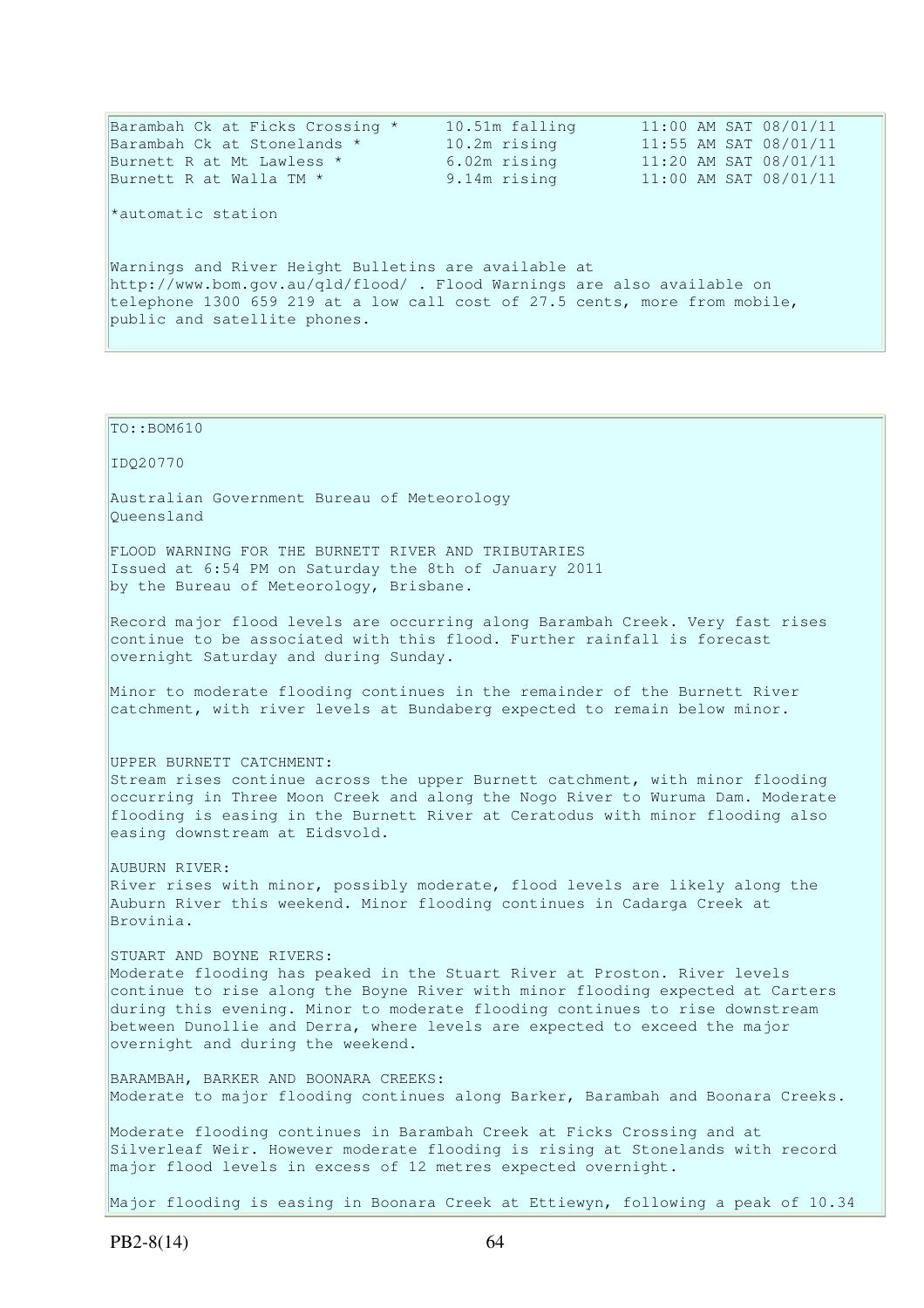```
Barambah Ck at Ficks Crossing *     10.51m falling       11:00 AM SAT 08/01/11
Barambah Ck at Stonelands *         10.2m rising         11:55 AM SAT 08/01/11
Burnett R at Mt Lawless *           6.02m rising         11:20 AM SAT 08/01/11
Burnett R at Walla TM *             9.14m rising         11:00 AM SAT 08/01/11
```

*automatic station

Warnings and River Height Bulletins are available at http://www.bom.gov.au/qld/flood/ . Flood Warnings are also available on telephone 1300 659 219 at a low call cost of 27.5 cents, more from mobile, public and satellite phones.

TO::BOM610

IDQ20770

Australian Government Bureau of Meteorology
Queensland

FLOOD WARNING FOR THE BURNETT RIVER AND TRIBUTARIES
Issued at 6:54 PM on Saturday the 8th of January 2011
by the Bureau of Meteorology, Brisbane.

Record major flood levels are occurring along Barambah Creek. Very fast rises continue to be associated with this flood. Further rainfall is forecast overnight Saturday and during Sunday.

Minor to moderate flooding continues in the remainder of the Burnett River catchment, with river levels at Bundaberg expected to remain below minor.

UPPER BURNETT CATCHMENT:
Stream rises continue across the upper Burnett catchment, with minor flooding occurring in Three Moon Creek and along the Nogo River to Wuruma Dam. Moderate flooding is easing in the Burnett River at Ceratodus with minor flooding also easing downstream at Eidsvold.

AUBURN RIVER:
River rises with minor, possibly moderate, flood levels are likely along the Auburn River this weekend. Minor flooding continues in Cadarga Creek at Brovinia.

STUART AND BOYNE RIVERS:
Moderate flooding has peaked in the Stuart River at Proston. River levels continue to rise along the Boyne River with minor flooding expected at Carters during this evening. Minor to moderate flooding continues to rise downstream between Dunollie and Derra, where levels are expected to exceed the major overnight and during the weekend.

BARAMBAH, BARKER AND BOONARA CREEKS:
Moderate to major flooding continues along Barker, Barambah and Boonara Creeks.

Moderate flooding continues in Barambah Creek at Ficks Crossing and at Silverleaf Weir. However moderate flooding is rising at Stonelands with record major flood levels in excess of 12 metres expected overnight.

Major flooding is easing in Boonara Creek at Ettiewyn, following a peak of 10.34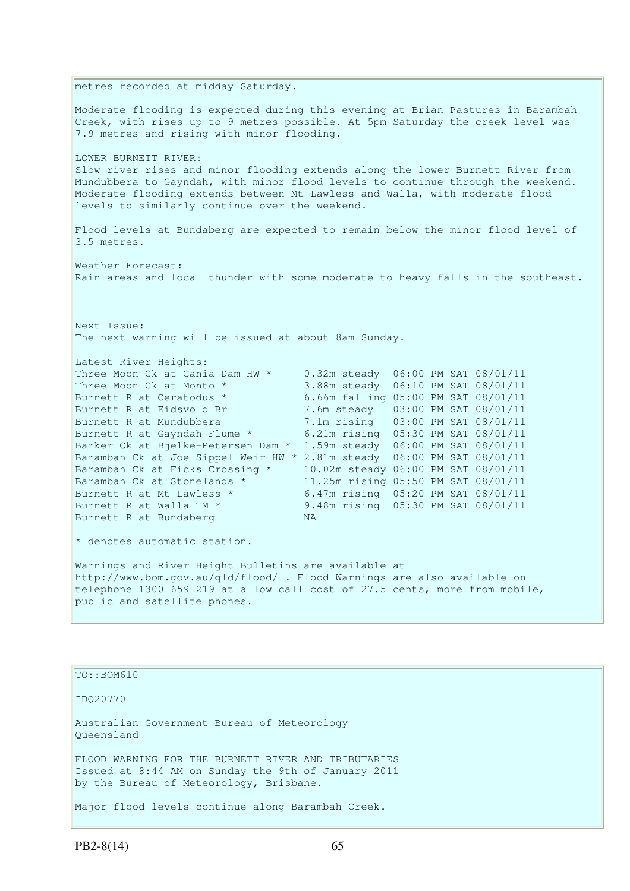metres recorded at midday Saturday.

Moderate flooding is expected during this evening at Brian Pastures in Barambah Creek, with rises up to 9 metres possible. At 5pm Saturday the creek level was 7.9 metres and rising with minor flooding.

LOWER BURNETT RIVER:
Slow river rises and minor flooding extends along the lower Burnett River from Mundubbera to Gayndah, with minor flood levels to continue through the weekend. Moderate flooding extends between Mt Lawless and Walla, with moderate flood levels to similarly continue over the weekend.

Flood levels at Bundaberg are expected to remain below the minor flood level of 3.5 metres.

Weather Forecast:
Rain areas and local thunder with some moderate to heavy falls in the southeast.

Next Issue:
The next warning will be issued at about 8am Sunday.

Latest River Heights:

```
Three Moon Ck at Cania Dam HW *     0.32m steady  06:00 PM SAT 08/01/11
Three Moon Ck at Monto *            3.88m steady  06:10 PM SAT 08/01/11
Burnett R at Ceratodus *            6.66m falling 05:00 PM SAT 08/01/11
Burnett R at Eidsvold Br            7.6m steady   03:00 PM SAT 08/01/11
Burnett R at Mundubbera             7.1m rising   03:00 PM SAT 08/01/11
Burnett R at Gayndah Flume *        6.21m rising  05:30 PM SAT 08/01/11
Barker Ck at Bjelke-Petersen Dam *  1.59m steady  06:00 PM SAT 08/01/11
Barambah Ck at Joe Sippel Weir HW * 2.81m steady  06:00 PM SAT 08/01/11
Barambah Ck at Ficks Crossing *     10.02m steady 06:00 PM SAT 08/01/11
Barambah Ck at Stonelands *         11.25m rising 05:50 PM SAT 08/01/11
Burnett R at Mt Lawless *           6.47m rising  05:20 PM SAT 08/01/11
Burnett R at Walla TM *             9.48m rising  05:30 PM SAT 08/01/11
Burnett R at Bundaberg              NA
```

* denotes automatic station.

Warnings and River Height Bulletins are available at http://www.bom.gov.au/qld/flood/ . Flood Warnings are also available on telephone 1300 659 219 at a low call cost of 27.5 cents, more from mobile, public and satellite phones.

---

TO::BOM610

IDQ20770

Australian Government Bureau of Meteorology
Queensland

FLOOD WARNING FOR THE BURNETT RIVER AND TRIBUTARIES
Issued at 8:44 AM on Sunday the 9th of January 2011
by the Bureau of Meteorology, Brisbane.

Major flood levels continue along Barambah Creek.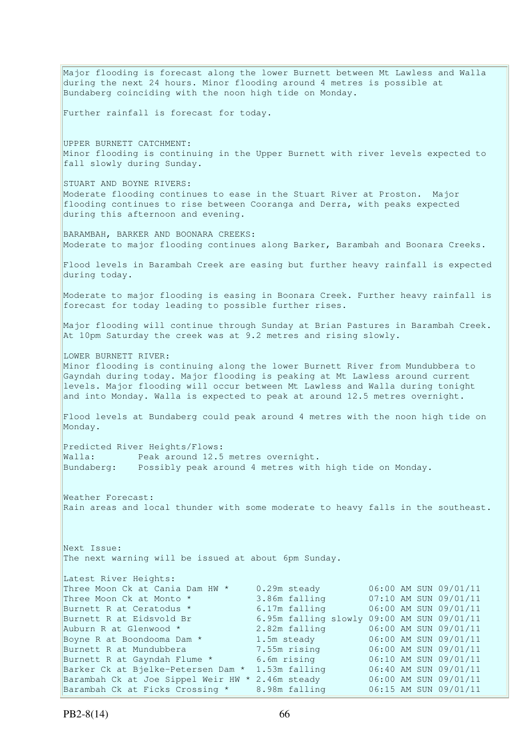Major flooding is forecast along the lower Burnett between Mt Lawless and Walla during the next 24 hours. Minor flooding around 4 metres is possible at Bundaberg coinciding with the noon high tide on Monday.

Further rainfall is forecast for today.

UPPER BURNETT CATCHMENT:
Minor flooding is continuing in the Upper Burnett with river levels expected to fall slowly during Sunday.

STUART AND BOYNE RIVERS:
Moderate flooding continues to ease in the Stuart River at Proston. Major flooding continues to rise between Cooranga and Derra, with peaks expected during this afternoon and evening.

BARAMBAH, BARKER AND BOONARA CREEKS:
Moderate to major flooding continues along Barker, Barambah and Boonara Creeks.

Flood levels in Barambah Creek are easing but further heavy rainfall is expected during today.

Moderate to major flooding is easing in Boonara Creek. Further heavy rainfall is forecast for today leading to possible further rises.

Major flooding will continue through Sunday at Brian Pastures in Barambah Creek. At 10pm Saturday the creek was at 9.2 metres and rising slowly.

LOWER BURNETT RIVER:
Minor flooding is continuing along the lower Burnett River from Mundubbera to Gayndah during today. Major flooding is peaking at Mt Lawless around current levels. Major flooding will occur between Mt Lawless and Walla during tonight and into Monday. Walla is expected to peak at around 12.5 metres overnight.

Flood levels at Bundaberg could peak around 4 metres with the noon high tide on Monday.

Predicted River Heights/Flows:
Walla: Peak around 12.5 metres overnight.
Bundaberg: Possibly peak around 4 metres with high tide on Monday.

Weather Forecast:
Rain areas and local thunder with some moderate to heavy falls in the southeast.

Next Issue:
The next warning will be issued at about 6pm Sunday.

Latest River Heights:

| Location | Height | Time |
|---|---|---|
| Three Moon Ck at Cania Dam HW * | 0.29m steady | 06:00 AM SUN 09/01/11 |
| Three Moon Ck at Monto * | 3.86m falling | 07:10 AM SUN 09/01/11 |
| Burnett R at Ceratodus * | 6.17m falling | 06:00 AM SUN 09/01/11 |
| Burnett R at Eidsvold Br | 6.95m falling slowly | 09:00 AM SUN 09/01/11 |
| Auburn R at Glenwood * | 2.82m falling | 06:00 AM SUN 09/01/11 |
| Boyne R at Boondooma Dam * | 1.5m steady | 06:00 AM SUN 09/01/11 |
| Burnett R at Mundubbera | 7.55m rising | 06:00 AM SUN 09/01/11 |
| Burnett R at Gayndah Flume * | 6.6m rising | 06:10 AM SUN 09/01/11 |
| Barker Ck at Bjelke-Petersen Dam * | 1.53m falling | 06:40 AM SUN 09/01/11 |
| Barambah Ck at Joe Sippel Weir HW * | 2.46m steady | 06:00 AM SUN 09/01/11 |
| Barambah Ck at Ficks Crossing * | 8.98m falling | 06:15 AM SUN 09/01/11 |

PB2-8(14)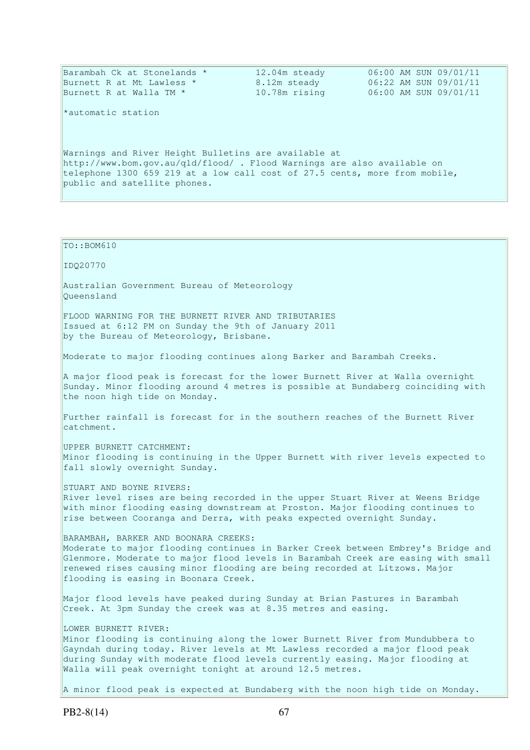```
Barambah Ck at Stonelands *         12.04m steady       06:00 AM SUN 09/01/11
Burnett R at Mt Lawless *           8.12m steady        06:22 AM SUN 09/01/11
Burnett R at Walla TM *             10.78m rising       06:00 AM SUN 09/01/11
```

*automatic station

Warnings and River Height Bulletins are available at http://www.bom.gov.au/qld/flood/ . Flood Warnings are also available on telephone 1300 659 219 at a low call cost of 27.5 cents, more from mobile, public and satellite phones.

TO::BOM610

IDQ20770

Australian Government Bureau of Meteorology
Queensland

FLOOD WARNING FOR THE BURNETT RIVER AND TRIBUTARIES
Issued at 6:12 PM on Sunday the 9th of January 2011
by the Bureau of Meteorology, Brisbane.

Moderate to major flooding continues along Barker and Barambah Creeks.

A major flood peak is forecast for the lower Burnett River at Walla overnight Sunday. Minor flooding around 4 metres is possible at Bundaberg coinciding with the noon high tide on Monday.

Further rainfall is forecast for in the southern reaches of the Burnett River catchment.

UPPER BURNETT CATCHMENT:
Minor flooding is continuing in the Upper Burnett with river levels expected to fall slowly overnight Sunday.

STUART AND BOYNE RIVERS:
River level rises are being recorded in the upper Stuart River at Weens Bridge with minor flooding easing downstream at Proston. Major flooding continues to rise between Cooranga and Derra, with peaks expected overnight Sunday.

BARAMBAH, BARKER AND BOONARA CREEKS:
Moderate to major flooding continues in Barker Creek between Embrey's Bridge and Glenmore. Moderate to major flood levels in Barambah Creek are easing with small renewed rises causing minor flooding are being recorded at Litzows. Major flooding is easing in Boonara Creek.

Major flood levels have peaked during Sunday at Brian Pastures in Barambah Creek. At 3pm Sunday the creek was at 8.35 metres and easing.

LOWER BURNETT RIVER:
Minor flooding is continuing along the lower Burnett River from Mundubbera to Gayndah during today. River levels at Mt Lawless recorded a major flood peak during Sunday with moderate flood levels currently easing. Major flooding at Walla will peak overnight tonight at around 12.5 metres.

A minor flood peak is expected at Bundaberg with the noon high tide on Monday.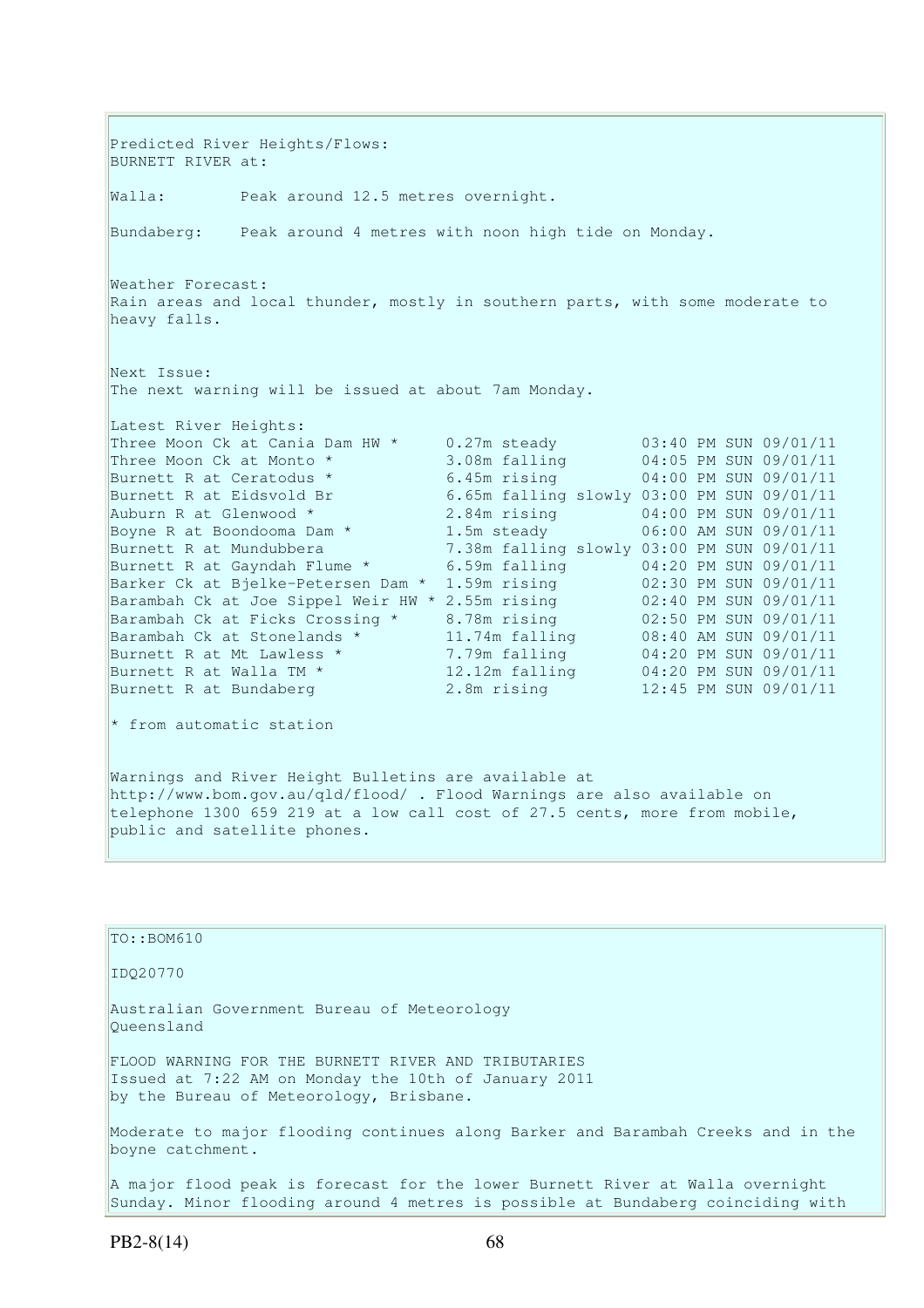Predicted River Heights/Flows:
BURNETT RIVER at:

Walla: Peak around 12.5 metres overnight.

Bundaberg: Peak around 4 metres with noon high tide on Monday.

Weather Forecast:
Rain areas and local thunder, mostly in southern parts, with some moderate to heavy falls.

Next Issue:
The next warning will be issued at about 7am Monday.

Latest River Heights:

| | | |
|---|---|---|
| Three Moon Ck at Cania Dam HW * | 0.27m steady | 03:40 PM SUN 09/01/11 |
| Three Moon Ck at Monto * | 3.08m falling | 04:05 PM SUN 09/01/11 |
| Burnett R at Ceratodus * | 6.45m rising | 04:00 PM SUN 09/01/11 |
| Burnett R at Eidsvold Br | 6.65m falling slowly | 03:00 PM SUN 09/01/11 |
| Auburn R at Glenwood * | 2.84m rising | 04:00 PM SUN 09/01/11 |
| Boyne R at Boondooma Dam * | 1.5m steady | 06:00 AM SUN 09/01/11 |
| Burnett R at Mundubbera | 7.38m falling slowly | 03:00 PM SUN 09/01/11 |
| Burnett R at Gayndah Flume * | 6.59m falling | 04:20 PM SUN 09/01/11 |
| Barker Ck at Bjelke-Petersen Dam * | 1.59m rising | 02:30 PM SUN 09/01/11 |
| Barambah Ck at Joe Sippel Weir HW * | 2.55m rising | 02:40 PM SUN 09/01/11 |
| Barambah Ck at Ficks Crossing * | 8.78m rising | 02:50 PM SUN 09/01/11 |
| Barambah Ck at Stonelands * | 11.74m falling | 08:40 AM SUN 09/01/11 |
| Burnett R at Mt Lawless * | 7.79m falling | 04:20 PM SUN 09/01/11 |
| Burnett R at Walla TM * | 12.12m falling | 04:20 PM SUN 09/01/11 |
| Burnett R at Bundaberg | 2.8m rising | 12:45 PM SUN 09/01/11 |

* from automatic station

Warnings and River Height Bulletins are available at http://www.bom.gov.au/qld/flood/ . Flood Warnings are also available on telephone 1300 659 219 at a low call cost of 27.5 cents, more from mobile, public and satellite phones.

TO::BOM610

IDQ20770

Australian Government Bureau of Meteorology
Queensland

FLOOD WARNING FOR THE BURNETT RIVER AND TRIBUTARIES
Issued at 7:22 AM on Monday the 10th of January 2011
by the Bureau of Meteorology, Brisbane.

Moderate to major flooding continues along Barker and Barambah Creeks and in the boyne catchment.

A major flood peak is forecast for the lower Burnett River at Walla overnight Sunday. Minor flooding around 4 metres is possible at Bundaberg coinciding with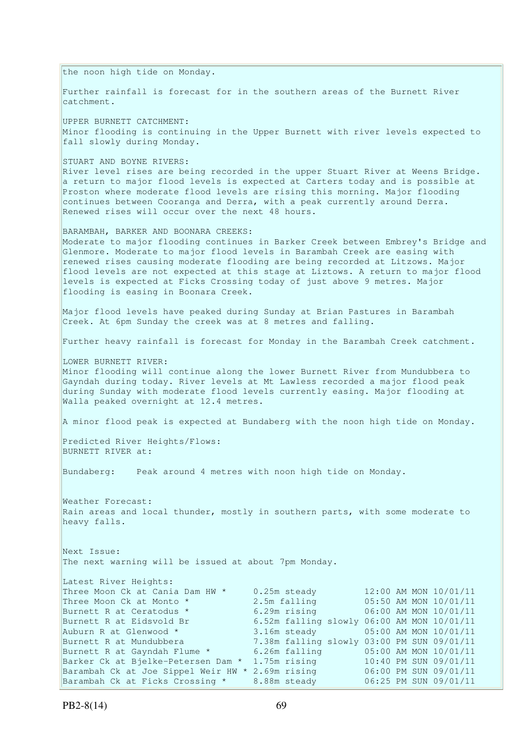the noon high tide on Monday.

Further rainfall is forecast for in the southern areas of the Burnett River catchment.

UPPER BURNETT CATCHMENT:
Minor flooding is continuing in the Upper Burnett with river levels expected to fall slowly during Monday.

STUART AND BOYNE RIVERS:
River level rises are being recorded in the upper Stuart River at Weens Bridge. a return to major flood levels is expected at Carters today and is possible at Proston where moderate flood levels are rising this morning. Major flooding continues between Cooranga and Derra, with a peak currently around Derra. Renewed rises will occur over the next 48 hours.

BARAMBAH, BARKER AND BOONARA CREEKS:
Moderate to major flooding continues in Barker Creek between Embrey's Bridge and Glenmore. Moderate to major flood levels in Barambah Creek are easing with renewed rises causing moderate flooding are being recorded at Litzows. Major flood levels are not expected at this stage at Liztows. A return to major flood levels is expected at Ficks Crossing today of just above 9 metres. Major flooding is easing in Boonara Creek.

Major flood levels have peaked during Sunday at Brian Pastures in Barambah Creek. At 6pm Sunday the creek was at 8 metres and falling.

Further heavy rainfall is forecast for Monday in the Barambah Creek catchment.

LOWER BURNETT RIVER:
Minor flooding will continue along the lower Burnett River from Mundubbera to Gayndah during today. River levels at Mt Lawless recorded a major flood peak during Sunday with moderate flood levels currently easing. Major flooding at Walla peaked overnight at 12.4 metres.

A minor flood peak is expected at Bundaberg with the noon high tide on Monday.

Predicted River Heights/Flows:
BURNETT RIVER at:

Bundaberg: Peak around 4 metres with noon high tide on Monday.

Weather Forecast:
Rain areas and local thunder, mostly in southern parts, with some moderate to heavy falls.

Next Issue:
The next warning will be issued at about 7pm Monday.

Latest River Heights:

| Location | Height | Time |
|---|---|---|
| Three Moon Ck at Cania Dam HW * | 0.25m steady | 12:00 AM MON 10/01/11 |
| Three Moon Ck at Monto * | 2.5m falling | 05:50 AM MON 10/01/11 |
| Burnett R at Ceratodus * | 6.29m rising | 06:00 AM MON 10/01/11 |
| Burnett R at Eidsvold Br | 6.52m falling slowly | 06:00 AM MON 10/01/11 |
| Auburn R at Glenwood * | 3.16m steady | 05:00 AM MON 10/01/11 |
| Burnett R at Mundubbera | 7.38m falling slowly | 03:00 PM SUN 09/01/11 |
| Burnett R at Gayndah Flume * | 6.26m falling | 05:00 AM MON 10/01/11 |
| Barker Ck at Bjelke-Petersen Dam * | 1.75m rising | 10:40 PM SUN 09/01/11 |
| Barambah Ck at Joe Sippel Weir HW * | 2.69m rising | 06:00 PM SUN 09/01/11 |
| Barambah Ck at Ficks Crossing * | 8.88m steady | 06:25 PM SUN 09/01/11 |

PB2-8(14)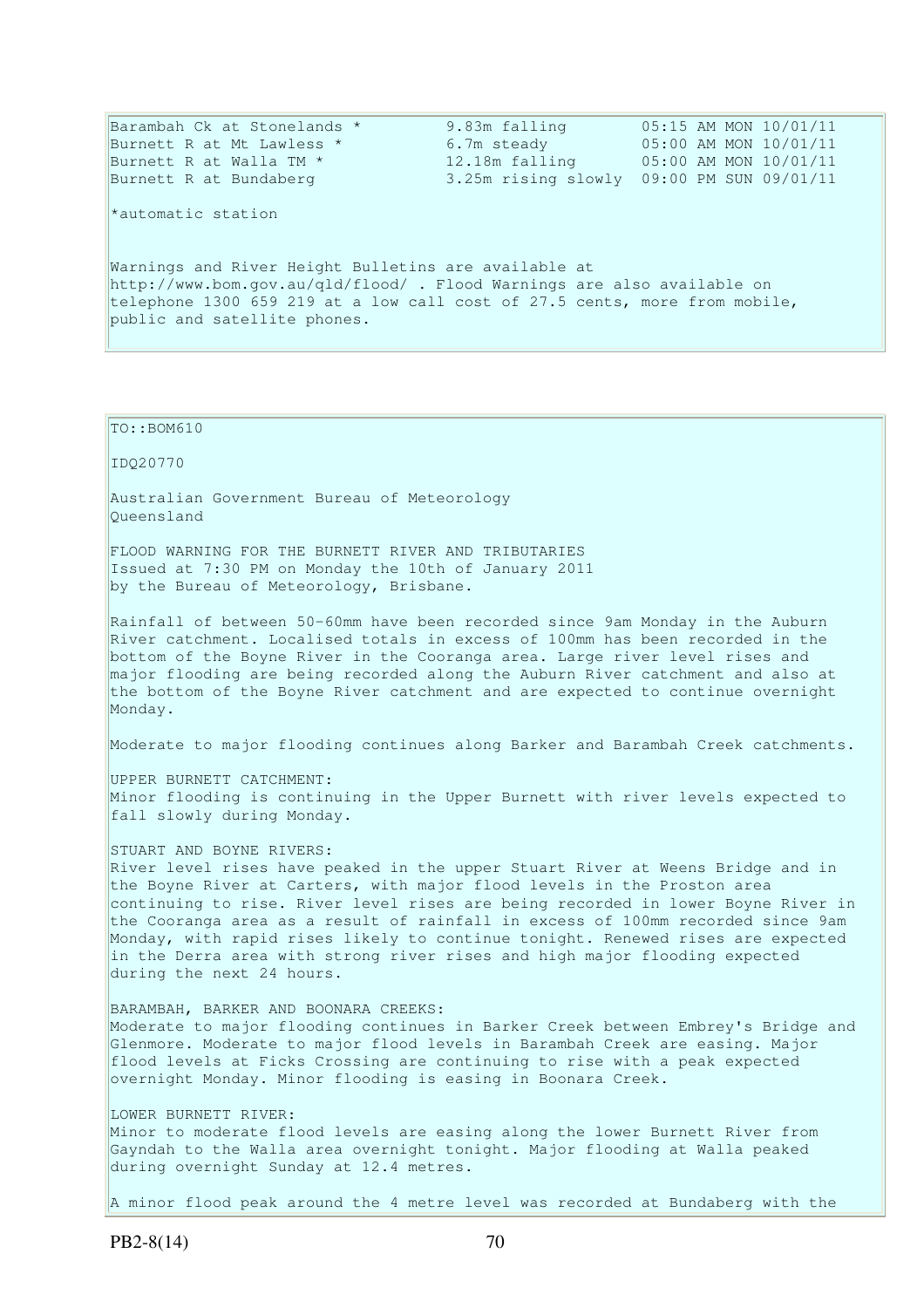| | | |
|---|---|---|
| Barambah Ck at Stonelands * | 9.83m falling | 05:15 AM MON 10/01/11 |
| Burnett R at Mt Lawless * | 6.7m steady | 05:00 AM MON 10/01/11 |
| Burnett R at Walla TM * | 12.18m falling | 05:00 AM MON 10/01/11 |
| Burnett R at Bundaberg | 3.25m rising slowly | 09:00 PM SUN 09/01/11 |

*automatic station

Warnings and River Height Bulletins are available at http://www.bom.gov.au/qld/flood/ . Flood Warnings are also available on telephone 1300 659 219 at a low call cost of 27.5 cents, more from mobile, public and satellite phones.

TO::BOM610

IDQ20770

Australian Government Bureau of Meteorology
Queensland

FLOOD WARNING FOR THE BURNETT RIVER AND TRIBUTARIES
Issued at 7:30 PM on Monday the 10th of January 2011
by the Bureau of Meteorology, Brisbane.

Rainfall of between 50-60mm have been recorded since 9am Monday in the Auburn River catchment. Localised totals in excess of 100mm has been recorded in the bottom of the Boyne River in the Cooranga area. Large river level rises and major flooding are being recorded along the Auburn River catchment and also at the bottom of the Boyne River catchment and are expected to continue overnight Monday.

Moderate to major flooding continues along Barker and Barambah Creek catchments.

UPPER BURNETT CATCHMENT:
Minor flooding is continuing in the Upper Burnett with river levels expected to fall slowly during Monday.

STUART AND BOYNE RIVERS:
River level rises have peaked in the upper Stuart River at Weens Bridge and in the Boyne River at Carters, with major flood levels in the Proston area continuing to rise. River level rises are being recorded in lower Boyne River in the Cooranga area as a result of rainfall in excess of 100mm recorded since 9am Monday, with rapid rises likely to continue tonight. Renewed rises are expected in the Derra area with strong river rises and high major flooding expected during the next 24 hours.

BARAMBAH, BARKER AND BOONARA CREEKS:
Moderate to major flooding continues in Barker Creek between Embrey's Bridge and Glenmore. Moderate to major flood levels in Barambah Creek are easing. Major flood levels at Ficks Crossing are continuing to rise with a peak expected overnight Monday. Minor flooding is easing in Boonara Creek.

LOWER BURNETT RIVER:
Minor to moderate flood levels are easing along the lower Burnett River from Gayndah to the Walla area overnight tonight. Major flooding at Walla peaked during overnight Sunday at 12.4 metres.

A minor flood peak around the 4 metre level was recorded at Bundaberg with the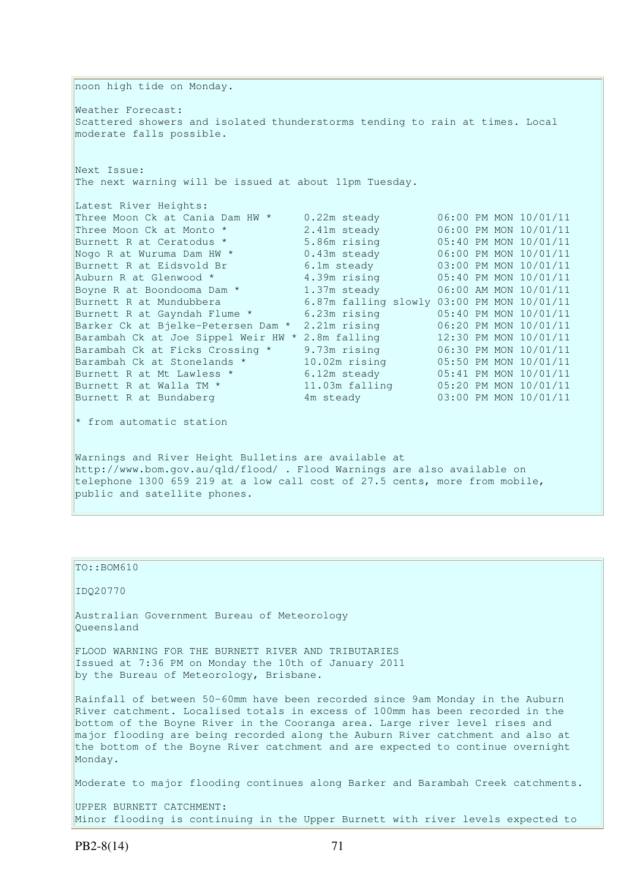noon high tide on Monday.

Weather Forecast:
Scattered showers and isolated thunderstorms tending to rain at times. Local moderate falls possible.

Next Issue:
The next warning will be issued at about 11pm Tuesday.

Latest River Heights:

| Location | Height | Time |
| --- | --- | --- |
| Three Moon Ck at Cania Dam HW * | 0.22m steady | 06:00 PM MON 10/01/11 |
| Three Moon Ck at Monto * | 2.41m steady | 06:00 PM MON 10/01/11 |
| Burnett R at Ceratodus * | 5.86m rising | 05:40 PM MON 10/01/11 |
| Nogo R at Wuruma Dam HW * | 0.43m steady | 06:00 PM MON 10/01/11 |
| Burnett R at Eidsvold Br | 6.1m steady | 03:00 PM MON 10/01/11 |
| Auburn R at Glenwood * | 4.39m rising | 05:40 PM MON 10/01/11 |
| Boyne R at Boondooma Dam * | 1.37m steady | 06:00 AM MON 10/01/11 |
| Burnett R at Mundubbera | 6.87m falling slowly | 03:00 PM MON 10/01/11 |
| Burnett R at Gayndah Flume * | 6.23m rising | 05:40 PM MON 10/01/11 |
| Barker Ck at Bjelke-Petersen Dam * | 2.21m rising | 06:20 PM MON 10/01/11 |
| Barambah Ck at Joe Sippel Weir HW * | 2.8m falling | 12:30 PM MON 10/01/11 |
| Barambah Ck at Ficks Crossing * | 9.73m rising | 06:30 PM MON 10/01/11 |
| Barambah Ck at Stonelands * | 10.02m rising | 05:50 PM MON 10/01/11 |
| Burnett R at Mt Lawless * | 6.12m steady | 05:41 PM MON 10/01/11 |
| Burnett R at Walla TM * | 11.03m falling | 05:20 PM MON 10/01/11 |
| Burnett R at Bundaberg | 4m steady | 03:00 PM MON 10/01/11 |

* from automatic station

Warnings and River Height Bulletins are available at http://www.bom.gov.au/qld/flood/ . Flood Warnings are also available on telephone 1300 659 219 at a low call cost of 27.5 cents, more from mobile, public and satellite phones.

---

TO::BOM610

IDQ20770

Australian Government Bureau of Meteorology
Queensland

FLOOD WARNING FOR THE BURNETT RIVER AND TRIBUTARIES
Issued at 7:36 PM on Monday the 10th of January 2011
by the Bureau of Meteorology, Brisbane.

Rainfall of between 50-60mm have been recorded since 9am Monday in the Auburn River catchment. Localised totals in excess of 100mm has been recorded in the bottom of the Boyne River in the Cooranga area. Large river level rises and major flooding are being recorded along the Auburn River catchment and also at the bottom of the Boyne River catchment and are expected to continue overnight Monday.

Moderate to major flooding continues along Barker and Barambah Creek catchments.

UPPER BURNETT CATCHMENT:
Minor flooding is continuing in the Upper Burnett with river levels expected to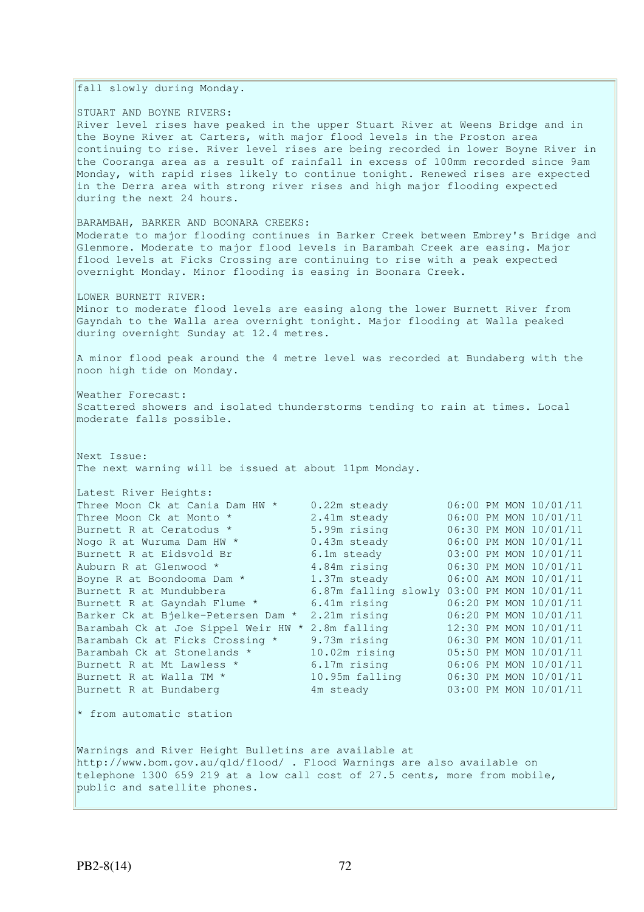fall slowly during Monday.

STUART AND BOYNE RIVERS:
River level rises have peaked in the upper Stuart River at Weens Bridge and in the Boyne River at Carters, with major flood levels in the Proston area continuing to rise. River level rises are being recorded in lower Boyne River in the Cooranga area as a result of rainfall in excess of 100mm recorded since 9am Monday, with rapid rises likely to continue tonight. Renewed rises are expected in the Derra area with strong river rises and high major flooding expected during the next 24 hours.

BARAMBAH, BARKER AND BOONARA CREEKS:
Moderate to major flooding continues in Barker Creek between Embrey's Bridge and Glenmore. Moderate to major flood levels in Barambah Creek are easing. Major flood levels at Ficks Crossing are continuing to rise with a peak expected overnight Monday. Minor flooding is easing in Boonara Creek.

LOWER BURNETT RIVER:
Minor to moderate flood levels are easing along the lower Burnett River from Gayndah to the Walla area overnight tonight. Major flooding at Walla peaked during overnight Sunday at 12.4 metres.

A minor flood peak around the 4 metre level was recorded at Bundaberg with the noon high tide on Monday.

Weather Forecast:
Scattered showers and isolated thunderstorms tending to rain at times. Local moderate falls possible.

Next Issue:
The next warning will be issued at about 11pm Monday.

Latest River Heights:

| Location | Height | Time |
|---|---|---|
| Three Moon Ck at Cania Dam HW * | 0.22m steady | 06:00 PM MON 10/01/11 |
| Three Moon Ck at Monto * | 2.41m steady | 06:00 PM MON 10/01/11 |
| Burnett R at Ceratodus * | 5.99m rising | 06:30 PM MON 10/01/11 |
| Nogo R at Wuruma Dam HW * | 0.43m steady | 06:00 PM MON 10/01/11 |
| Burnett R at Eidsvold Br | 6.1m steady | 03:00 PM MON 10/01/11 |
| Auburn R at Glenwood * | 4.84m rising | 06:30 PM MON 10/01/11 |
| Boyne R at Boondooma Dam * | 1.37m steady | 06:00 AM MON 10/01/11 |
| Burnett R at Mundubbera | 6.87m falling slowly | 03:00 PM MON 10/01/11 |
| Burnett R at Gayndah Flume * | 6.41m rising | 06:20 PM MON 10/01/11 |
| Barker Ck at Bjelke-Petersen Dam * | 2.21m rising | 06:20 PM MON 10/01/11 |
| Barambah Ck at Joe Sippel Weir HW * | 2.8m falling | 12:30 PM MON 10/01/11 |
| Barambah Ck at Ficks Crossing * | 9.73m rising | 06:30 PM MON 10/01/11 |
| Barambah Ck at Stonelands * | 10.02m rising | 05:50 PM MON 10/01/11 |
| Burnett R at Mt Lawless * | 6.17m rising | 06:06 PM MON 10/01/11 |
| Burnett R at Walla TM * | 10.95m falling | 06:30 PM MON 10/01/11 |
| Burnett R at Bundaberg | 4m steady | 03:00 PM MON 10/01/11 |

* from automatic station

Warnings and River Height Bulletins are available at http://www.bom.gov.au/qld/flood/ . Flood Warnings are also available on telephone 1300 659 219 at a low call cost of 27.5 cents, more from mobile, public and satellite phones.

PB2-8(14)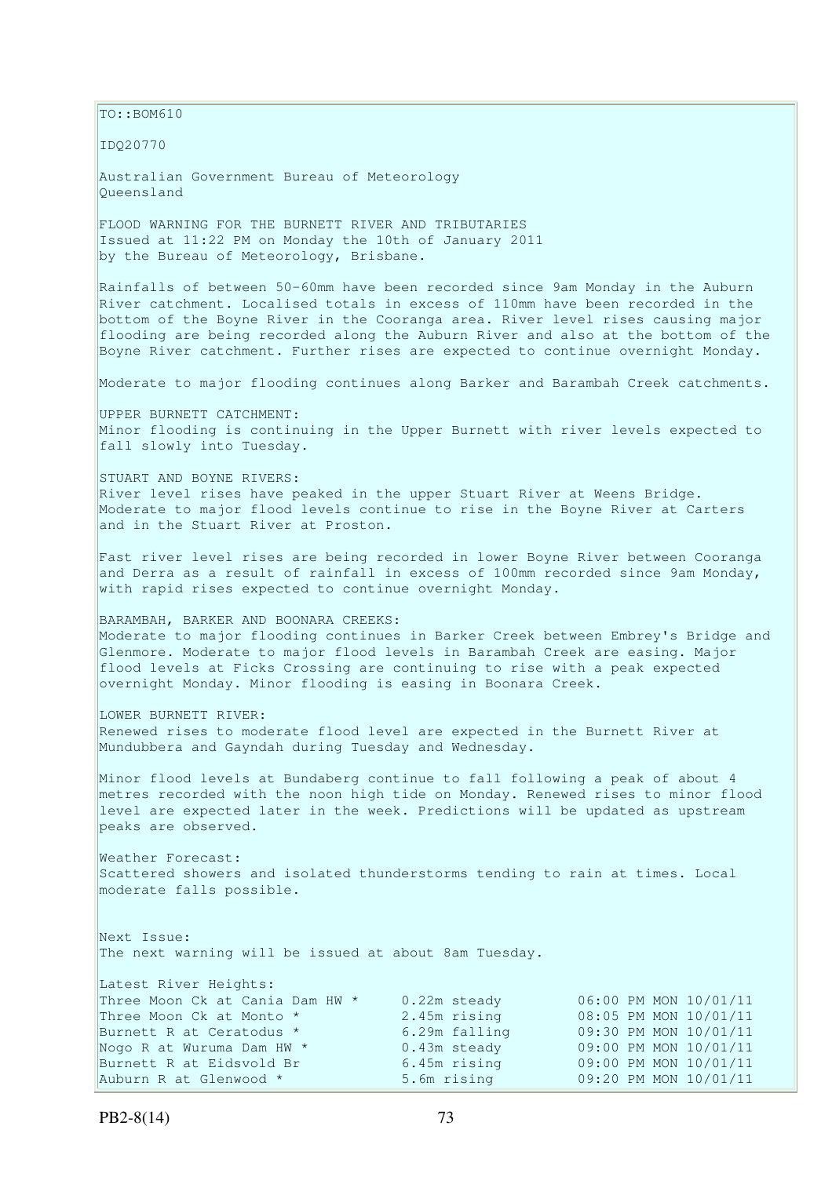TO::BOM610

IDQ20770

Australian Government Bureau of Meteorology
Queensland

FLOOD WARNING FOR THE BURNETT RIVER AND TRIBUTARIES
Issued at 11:22 PM on Monday the 10th of January 2011
by the Bureau of Meteorology, Brisbane.

Rainfalls of between 50-60mm have been recorded since 9am Monday in the Auburn River catchment. Localised totals in excess of 110mm have been recorded in the bottom of the Boyne River in the Cooranga area. River level rises causing major flooding are being recorded along the Auburn River and also at the bottom of the Boyne River catchment. Further rises are expected to continue overnight Monday.

Moderate to major flooding continues along Barker and Barambah Creek catchments.

UPPER BURNETT CATCHMENT:
Minor flooding is continuing in the Upper Burnett with river levels expected to fall slowly into Tuesday.

STUART AND BOYNE RIVERS:
River level rises have peaked in the upper Stuart River at Weens Bridge. Moderate to major flood levels continue to rise in the Boyne River at Carters and in the Stuart River at Proston.

Fast river level rises are being recorded in lower Boyne River between Cooranga and Derra as a result of rainfall in excess of 100mm recorded since 9am Monday, with rapid rises expected to continue overnight Monday.

BARAMBAH, BARKER AND BOONARA CREEKS:
Moderate to major flooding continues in Barker Creek between Embrey's Bridge and Glenmore. Moderate to major flood levels in Barambah Creek are easing. Major flood levels at Ficks Crossing are continuing to rise with a peak expected overnight Monday. Minor flooding is easing in Boonara Creek.

LOWER BURNETT RIVER:
Renewed rises to moderate flood level are expected in the Burnett River at Mundubbera and Gayndah during Tuesday and Wednesday.

Minor flood levels at Bundaberg continue to fall following a peak of about 4 metres recorded with the noon high tide on Monday. Renewed rises to minor flood level are expected later in the week. Predictions will be updated as upstream peaks are observed.

Weather Forecast:
Scattered showers and isolated thunderstorms tending to rain at times. Local moderate falls possible.

Next Issue:
The next warning will be issued at about 8am Tuesday.

Latest River Heights:

| | | |
|---|---|---|
| Three Moon Ck at Cania Dam HW * | 0.22m steady | 06:00 PM MON 10/01/11 |
| Three Moon Ck at Monto * | 2.45m rising | 08:05 PM MON 10/01/11 |
| Burnett R at Ceratodus * | 6.29m falling | 09:30 PM MON 10/01/11 |
| Nogo R at Wuruma Dam HW * | 0.43m steady | 09:00 PM MON 10/01/11 |
| Burnett R at Eidsvold Br | 6.45m rising | 09:00 PM MON 10/01/11 |
| Auburn R at Glenwood * | 5.6m rising | 09:20 PM MON 10/01/11 |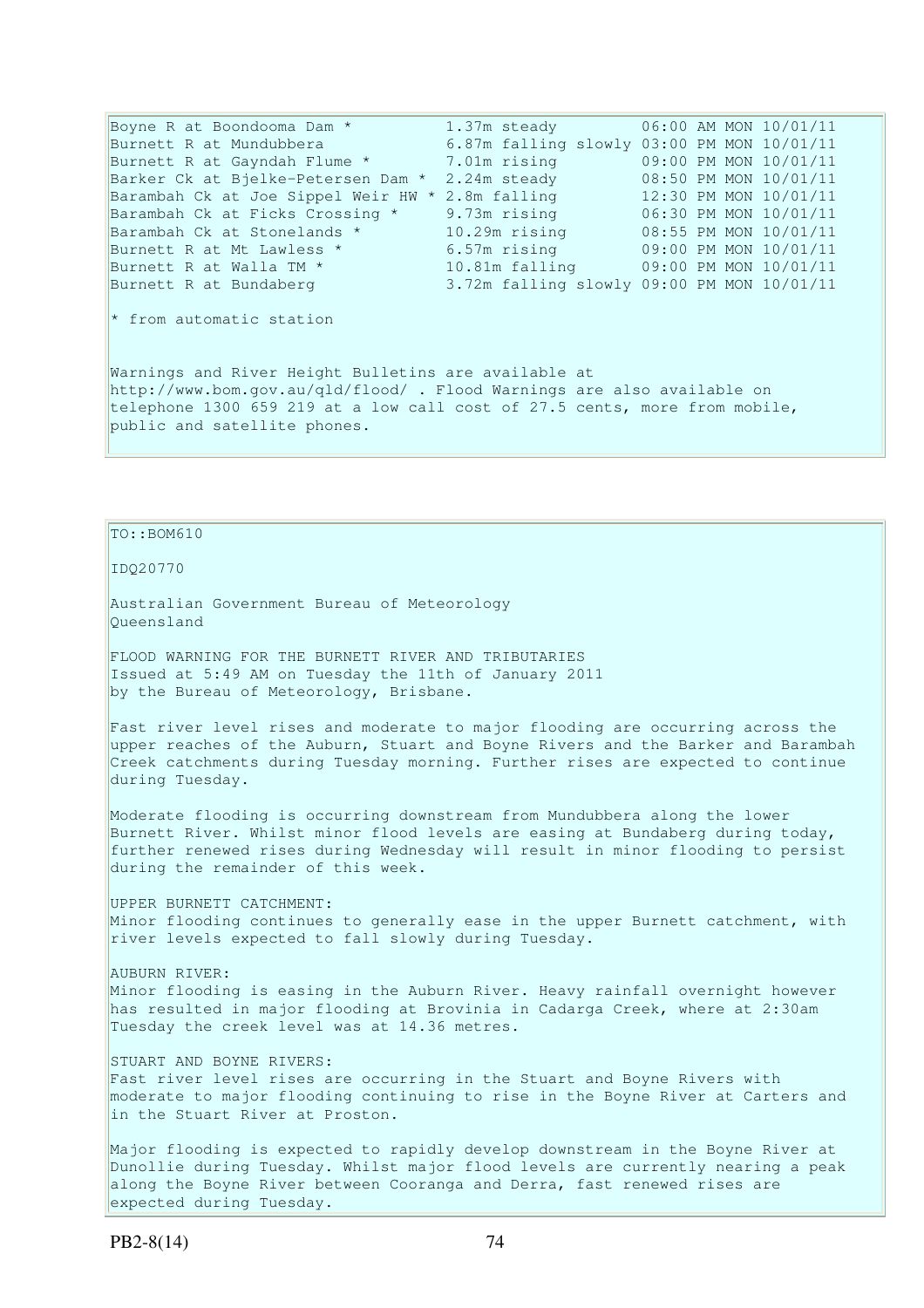| | | |
|---|---|---|
| Boyne R at Boondooma Dam * | 1.37m steady | 06:00 AM MON 10/01/11 |
| Burnett R at Mundubbera | 6.87m falling slowly | 03:00 PM MON 10/01/11 |
| Burnett R at Gayndah Flume * | 7.01m rising | 09:00 PM MON 10/01/11 |
| Barker Ck at Bjelke-Petersen Dam * | 2.24m steady | 08:50 PM MON 10/01/11 |
| Barambah Ck at Joe Sippel Weir HW * | 2.8m falling | 12:30 PM MON 10/01/11 |
| Barambah Ck at Ficks Crossing * | 9.73m rising | 06:30 PM MON 10/01/11 |
| Barambah Ck at Stonelands * | 10.29m rising | 08:55 PM MON 10/01/11 |
| Burnett R at Mt Lawless * | 6.57m rising | 09:00 PM MON 10/01/11 |
| Burnett R at Walla TM * | 10.81m falling | 09:00 PM MON 10/01/11 |
| Burnett R at Bundaberg | 3.72m falling slowly | 09:00 PM MON 10/01/11 |

* from automatic station

Warnings and River Height Bulletins are available at http://www.bom.gov.au/qld/flood/ . Flood Warnings are also available on telephone 1300 659 219 at a low call cost of 27.5 cents, more from mobile, public and satellite phones.

TO::BOM610

IDQ20770

Australian Government Bureau of Meteorology
Queensland

FLOOD WARNING FOR THE BURNETT RIVER AND TRIBUTARIES
Issued at 5:49 AM on Tuesday the 11th of January 2011
by the Bureau of Meteorology, Brisbane.

Fast river level rises and moderate to major flooding are occurring across the upper reaches of the Auburn, Stuart and Boyne Rivers and the Barker and Barambah Creek catchments during Tuesday morning. Further rises are expected to continue during Tuesday.

Moderate flooding is occurring downstream from Mundubbera along the lower Burnett River. Whilst minor flood levels are easing at Bundaberg during today, further renewed rises during Wednesday will result in minor flooding to persist during the remainder of this week.

UPPER BURNETT CATCHMENT:
Minor flooding continues to generally ease in the upper Burnett catchment, with river levels expected to fall slowly during Tuesday.

AUBURN RIVER:
Minor flooding is easing in the Auburn River. Heavy rainfall overnight however has resulted in major flooding at Brovinia in Cadarga Creek, where at 2:30am Tuesday the creek level was at 14.36 metres.

STUART AND BOYNE RIVERS:
Fast river level rises are occurring in the Stuart and Boyne Rivers with moderate to major flooding continuing to rise in the Boyne River at Carters and in the Stuart River at Proston.

Major flooding is expected to rapidly develop downstream in the Boyne River at Dunollie during Tuesday. Whilst major flood levels are currently nearing a peak along the Boyne River between Cooranga and Derra, fast renewed rises are expected during Tuesday.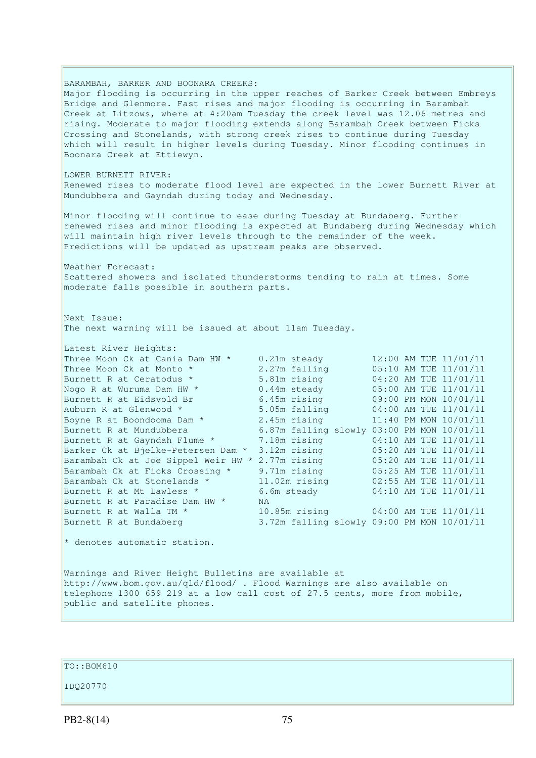BARAMBAH, BARKER AND BOONARA CREEKS:
Major flooding is occurring in the upper reaches of Barker Creek between Embreys Bridge and Glenmore. Fast rises and major flooding is occurring in Barambah Creek at Litzows, where at 4:20am Tuesday the creek level was 12.06 metres and rising. Moderate to major flooding extends along Barambah Creek between Ficks Crossing and Stonelands, with strong creek rises to continue during Tuesday which will result in higher levels during Tuesday. Minor flooding continues in Boonara Creek at Ettiewyn.

LOWER BURNETT RIVER:
Renewed rises to moderate flood level are expected in the lower Burnett River at Mundubbera and Gayndah during today and Wednesday.

Minor flooding will continue to ease during Tuesday at Bundaberg. Further renewed rises and minor flooding is expected at Bundaberg during Wednesday which will maintain high river levels through to the remainder of the week. Predictions will be updated as upstream peaks are observed.

Weather Forecast:
Scattered showers and isolated thunderstorms tending to rain at times. Some moderate falls possible in southern parts.

Next Issue:
The next warning will be issued at about 11am Tuesday.

Latest River Heights:

| Station | Height | Time |
|---|---|---|
| Three Moon Ck at Cania Dam HW * | 0.21m steady | 12:00 AM TUE 11/01/11 |
| Three Moon Ck at Monto * | 2.27m falling | 05:10 AM TUE 11/01/11 |
| Burnett R at Ceratodus * | 5.81m rising | 04:20 AM TUE 11/01/11 |
| Nogo R at Wuruma Dam HW * | 0.44m steady | 05:00 AM TUE 11/01/11 |
| Burnett R at Eidsvold Br | 6.45m rising | 09:00 PM MON 10/01/11 |
| Auburn R at Glenwood * | 5.05m falling | 04:00 AM TUE 11/01/11 |
| Boyne R at Boondooma Dam * | 2.45m rising | 11:40 PM MON 10/01/11 |
| Burnett R at Mundubbera | 6.87m falling slowly | 03:00 PM MON 10/01/11 |
| Burnett R at Gayndah Flume * | 7.18m rising | 04:10 AM TUE 11/01/11 |
| Barker Ck at Bjelke-Petersen Dam * | 3.12m rising | 05:20 AM TUE 11/01/11 |
| Barambah Ck at Joe Sippel Weir HW * | 2.77m rising | 05:20 AM TUE 11/01/11 |
| Barambah Ck at Ficks Crossing * | 9.71m rising | 05:25 AM TUE 11/01/11 |
| Barambah Ck at Stonelands * | 11.02m rising | 02:55 AM TUE 11/01/11 |
| Burnett R at Mt Lawless * | 6.6m steady | 04:10 AM TUE 11/01/11 |
| Burnett R at Paradise Dam HW * | NA | |
| Burnett R at Walla TM * | 10.85m rising | 04:00 AM TUE 11/01/11 |
| Burnett R at Bundaberg | 3.72m falling slowly | 09:00 PM MON 10/01/11 |

* denotes automatic station.

Warnings and River Height Bulletins are available at http://www.bom.gov.au/qld/flood/ . Flood Warnings are also available on telephone 1300 659 219 at a low call cost of 27.5 cents, more from mobile, public and satellite phones.

TO::BOM610

IDQ20770

PB2-8(14)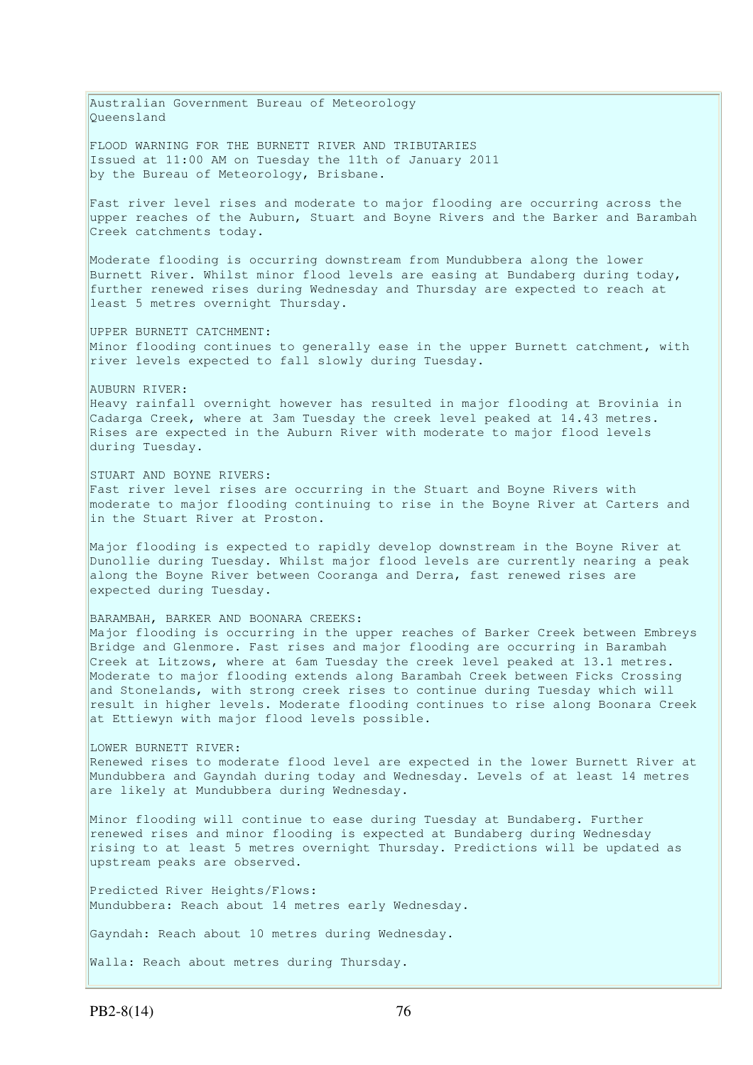Australian Government Bureau of Meteorology
Queensland

FLOOD WARNING FOR THE BURNETT RIVER AND TRIBUTARIES
Issued at 11:00 AM on Tuesday the 11th of January 2011
by the Bureau of Meteorology, Brisbane.

Fast river level rises and moderate to major flooding are occurring across the upper reaches of the Auburn, Stuart and Boyne Rivers and the Barker and Barambah Creek catchments today.

Moderate flooding is occurring downstream from Mundubbera along the lower Burnett River. Whilst minor flood levels are easing at Bundaberg during today, further renewed rises during Wednesday and Thursday are expected to reach at least 5 metres overnight Thursday.

UPPER BURNETT CATCHMENT:
Minor flooding continues to generally ease in the upper Burnett catchment, with river levels expected to fall slowly during Tuesday.

AUBURN RIVER:
Heavy rainfall overnight however has resulted in major flooding at Brovinia in Cadarga Creek, where at 3am Tuesday the creek level peaked at 14.43 metres. Rises are expected in the Auburn River with moderate to major flood levels during Tuesday.

STUART AND BOYNE RIVERS:
Fast river level rises are occurring in the Stuart and Boyne Rivers with moderate to major flooding continuing to rise in the Boyne River at Carters and in the Stuart River at Proston.

Major flooding is expected to rapidly develop downstream in the Boyne River at Dunollie during Tuesday. Whilst major flood levels are currently nearing a peak along the Boyne River between Cooranga and Derra, fast renewed rises are expected during Tuesday.

BARAMBAH, BARKER AND BOONARA CREEKS:
Major flooding is occurring in the upper reaches of Barker Creek between Embreys Bridge and Glenmore. Fast rises and major flooding are occurring in Barambah Creek at Litzows, where at 6am Tuesday the creek level peaked at 13.1 metres. Moderate to major flooding extends along Barambah Creek between Ficks Crossing and Stonelands, with strong creek rises to continue during Tuesday which will result in higher levels. Moderate flooding continues to rise along Boonara Creek at Ettiewyn with major flood levels possible.

LOWER BURNETT RIVER:
Renewed rises to moderate flood level are expected in the lower Burnett River at Mundubbera and Gayndah during today and Wednesday. Levels of at least 14 metres are likely at Mundubbera during Wednesday.

Minor flooding will continue to ease during Tuesday at Bundaberg. Further renewed rises and minor flooding is expected at Bundaberg during Wednesday rising to at least 5 metres overnight Thursday. Predictions will be updated as upstream peaks are observed.

Predicted River Heights/Flows:
Mundubbera: Reach about 14 metres early Wednesday.

Gayndah: Reach about 10 metres during Wednesday.

Walla: Reach about metres during Thursday.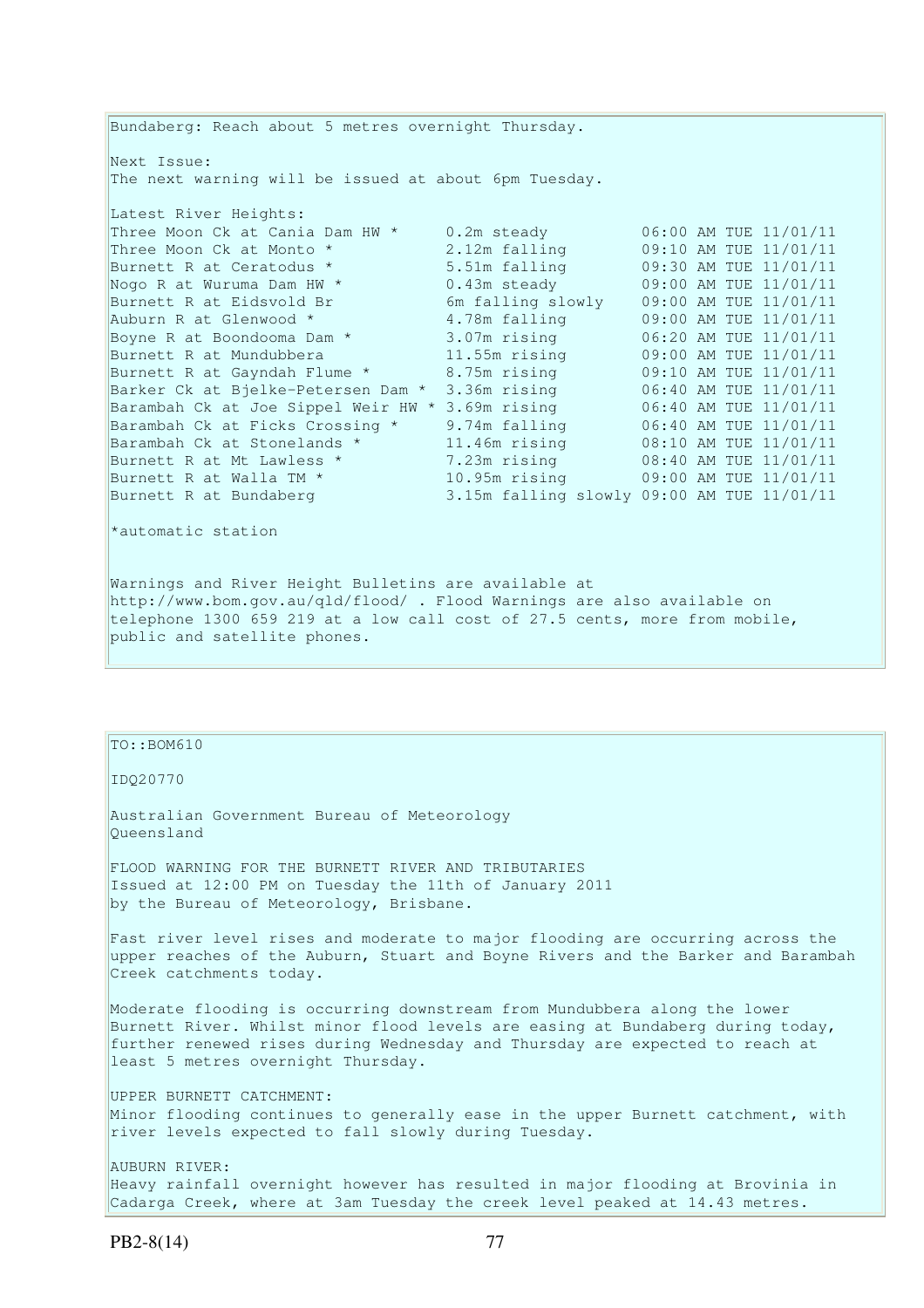Bundaberg: Reach about 5 metres overnight Thursday.

Next Issue:
The next warning will be issued at about 6pm Tuesday.

Latest River Heights:

| Location | Height | Time |
|---|---|---|
| Three Moon Ck at Cania Dam HW * | 0.2m steady | 06:00 AM TUE 11/01/11 |
| Three Moon Ck at Monto * | 2.12m falling | 09:10 AM TUE 11/01/11 |
| Burnett R at Ceratodus * | 5.51m falling | 09:30 AM TUE 11/01/11 |
| Nogo R at Wuruma Dam HW * | 0.43m steady | 09:00 AM TUE 11/01/11 |
| Burnett R at Eidsvold Br | 6m falling slowly | 09:00 AM TUE 11/01/11 |
| Auburn R at Glenwood * | 4.78m falling | 09:00 AM TUE 11/01/11 |
| Boyne R at Boondooma Dam * | 3.07m rising | 06:20 AM TUE 11/01/11 |
| Burnett R at Mundubbera | 11.55m rising | 09:00 AM TUE 11/01/11 |
| Burnett R at Gayndah Flume * | 8.75m rising | 09:10 AM TUE 11/01/11 |
| Barker Ck at Bjelke-Petersen Dam * | 3.36m rising | 06:40 AM TUE 11/01/11 |
| Barambah Ck at Joe Sippel Weir HW * | 3.69m rising | 06:40 AM TUE 11/01/11 |
| Barambah Ck at Ficks Crossing * | 9.74m falling | 06:40 AM TUE 11/01/11 |
| Barambah Ck at Stonelands * | 11.46m rising | 08:10 AM TUE 11/01/11 |
| Burnett R at Mt Lawless * | 7.23m rising | 08:40 AM TUE 11/01/11 |
| Burnett R at Walla TM * | 10.95m rising | 09:00 AM TUE 11/01/11 |
| Burnett R at Bundaberg | 3.15m falling slowly | 09:00 AM TUE 11/01/11 |

*automatic station

Warnings and River Height Bulletins are available at http://www.bom.gov.au/qld/flood/ . Flood Warnings are also available on telephone 1300 659 219 at a low call cost of 27.5 cents, more from mobile, public and satellite phones.

---

TO::BOM610

IDQ20770

Australian Government Bureau of Meteorology
Queensland

FLOOD WARNING FOR THE BURNETT RIVER AND TRIBUTARIES
Issued at 12:00 PM on Tuesday the 11th of January 2011
by the Bureau of Meteorology, Brisbane.

Fast river level rises and moderate to major flooding are occurring across the upper reaches of the Auburn, Stuart and Boyne Rivers and the Barker and Barambah Creek catchments today.

Moderate flooding is occurring downstream from Mundubbera along the lower Burnett River. Whilst minor flood levels are easing at Bundaberg during today, further renewed rises during Wednesday and Thursday are expected to reach at least 5 metres overnight Thursday.

UPPER BURNETT CATCHMENT:
Minor flooding continues to generally ease in the upper Burnett catchment, with river levels expected to fall slowly during Tuesday.

AUBURN RIVER:
Heavy rainfall overnight however has resulted in major flooding at Brovinia in Cadarga Creek, where at 3am Tuesday the creek level peaked at 14.43 metres.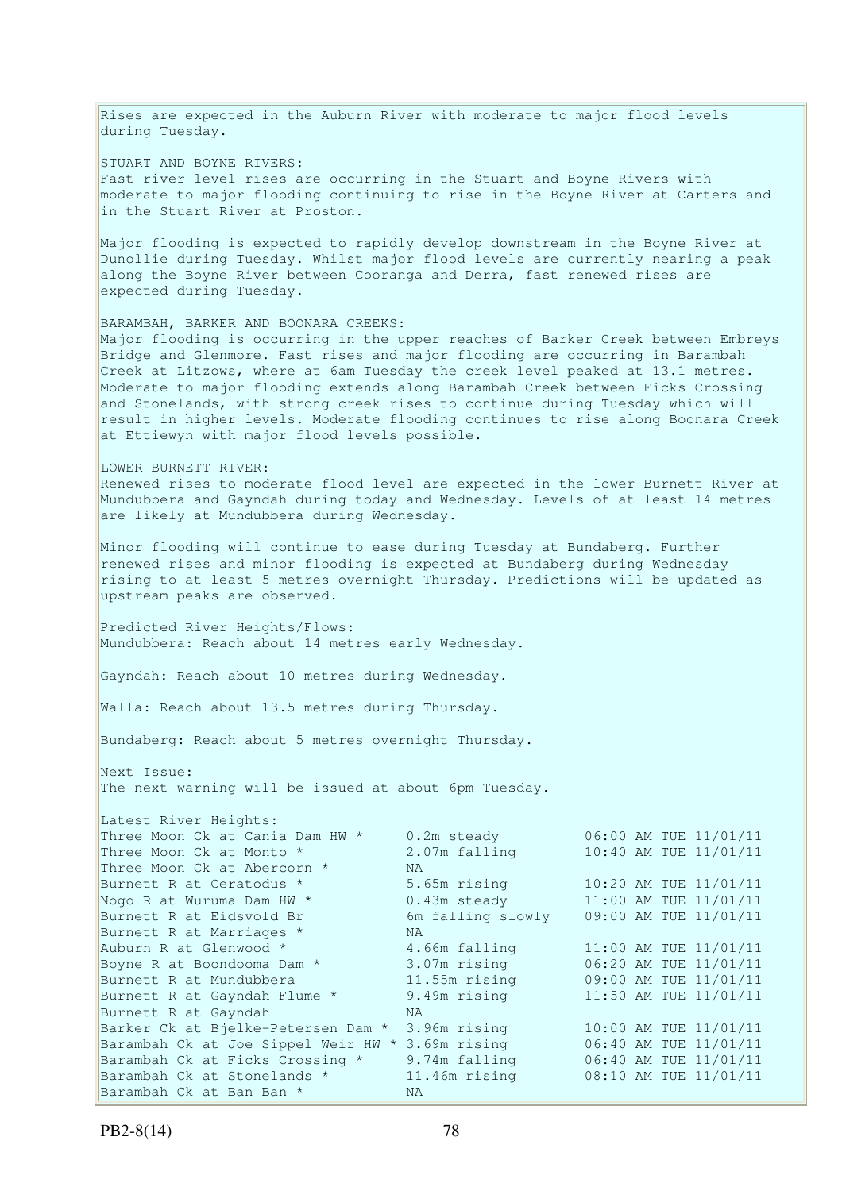Rises are expected in the Auburn River with moderate to major flood levels during Tuesday.

STUART AND BOYNE RIVERS:
Fast river level rises are occurring in the Stuart and Boyne Rivers with moderate to major flooding continuing to rise in the Boyne River at Carters and in the Stuart River at Proston.

Major flooding is expected to rapidly develop downstream in the Boyne River at Dunollie during Tuesday. Whilst major flood levels are currently nearing a peak along the Boyne River between Cooranga and Derra, fast renewed rises are expected during Tuesday.

BARAMBAH, BARKER AND BOONARA CREEKS:
Major flooding is occurring in the upper reaches of Barker Creek between Embreys Bridge and Glenmore. Fast rises and major flooding are occurring in Barambah Creek at Litzows, where at 6am Tuesday the creek level peaked at 13.1 metres. Moderate to major flooding extends along Barambah Creek between Ficks Crossing and Stonelands, with strong creek rises to continue during Tuesday which will result in higher levels. Moderate flooding continues to rise along Boonara Creek at Ettiewyn with major flood levels possible.

LOWER BURNETT RIVER:
Renewed rises to moderate flood level are expected in the lower Burnett River at Mundubbera and Gayndah during today and Wednesday. Levels of at least 14 metres are likely at Mundubbera during Wednesday.

Minor flooding will continue to ease during Tuesday at Bundaberg. Further renewed rises and minor flooding is expected at Bundaberg during Wednesday rising to at least 5 metres overnight Thursday. Predictions will be updated as upstream peaks are observed.

Predicted River Heights/Flows:
Mundubbera: Reach about 14 metres early Wednesday.

Gayndah: Reach about 10 metres during Wednesday.

Walla: Reach about 13.5 metres during Thursday.

Bundaberg: Reach about 5 metres overnight Thursday.

Next Issue:
The next warning will be issued at about 6pm Tuesday.

Latest River Heights:

| | | |
|---|---|---|
| Three Moon Ck at Cania Dam HW * | 0.2m steady | 06:00 AM TUE 11/01/11 |
| Three Moon Ck at Monto * | 2.07m falling | 10:40 AM TUE 11/01/11 |
| Three Moon Ck at Abercorn * | NA | |
| Burnett R at Ceratodus * | 5.65m rising | 10:20 AM TUE 11/01/11 |
| Nogo R at Wuruma Dam HW * | 0.43m steady | 11:00 AM TUE 11/01/11 |
| Burnett R at Eidsvold Br | 6m falling slowly | 09:00 AM TUE 11/01/11 |
| Burnett R at Marriages * | NA | |
| Auburn R at Glenwood * | 4.66m falling | 11:00 AM TUE 11/01/11 |
| Boyne R at Boondooma Dam * | 3.07m rising | 06:20 AM TUE 11/01/11 |
| Burnett R at Mundubbera | 11.55m rising | 09:00 AM TUE 11/01/11 |
| Burnett R at Gayndah Flume * | 9.49m rising | 11:50 AM TUE 11/01/11 |
| Burnett R at Gayndah | NA | |
| Barker Ck at Bjelke-Petersen Dam * | 3.96m rising | 10:00 AM TUE 11/01/11 |
| Barambah Ck at Joe Sippel Weir HW * | 3.69m rising | 06:40 AM TUE 11/01/11 |
| Barambah Ck at Ficks Crossing * | 9.74m falling | 06:40 AM TUE 11/01/11 |
| Barambah Ck at Stonelands * | 11.46m rising | 08:10 AM TUE 11/01/11 |
| Barambah Ck at Ban Ban * | NA | |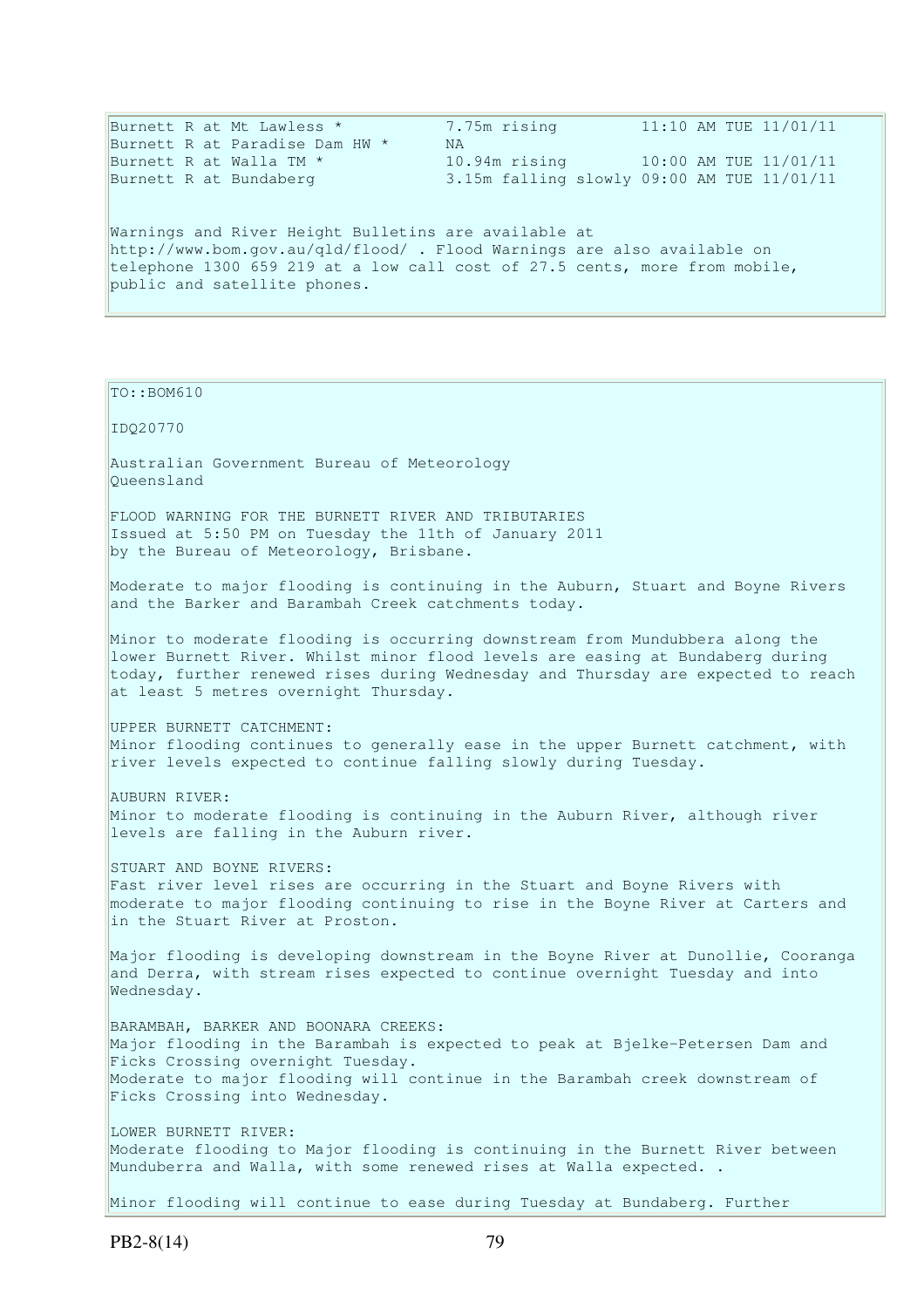```
Burnett R at Mt Lawless *           7.75m rising         11:10 AM TUE 11/01/11
Burnett R at Paradise Dam HW *      NA
Burnett R at Walla TM *             10.94m rising        10:00 AM TUE 11/01/11
Burnett R at Bundaberg              3.15m falling slowly 09:00 AM TUE 11/01/11
```

Warnings and River Height Bulletins are available at http://www.bom.gov.au/qld/flood/ . Flood Warnings are also available on telephone 1300 659 219 at a low call cost of 27.5 cents, more from mobile, public and satellite phones.

TO::BOM610

IDQ20770

Australian Government Bureau of Meteorology
Queensland

FLOOD WARNING FOR THE BURNETT RIVER AND TRIBUTARIES
Issued at 5:50 PM on Tuesday the 11th of January 2011
by the Bureau of Meteorology, Brisbane.

Moderate to major flooding is continuing in the Auburn, Stuart and Boyne Rivers and the Barker and Barambah Creek catchments today.

Minor to moderate flooding is occurring downstream from Mundubbera along the lower Burnett River. Whilst minor flood levels are easing at Bundaberg during today, further renewed rises during Wednesday and Thursday are expected to reach at least 5 metres overnight Thursday.

UPPER BURNETT CATCHMENT:
Minor flooding continues to generally ease in the upper Burnett catchment, with river levels expected to continue falling slowly during Tuesday.

AUBURN RIVER:
Minor to moderate flooding is continuing in the Auburn River, although river levels are falling in the Auburn river.

STUART AND BOYNE RIVERS:
Fast river level rises are occurring in the Stuart and Boyne Rivers with moderate to major flooding continuing to rise in the Boyne River at Carters and in the Stuart River at Proston.

Major flooding is developing downstream in the Boyne River at Dunollie, Cooranga and Derra, with stream rises expected to continue overnight Tuesday and into Wednesday.

BARAMBAH, BARKER AND BOONARA CREEKS:
Major flooding in the Barambah is expected to peak at Bjelke-Petersen Dam and Ficks Crossing overnight Tuesday.
Moderate to major flooding will continue in the Barambah creek downstream of Ficks Crossing into Wednesday.

LOWER BURNETT RIVER:
Moderate flooding to Major flooding is continuing in the Burnett River between Munduberra and Walla, with some renewed rises at Walla expected. .

Minor flooding will continue to ease during Tuesday at Bundaberg. Further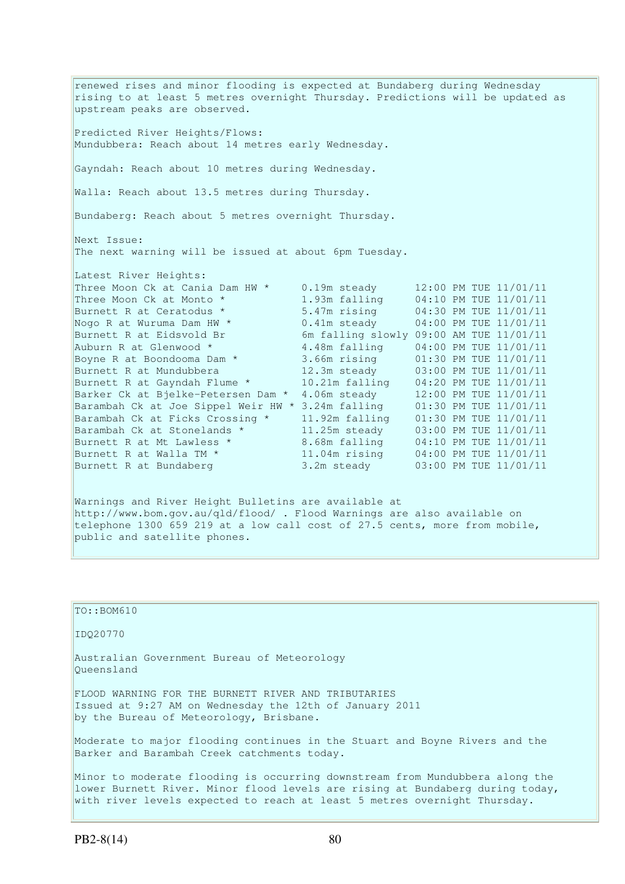renewed rises and minor flooding is expected at Bundaberg during Wednesday rising to at least 5 metres overnight Thursday. Predictions will be updated as upstream peaks are observed.

Predicted River Heights/Flows:
Mundubbera: Reach about 14 metres early Wednesday.

Gayndah: Reach about 10 metres during Wednesday.

Walla: Reach about 13.5 metres during Thursday.

Bundaberg: Reach about 5 metres overnight Thursday.

Next Issue:
The next warning will be issued at about 6pm Tuesday.

Latest River Heights:

| | | |
|---|---|---|
| Three Moon Ck at Cania Dam HW * | 0.19m steady | 12:00 PM TUE 11/01/11 |
| Three Moon Ck at Monto * | 1.93m falling | 04:10 PM TUE 11/01/11 |
| Burnett R at Ceratodus * | 5.47m rising | 04:30 PM TUE 11/01/11 |
| Nogo R at Wuruma Dam HW * | 0.41m steady | 04:00 PM TUE 11/01/11 |
| Burnett R at Eidsvold Br | 6m falling slowly | 09:00 AM TUE 11/01/11 |
| Auburn R at Glenwood * | 4.48m falling | 04:00 PM TUE 11/01/11 |
| Boyne R at Boondooma Dam * | 3.66m rising | 01:30 PM TUE 11/01/11 |
| Burnett R at Mundubbera | 12.3m steady | 03:00 PM TUE 11/01/11 |
| Burnett R at Gayndah Flume * | 10.21m falling | 04:20 PM TUE 11/01/11 |
| Barker Ck at Bjelke-Petersen Dam * | 4.06m steady | 12:00 PM TUE 11/01/11 |
| Barambah Ck at Joe Sippel Weir HW * | 3.24m falling | 01:30 PM TUE 11/01/11 |
| Barambah Ck at Ficks Crossing * | 11.92m falling | 01:30 PM TUE 11/01/11 |
| Barambah Ck at Stonelands * | 11.25m steady | 03:00 PM TUE 11/01/11 |
| Burnett R at Mt Lawless * | 8.68m falling | 04:10 PM TUE 11/01/11 |
| Burnett R at Walla TM * | 11.04m rising | 04:00 PM TUE 11/01/11 |
| Burnett R at Bundaberg | 3.2m steady | 03:00 PM TUE 11/01/11 |

Warnings and River Height Bulletins are available at http://www.bom.gov.au/qld/flood/ . Flood Warnings are also available on telephone 1300 659 219 at a low call cost of 27.5 cents, more from mobile, public and satellite phones.

---

TO::BOM610

IDQ20770

Australian Government Bureau of Meteorology
Queensland

FLOOD WARNING FOR THE BURNETT RIVER AND TRIBUTARIES
Issued at 9:27 AM on Wednesday the 12th of January 2011
by the Bureau of Meteorology, Brisbane.

Moderate to major flooding continues in the Stuart and Boyne Rivers and the Barker and Barambah Creek catchments today.

Minor to moderate flooding is occurring downstream from Mundubbera along the lower Burnett River. Minor flood levels are rising at Bundaberg during today, with river levels expected to reach at least 5 metres overnight Thursday.

PB2-8(14)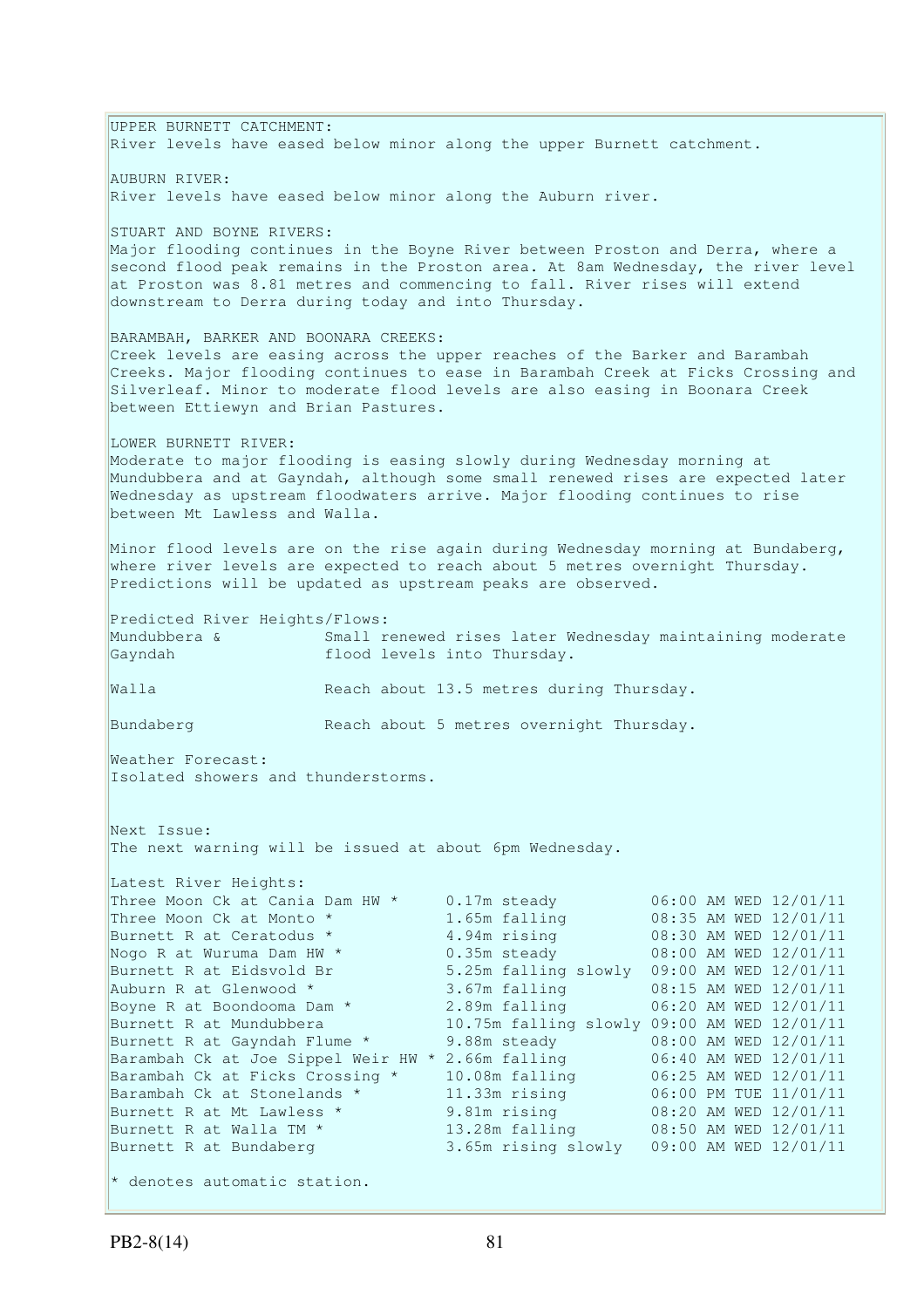UPPER BURNETT CATCHMENT:
River levels have eased below minor along the upper Burnett catchment.

AUBURN RIVER:
River levels have eased below minor along the Auburn river.

STUART AND BOYNE RIVERS:
Major flooding continues in the Boyne River between Proston and Derra, where a second flood peak remains in the Proston area. At 8am Wednesday, the river level at Proston was 8.81 metres and commencing to fall. River rises will extend downstream to Derra during today and into Thursday.

BARAMBAH, BARKER AND BOONARA CREEKS:
Creek levels are easing across the upper reaches of the Barker and Barambah Creeks. Major flooding continues to ease in Barambah Creek at Ficks Crossing and Silverleaf. Minor to moderate flood levels are also easing in Boonara Creek between Ettiewyn and Brian Pastures.

LOWER BURNETT RIVER:
Moderate to major flooding is easing slowly during Wednesday morning at Mundubbera and at Gayndah, although some small renewed rises are expected later Wednesday as upstream floodwaters arrive. Major flooding continues to rise between Mt Lawless and Walla.

Minor flood levels are on the rise again during Wednesday morning at Bundaberg, where river levels are expected to reach about 5 metres overnight Thursday. Predictions will be updated as upstream peaks are observed.

Predicted River Heights/Flows:

| | |
|---|---|
| Mundubbera & Gayndah | Small renewed rises later Wednesday maintaining moderate flood levels into Thursday. |
| Walla | Reach about 13.5 metres during Thursday. |
| Bundaberg | Reach about 5 metres overnight Thursday. |

Weather Forecast:
Isolated showers and thunderstorms.

Next Issue:
The next warning will be issued at about 6pm Wednesday.

Latest River Heights:

| Station | Height | Time |
|---|---|---|
| Three Moon Ck at Cania Dam HW * | 0.17m steady | 06:00 AM WED 12/01/11 |
| Three Moon Ck at Monto * | 1.65m falling | 08:35 AM WED 12/01/11 |
| Burnett R at Ceratodus * | 4.94m rising | 08:30 AM WED 12/01/11 |
| Nogo R at Wuruma Dam HW * | 0.35m steady | 08:00 AM WED 12/01/11 |
| Burnett R at Eidsvold Br | 5.25m falling slowly | 09:00 AM WED 12/01/11 |
| Auburn R at Glenwood * | 3.67m falling | 08:15 AM WED 12/01/11 |
| Boyne R at Boondooma Dam * | 2.89m falling | 06:20 AM WED 12/01/11 |
| Burnett R at Mundubbera | 10.75m falling slowly | 09:00 AM WED 12/01/11 |
| Burnett R at Gayndah Flume * | 9.88m steady | 08:00 AM WED 12/01/11 |
| Barambah Ck at Joe Sippel Weir HW * | 2.66m falling | 06:40 AM WED 12/01/11 |
| Barambah Ck at Ficks Crossing * | 10.08m falling | 06:25 AM WED 12/01/11 |
| Barambah Ck at Stonelands * | 11.33m rising | 06:00 PM TUE 11/01/11 |
| Burnett R at Mt Lawless * | 9.81m rising | 08:20 AM WED 12/01/11 |
| Burnett R at Walla TM * | 13.28m falling | 08:50 AM WED 12/01/11 |
| Burnett R at Bundaberg | 3.65m rising slowly | 09:00 AM WED 12/01/11 |

* denotes automatic station.

PB2-8(14)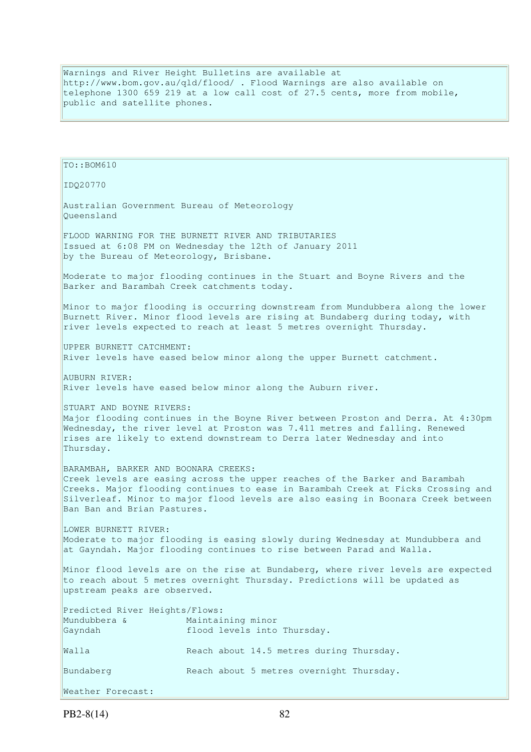Warnings and River Height Bulletins are available at http://www.bom.gov.au/qld/flood/ . Flood Warnings are also available on telephone 1300 659 219 at a low call cost of 27.5 cents, more from mobile, public and satellite phones.

TO::BOM610

IDQ20770

Australian Government Bureau of Meteorology
Queensland

FLOOD WARNING FOR THE BURNETT RIVER AND TRIBUTARIES
Issued at 6:08 PM on Wednesday the 12th of January 2011
by the Bureau of Meteorology, Brisbane.

Moderate to major flooding continues in the Stuart and Boyne Rivers and the Barker and Barambah Creek catchments today.

Minor to major flooding is occurring downstream from Mundubbera along the lower Burnett River. Minor flood levels are rising at Bundaberg during today, with river levels expected to reach at least 5 metres overnight Thursday.

UPPER BURNETT CATCHMENT:
River levels have eased below minor along the upper Burnett catchment.

AUBURN RIVER:
River levels have eased below minor along the Auburn river.

STUART AND BOYNE RIVERS:
Major flooding continues in the Boyne River between Proston and Derra. At 4:30pm Wednesday, the river level at Proston was 7.411 metres and falling. Renewed rises are likely to extend downstream to Derra later Wednesday and into Thursday.

BARAMBAH, BARKER AND BOONARA CREEKS:
Creek levels are easing across the upper reaches of the Barker and Barambah Creeks. Major flooding continues to ease in Barambah Creek at Ficks Crossing and Silverleaf. Minor to major flood levels are also easing in Boonara Creek between Ban Ban and Brian Pastures.

LOWER BURNETT RIVER:
Moderate to major flooding is easing slowly during Wednesday at Mundubbera and at Gayndah. Major flooding continues to rise between Parad and Walla.

Minor flood levels are on the rise at Bundaberg, where river levels are expected to reach about 5 metres overnight Thursday. Predictions will be updated as upstream peaks are observed.

Predicted River Heights/Flows:

| | |
|---|---|
| Mundubbera & Gayndah | Maintaining minor flood levels into Thursday. |
| Walla | Reach about 14.5 metres during Thursday. |
| Bundaberg | Reach about 5 metres overnight Thursday. |

Weather Forecast: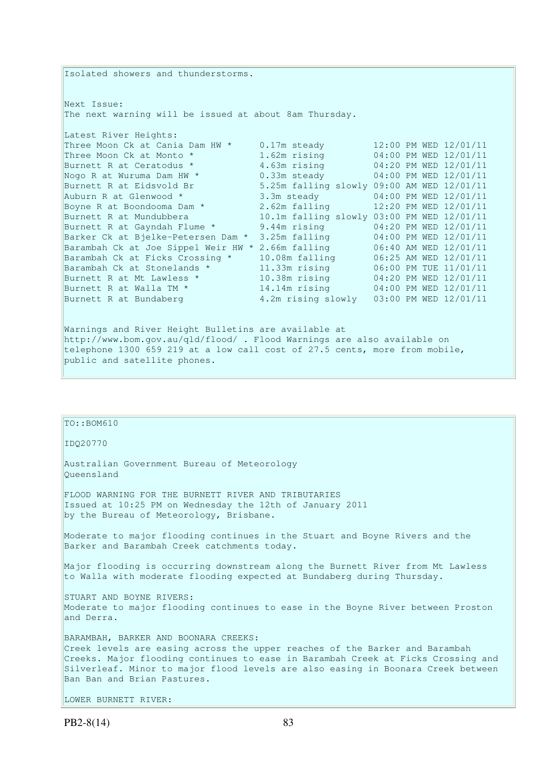Isolated showers and thunderstorms.

Next Issue:
The next warning will be issued at about 8am Thursday.

Latest River Heights:

| Location | Height | Time |
| --- | --- | --- |
| Three Moon Ck at Cania Dam HW * | 0.17m steady | 12:00 PM WED 12/01/11 |
| Three Moon Ck at Monto * | 1.62m rising | 04:00 PM WED 12/01/11 |
| Burnett R at Ceratodus * | 4.63m rising | 04:20 PM WED 12/01/11 |
| Nogo R at Wuruma Dam HW * | 0.33m steady | 04:00 PM WED 12/01/11 |
| Burnett R at Eidsvold Br | 5.25m falling slowly | 09:00 AM WED 12/01/11 |
| Auburn R at Glenwood * | 3.3m steady | 04:00 PM WED 12/01/11 |
| Boyne R at Boondooma Dam * | 2.62m falling | 12:20 PM WED 12/01/11 |
| Burnett R at Mundubbera | 10.1m falling slowly | 03:00 PM WED 12/01/11 |
| Burnett R at Gayndah Flume * | 9.44m rising | 04:20 PM WED 12/01/11 |
| Barker Ck at Bjelke-Petersen Dam * | 3.25m falling | 04:00 PM WED 12/01/11 |
| Barambah Ck at Joe Sippel Weir HW * | 2.66m falling | 06:40 AM WED 12/01/11 |
| Barambah Ck at Ficks Crossing * | 10.08m falling | 06:25 AM WED 12/01/11 |
| Barambah Ck at Stonelands * | 11.33m rising | 06:00 PM TUE 11/01/11 |
| Burnett R at Mt Lawless * | 10.38m rising | 04:20 PM WED 12/01/11 |
| Burnett R at Walla TM * | 14.14m rising | 04:00 PM WED 12/01/11 |
| Burnett R at Bundaberg | 4.2m rising slowly | 03:00 PM WED 12/01/11 |

Warnings and River Height Bulletins are available at http://www.bom.gov.au/qld/flood/ . Flood Warnings are also available on telephone 1300 659 219 at a low call cost of 27.5 cents, more from mobile, public and satellite phones.

---

TO::BOM610

IDQ20770

Australian Government Bureau of Meteorology
Queensland

FLOOD WARNING FOR THE BURNETT RIVER AND TRIBUTARIES
Issued at 10:25 PM on Wednesday the 12th of January 2011
by the Bureau of Meteorology, Brisbane.

Moderate to major flooding continues in the Stuart and Boyne Rivers and the Barker and Barambah Creek catchments today.

Major flooding is occurring downstream along the Burnett River from Mt Lawless to Walla with moderate flooding expected at Bundaberg during Thursday.

STUART AND BOYNE RIVERS:
Moderate to major flooding continues to ease in the Boyne River between Proston and Derra.

BARAMBAH, BARKER AND BOONARA CREEKS:
Creek levels are easing across the upper reaches of the Barker and Barambah Creeks. Major flooding continues to ease in Barambah Creek at Ficks Crossing and Silverleaf. Minor to major flood levels are also easing in Boonara Creek between Ban Ban and Brian Pastures.

LOWER BURNETT RIVER: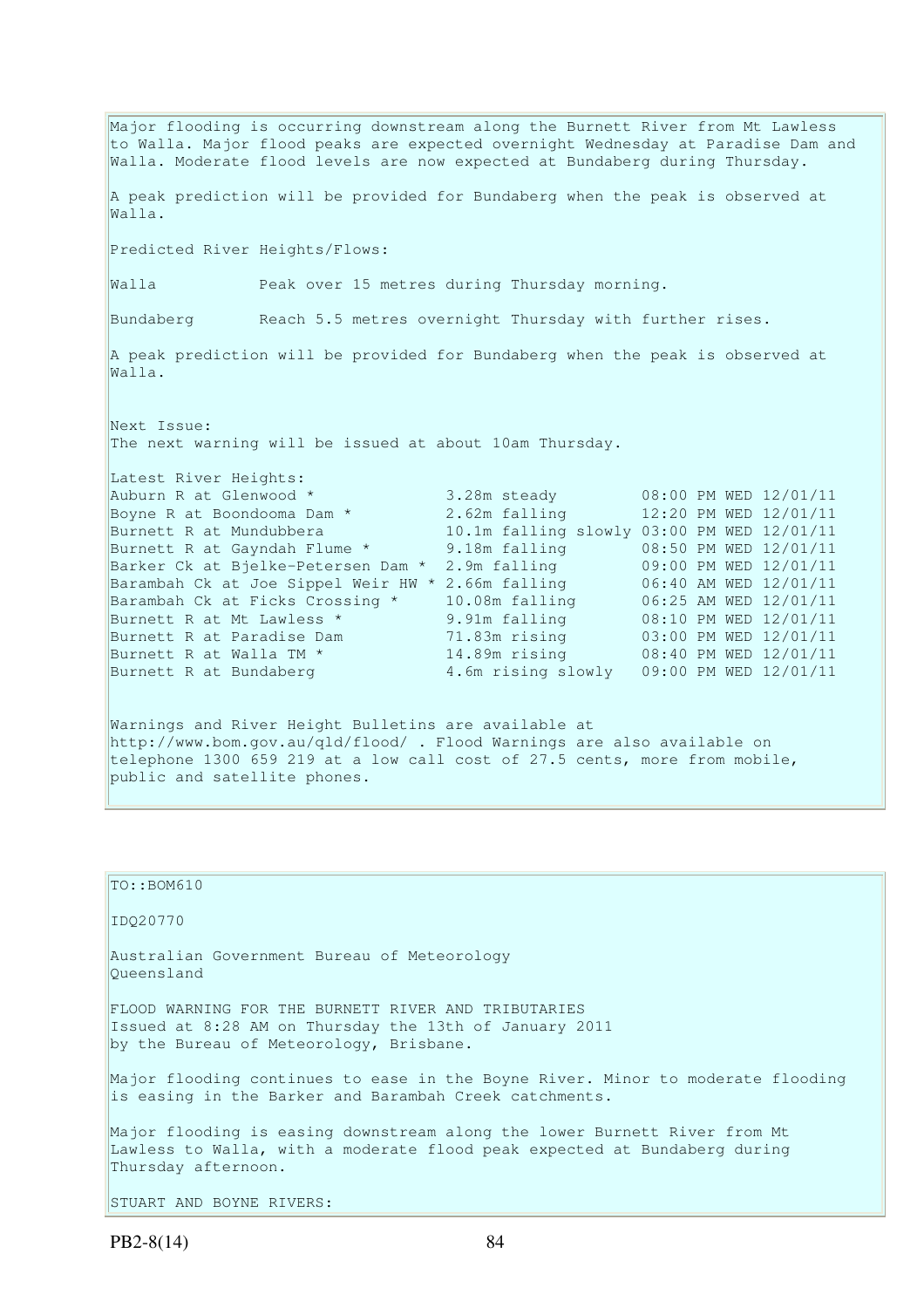Major flooding is occurring downstream along the Burnett River from Mt Lawless to Walla. Major flood peaks are expected overnight Wednesday at Paradise Dam and Walla. Moderate flood levels are now expected at Bundaberg during Thursday.

A peak prediction will be provided for Bundaberg when the peak is observed at Walla.

Predicted River Heights/Flows:

Walla           Peak over 15 metres during Thursday morning.

Bundaberg       Reach 5.5 metres overnight Thursday with further rises.

A peak prediction will be provided for Bundaberg when the peak is observed at Walla.

Next Issue:
The next warning will be issued at about 10am Thursday.

Latest River Heights:

| Location | Height | Time |
|---|---|---|
| Auburn R at Glenwood * | 3.28m steady | 08:00 PM WED 12/01/11 |
| Boyne R at Boondooma Dam * | 2.62m falling | 12:20 PM WED 12/01/11 |
| Burnett R at Mundubbera | 10.1m falling slowly | 03:00 PM WED 12/01/11 |
| Burnett R at Gayndah Flume * | 9.18m falling | 08:50 PM WED 12/01/11 |
| Barker Ck at Bjelke-Petersen Dam * | 2.9m falling | 09:00 PM WED 12/01/11 |
| Barambah Ck at Joe Sippel Weir HW * | 2.66m falling | 06:40 AM WED 12/01/11 |
| Barambah Ck at Ficks Crossing * | 10.08m falling | 06:25 AM WED 12/01/11 |
| Burnett R at Mt Lawless * | 9.91m falling | 08:10 PM WED 12/01/11 |
| Burnett R at Paradise Dam | 71.83m rising | 03:00 PM WED 12/01/11 |
| Burnett R at Walla TM * | 14.89m rising | 08:40 PM WED 12/01/11 |
| Burnett R at Bundaberg | 4.6m rising slowly | 09:00 PM WED 12/01/11 |

Warnings and River Height Bulletins are available at http://www.bom.gov.au/qld/flood/ . Flood Warnings are also available on telephone 1300 659 219 at a low call cost of 27.5 cents, more from mobile, public and satellite phones.

TO::BOM610

IDQ20770

Australian Government Bureau of Meteorology
Queensland

FLOOD WARNING FOR THE BURNETT RIVER AND TRIBUTARIES
Issued at 8:28 AM on Thursday the 13th of January 2011
by the Bureau of Meteorology, Brisbane.

Major flooding continues to ease in the Boyne River. Minor to moderate flooding is easing in the Barker and Barambah Creek catchments.

Major flooding is easing downstream along the lower Burnett River from Mt Lawless to Walla, with a moderate flood peak expected at Bundaberg during Thursday afternoon.

STUART AND BOYNE RIVERS: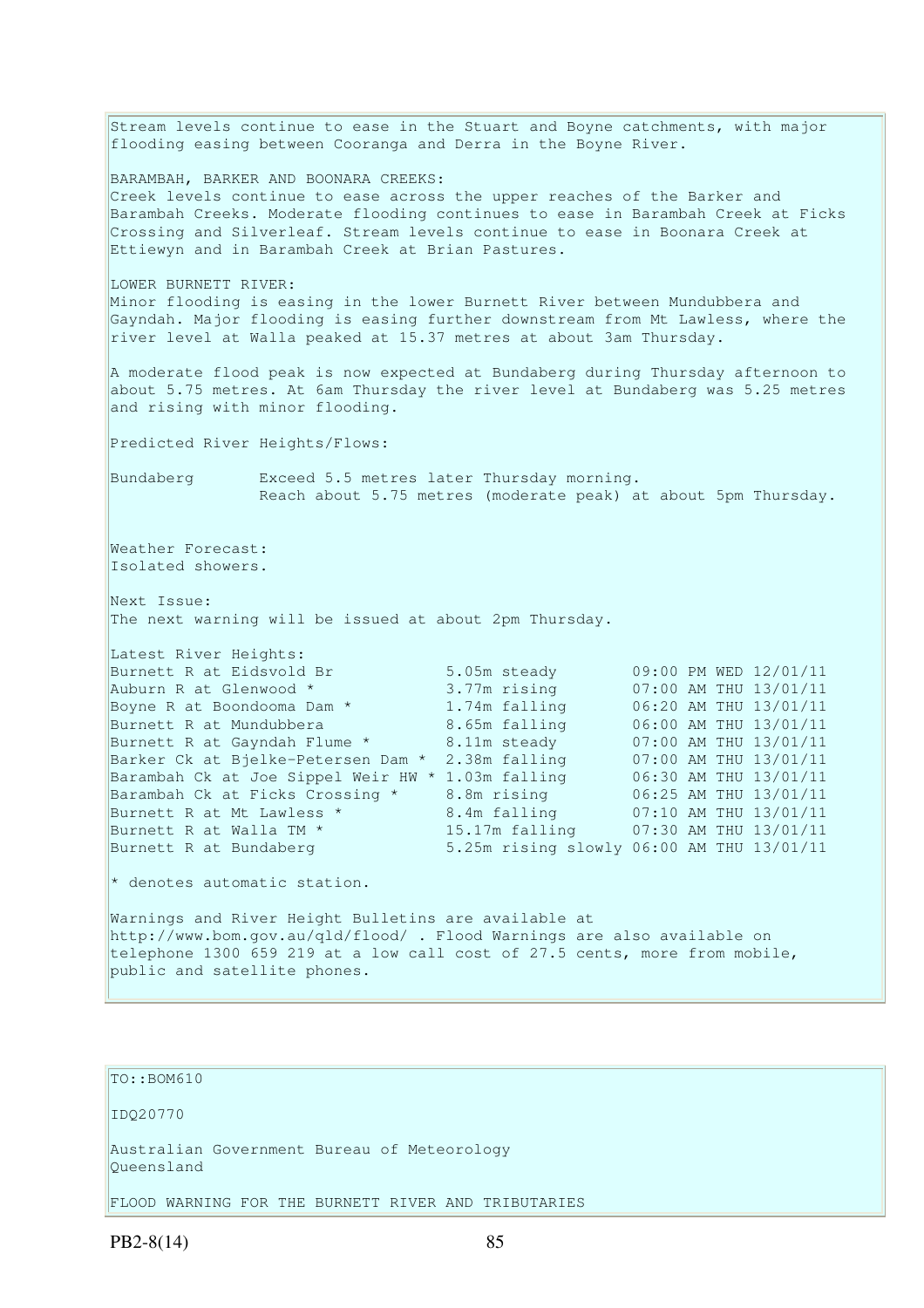Stream levels continue to ease in the Stuart and Boyne catchments, with major flooding easing between Cooranga and Derra in the Boyne River.

BARAMBAH, BARKER AND BOONARA CREEKS:
Creek levels continue to ease across the upper reaches of the Barker and Barambah Creeks. Moderate flooding continues to ease in Barambah Creek at Ficks Crossing and Silverleaf. Stream levels continue to ease in Boonara Creek at Ettiewyn and in Barambah Creek at Brian Pastures.

LOWER BURNETT RIVER:
Minor flooding is easing in the lower Burnett River between Mundubbera and Gayndah. Major flooding is easing further downstream from Mt Lawless, where the river level at Walla peaked at 15.37 metres at about 3am Thursday.

A moderate flood peak is now expected at Bundaberg during Thursday afternoon to about 5.75 metres. At 6am Thursday the river level at Bundaberg was 5.25 metres and rising with minor flooding.

Predicted River Heights/Flows:

| | |
|---|---|
| Bundaberg | Exceed 5.5 metres later Thursday morning. Reach about 5.75 metres (moderate peak) at about 5pm Thursday. |

Weather Forecast:
Isolated showers.

Next Issue:
The next warning will be issued at about 2pm Thursday.

Latest River Heights:

| | | |
|---|---|---|
| Burnett R at Eidsvold Br | 5.05m steady | 09:00 PM WED 12/01/11 |
| Auburn R at Glenwood * | 3.77m rising | 07:00 AM THU 13/01/11 |
| Boyne R at Boondooma Dam * | 1.74m falling | 06:20 AM THU 13/01/11 |
| Burnett R at Mundubbera | 8.65m falling | 06:00 AM THU 13/01/11 |
| Burnett R at Gayndah Flume * | 8.11m steady | 07:00 AM THU 13/01/11 |
| Barker Ck at Bjelke-Petersen Dam * | 2.38m falling | 07:00 AM THU 13/01/11 |
| Barambah Ck at Joe Sippel Weir HW * | 1.03m falling | 06:30 AM THU 13/01/11 |
| Barambah Ck at Ficks Crossing * | 8.8m rising | 06:25 AM THU 13/01/11 |
| Burnett R at Mt Lawless * | 8.4m falling | 07:10 AM THU 13/01/11 |
| Burnett R at Walla TM * | 15.17m falling | 07:30 AM THU 13/01/11 |
| Burnett R at Bundaberg | 5.25m rising slowly | 06:00 AM THU 13/01/11 |

* denotes automatic station.

Warnings and River Height Bulletins are available at http://www.bom.gov.au/qld/flood/ . Flood Warnings are also available on telephone 1300 659 219 at a low call cost of 27.5 cents, more from mobile, public and satellite phones.

TO::BOM610

IDQ20770

Australian Government Bureau of Meteorology
Queensland

FLOOD WARNING FOR THE BURNETT RIVER AND TRIBUTARIES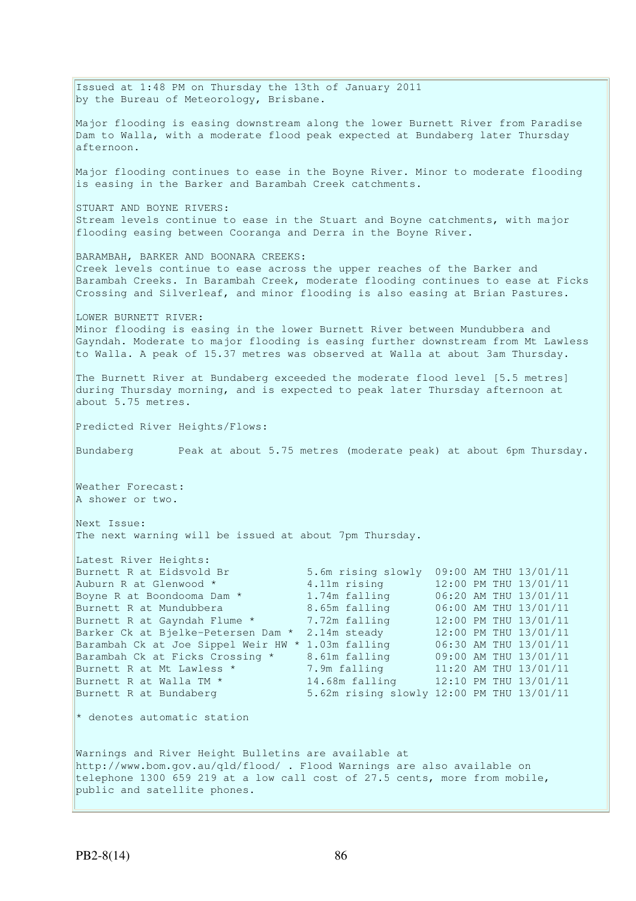Issued at 1:48 PM on Thursday the 13th of January 2011
by the Bureau of Meteorology, Brisbane.

Major flooding is easing downstream along the lower Burnett River from Paradise Dam to Walla, with a moderate flood peak expected at Bundaberg later Thursday afternoon.

Major flooding continues to ease in the Boyne River. Minor to moderate flooding is easing in the Barker and Barambah Creek catchments.

STUART AND BOYNE RIVERS:
Stream levels continue to ease in the Stuart and Boyne catchments, with major flooding easing between Cooranga and Derra in the Boyne River.

BARAMBAH, BARKER AND BOONARA CREEKS:
Creek levels continue to ease across the upper reaches of the Barker and Barambah Creeks. In Barambah Creek, moderate flooding continues to ease at Ficks Crossing and Silverleaf, and minor flooding is also easing at Brian Pastures.

LOWER BURNETT RIVER:
Minor flooding is easing in the lower Burnett River between Mundubbera and Gaydah. Moderate to major flooding is easing further downstream from Mt Lawless to Walla. A peak of 15.37 metres was observed at Walla at about 3am Thursday.

The Burnett River at Bundaberg exceeded the moderate flood level [5.5 metres] during Thursday morning, and is expected to peak later Thursday afternoon at about 5.75 metres.

Predicted River Heights/Flows:

Bundaberg Peak at about 5.75 metres (moderate peak) at about 6pm Thursday.

Weather Forecast:
A shower or two.

Next Issue:
The next warning will be issued at about 7pm Thursday.

Latest River Heights:

| Location | Height | Trend | Time |
|---|---|---|---|
| Burnett R at Eidsvold Br | 5.6m | rising slowly | 09:00 AM THU 13/01/11 |
| Auburn R at Glenwood * | 4.11m | rising | 12:00 PM THU 13/01/11 |
| Boyne R at Boondooma Dam * | 1.74m | falling | 06:20 AM THU 13/01/11 |
| Burnett R at Mundubbera | 8.65m | falling | 06:00 AM THU 13/01/11 |
| Burnett R at Gayndah Flume * | 7.72m | falling | 12:00 PM THU 13/01/11 |
| Barker Ck at Bjelke-Petersen Dam * | 2.14m | steady | 12:00 PM THU 13/01/11 |
| Barambah Ck at Joe Sippel Weir HW * | 1.03m | falling | 06:30 AM THU 13/01/11 |
| Barambah Ck at Ficks Crossing * | 8.61m | falling | 09:00 AM THU 13/01/11 |
| Burnett R at Mt Lawless * | 7.9m | falling | 11:20 AM THU 13/01/11 |
| Burnett R at Walla TM * | 14.68m | falling | 12:10 PM THU 13/01/11 |
| Burnett R at Bundaberg | 5.62m | rising slowly | 12:00 PM THU 13/01/11 |

* denotes automatic station

Warnings and River Height Bulletins are available at http://www.bom.gov.au/qld/flood/ . Flood Warnings are also available on telephone 1300 659 219 at a low call cost of 27.5 cents, more from mobile, public and satellite phones.

PB2-8(14)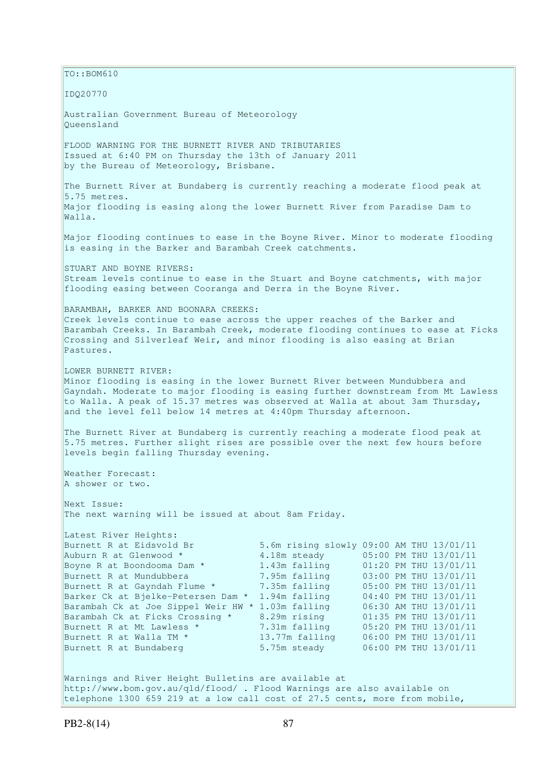TO::BOM610

IDQ20770

Australian Government Bureau of Meteorology
Queensland

FLOOD WARNING FOR THE BURNETT RIVER AND TRIBUTARIES
Issued at 6:40 PM on Thursday the 13th of January 2011
by the Bureau of Meteorology, Brisbane.

The Burnett River at Bundaberg is currently reaching a moderate flood peak at 5.75 metres.
Major flooding is easing along the lower Burnett River from Paradise Dam to Walla.

Major flooding continues to ease in the Boyne River. Minor to moderate flooding is easing in the Barker and Barambah Creek catchments.

STUART AND BOYNE RIVERS:
Stream levels continue to ease in the Stuart and Boyne catchments, with major flooding easing between Cooranga and Derra in the Boyne River.

BARAMBAH, BARKER AND BOONARA CREEKS:
Creek levels continue to ease across the upper reaches of the Barker and Barambah Creeks. In Barambah Creek, moderate flooding continues to ease at Ficks Crossing and Silverleaf Weir, and minor flooding is also easing at Brian Pastures.

LOWER BURNETT RIVER:
Minor flooding is easing in the lower Burnett River between Mundubbera and Gayndah. Moderate to major flooding is easing further downstream from Mt Lawless to Walla. A peak of 15.37 metres was observed at Walla at about 3am Thursday, and the level fell below 14 metres at 4:40pm Thursday afternoon.

The Burnett River at Bundaberg is currently reaching a moderate flood peak at 5.75 metres. Further slight rises are possible over the next few hours before levels begin falling Thursday evening.

Weather Forecast:
A shower or two.

Next Issue:
The next warning will be issued at about 8am Friday.

Latest River Heights:

| Location | Height | Time |
|---|---|---|
| Burnett R at Eidsvold Br | 5.6m rising slowly | 09:00 AM THU 13/01/11 |
| Auburn R at Glenwood * | 4.18m steady | 05:00 PM THU 13/01/11 |
| Boyne R at Boondooma Dam * | 1.43m falling | 01:20 PM THU 13/01/11 |
| Burnett R at Mundubbera | 7.95m falling | 03:00 PM THU 13/01/11 |
| Burnett R at Gayndah Flume * | 7.35m falling | 05:00 PM THU 13/01/11 |
| Barker Ck at Bjelke-Petersen Dam * | 1.94m falling | 04:40 PM THU 13/01/11 |
| Barambah Ck at Joe Sippel Weir HW * | 1.03m falling | 06:30 AM THU 13/01/11 |
| Barambah Ck at Ficks Crossing * | 8.29m rising | 01:35 PM THU 13/01/11 |
| Burnett R at Mt Lawless * | 7.31m falling | 05:20 PM THU 13/01/11 |
| Burnett R at Walla TM * | 13.77m falling | 06:00 PM THU 13/01/11 |
| Burnett R at Bundaberg | 5.75m steady | 06:00 PM THU 13/01/11 |

Warnings and River Height Bulletins are available at http://www.bom.gov.au/qld/flood/ . Flood Warnings are also available on telephone 1300 659 219 at a low call cost of 27.5 cents, more from mobile,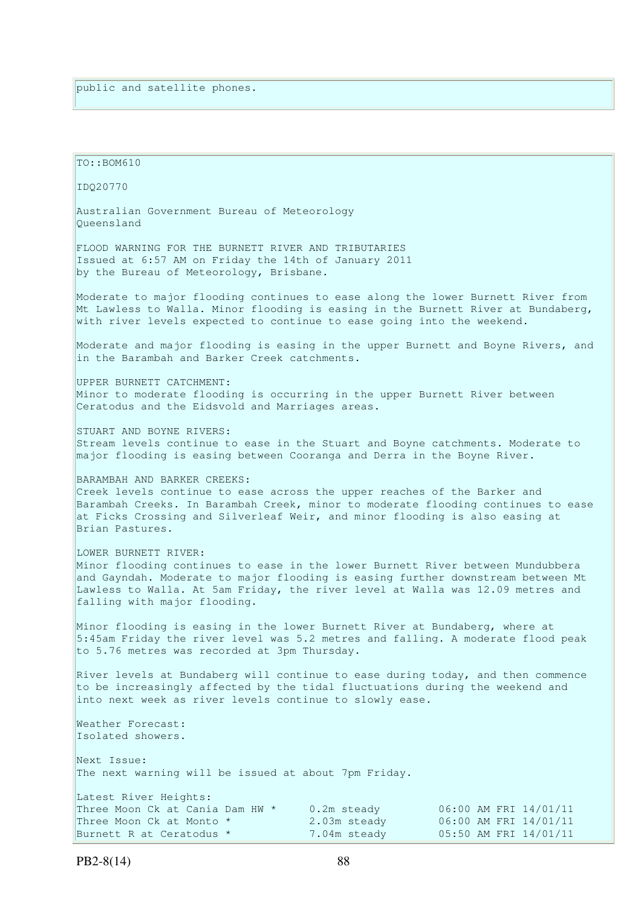public and satellite phones.

TO::BOM610

IDQ20770

Australian Government Bureau of Meteorology
Queensland

FLOOD WARNING FOR THE BURNETT RIVER AND TRIBUTARIES
Issued at 6:57 AM on Friday the 14th of January 2011
by the Bureau of Meteorology, Brisbane.

Moderate to major flooding continues to ease along the lower Burnett River from Mt Lawless to Walla. Minor flooding is easing in the Burnett River at Bundaberg, with river levels expected to continue to ease going into the weekend.

Moderate and major flooding is easing in the upper Burnett and Boyne Rivers, and in the Barambah and Barker Creek catchments.

UPPER BURNETT CATCHMENT:
Minor to moderate flooding is occurring in the upper Burnett River between Ceratodus and the Eidsvold and Marriages areas.

STUART AND BOYNE RIVERS:
Stream levels continue to ease in the Stuart and Boyne catchments. Moderate to major flooding is easing between Cooranga and Derra in the Boyne River.

BARAMBAH AND BARKER CREEKS:
Creek levels continue to ease across the upper reaches of the Barker and Barambah Creeks. In Barambah Creek, minor to moderate flooding continues to ease at Ficks Crossing and Silverleaf Weir, and minor flooding is also easing at Brian Pastures.

LOWER BURNETT RIVER:
Minor flooding continues to ease in the lower Burnett River between Mundubbera and Gayndah. Moderate to major flooding is easing further downstream between Mt Lawless to Walla. At 5am Friday, the river level at Walla was 12.09 metres and falling with major flooding.

Minor flooding is easing in the lower Burnett River at Bundaberg, where at 5:45am Friday the river level was 5.2 metres and falling. A moderate flood peak to 5.76 metres was recorded at 3pm Thursday.

River levels at Bundaberg will continue to ease during today, and then commence to be increasingly affected by the tidal fluctuations during the weekend and into next week as river levels continue to slowly ease.

Weather Forecast:
Isolated showers.

Next Issue:
The next warning will be issued at about 7pm Friday.

Latest River Heights:

| | | |
|---|---|---|
| Three Moon Ck at Cania Dam HW * | 0.2m steady | 06:00 AM FRI 14/01/11 |
| Three Moon Ck at Monto * | 2.03m steady | 06:00 AM FRI 14/01/11 |
| Burnett R at Ceratodus * | 7.04m steady | 05:50 AM FRI 14/01/11 |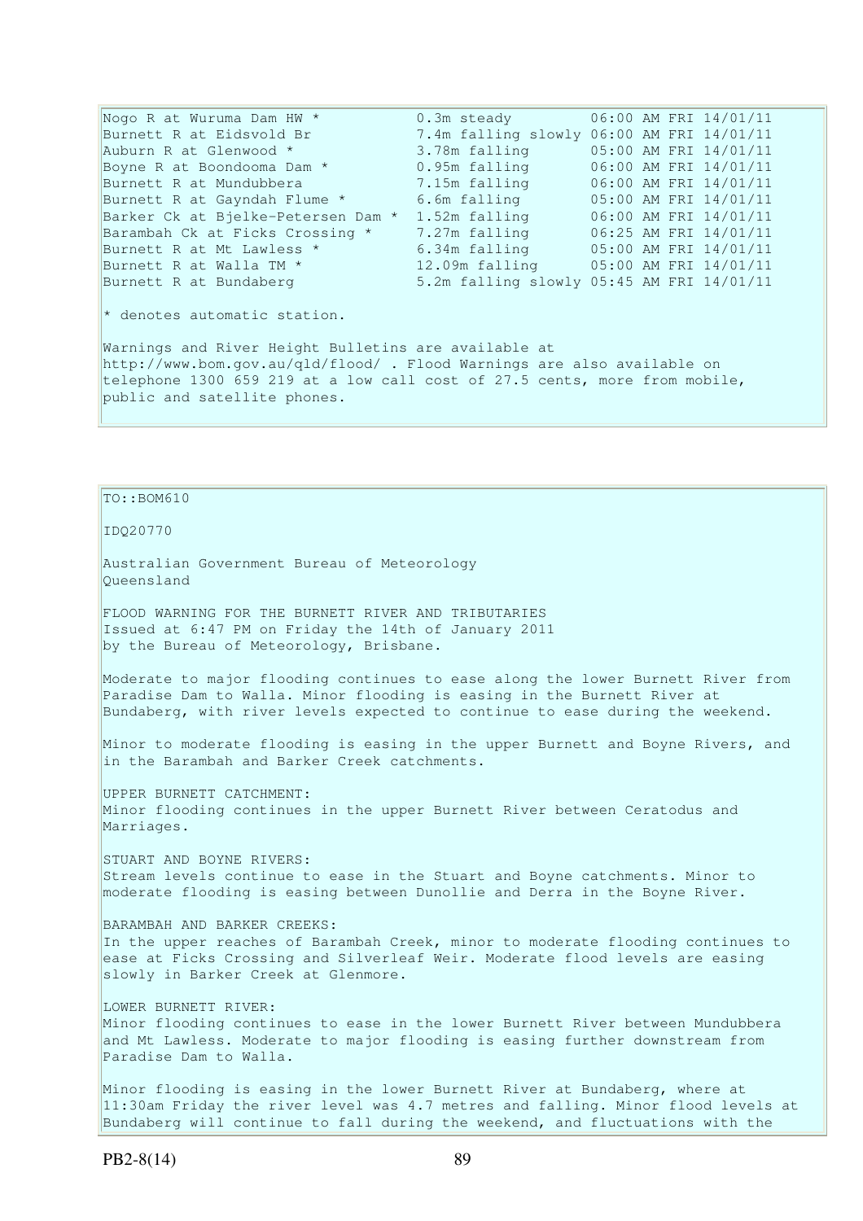| Station | Height | Time |
|---|---|---|
| Nogo R at Wuruma Dam HW * | 0.3m steady | 06:00 AM FRI 14/01/11 |
| Burnett R at Eidsvold Br | 7.4m falling slowly | 06:00 AM FRI 14/01/11 |
| Auburn R at Glenwood * | 3.78m falling | 05:00 AM FRI 14/01/11 |
| Boyne R at Boondooma Dam * | 0.95m falling | 06:00 AM FRI 14/01/11 |
| Burnett R at Mundubbera | 7.15m falling | 06:00 AM FRI 14/01/11 |
| Burnett R at Gayndah Flume * | 6.6m falling | 05:00 AM FRI 14/01/11 |
| Barker Ck at Bjelke-Petersen Dam * | 1.52m falling | 06:00 AM FRI 14/01/11 |
| Barambah Ck at Ficks Crossing * | 7.27m falling | 06:25 AM FRI 14/01/11 |
| Burnett R at Mt Lawless * | 6.34m falling | 05:00 AM FRI 14/01/11 |
| Burnett R at Walla TM * | 12.09m falling | 05:00 AM FRI 14/01/11 |
| Burnett R at Bundaberg | 5.2m falling slowly | 05:45 AM FRI 14/01/11 |

* denotes automatic station.

Warnings and River Height Bulletins are available at http://www.bom.gov.au/qld/flood/ . Flood Warnings are also available on telephone 1300 659 219 at a low call cost of 27.5 cents, more from mobile, public and satellite phones.

TO::BOM610

IDQ20770

Australian Government Bureau of Meteorology
Queensland

FLOOD WARNING FOR THE BURNETT RIVER AND TRIBUTARIES
Issued at 6:47 PM on Friday the 14th of January 2011
by the Bureau of Meteorology, Brisbane.

Moderate to major flooding continues to ease along the lower Burnett River from Paradise Dam to Walla. Minor flooding is easing in the Burnett River at Bundaberg, with river levels expected to continue to ease during the weekend.

Minor to moderate flooding is easing in the upper Burnett and Boyne Rivers, and in the Barambah and Barker Creek catchments.

UPPER BURNETT CATCHMENT:
Minor flooding continues in the upper Burnett River between Ceratodus and Marriages.

STUART AND BOYNE RIVERS:
Stream levels continue to ease in the Stuart and Boyne catchments. Minor to moderate flooding is easing between Dunollie and Derra in the Boyne River.

BARAMBAH AND BARKER CREEKS:
In the upper reaches of Barambah Creek, minor to moderate flooding continues to ease at Ficks Crossing and Silverleaf Weir. Moderate flood levels are easing slowly in Barker Creek at Glenmore.

LOWER BURNETT RIVER:
Minor flooding continues to ease in the lower Burnett River between Mundubbera and Mt Lawless. Moderate to major flooding is easing further downstream from Paradise Dam to Walla.

Minor flooding is easing in the lower Burnett River at Bundaberg, where at 11:30am Friday the river level was 4.7 metres and falling. Minor flood levels at Bundaberg will continue to fall during the weekend, and fluctuations with the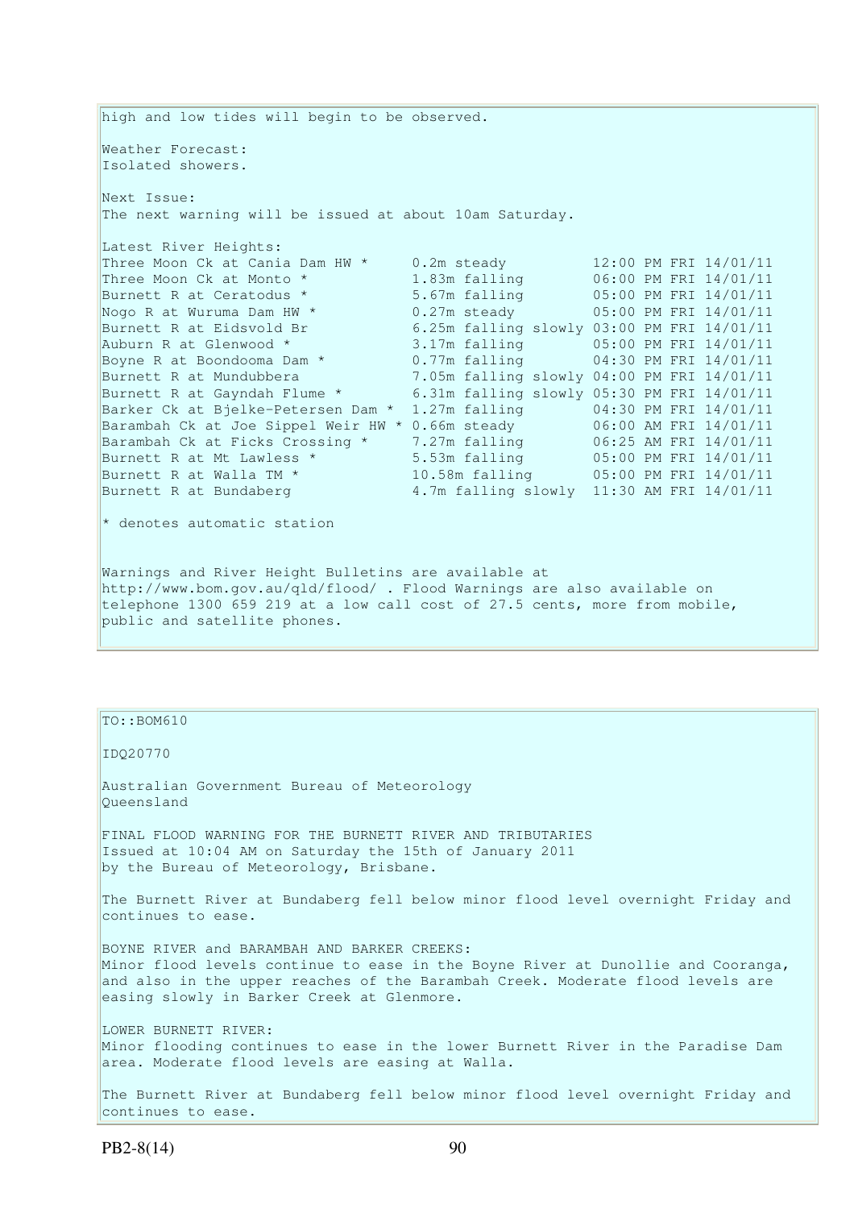high and low tides will begin to be observed.

Weather Forecast:
Isolated showers.

Next Issue:
The next warning will be issued at about 10am Saturday.

Latest River Heights:

| Station | Height | Time |
|---|---|---|
| Three Moon Ck at Cania Dam HW * | 0.2m steady | 12:00 PM FRI 14/01/11 |
| Three Moon Ck at Monto * | 1.83m falling | 06:00 PM FRI 14/01/11 |
| Burnett R at Ceratodus * | 5.67m falling | 05:00 PM FRI 14/01/11 |
| Nogo R at Wuruma Dam HW * | 0.27m steady | 05:00 PM FRI 14/01/11 |
| Burnett R at Eidsvold Br | 6.25m falling slowly | 03:00 PM FRI 14/01/11 |
| Auburn R at Glenwood * | 3.17m falling | 05:00 PM FRI 14/01/11 |
| Boyne R at Boondooma Dam * | 0.77m falling | 04:30 PM FRI 14/01/11 |
| Burnett R at Mundubbera | 7.05m falling slowly | 04:00 PM FRI 14/01/11 |
| Burnett R at Gayndah Flume * | 6.31m falling slowly | 05:30 PM FRI 14/01/11 |
| Barker Ck at Bjelke-Petersen Dam * | 1.27m falling | 04:30 PM FRI 14/01/11 |
| Barambah Ck at Joe Sippel Weir HW * | 0.66m steady | 06:00 AM FRI 14/01/11 |
| Barambah Ck at Ficks Crossing * | 7.27m falling | 06:25 AM FRI 14/01/11 |
| Burnett R at Mt Lawless * | 5.53m falling | 05:00 PM FRI 14/01/11 |
| Burnett R at Walla TM * | 10.58m falling | 05:00 PM FRI 14/01/11 |
| Burnett R at Bundaberg | 4.7m falling slowly | 11:30 AM FRI 14/01/11 |

* denotes automatic station

Warnings and River Height Bulletins are available at http://www.bom.gov.au/qld/flood/ . Flood Warnings are also available on telephone 1300 659 219 at a low call cost of 27.5 cents, more from mobile, public and satellite phones.

TO::BOM610

IDQ20770

Australian Government Bureau of Meteorology
Queensland

FINAL FLOOD WARNING FOR THE BURNETT RIVER AND TRIBUTARIES
Issued at 10:04 AM on Saturday the 15th of January 2011
by the Bureau of Meteorology, Brisbane.

The Burnett River at Bundaberg fell below minor flood level overnight Friday and continues to ease.

BOYNE RIVER and BARAMBAH AND BARKER CREEKS:
Minor flood levels continue to ease in the Boyne River at Dunollie and Cooranga, and also in the upper reaches of the Barambah Creek. Moderate flood levels are easing slowly in Barker Creek at Glenmore.

LOWER BURNETT RIVER:
Minor flooding continues to ease in the lower Burnett River in the Paradise Dam area. Moderate flood levels are easing at Walla.

The Burnett River at Bundaberg fell below minor flood level overnight Friday and continues to ease.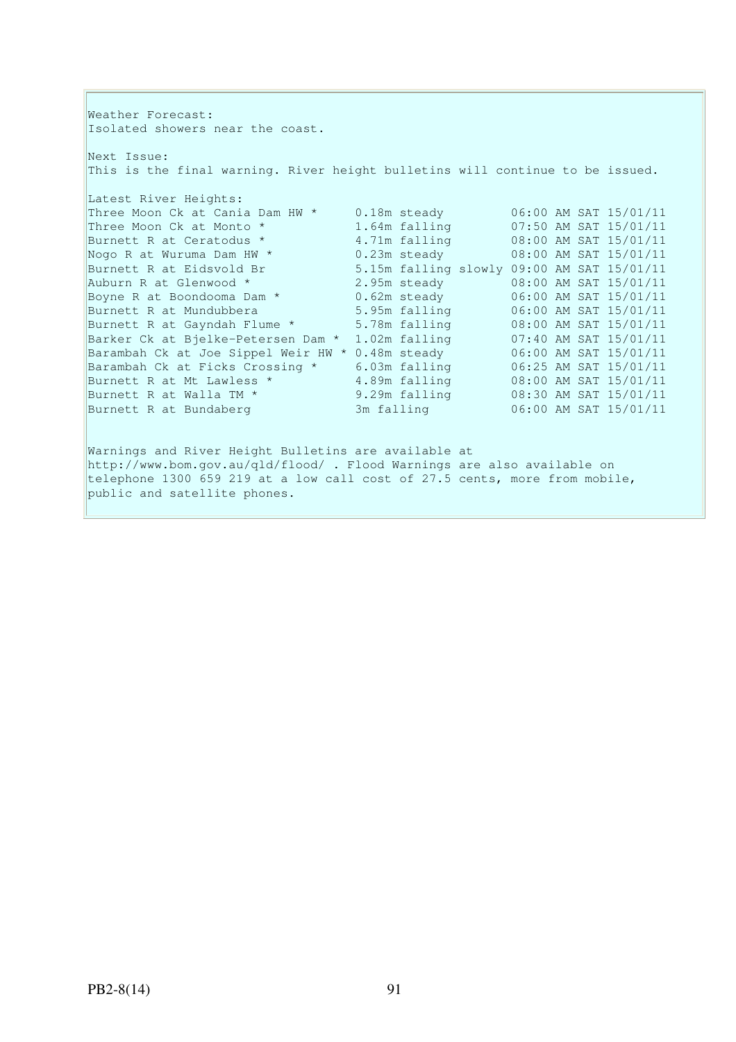Weather Forecast:
Isolated showers near the coast.

Next Issue:
This is the final warning. River height bulletins will continue to be issued.

Latest River Heights:

| | | |
|---|---|---|
| Three Moon Ck at Cania Dam HW * | 0.18m steady | 06:00 AM SAT 15/01/11 |
| Three Moon Ck at Monto * | 1.64m falling | 07:50 AM SAT 15/01/11 |
| Burnett R at Ceratodus * | 4.71m falling | 08:00 AM SAT 15/01/11 |
| Nogo R at Wuruma Dam HW * | 0.23m steady | 08:00 AM SAT 15/01/11 |
| Burnett R at Eidsvold Br | 5.15m falling slowly | 09:00 AM SAT 15/01/11 |
| Auburn R at Glenwood * | 2.95m steady | 08:00 AM SAT 15/01/11 |
| Boyne R at Boondooma Dam * | 0.62m steady | 06:00 AM SAT 15/01/11 |
| Burnett R at Mundubbera | 5.95m falling | 06:00 AM SAT 15/01/11 |
| Burnett R at Gayndah Flume * | 5.78m falling | 08:00 AM SAT 15/01/11 |
| Barker Ck at Bjelke-Petersen Dam * | 1.02m falling | 07:40 AM SAT 15/01/11 |
| Barambah Ck at Joe Sippel Weir HW * | 0.48m steady | 06:00 AM SAT 15/01/11 |
| Barambah Ck at Ficks Crossing * | 6.03m falling | 06:25 AM SAT 15/01/11 |
| Burnett R at Mt Lawless * | 4.89m falling | 08:00 AM SAT 15/01/11 |
| Burnett R at Walla TM * | 9.29m falling | 08:30 AM SAT 15/01/11 |
| Burnett R at Bundaberg | 3m falling | 06:00 AM SAT 15/01/11 |

Warnings and River Height Bulletins are available at http://www.bom.gov.au/qld/flood/ . Flood Warnings are also available on telephone 1300 659 219 at a low call cost of 27.5 cents, more from mobile, public and satellite phones.